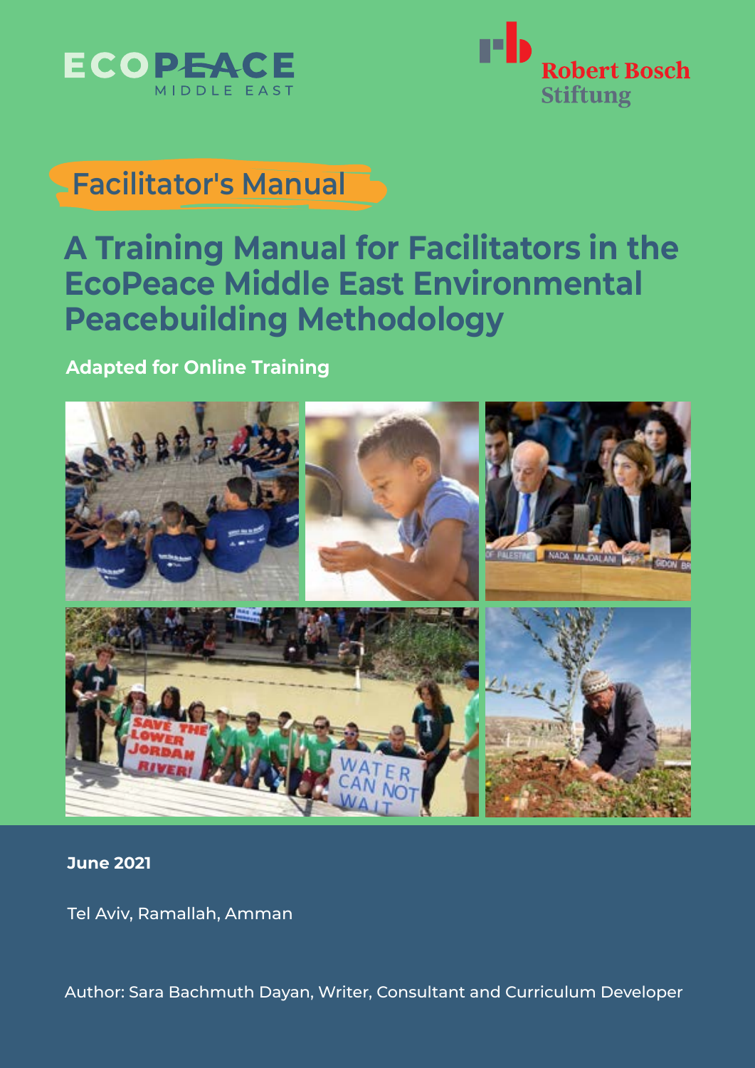ECOPEACE MIDDLE EAST

Robert Bosch Stiftung

Facilitator's Manual

# A Training Manual for Facilitators in the EcoPeace Middle East Environmental Peacebuilding Methodology

**Adapted for Online Training**

**June 2021**

Tel Aviv, Ramallah, Amman

Author: Sara Bachmuth Dayan, Writer, Consultant and Curriculum Developer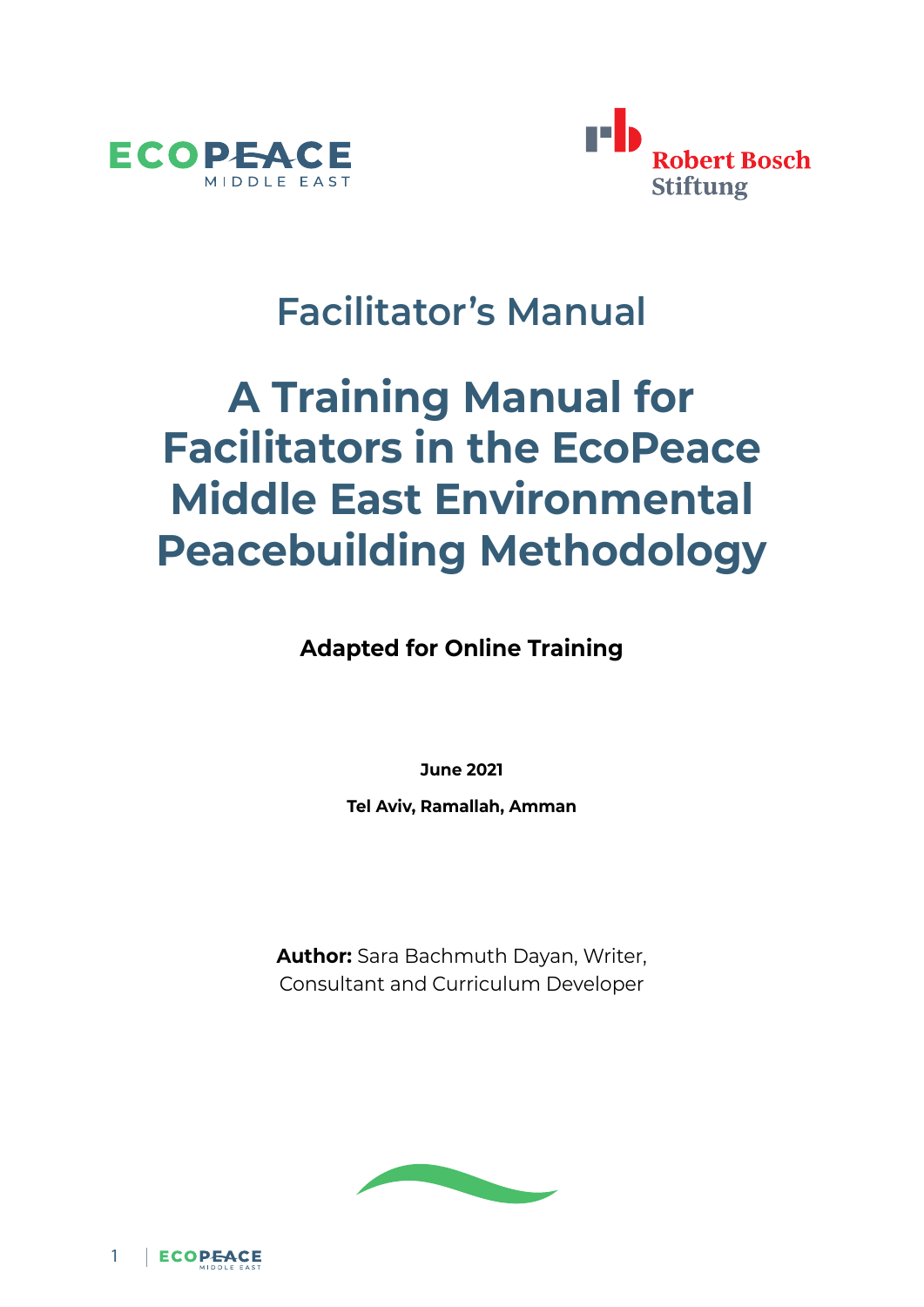ECOPEACE MIDDLE EAST

Robert Bosch Stiftung

# Facilitator's Manual

# A Training Manual for Facilitators in the EcoPeace Middle East Environmental Peacebuilding Methodology

**Adapted for Online Training**

**June 2021**

**Tel Aviv, Ramallah, Amman**

**Author:** Sara Bachmuth Dayan, Writer, Consultant and Curriculum Developer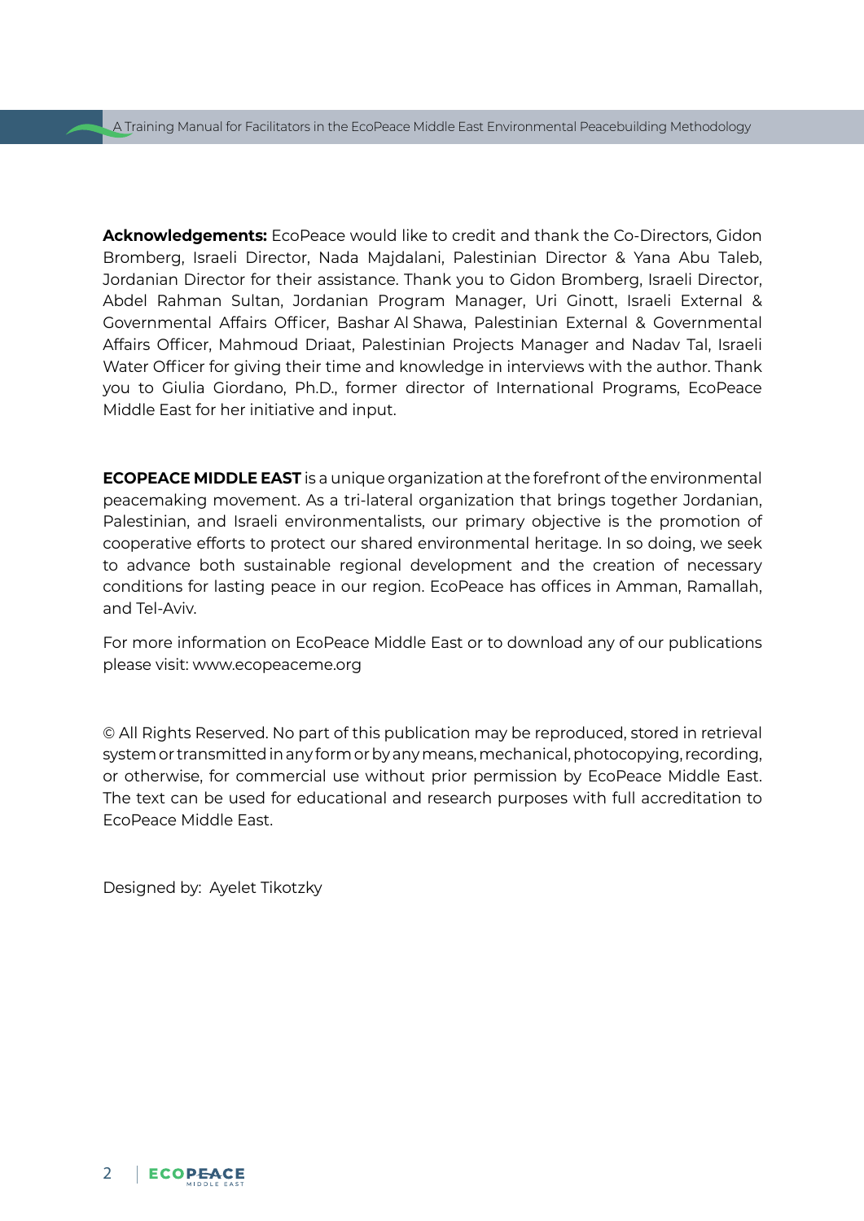**Acknowledgements:** EcoPeace would like to credit and thank the Co-Directors, Gidon Bromberg, Israeli Director, Nada Majdalani, Palestinian Director & Yana Abu Taleb, Jordanian Director for their assistance. Thank you to Gidon Bromberg, Israeli Director, Abdel Rahman Sultan, Jordanian Program Manager, Uri Ginott, Israeli External & Governmental Affairs Officer, Bashar Al Shawa, Palestinian External & Governmental Affairs Officer, Mahmoud Driaat, Palestinian Projects Manager and Nadav Tal, Israeli Water Officer for giving their time and knowledge in interviews with the author. Thank you to Giulia Giordano, Ph.D., former director of International Programs, EcoPeace Middle East for her initiative and input.

**ECOPEACE MIDDLE EAST** is a unique organization at the forefront of the environmental peacemaking movement. As a tri-lateral organization that brings together Jordanian, Palestinian, and Israeli environmentalists, our primary objective is the promotion of cooperative efforts to protect our shared environmental heritage. In so doing, we seek to advance both sustainable regional development and the creation of necessary conditions for lasting peace in our region. EcoPeace has offices in Amman, Ramallah, and Tel-Aviv.

For more information on EcoPeace Middle East or to download any of our publications please visit: www.ecopeaceme.org

© All Rights Reserved. No part of this publication may be reproduced, stored in retrieval system or transmitted in any form or by any means, mechanical, photocopying, recording, or otherwise, for commercial use without prior permission by EcoPeace Middle East. The text can be used for educational and research purposes with full accreditation to EcoPeace Middle East.

Designed by: Ayelet Tikotzky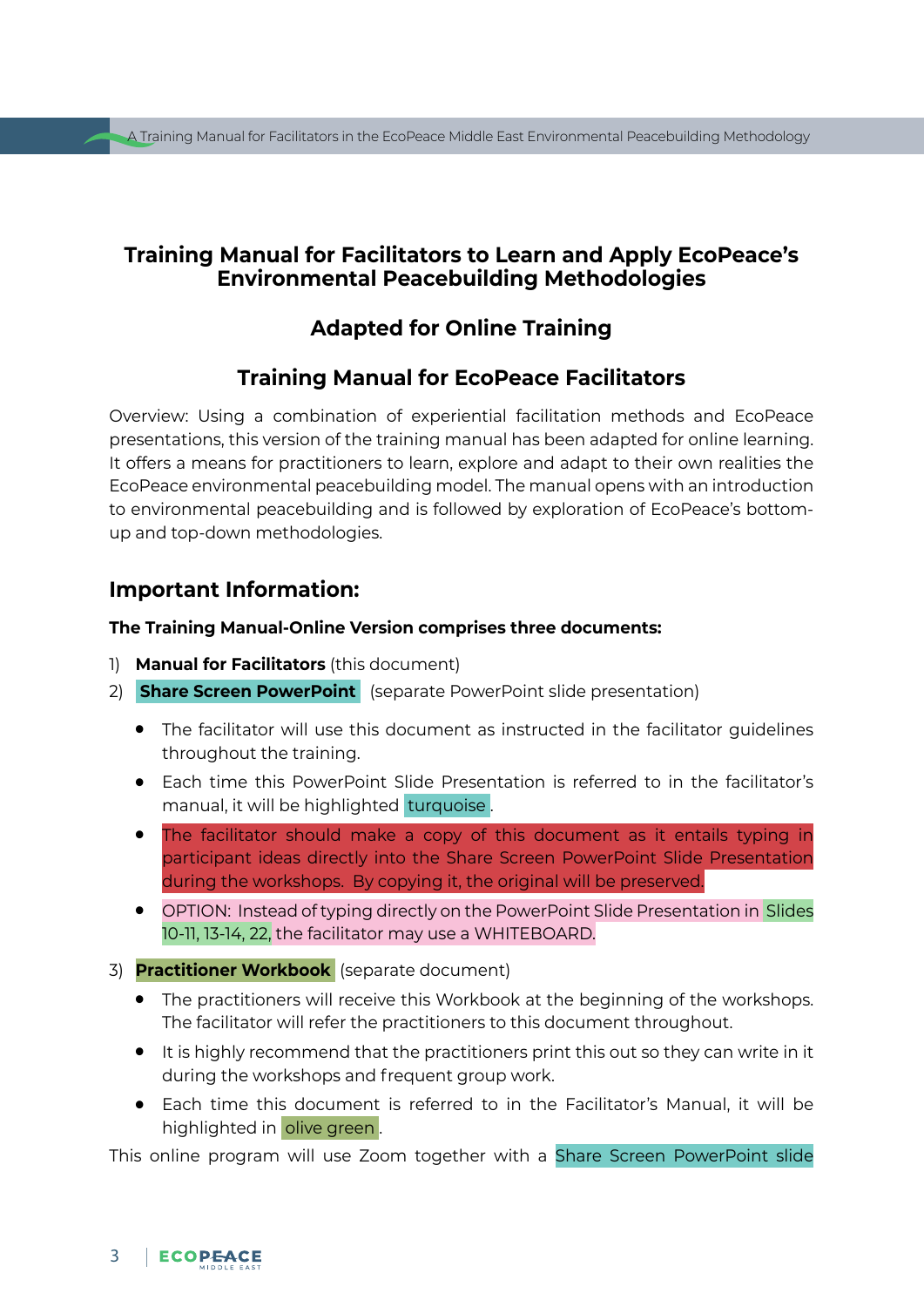**Training Manual for Facilitators to Learn and Apply EcoPeace's Environmental Peacebuilding Methodologies**

**Adapted for Online Training**

**Training Manual for EcoPeace Facilitators**

Overview: Using a combination of experiential facilitation methods and EcoPeace presentations, this version of the training manual has been adapted for online learning. It offers a means for practitioners to learn, explore and adapt to their own realities the EcoPeace environmental peacebuilding model. The manual opens with an introduction to environmental peacebuilding and is followed by exploration of EcoPeace's bottom-up and top-down methodologies.

## Important Information:

**The Training Manual-Online Version comprises three documents:**

1) **Manual for Facilitators** (this document)
2) **Share Screen PowerPoint** (separate PowerPoint slide presentation)
   - The facilitator will use this document as instructed in the facilitator guidelines throughout the training.
   - Each time this PowerPoint Slide Presentation is referred to in the facilitator's manual, it will be highlighted turquoise.
   - The facilitator should make a copy of this document as it entails typing in participant ideas directly into the Share Screen PowerPoint Slide Presentation during the workshops. By copying it, the original will be preserved.
   - OPTION: Instead of typing directly on the PowerPoint Slide Presentation in Slides 10-11, 13-14, 22, the facilitator may use a WHITEBOARD.
3) **Practitioner Workbook** (separate document)
   - The practitioners will receive this Workbook at the beginning of the workshops. The facilitator will refer the practitioners to this document throughout.
   - It is highly recommend that the practitioners print this out so they can write in it during the workshops and frequent group work.
   - Each time this document is referred to in the Facilitator's Manual, it will be highlighted in olive green.

This online program will use Zoom together with a Share Screen PowerPoint slide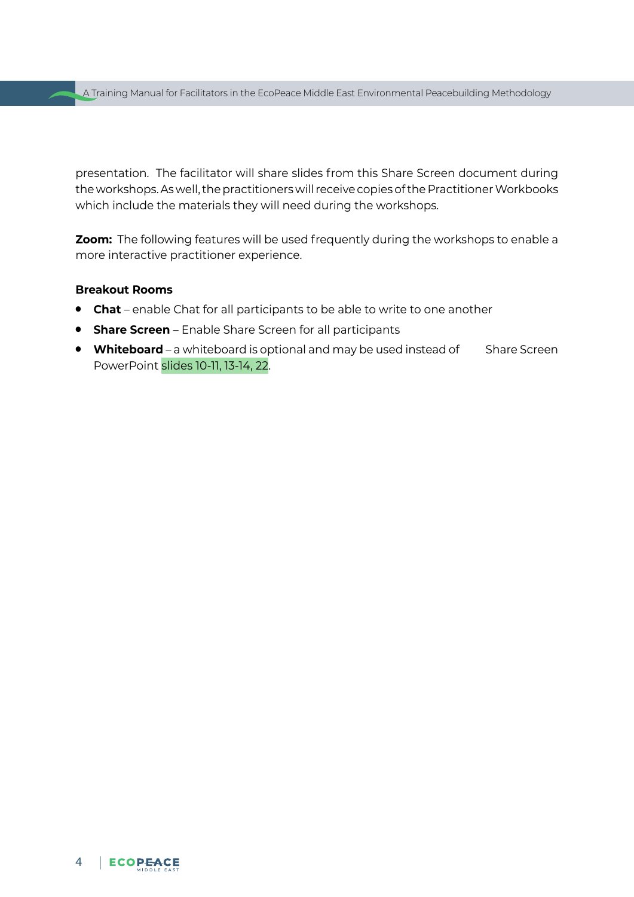presentation. The facilitator will share slides from this Share Screen document during the workshops. As well, the practitioners will receive copies of the Practitioner Workbooks which include the materials they will need during the workshops.

**Zoom:** The following features will be used frequently during the workshops to enable a more interactive practitioner experience.

**Breakout Rooms**

- **Chat** – enable Chat for all participants to be able to write to one another
- **Share Screen** – Enable Share Screen for all participants
- **Whiteboard** – a whiteboard is optional and may be used instead of Share Screen PowerPoint slides 10-11, 13-14, 22.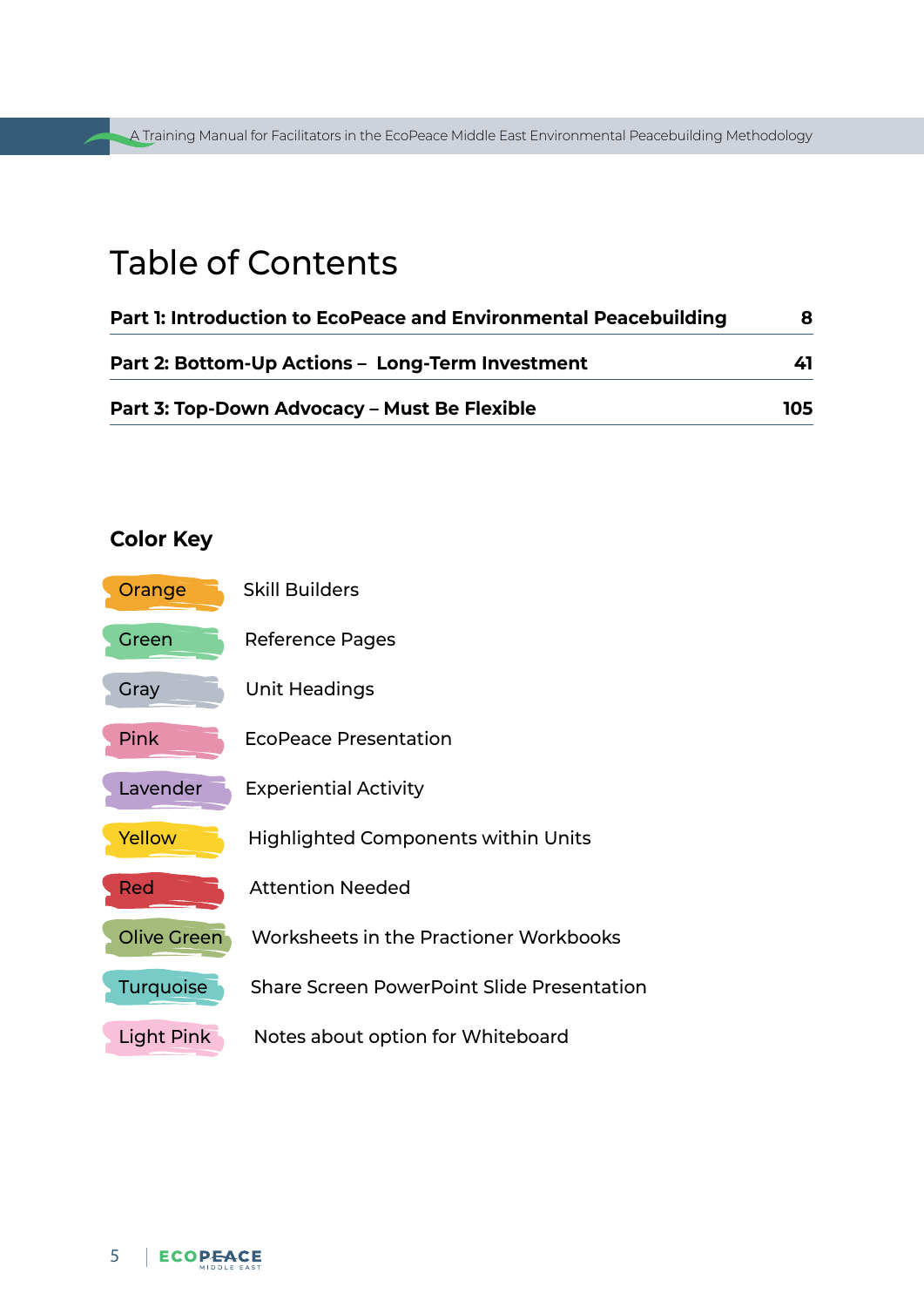# Table of Contents

| | |
|---|---|
| **Part 1: Introduction to EcoPeace and Environmental Peacebuilding** | **8** |
| **Part 2: Bottom-Up Actions – Long-Term Investment** | **41** |
| **Part 3: Top-Down Advocacy – Must Be Flexible** | **105** |

## Color Key

| | |
|---|---|
| Orange | Skill Builders |
| Green | Reference Pages |
| Gray | Unit Headings |
| Pink | EcoPeace Presentation |
| Lavender | Experiential Activity |
| Yellow | Highlighted Components within Units |
| Red | Attention Needed |
| Olive Green | Worksheets in the Practioner Workbooks |
| Turquoise | Share Screen PowerPoint Slide Presentation |
| Light Pink | Notes about option for Whiteboard |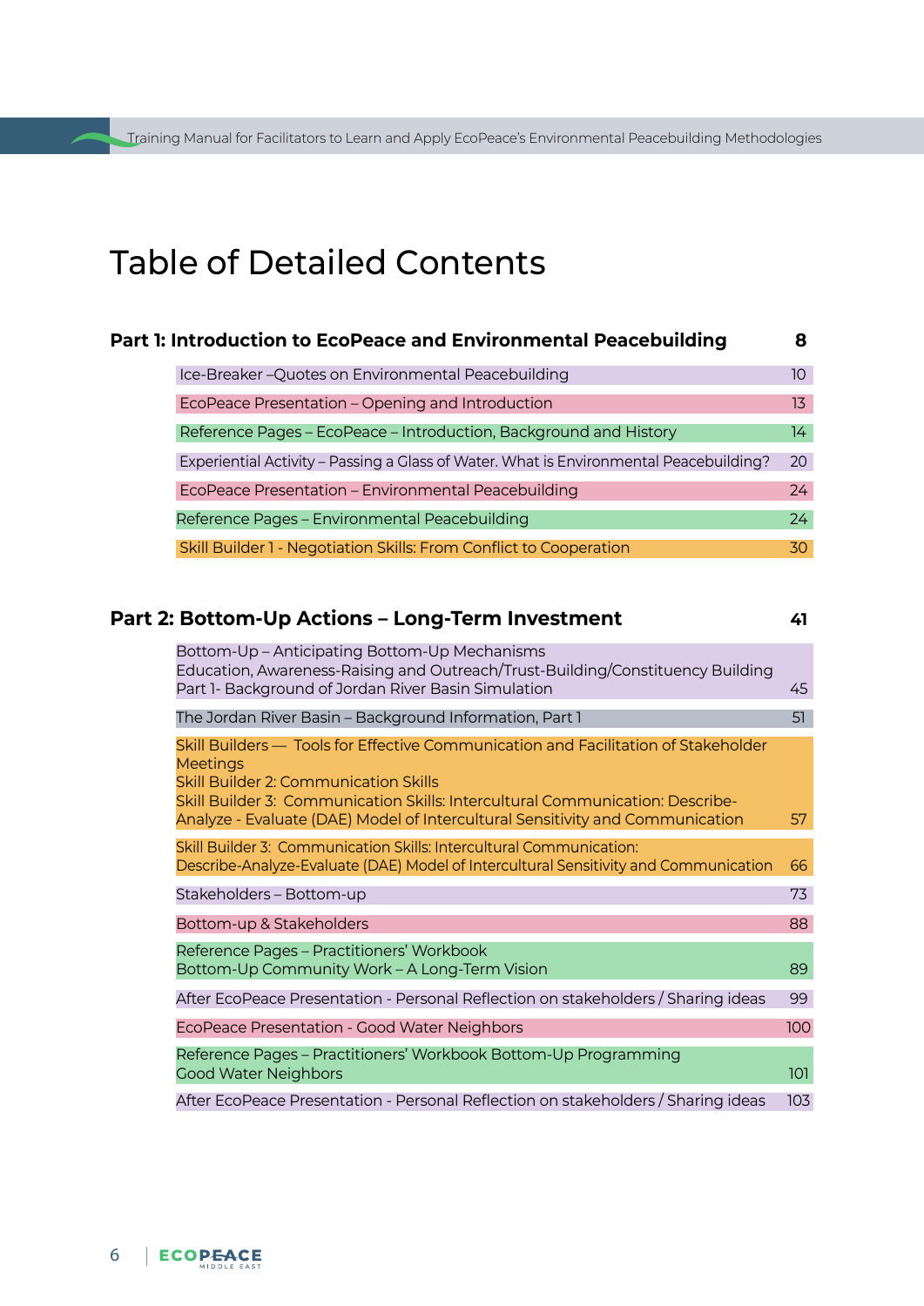# Table of Detailed Contents

## Part 1: Introduction to EcoPeace and Environmental Peacebuilding — 8

| | |
|---|---|
| Ice-Breaker –Quotes on Environmental Peacebuilding | 10 |
| EcoPeace Presentation – Opening and Introduction | 13 |
| Reference Pages – EcoPeace – Introduction, Background and History | 14 |
| Experiential Activity – Passing a Glass of Water. What is Environmental Peacebuilding? | 20 |
| EcoPeace Presentation – Environmental Peacebuilding | 24 |
| Reference Pages – Environmental Peacebuilding | 24 |
| Skill Builder 1 - Negotiation Skills: From Conflict to Cooperation | 30 |

## Part 2: Bottom-Up Actions – Long-Term Investment — 41

| | |
|---|---|
| Bottom-Up – Anticipating Bottom-Up Mechanisms<br>Education, Awareness-Raising and Outreach/Trust-Building/Constituency Building<br>Part 1- Background of Jordan River Basin Simulation | 45 |
| The Jordan River Basin – Background Information, Part 1 | 51 |
| Skill Builders — Tools for Effective Communication and Facilitation of Stakeholder Meetings<br>Skill Builder 2: Communication Skills<br>Skill Builder 3: Communication Skills: Intercultural Communication: Describe-Analyze - Evaluate (DAE) Model of Intercultural Sensitivity and Communication | 57 |
| Skill Builder 3: Communication Skills: Intercultural Communication:<br>Describe-Analyze-Evaluate (DAE) Model of Intercultural Sensitivity and Communication | 66 |
| Stakeholders – Bottom-up | 73 |
| Bottom-up & Stakeholders | 88 |
| Reference Pages – Practitioners' Workbook<br>Bottom-Up Community Work – A Long-Term Vision | 89 |
| After EcoPeace Presentation - Personal Reflection on stakeholders / Sharing ideas | 99 |
| EcoPeace Presentation - Good Water Neighbors | 100 |
| Reference Pages – Practitioners' Workbook Bottom-Up Programming<br>Good Water Neighbors | 101 |
| After EcoPeace Presentation - Personal Reflection on stakeholders / Sharing ideas | 103 |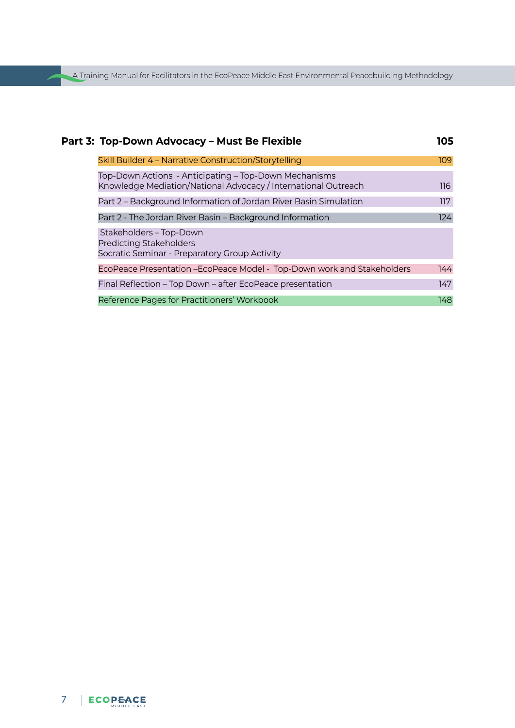| Part 3: Top-Down Advocacy – Must Be Flexible | 105 |
|---|---|
| Skill Builder 4 – Narrative Construction/Storytelling | 109 |
| Top-Down Actions - Anticipating – Top-Down Mechanisms<br>Knowledge Mediation/National Advocacy / International Outreach | 116 |
| Part 2 – Background Information of Jordan River Basin Simulation | 117 |
| Part 2 - The Jordan River Basin – Background Information | 124 |
| Stakeholders – Top-Down<br>Predicting Stakeholders<br>Socratic Seminar - Preparatory Group Activity | |
| EcoPeace Presentation –EcoPeace Model - Top-Down work and Stakeholders | 144 |
| Final Reflection – Top Down – after EcoPeace presentation | 147 |
| Reference Pages for Practitioners' Workbook | 148 |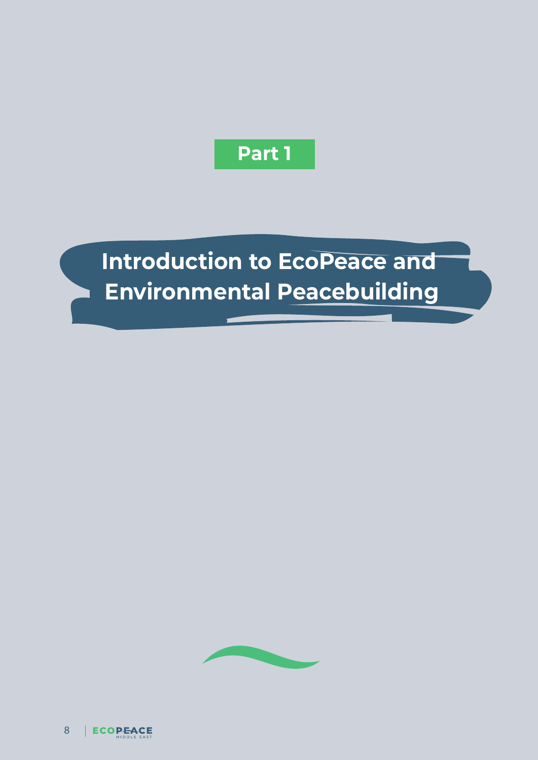Part 1

# Introduction to EcoPeace and Environmental Peacebuilding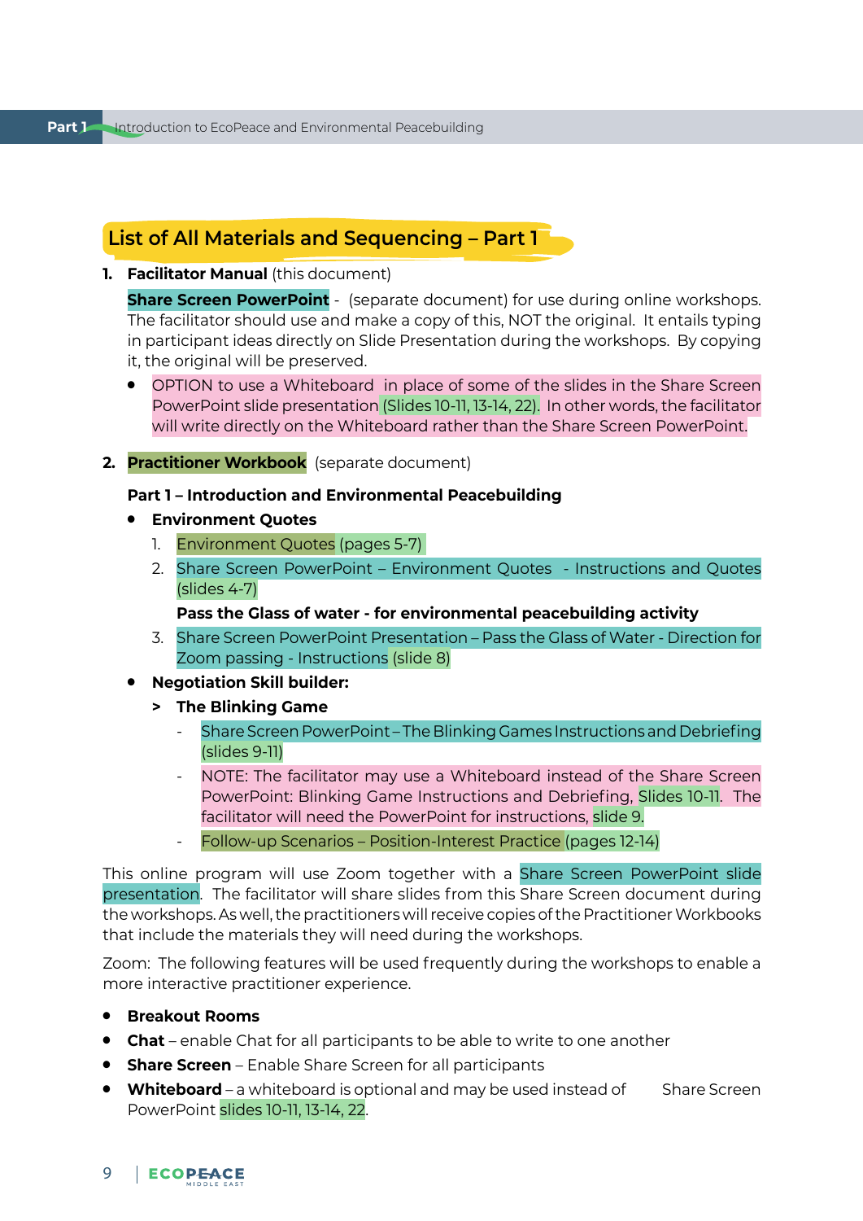## List of All Materials and Sequencing – Part 1

1. **Facilitator Manual** (this document)

   **Share Screen PowerPoint** - (separate document) for use during online workshops. The facilitator should use and make a copy of this, NOT the original. It entails typing in participant ideas directly on Slide Presentation during the workshops. By copying it, the original will be preserved.

   - OPTION to use a Whiteboard in place of some of the slides in the Share Screen PowerPoint slide presentation (Slides 10-11, 13-14, 22). In other words, the facilitator will write directly on the Whiteboard rather than the Share Screen PowerPoint.

2. **Practitioner Workbook** (separate document)

   **Part 1 – Introduction and Environmental Peacebuilding**

   - **Environment Quotes**
     1. Environment Quotes (pages 5-7)
     2. Share Screen PowerPoint – Environment Quotes - Instructions and Quotes (slides 4-7)

     **Pass the Glass of water - for environmental peacebuilding activity**

     3. Share Screen PowerPoint Presentation – Pass the Glass of Water - Direction for Zoom passing - Instructions (slide 8)
   - **Negotiation Skill builder:**

     > **The Blinking Game**

     - Share Screen PowerPoint – The Blinking Games Instructions and Debriefing (slides 9-11)
     - NOTE: The facilitator may use a Whiteboard instead of the Share Screen PowerPoint: Blinking Game Instructions and Debriefing, Slides 10-11. The facilitator will need the PowerPoint for instructions, slide 9.
     - Follow-up Scenarios – Position-Interest Practice (pages 12-14)

This online program will use Zoom together with a Share Screen PowerPoint slide presentation. The facilitator will share slides from this Share Screen document during the workshops. As well, the practitioners will receive copies of the Practitioner Workbooks that include the materials they will need during the workshops.

Zoom: The following features will be used frequently during the workshops to enable a more interactive practitioner experience.

- **Breakout Rooms**
- **Chat** – enable Chat for all participants to be able to write to one another
- **Share Screen** – Enable Share Screen for all participants
- **Whiteboard** – a whiteboard is optional and may be used instead of Share Screen PowerPoint slides 10-11, 13-14, 22.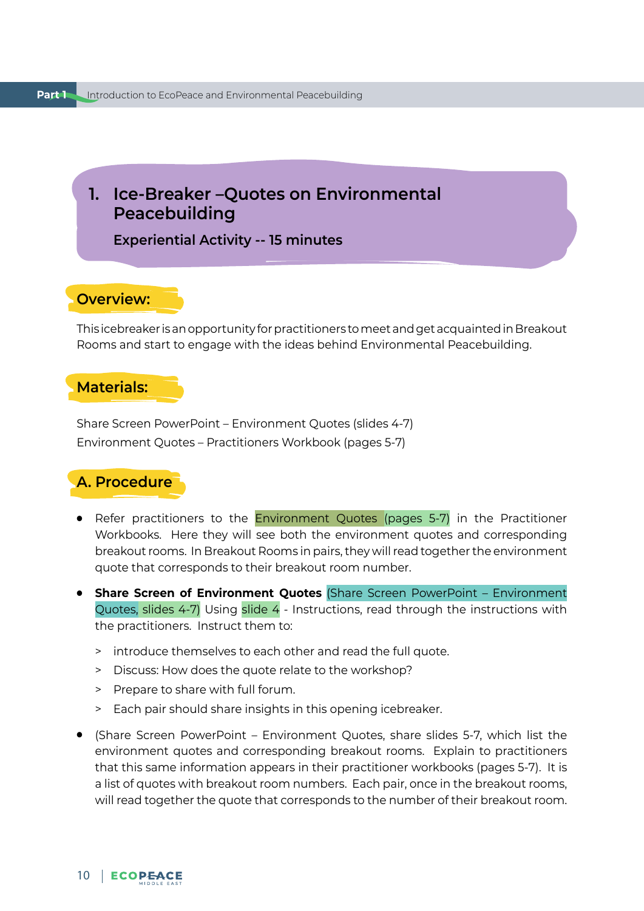# 1. Ice-Breaker –Quotes on Environmental Peacebuilding

**Experiential Activity -- 15 minutes**

## Overview:

This icebreaker is an opportunity for practitioners to meet and get acquainted in Breakout Rooms and start to engage with the ideas behind Environmental Peacebuilding.

## Materials:

Share Screen PowerPoint – Environment Quotes (slides 4-7)
Environment Quotes – Practitioners Workbook (pages 5-7)

## A. Procedure

- Refer practitioners to the Environment Quotes (pages 5-7) in the Practitioner Workbooks. Here they will see both the environment quotes and corresponding breakout rooms. In Breakout Rooms in pairs, they will read together the environment quote that corresponds to their breakout room number.
- **Share Screen of Environment Quotes** (Share Screen PowerPoint – Environment Quotes, slides 4-7) Using slide 4 - Instructions, read through the instructions with the practitioners. Instruct them to:
  - > introduce themselves to each other and read the full quote.
  - > Discuss: How does the quote relate to the workshop?
  - > Prepare to share with full forum.
  - > Each pair should share insights in this opening icebreaker.
- (Share Screen PowerPoint – Environment Quotes, share slides 5-7, which list the environment quotes and corresponding breakout rooms. Explain to practitioners that this same information appears in their practitioner workbooks (pages 5-7). It is a list of quotes with breakout room numbers. Each pair, once in the breakout rooms, will read together the quote that corresponds to the number of their breakout room.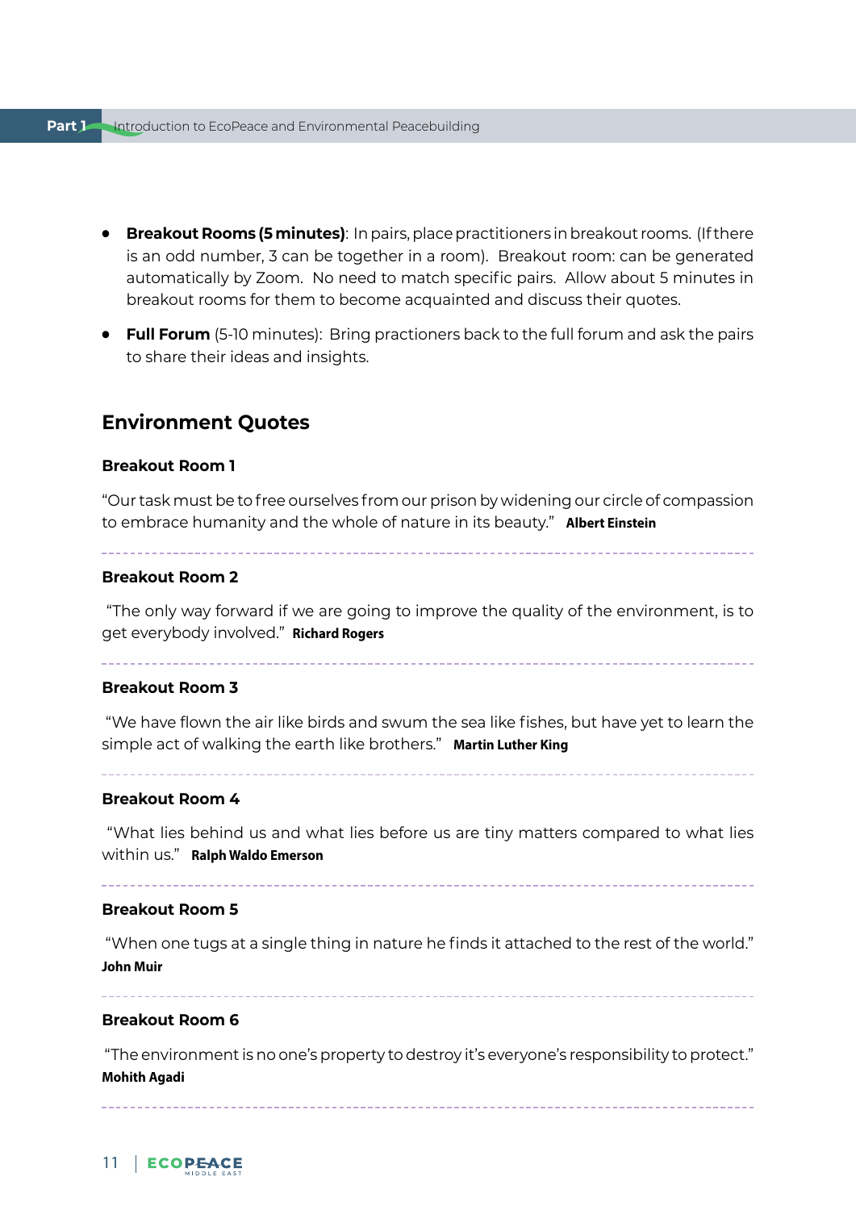- **Breakout Rooms (5 minutes)**: In pairs, place practitioners in breakout rooms. (If there is an odd number, 3 can be together in a room). Breakout room: can be generated automatically by Zoom. No need to match specific pairs. Allow about 5 minutes in breakout rooms for them to become acquainted and discuss their quotes.
- **Full Forum** (5-10 minutes): Bring practioners back to the full forum and ask the pairs to share their ideas and insights.

## Environment Quotes

### Breakout Room 1

"Our task must be to free ourselves from our prison by widening our circle of compassion to embrace humanity and the whole of nature in its beauty." **Albert Einstein**

---

### Breakout Room 2

"The only way forward if we are going to improve the quality of the environment, is to get everybody involved." **Richard Rogers**

---

### Breakout Room 3

"We have flown the air like birds and swum the sea like fishes, but have yet to learn the simple act of walking the earth like brothers." **Martin Luther King**

---

### Breakout Room 4

"What lies behind us and what lies before us are tiny matters compared to what lies within us." **Ralph Waldo Emerson**

---

### Breakout Room 5

"When one tugs at a single thing in nature he finds it attached to the rest of the world." **John Muir**

---

### Breakout Room 6

"The environment is no one's property to destroy it's everyone's responsibility to protect." **Mohith Agadi**

---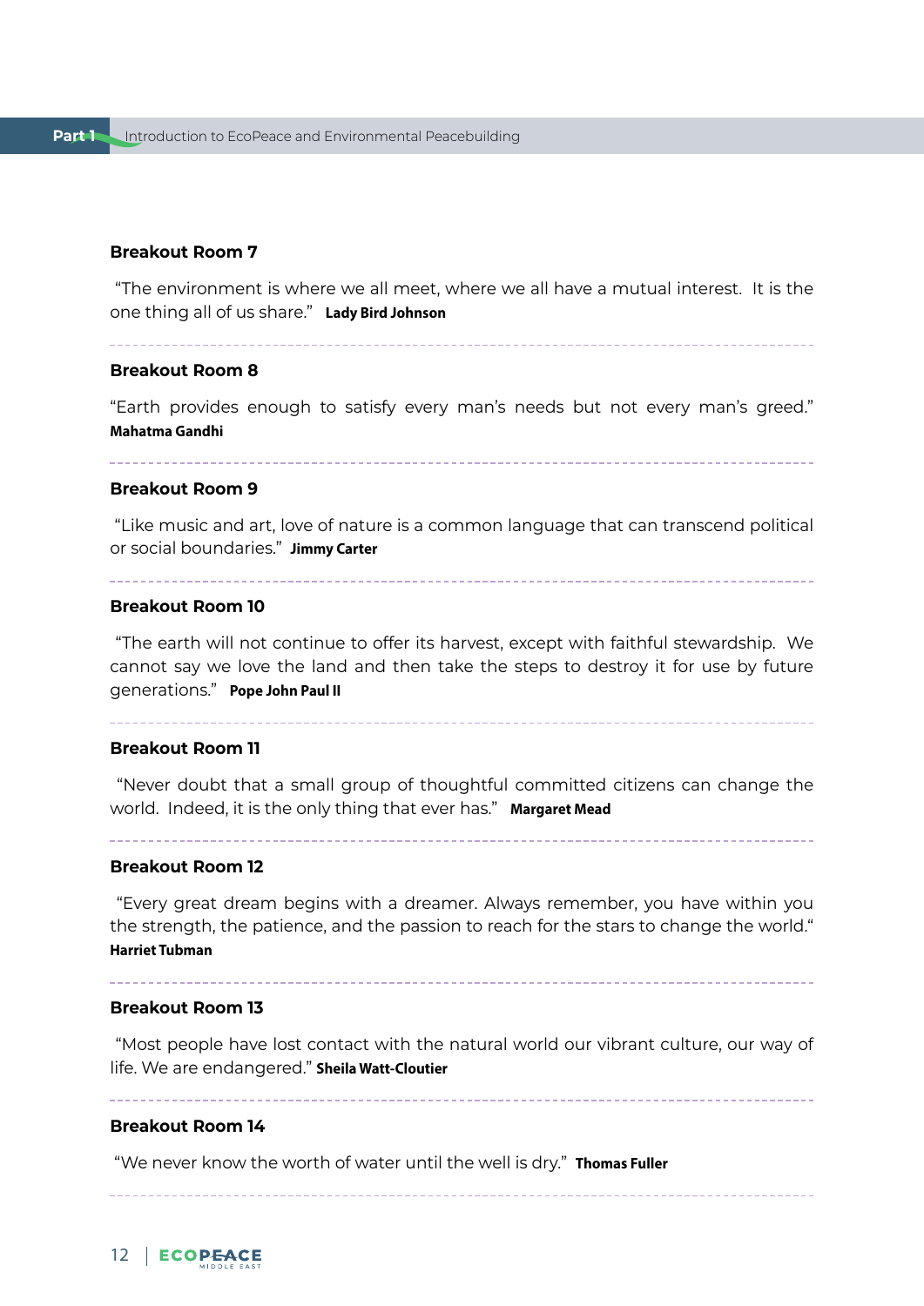### Breakout Room 7

"The environment is where we all meet, where we all have a mutual interest. It is the one thing all of us share." **Lady Bird Johnson**

### Breakout Room 8

"Earth provides enough to satisfy every man's needs but not every man's greed." **Mahatma Gandhi**

### Breakout Room 9

"Like music and art, love of nature is a common language that can transcend political or social boundaries." **Jimmy Carter**

### Breakout Room 10

"The earth will not continue to offer its harvest, except with faithful stewardship. We cannot say we love the land and then take the steps to destroy it for use by future generations." **Pope John Paul II**

### Breakout Room 11

"Never doubt that a small group of thoughtful committed citizens can change the world. Indeed, it is the only thing that ever has." **Margaret Mead**

### Breakout Room 12

"Every great dream begins with a dreamer. Always remember, you have within you the strength, the patience, and the passion to reach for the stars to change the world." **Harriet Tubman**

### Breakout Room 13

"Most people have lost contact with the natural world our vibrant culture, our way of life. We are endangered." **Sheila Watt-Cloutier**

### Breakout Room 14

"We never know the worth of water until the well is dry." **Thomas Fuller**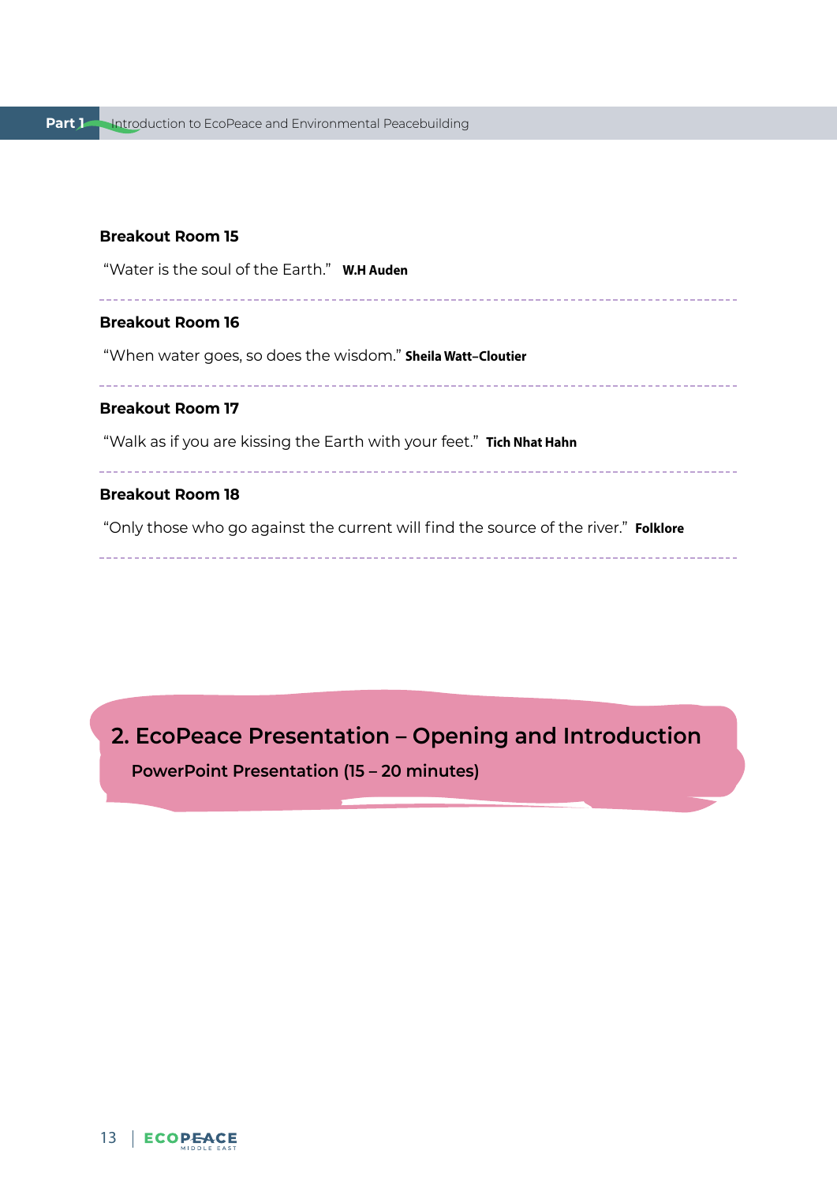**Breakout Room 15**

"Water is the soul of the Earth." **W.H Auden**

---

**Breakout Room 16**

"When water goes, so does the wisdom." **Sheila Watt–Cloutier**

---

**Breakout Room 17**

"Walk as if you are kissing the Earth with your feet." **Tich Nhat Hahn**

---

**Breakout Room 18**

"Only those who go against the current will find the source of the river." **Folklore**

---

## 2. EcoPeace Presentation – Opening and Introduction

**PowerPoint Presentation (15 – 20 minutes)**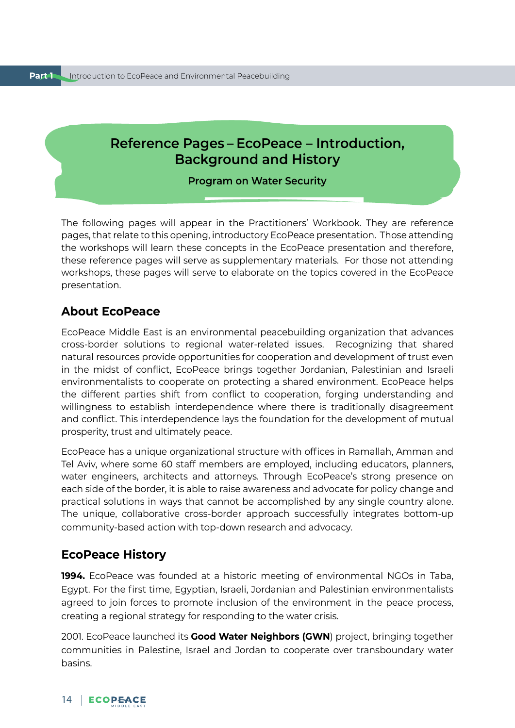# Reference Pages – EcoPeace – Introduction, Background and History

**Program on Water Security**

The following pages will appear in the Practitioners' Workbook. They are reference pages, that relate to this opening, introductory EcoPeace presentation. Those attending the workshops will learn these concepts in the EcoPeace presentation and therefore, these reference pages will serve as supplementary materials. For those not attending workshops, these pages will serve to elaborate on the topics covered in the EcoPeace presentation.

## About EcoPeace

EcoPeace Middle East is an environmental peacebuilding organization that advances cross-border solutions to regional water-related issues. Recognizing that shared natural resources provide opportunities for cooperation and development of trust even in the midst of conflict, EcoPeace brings together Jordanian, Palestinian and Israeli environmentalists to cooperate on protecting a shared environment. EcoPeace helps the different parties shift from conflict to cooperation, forging understanding and willingness to establish interdependence where there is traditionally disagreement and conflict. This interdependence lays the foundation for the development of mutual prosperity, trust and ultimately peace.

EcoPeace has a unique organizational structure with offices in Ramallah, Amman and Tel Aviv, where some 60 staff members are employed, including educators, planners, water engineers, architects and attorneys. Through EcoPeace's strong presence on each side of the border, it is able to raise awareness and advocate for policy change and practical solutions in ways that cannot be accomplished by any single country alone. The unique, collaborative cross-border approach successfully integrates bottom-up community-based action with top-down research and advocacy.

## EcoPeace History

**1994.** EcoPeace was founded at a historic meeting of environmental NGOs in Taba, Egypt. For the first time, Egyptian, Israeli, Jordanian and Palestinian environmentalists agreed to join forces to promote inclusion of the environment in the peace process, creating a regional strategy for responding to the water crisis.

2001. EcoPeace launched its **Good Water Neighbors (GWN**) project, bringing together communities in Palestine, Israel and Jordan to cooperate over transboundary water basins.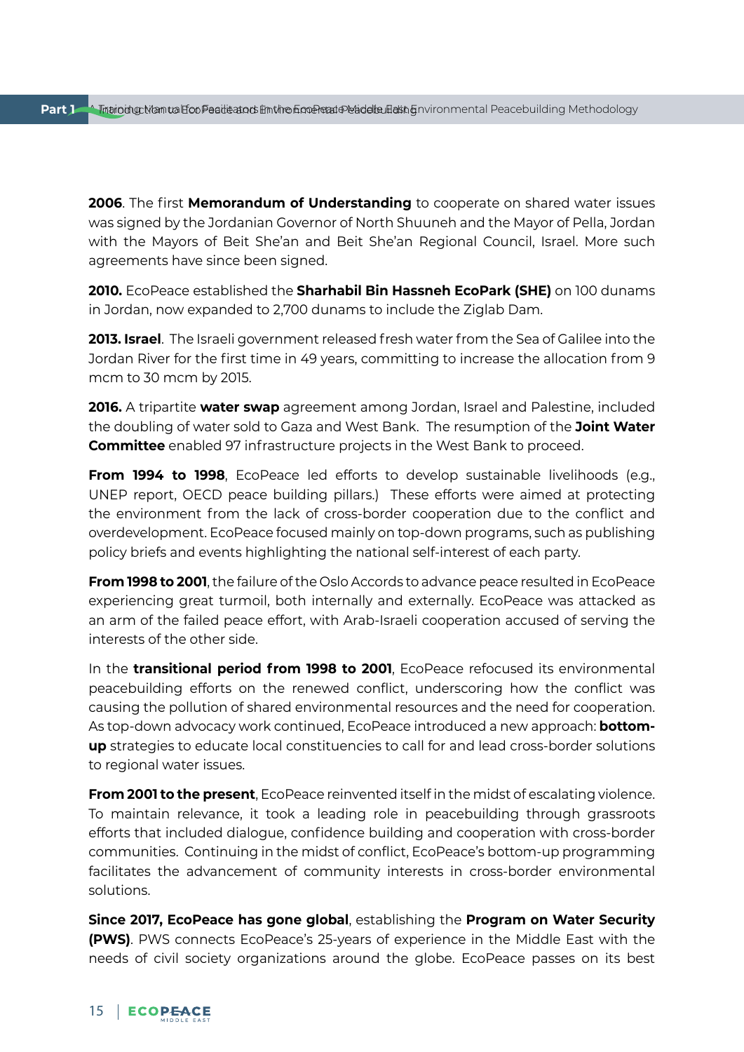**2006**. The first **Memorandum of Understanding** to cooperate on shared water issues was signed by the Jordanian Governor of North Shuuneh and the Mayor of Pella, Jordan with the Mayors of Beit She'an and Beit She'an Regional Council, Israel. More such agreements have since been signed.

**2010.** EcoPeace established the **Sharhabil Bin Hassneh EcoPark (SHE)** on 100 dunams in Jordan, now expanded to 2,700 dunams to include the Ziglab Dam.

**2013. Israel**. The Israeli government released fresh water from the Sea of Galilee into the Jordan River for the first time in 49 years, committing to increase the allocation from 9 mcm to 30 mcm by 2015.

**2016.** A tripartite **water swap** agreement among Jordan, Israel and Palestine, included the doubling of water sold to Gaza and West Bank. The resumption of the **Joint Water Committee** enabled 97 infrastructure projects in the West Bank to proceed.

**From 1994 to 1998**, EcoPeace led efforts to develop sustainable livelihoods (e.g., UNEP report, OECD peace building pillars.) These efforts were aimed at protecting the environment from the lack of cross-border cooperation due to the conflict and overdevelopment. EcoPeace focused mainly on top-down programs, such as publishing policy briefs and events highlighting the national self-interest of each party.

**From 1998 to 2001**, the failure of the Oslo Accords to advance peace resulted in EcoPeace experiencing great turmoil, both internally and externally. EcoPeace was attacked as an arm of the failed peace effort, with Arab-Israeli cooperation accused of serving the interests of the other side.

In the **transitional period from 1998 to 2001**, EcoPeace refocused its environmental peacebuilding efforts on the renewed conflict, underscoring how the conflict was causing the pollution of shared environmental resources and the need for cooperation. As top-down advocacy work continued, EcoPeace introduced a new approach: **bottom-up** strategies to educate local constituencies to call for and lead cross-border solutions to regional water issues.

**From 2001 to the present**, EcoPeace reinvented itself in the midst of escalating violence. To maintain relevance, it took a leading role in peacebuilding through grassroots efforts that included dialogue, confidence building and cooperation with cross-border communities. Continuing in the midst of conflict, EcoPeace's bottom-up programming facilitates the advancement of community interests in cross-border environmental solutions.

**Since 2017, EcoPeace has gone global**, establishing the **Program on Water Security (PWS)**. PWS connects EcoPeace's 25-years of experience in the Middle East with the needs of civil society organizations around the globe. EcoPeace passes on its best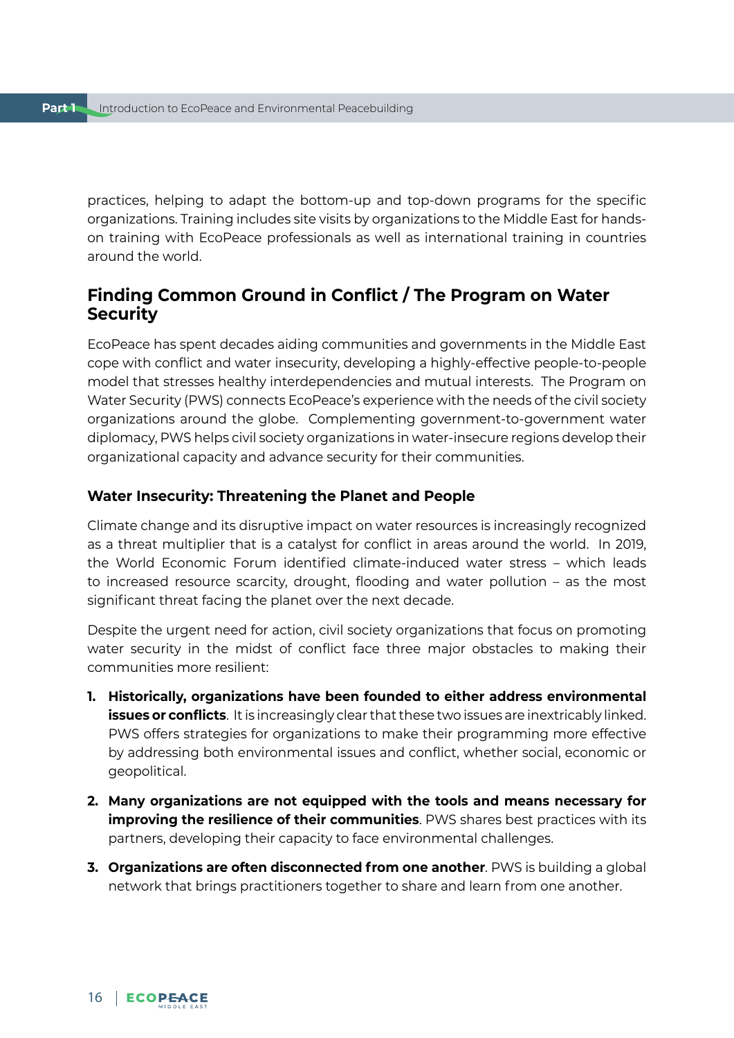practices, helping to adapt the bottom-up and top-down programs for the specific organizations. Training includes site visits by organizations to the Middle East for hands-on training with EcoPeace professionals as well as international training in countries around the world.

## Finding Common Ground in Conflict / The Program on Water Security

EcoPeace has spent decades aiding communities and governments in the Middle East cope with conflict and water insecurity, developing a highly-effective people-to-people model that stresses healthy interdependencies and mutual interests. The Program on Water Security (PWS) connects EcoPeace's experience with the needs of the civil society organizations around the globe. Complementing government-to-government water diplomacy, PWS helps civil society organizations in water-insecure regions develop their organizational capacity and advance security for their communities.

### Water Insecurity: Threatening the Planet and People

Climate change and its disruptive impact on water resources is increasingly recognized as a threat multiplier that is a catalyst for conflict in areas around the world. In 2019, the World Economic Forum identified climate-induced water stress – which leads to increased resource scarcity, drought, flooding and water pollution – as the most significant threat facing the planet over the next decade.

Despite the urgent need for action, civil society organizations that focus on promoting water security in the midst of conflict face three major obstacles to making their communities more resilient:

1. **Historically, organizations have been founded to either address environmental issues or conflicts**. It is increasingly clear that these two issues are inextricably linked. PWS offers strategies for organizations to make their programming more effective by addressing both environmental issues and conflict, whether social, economic or geopolitical.
2. **Many organizations are not equipped with the tools and means necessary for improving the resilience of their communities**. PWS shares best practices with its partners, developing their capacity to face environmental challenges.
3. **Organizations are often disconnected from one another**. PWS is building a global network that brings practitioners together to share and learn from one another.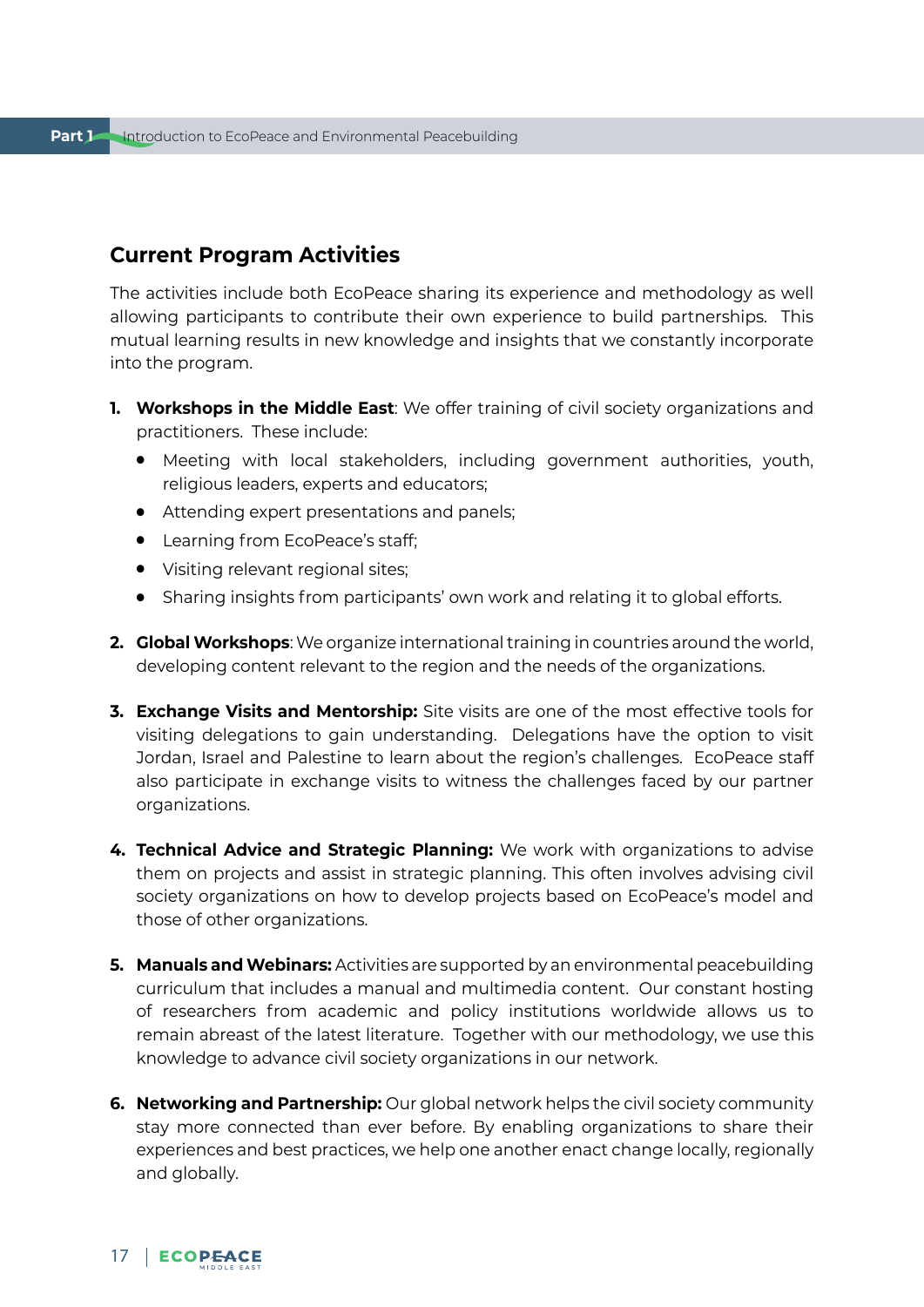## Current Program Activities

The activities include both EcoPeace sharing its experience and methodology as well allowing participants to contribute their own experience to build partnerships. This mutual learning results in new knowledge and insights that we constantly incorporate into the program.

1. **Workshops in the Middle East**: We offer training of civil society organizations and practitioners. These include:
   - Meeting with local stakeholders, including government authorities, youth, religious leaders, experts and educators;
   - Attending expert presentations and panels;
   - Learning from EcoPeace's staff;
   - Visiting relevant regional sites;
   - Sharing insights from participants' own work and relating it to global efforts.

2. **Global Workshops**: We organize international training in countries around the world, developing content relevant to the region and the needs of the organizations.

3. **Exchange Visits and Mentorship:** Site visits are one of the most effective tools for visiting delegations to gain understanding. Delegations have the option to visit Jordan, Israel and Palestine to learn about the region's challenges. EcoPeace staff also participate in exchange visits to witness the challenges faced by our partner organizations.

4. **Technical Advice and Strategic Planning:** We work with organizations to advise them on projects and assist in strategic planning. This often involves advising civil society organizations on how to develop projects based on EcoPeace's model and those of other organizations.

5. **Manuals and Webinars:** Activities are supported by an environmental peacebuilding curriculum that includes a manual and multimedia content. Our constant hosting of researchers from academic and policy institutions worldwide allows us to remain abreast of the latest literature. Together with our methodology, we use this knowledge to advance civil society organizations in our network.

6. **Networking and Partnership:** Our global network helps the civil society community stay more connected than ever before. By enabling organizations to share their experiences and best practices, we help one another enact change locally, regionally and globally.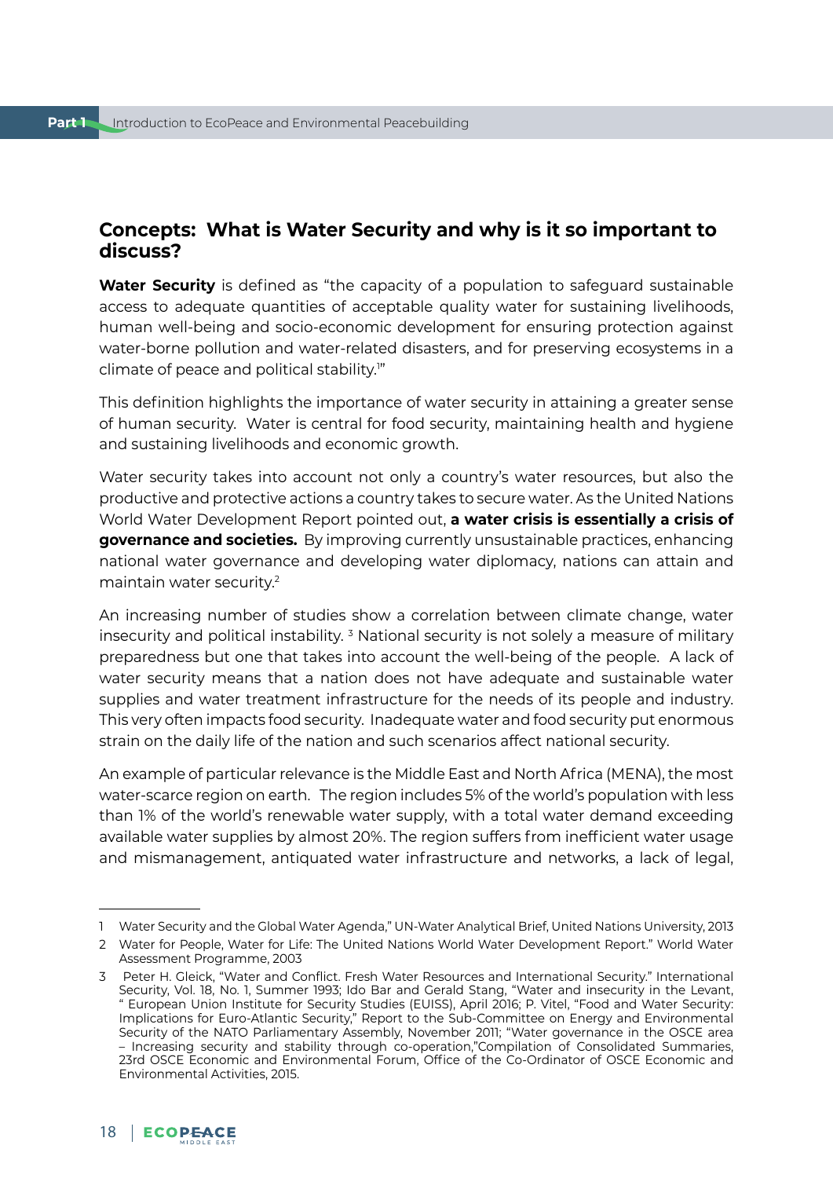## Concepts: What is Water Security and why is it so important to discuss?

**Water Security** is defined as "the capacity of a population to safeguard sustainable access to adequate quantities of acceptable quality water for sustaining livelihoods, human well-being and socio-economic development for ensuring protection against water-borne pollution and water-related disasters, and for preserving ecosystems in a climate of peace and political stability.[1]"

This definition highlights the importance of water security in attaining a greater sense of human security. Water is central for food security, maintaining health and hygiene and sustaining livelihoods and economic growth.

Water security takes into account not only a country's water resources, but also the productive and protective actions a country takes to secure water. As the United Nations World Water Development Report pointed out, **a water crisis is essentially a crisis of governance and societies.** By improving currently unsustainable practices, enhancing national water governance and developing water diplomacy, nations can attain and maintain water security.[2]

An increasing number of studies show a correlation between climate change, water insecurity and political instability. [3] National security is not solely a measure of military preparedness but one that takes into account the well-being of the people. A lack of water security means that a nation does not have adequate and sustainable water supplies and water treatment infrastructure for the needs of its people and industry. This very often impacts food security. Inadequate water and food security put enormous strain on the daily life of the nation and such scenarios affect national security.

An example of particular relevance is the Middle East and North Africa (MENA), the most water-scarce region on earth. The region includes 5% of the world's population with less than 1% of the world's renewable water supply, with a total water demand exceeding available water supplies by almost 20%. The region suffers from inefficient water usage and mismanagement, antiquated water infrastructure and networks, a lack of legal,

---

1 Water Security and the Global Water Agenda," UN-Water Analytical Brief, United Nations University, 2013

2 Water for People, Water for Life: The United Nations World Water Development Report." World Water Assessment Programme, 2003

3 Peter H. Gleick, "Water and Conflict. Fresh Water Resources and International Security." International Security, Vol. 18, No. 1, Summer 1993; Ido Bar and Gerald Stang, "Water and insecurity in the Levant, " European Union Institute for Security Studies (EUISS), April 2016; P. Vitel, "Food and Water Security: Implications for Euro-Atlantic Security," Report to the Sub-Committee on Energy and Environmental Security of the NATO Parliamentary Assembly, November 2011; "Water governance in the OSCE area – Increasing security and stability through co-operation,"Compilation of Consolidated Summaries, 23rd OSCE Economic and Environmental Forum, Office of the Co-Ordinator of OSCE Economic and Environmental Activities, 2015.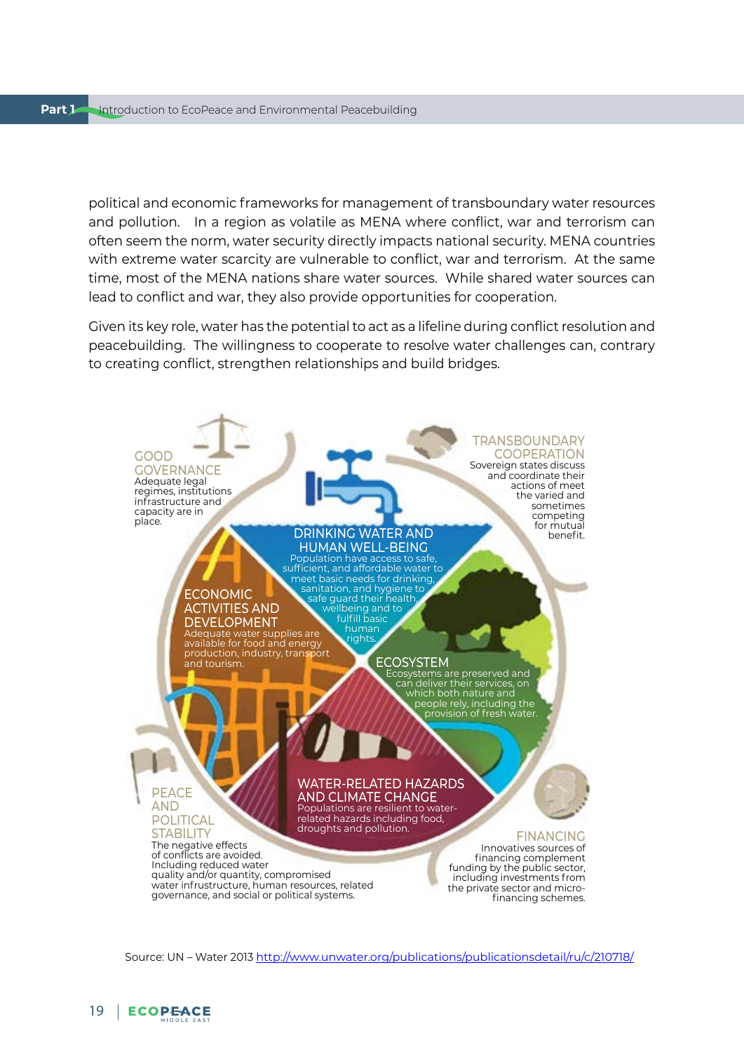political and economic frameworks for management of transboundary water resources and pollution. In a region as volatile as MENA where conflict, war and terrorism can often seem the norm, water security directly impacts national security. MENA countries with extreme water scarcity are vulnerable to conflict, war and terrorism. At the same time, most of the MENA nations share water sources. While shared water sources can lead to conflict and war, they also provide opportunities for cooperation.

Given its key role, water has the potential to act as a lifeline during conflict resolution and peacebuilding. The willingness to cooperate to resolve water challenges can, contrary to creating conflict, strengthen relationships and build bridges.

GOOD GOVERNANCE
Adequate legal regimes, institutions infrastructure and capacity are in place.

TRANSBOUNDARY COOPERATION
Sovereign states discuss and coordinate their actions of meet the varied and sometimes competing for mutual benefit.

DRINKING WATER AND HUMAN WELL-BEING
Population have access to safe, sufficient, and affordable water to meet basic needs for drinking, sanitation, and hygiene to safe guard their health, wellbeing and to fulfill basic human rights.

ECONOMIC ACTIVITIES AND DEVELOPMENT
Adequate water supplies are available for food and energy production, industry, transport and tourism.

ECOSYSTEM
Ecosystems are preserved and can deliver their services, on which both nature and people rely, including the provision of fresh water.

WATER-RELATED HAZARDS AND CLIMATE CHANGE
Populations are resilient to water-related hazards including food, droughts and pollution.

PEACE AND POLITICAL STABILITY
The negative effects of conflicts are avoided. Including reduced water quality and/or quantity, compromised water infrustructure, human resources, related governance, and social or political systems.

FINANCING
Innovatives sources of financing complement funding by the public sector, including investments from the private sector and micro-financing schemes.

Source: UN – Water 2013 http://www.unwater.org/publications/publicationsdetail/ru/c/210718/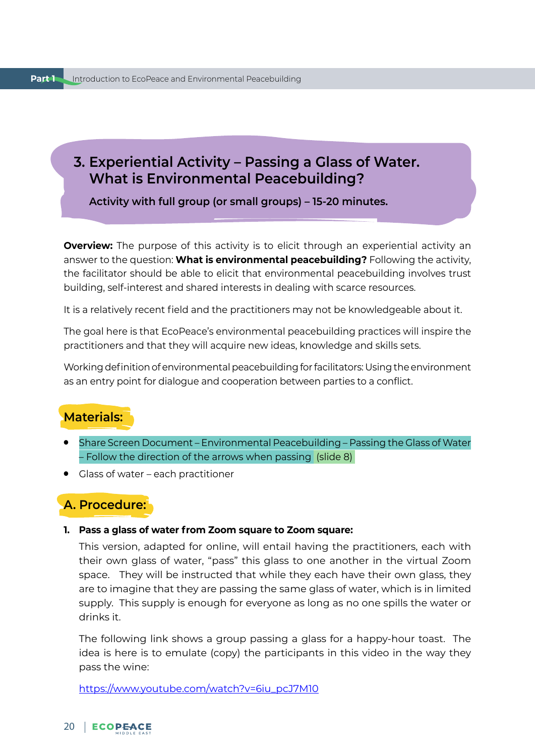## 3. Experiential Activity – Passing a Glass of Water. What is Environmental Peacebuilding?

**Activity with full group (or small groups) – 15-20 minutes.**

**Overview:** The purpose of this activity is to elicit through an experiential activity an answer to the question: **What is environmental peacebuilding?** Following the activity, the facilitator should be able to elicit that environmental peacebuilding involves trust building, self-interest and shared interests in dealing with scarce resources.

It is a relatively recent field and the practitioners may not be knowledgeable about it.

The goal here is that EcoPeace's environmental peacebuilding practices will inspire the practitioners and that they will acquire new ideas, knowledge and skills sets.

Working definition of environmental peacebuilding for facilitators: Using the environment as an entry point for dialogue and cooperation between parties to a conflict.

### Materials:

- Share Screen Document – Environmental Peacebuilding – Passing the Glass of Water – Follow the direction of the arrows when passing (slide 8)
- Glass of water – each practitioner

### A. Procedure:

1. **Pass a glass of water from Zoom square to Zoom square:**

   This version, adapted for online, will entail having the practitioners, each with their own glass of water, "pass" this glass to one another in the virtual Zoom space. They will be instructed that while they each have their own glass, they are to imagine that they are passing the same glass of water, which is in limited supply. This supply is enough for everyone as long as no one spills the water or drinks it.

   The following link shows a group passing a glass for a happy-hour toast. The idea is here is to emulate (copy) the participants in this video in the way they pass the wine:

   https://www.youtube.com/watch?v=6iu_pcJ7M10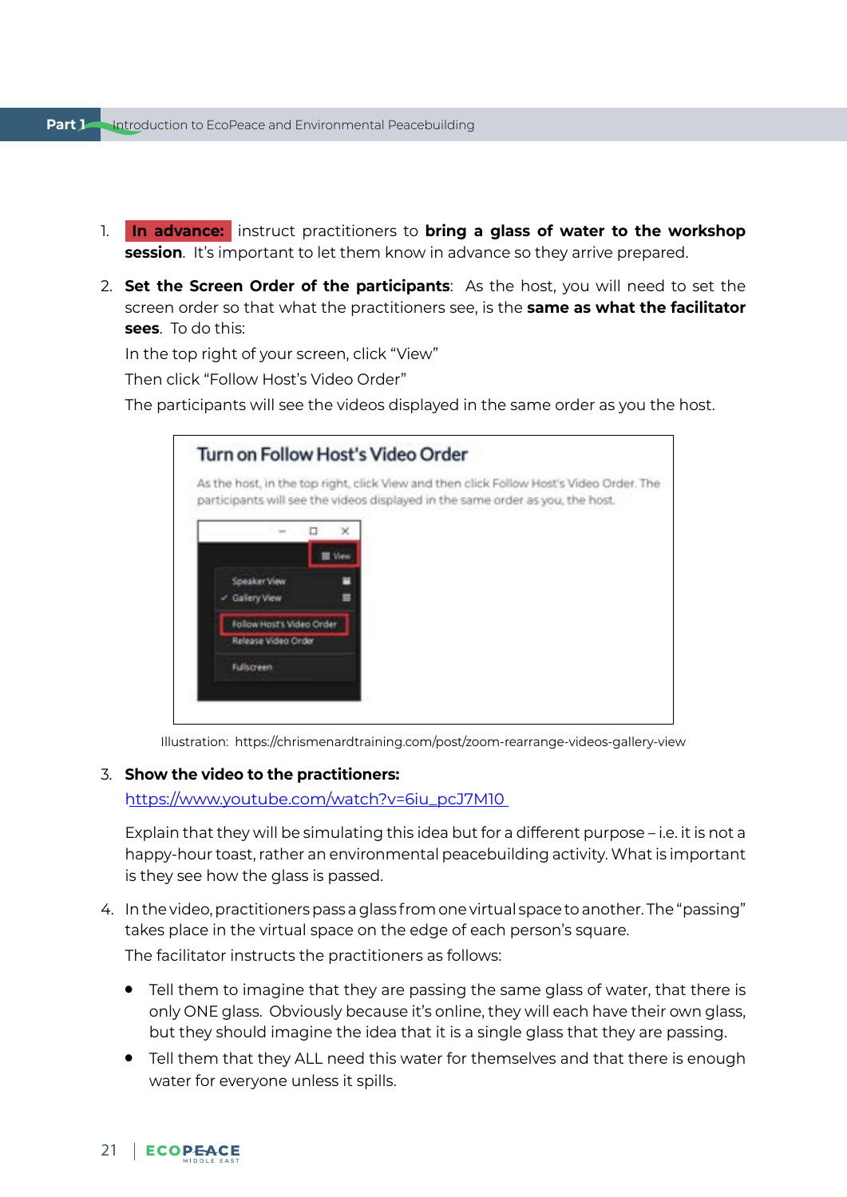1. **In advance:** instruct practitioners to **bring a glass of water to the workshop session**. It's important to let them know in advance so they arrive prepared.

2. **Set the Screen Order of the participants**: As the host, you will need to set the screen order so that what the practitioners see, is the **same as what the facilitator sees**. To do this:

   In the top right of your screen, click "View"

   Then click "Follow Host's Video Order"

   The participants will see the videos displayed in the same order as you the host.

Illustration: https://chrismenardtraining.com/post/zoom-rearrange-videos-gallery-view

3. **Show the video to the practitioners:**
   [https://www.youtube.com/watch?v=6iu_pcJ7M10](https://www.youtube.com/watch?v=6iu_pcJ7M10)

   Explain that they will be simulating this idea but for a different purpose – i.e. it is not a happy-hour toast, rather an environmental peacebuilding activity. What is important is they see how the glass is passed.

4. In the video, practitioners pass a glass from one virtual space to another. The "passing" takes place in the virtual space on the edge of each person's square.

   The facilitator instructs the practitioners as follows:

   - Tell them to imagine that they are passing the same glass of water, that there is only ONE glass. Obviously because it's online, they will each have their own glass, but they should imagine the idea that it is a single glass that they are passing.
   - Tell them that they ALL need this water for themselves and that there is enough water for everyone unless it spills.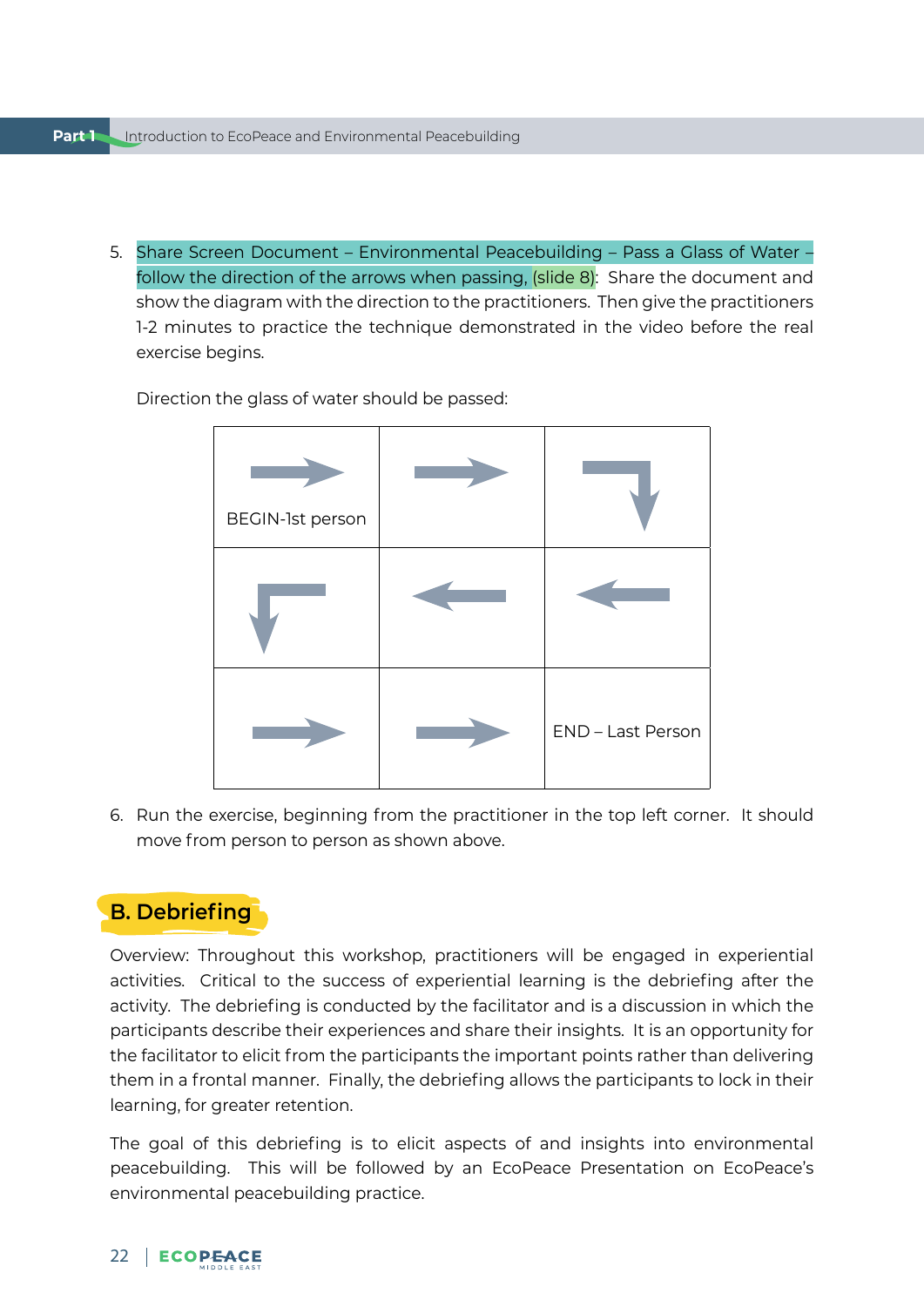5. Share Screen Document – Environmental Peacebuilding – Pass a Glass of Water – follow the direction of the arrows when passing, (slide 8): Share the document and show the diagram with the direction to the practitioners. Then give the practitioners 1-2 minutes to practice the technique demonstrated in the video before the real exercise begins.

   Direction the glass of water should be passed:

| | | |
|---|---|---|
| → BEGIN-1st person | → | ↓ |
| ↓ | ← | ← |
| → | → | END – Last Person |

6. Run the exercise, beginning from the practitioner in the top left corner. It should move from person to person as shown above.

## B. Debriefing

Overview: Throughout this workshop, practitioners will be engaged in experiential activities. Critical to the success of experiential learning is the debriefing after the activity. The debriefing is conducted by the facilitator and is a discussion in which the participants describe their experiences and share their insights. It is an opportunity for the facilitator to elicit from the participants the important points rather than delivering them in a frontal manner. Finally, the debriefing allows the participants to lock in their learning, for greater retention.

The goal of this debriefing is to elicit aspects of and insights into environmental peacebuilding. This will be followed by an EcoPeace Presentation on EcoPeace's environmental peacebuilding practice.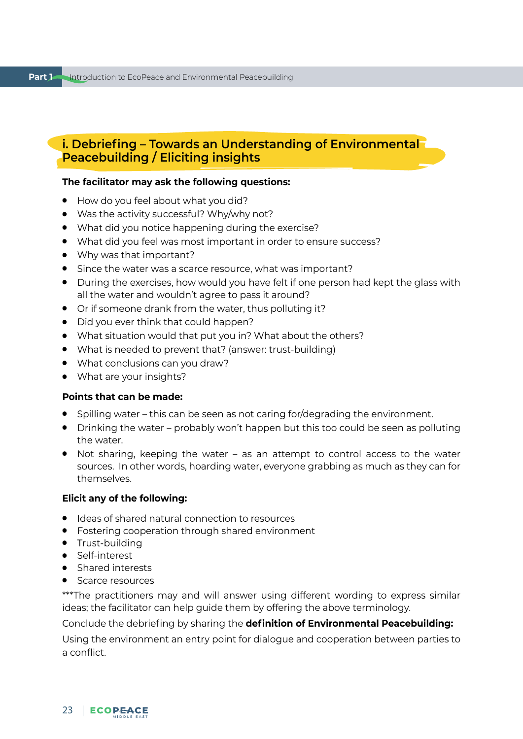## i. Debriefing – Towards an Understanding of Environmental Peacebuilding / Eliciting insights

**The facilitator may ask the following questions:**

- How do you feel about what you did?
- Was the activity successful? Why/why not?
- What did you notice happening during the exercise?
- What did you feel was most important in order to ensure success?
- Why was that important?
- Since the water was a scarce resource, what was important?
- During the exercises, how would you have felt if one person had kept the glass with all the water and wouldn't agree to pass it around?
- Or if someone drank from the water, thus polluting it?
- Did you ever think that could happen?
- What situation would that put you in? What about the others?
- What is needed to prevent that? (answer: trust-building)
- What conclusions can you draw?
- What are your insights?

**Points that can be made:**

- Spilling water – this can be seen as not caring for/degrading the environment.
- Drinking the water – probably won't happen but this too could be seen as polluting the water.
- Not sharing, keeping the water – as an attempt to control access to the water sources. In other words, hoarding water, everyone grabbing as much as they can for themselves.

**Elicit any of the following:**

- Ideas of shared natural connection to resources
- Fostering cooperation through shared environment
- Trust-building
- Self-interest
- Shared interests
- Scarce resources

***The practitioners may and will answer using different wording to express similar ideas; the facilitator can help guide them by offering the above terminology.

Conclude the debriefing by sharing the **definition of Environmental Peacebuilding:**

Using the environment an entry point for dialogue and cooperation between parties to a conflict.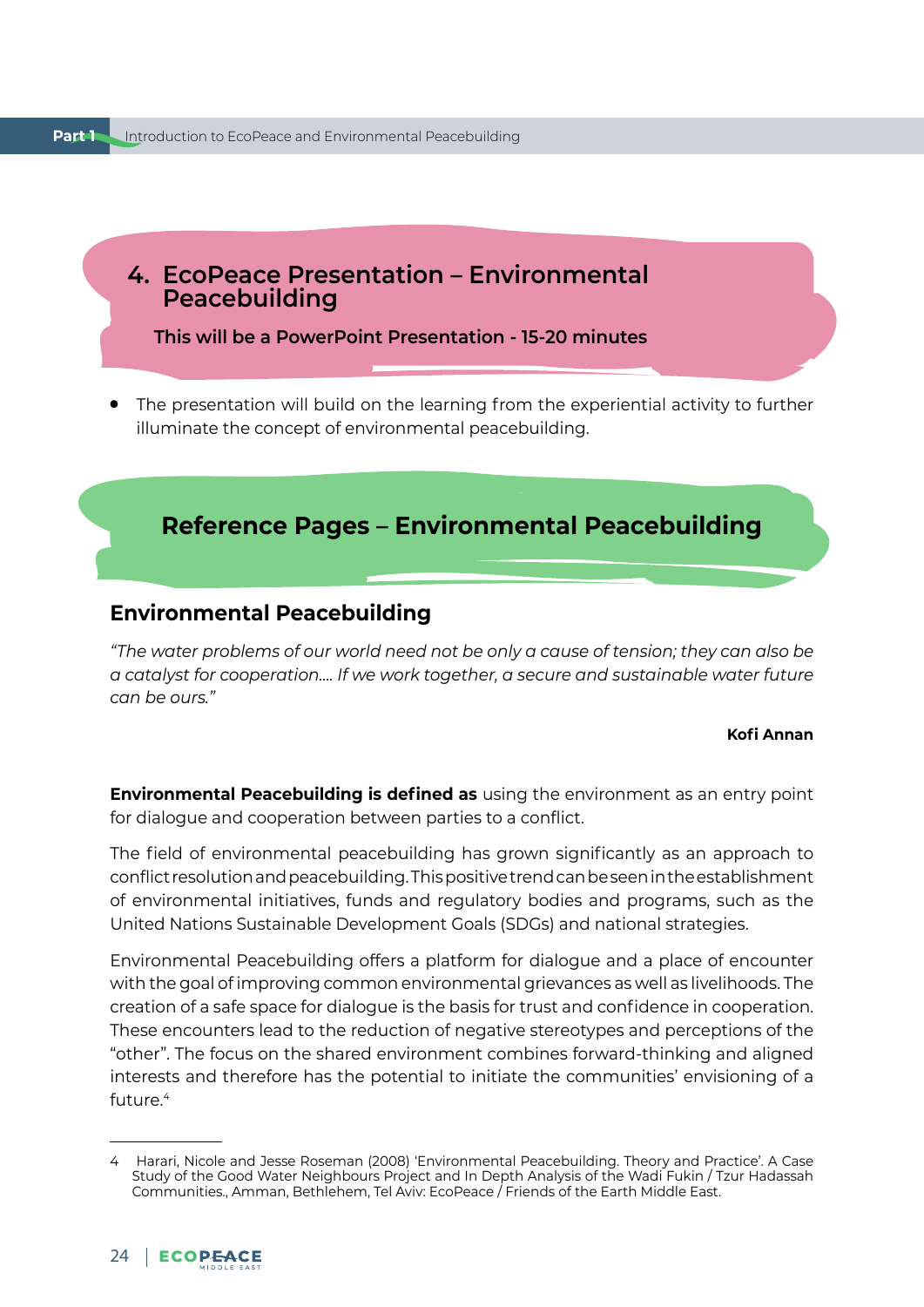## 4. EcoPeace Presentation – Environmental Peacebuilding

**This will be a PowerPoint Presentation - 15-20 minutes**

- The presentation will build on the learning from the experiential activity to further illuminate the concept of environmental peacebuilding.

## Reference Pages – Environmental Peacebuilding

### Environmental Peacebuilding

*"The water problems of our world need not be only a cause of tension; they can also be a catalyst for cooperation…. If we work together, a secure and sustainable water future can be ours."*

**Kofi Annan**

**Environmental Peacebuilding is defined as** using the environment as an entry point for dialogue and cooperation between parties to a conflict.

The field of environmental peacebuilding has grown significantly as an approach to conflict resolution and peacebuilding. This positive trend can be seen in the establishment of environmental initiatives, funds and regulatory bodies and programs, such as the United Nations Sustainable Development Goals (SDGs) and national strategies.

Environmental Peacebuilding offers a platform for dialogue and a place of encounter with the goal of improving common environmental grievances as well as livelihoods. The creation of a safe space for dialogue is the basis for trust and confidence in cooperation. These encounters lead to the reduction of negative stereotypes and perceptions of the "other". The focus on the shared environment combines forward-thinking and aligned interests and therefore has the potential to initiate the communities' envisioning of a future.[4]

---

4 Harari, Nicole and Jesse Roseman (2008) 'Environmental Peacebuilding. Theory and Practice'. A Case Study of the Good Water Neighbours Project and In Depth Analysis of the Wadi Fukin / Tzur Hadassah Communities., Amman, Bethlehem, Tel Aviv: EcoPeace / Friends of the Earth Middle East.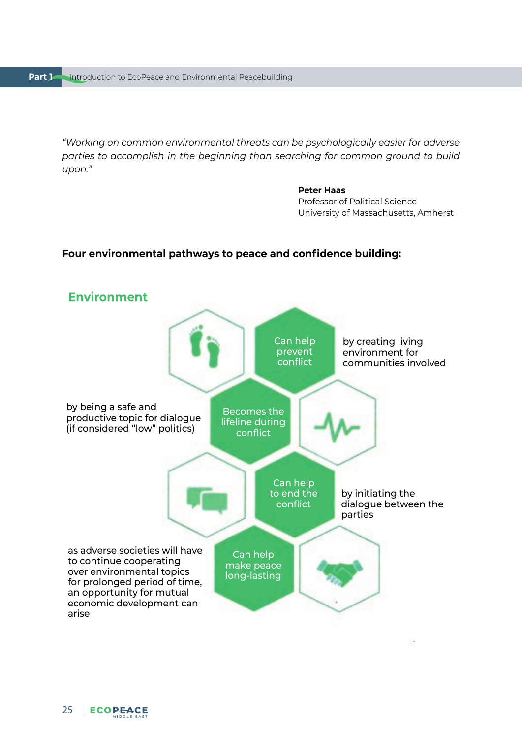*"Working on common environmental threats can be psychologically easier for adverse parties to accomplish in the beginning than searching for common ground to build upon."*

**Peter Haas**
Professor of Political Science
University of Massachusetts, Amherst

**Four environmental pathways to peace and confidence building:**

## Environment

**Can help prevent conflict** — by creating living environment for communities involved

**Becomes the lifeline during conflict** — by being a safe and productive topic for dialogue (if considered "low" politics)

**Can help to end the conflict** — by initiating the dialogue between the parties

**Can help make peace long-lasting** — as adverse societies will have to continue cooperating over environmental topics for prolonged period of time, an opportunity for mutual economic development can arise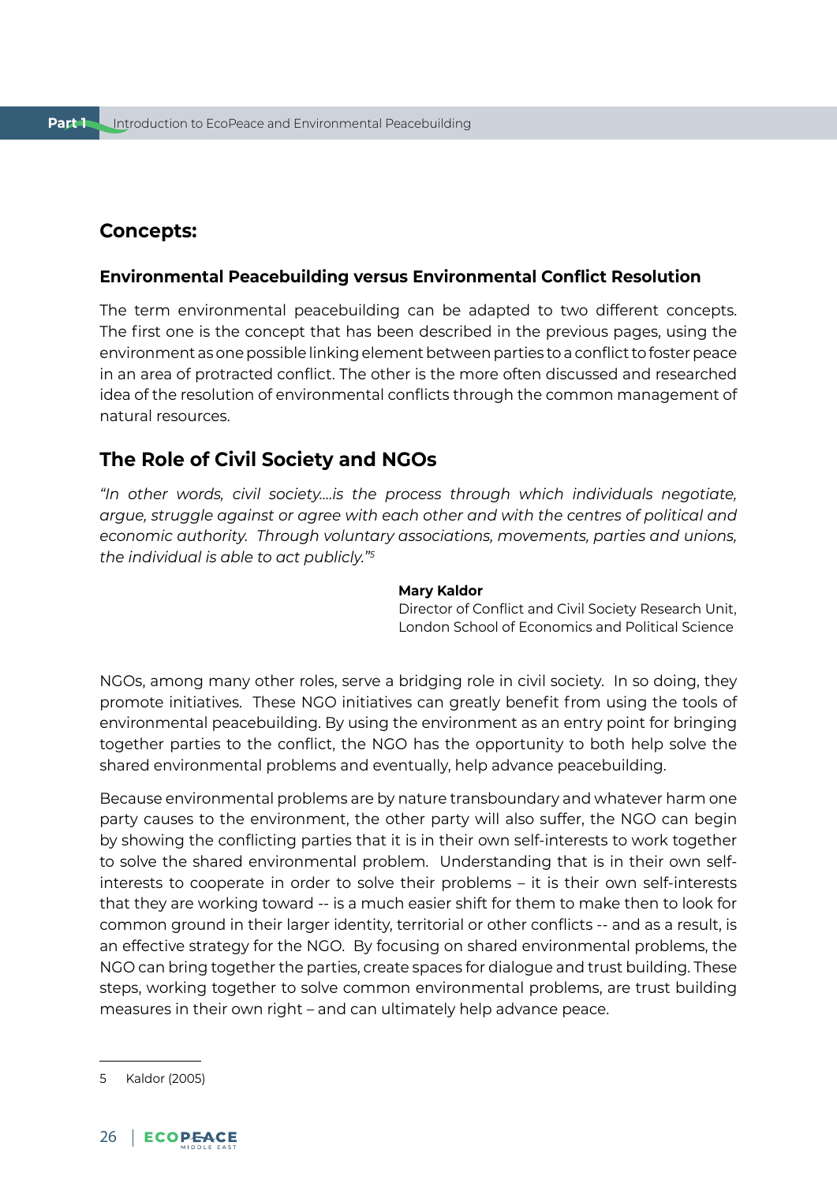## Concepts:

### Environmental Peacebuilding versus Environmental Conflict Resolution

The term environmental peacebuilding can be adapted to two different concepts. The first one is the concept that has been described in the previous pages, using the environment as one possible linking element between parties to a conflict to foster peace in an area of protracted conflict. The other is the more often discussed and researched idea of the resolution of environmental conflicts through the common management of natural resources.

## The Role of Civil Society and NGOs

*"In other words, civil society....is the process through which individuals negotiate, argue, struggle against or agree with each other and with the centres of political and economic authority. Through voluntary associations, movements, parties and unions, the individual is able to act publicly."*[5]

**Mary Kaldor**
Director of Conflict and Civil Society Research Unit, London School of Economics and Political Science

NGOs, among many other roles, serve a bridging role in civil society. In so doing, they promote initiatives. These NGO initiatives can greatly benefit from using the tools of environmental peacebuilding. By using the environment as an entry point for bringing together parties to the conflict, the NGO has the opportunity to both help solve the shared environmental problems and eventually, help advance peacebuilding.

Because environmental problems are by nature transboundary and whatever harm one party causes to the environment, the other party will also suffer, the NGO can begin by showing the conflicting parties that it is in their own self-interests to work together to solve the shared environmental problem. Understanding that is in their own self-interests to cooperate in order to solve their problems – it is their own self-interests that they are working toward -- is a much easier shift for them to make then to look for common ground in their larger identity, territorial or other conflicts -- and as a result, is an effective strategy for the NGO. By focusing on shared environmental problems, the NGO can bring together the parties, create spaces for dialogue and trust building. These steps, working together to solve common environmental problems, are trust building measures in their own right – and can ultimately help advance peace.

---

5 Kaldor (2005)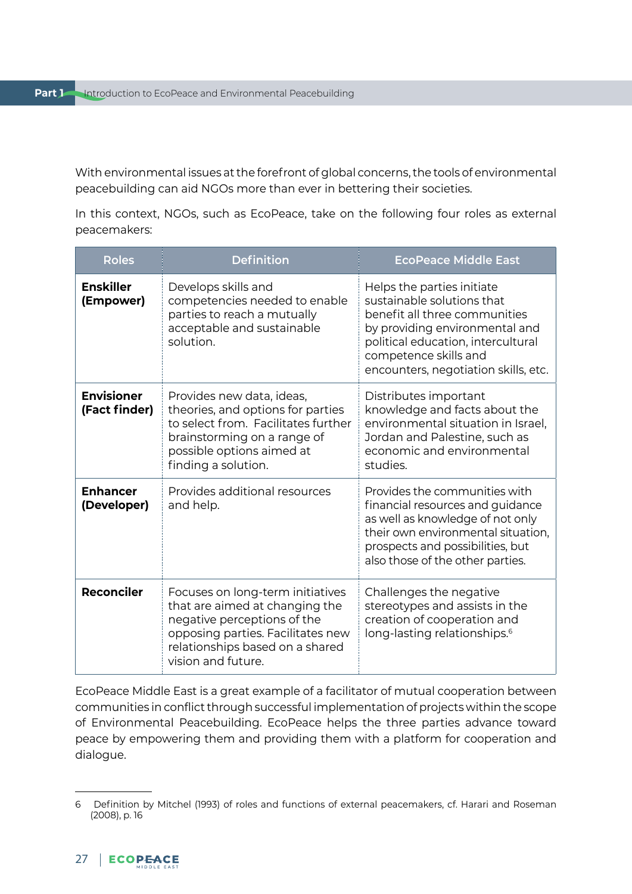With environmental issues at the forefront of global concerns, the tools of environmental peacebuilding can aid NGOs more than ever in bettering their societies.

In this context, NGOs, such as EcoPeace, take on the following four roles as external peacemakers:

| Roles | Definition | EcoPeace Middle East |
|---|---|---|
| **Enskiller (Empower)** | Develops skills and competencies needed to enable parties to reach a mutually acceptable and sustainable solution. | Helps the parties initiate sustainable solutions that benefit all three communities by providing environmental and political education, intercultural competence skills and encounters, negotiation skills, etc. |
| **Envisioner (Fact finder)** | Provides new data, ideas, theories, and options for parties to select from. Facilitates further brainstorming on a range of possible options aimed at finding a solution. | Distributes important knowledge and facts about the environmental situation in Israel, Jordan and Palestine, such as economic and environmental studies. |
| **Enhancer (Developer)** | Provides additional resources and help. | Provides the communities with financial resources and guidance as well as knowledge of not only their own environmental situation, prospects and possibilities, but also those of the other parties. |
| **Reconciler** | Focuses on long-term initiatives that are aimed at changing the negative perceptions of the opposing parties. Facilitates new relationships based on a shared vision and future. | Challenges the negative stereotypes and assists in the creation of cooperation and long-lasting relationships.[6] |

EcoPeace Middle East is a great example of a facilitator of mutual cooperation between communities in conflict through successful implementation of projects within the scope of Environmental Peacebuilding. EcoPeace helps the three parties advance toward peace by empowering them and providing them with a platform for cooperation and dialogue.

---

6 Definition by Mitchel (1993) of roles and functions of external peacemakers, cf. Harari and Roseman (2008), p. 16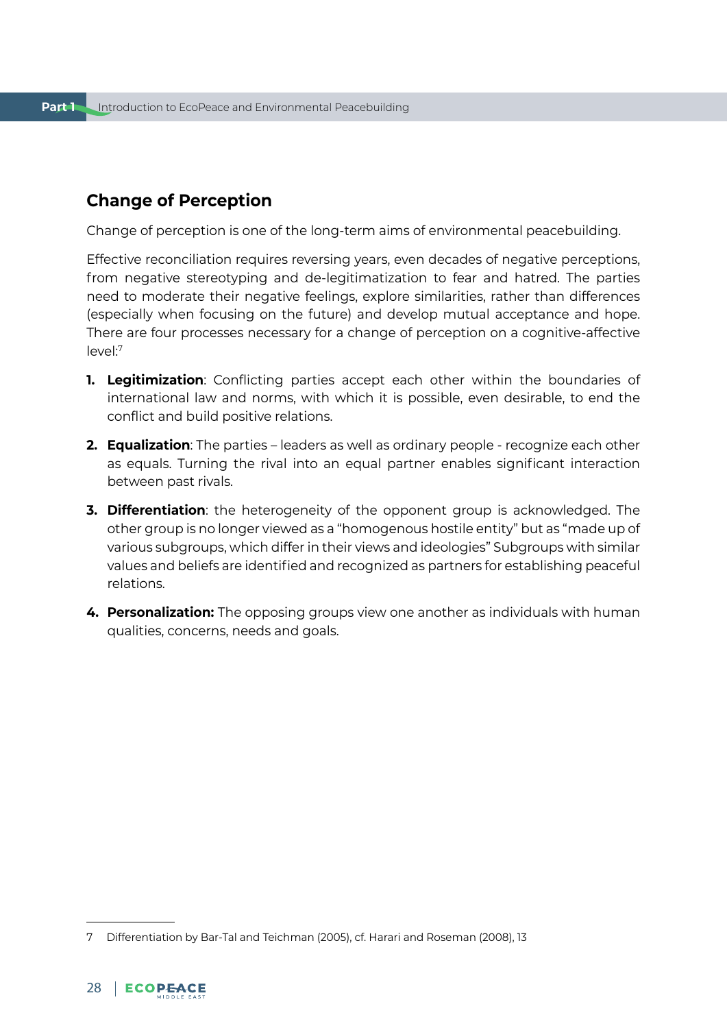## Change of Perception

Change of perception is one of the long-term aims of environmental peacebuilding.

Effective reconciliation requires reversing years, even decades of negative perceptions, from negative stereotyping and de-legitimatization to fear and hatred. The parties need to moderate their negative feelings, explore similarities, rather than differences (especially when focusing on the future) and develop mutual acceptance and hope. There are four processes necessary for a change of perception on a cognitive-affective level:[7]

1. **Legitimization**: Conflicting parties accept each other within the boundaries of international law and norms, with which it is possible, even desirable, to end the conflict and build positive relations.
2. **Equalization**: The parties – leaders as well as ordinary people - recognize each other as equals. Turning the rival into an equal partner enables significant interaction between past rivals.
3. **Differentiation**: the heterogeneity of the opponent group is acknowledged. The other group is no longer viewed as a "homogenous hostile entity" but as "made up of various subgroups, which differ in their views and ideologies" Subgroups with similar values and beliefs are identified and recognized as partners for establishing peaceful relations.
4. **Personalization:** The opposing groups view one another as individuals with human qualities, concerns, needs and goals.

---

7 Differentiation by Bar-Tal and Teichman (2005), cf. Harari and Roseman (2008), 13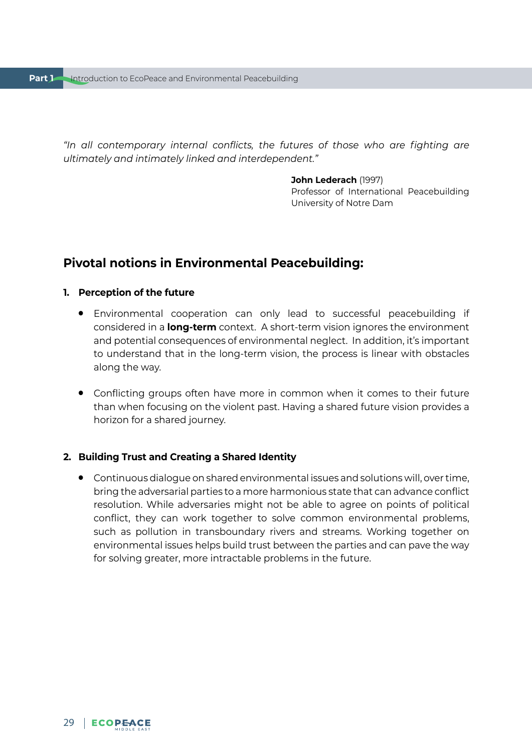*"In all contemporary internal conflicts, the futures of those who are fighting are ultimately and intimately linked and interdependent."*

**John Lederach** (1997)
Professor of International Peacebuilding
University of Notre Dam

## Pivotal notions in Environmental Peacebuilding:

### 1. Perception of the future

- Environmental cooperation can only lead to successful peacebuilding if considered in a **long-term** context. A short-term vision ignores the environment and potential consequences of environmental neglect. In addition, it's important to understand that in the long-term vision, the process is linear with obstacles along the way.

- Conflicting groups often have more in common when it comes to their future than when focusing on the violent past. Having a shared future vision provides a horizon for a shared journey.

### 2. Building Trust and Creating a Shared Identity

- Continuous dialogue on shared environmental issues and solutions will, over time, bring the adversarial parties to a more harmonious state that can advance conflict resolution. While adversaries might not be able to agree on points of political conflict, they can work together to solve common environmental problems, such as pollution in transboundary rivers and streams. Working together on environmental issues helps build trust between the parties and can pave the way for solving greater, more intractable problems in the future.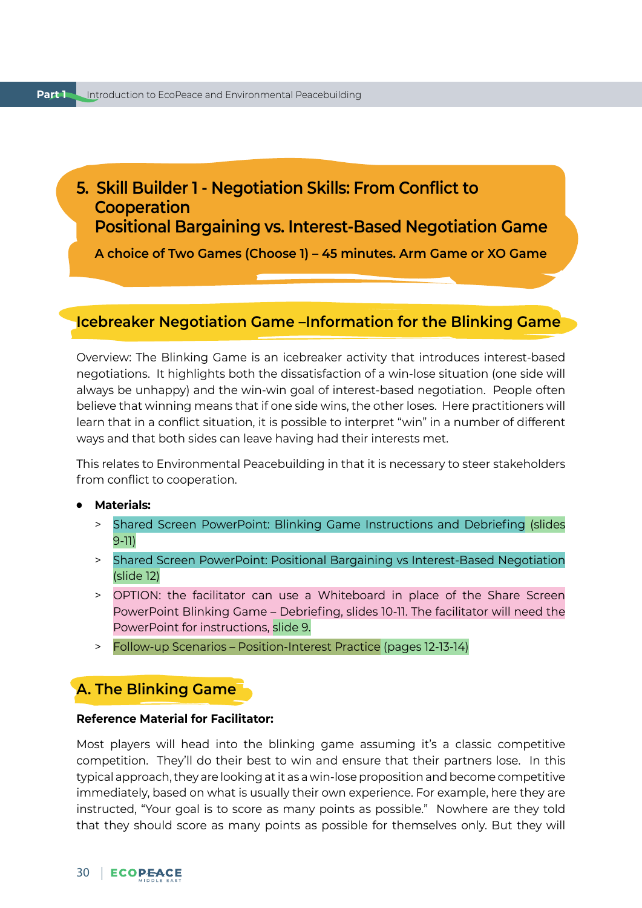## 5. Skill Builder 1 - Negotiation Skills: From Conflict to Cooperation
## Positional Bargaining vs. Interest-Based Negotiation Game

**A choice of Two Games (Choose 1) – 45 minutes. Arm Game or XO Game**

### Icebreaker Negotiation Game –Information for the Blinking Game

Overview: The Blinking Game is an icebreaker activity that introduces interest-based negotiations. It highlights both the dissatisfaction of a win-lose situation (one side will always be unhappy) and the win-win goal of interest-based negotiation. People often believe that winning means that if one side wins, the other loses. Here practitioners will learn that in a conflict situation, it is possible to interpret "win" in a number of different ways and that both sides can leave having had their interests met.

This relates to Environmental Peacebuilding in that it is necessary to steer stakeholders from conflict to cooperation.

- **Materials:**
  - Shared Screen PowerPoint: Blinking Game Instructions and Debriefing (slides 9-11)
  - Shared Screen PowerPoint: Positional Bargaining vs Interest-Based Negotiation (slide 12)
  - OPTION: the facilitator can use a Whiteboard in place of the Share Screen PowerPoint Blinking Game – Debriefing, slides 10-11. The facilitator will need the PowerPoint for instructions, slide 9.
  - Follow-up Scenarios – Position-Interest Practice (pages 12-13-14)

### A. The Blinking Game

**Reference Material for Facilitator:**

Most players will head into the blinking game assuming it's a classic competitive competition. They'll do their best to win and ensure that their partners lose. In this typical approach, they are looking at it as a win-lose proposition and become competitive immediately, based on what is usually their own experience. For example, here they are instructed, "Your goal is to score as many points as possible." Nowhere are they told that they should score as many points as possible for themselves only. But they will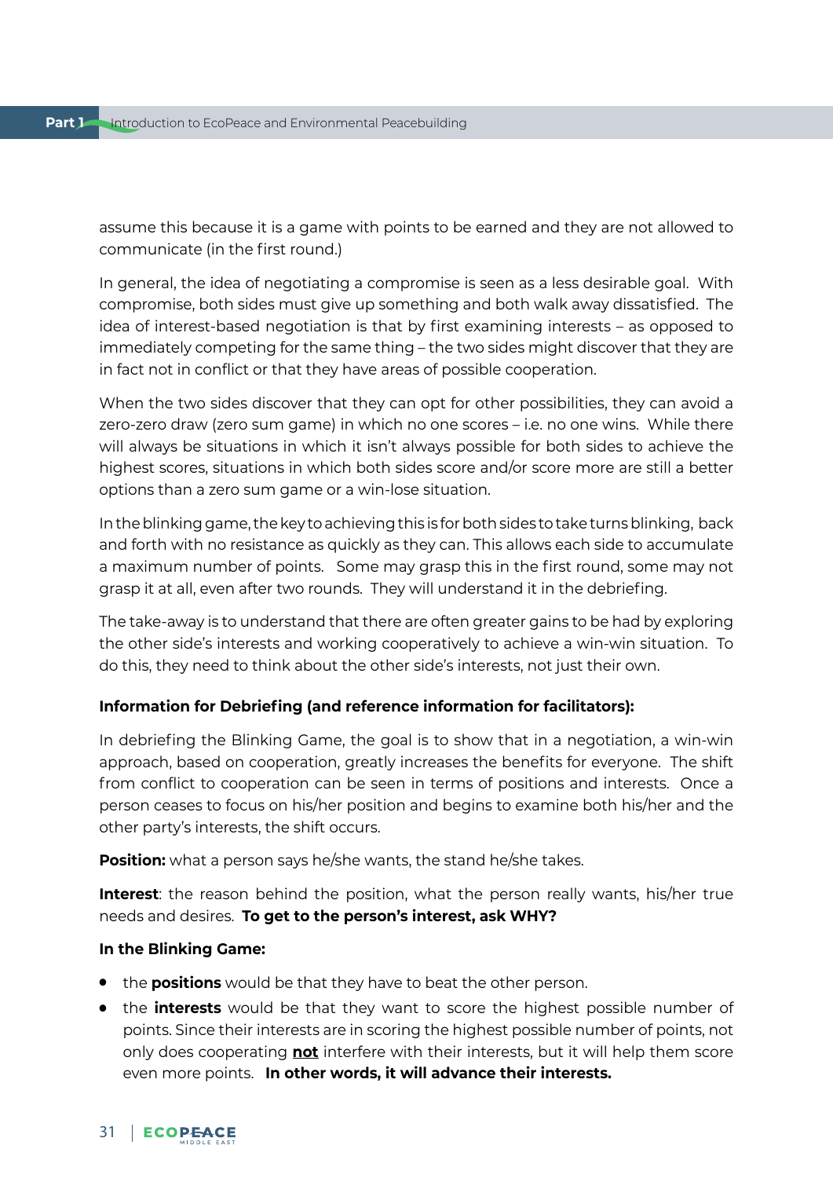assume this because it is a game with points to be earned and they are not allowed to communicate (in the first round.)

In general, the idea of negotiating a compromise is seen as a less desirable goal. With compromise, both sides must give up something and both walk away dissatisfied. The idea of interest-based negotiation is that by first examining interests – as opposed to immediately competing for the same thing – the two sides might discover that they are in fact not in conflict or that they have areas of possible cooperation.

When the two sides discover that they can opt for other possibilities, they can avoid a zero-zero draw (zero sum game) in which no one scores – i.e. no one wins. While there will always be situations in which it isn't always possible for both sides to achieve the highest scores, situations in which both sides score and/or score more are still a better options than a zero sum game or a win-lose situation.

In the blinking game, the key to achieving this is for both sides to take turns blinking, back and forth with no resistance as quickly as they can. This allows each side to accumulate a maximum number of points. Some may grasp this in the first round, some may not grasp it at all, even after two rounds. They will understand it in the debriefing.

The take-away is to understand that there are often greater gains to be had by exploring the other side's interests and working cooperatively to achieve a win-win situation. To do this, they need to think about the other side's interests, not just their own.

**Information for Debriefing (and reference information for facilitators):**

In debriefing the Blinking Game, the goal is to show that in a negotiation, a win-win approach, based on cooperation, greatly increases the benefits for everyone. The shift from conflict to cooperation can be seen in terms of positions and interests. Once a person ceases to focus on his/her position and begins to examine both his/her and the other party's interests, the shift occurs.

**Position:** what a person says he/she wants, the stand he/she takes.

**Interest**: the reason behind the position, what the person really wants, his/her true needs and desires. **To get to the person's interest, ask WHY?**

**In the Blinking Game:**

- the **positions** would be that they have to beat the other person.
- the **interests** would be that they want to score the highest possible number of points. Since their interests are in scoring the highest possible number of points, not only does cooperating **not** interfere with their interests, but it will help them score even more points. **In other words, it will advance their interests.**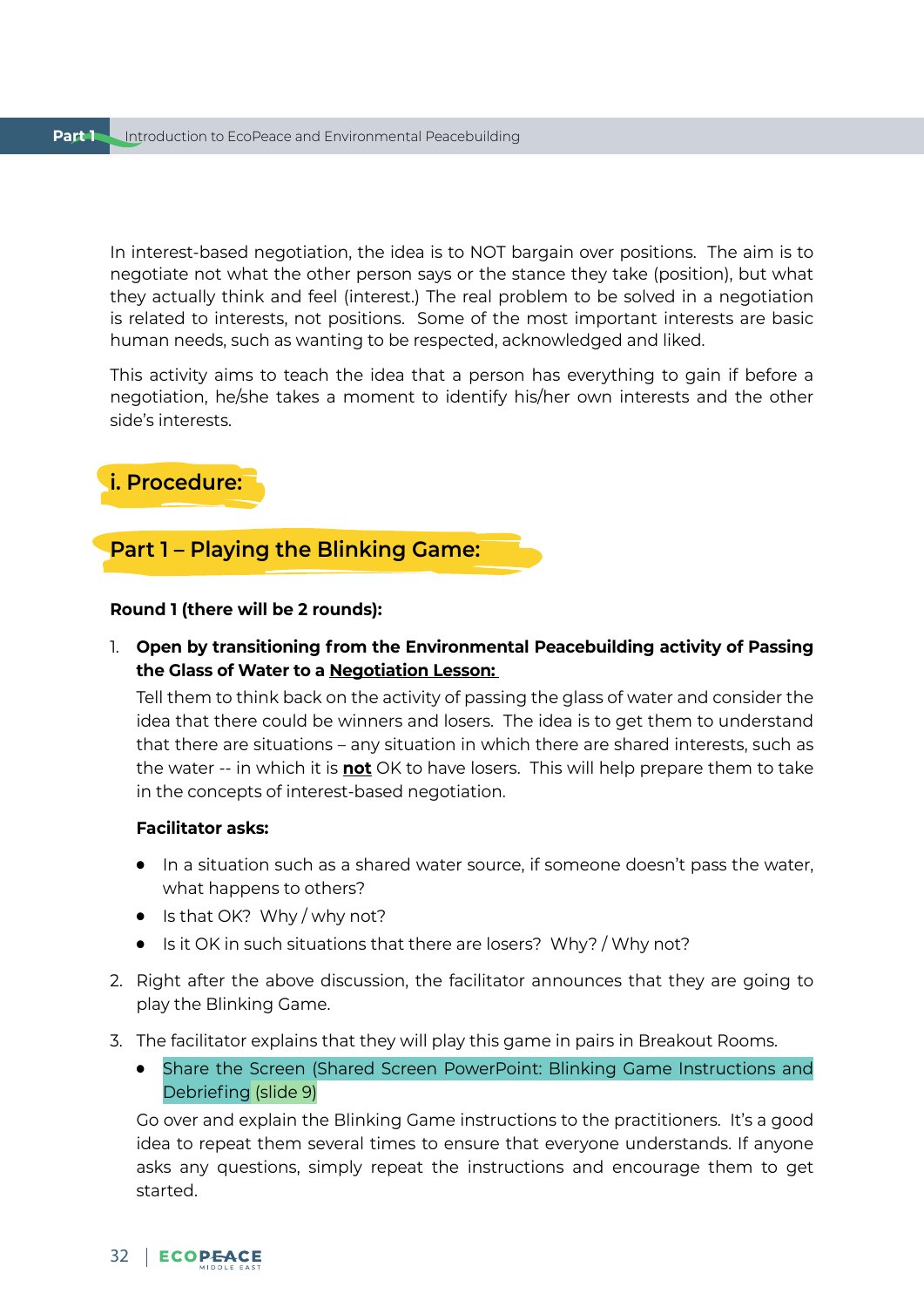In interest-based negotiation, the idea is to NOT bargain over positions. The aim is to negotiate not what the other person says or the stance they take (position), but what they actually think and feel (interest.) The real problem to be solved in a negotiation is related to interests, not positions. Some of the most important interests are basic human needs, such as wanting to be respected, acknowledged and liked.

This activity aims to teach the idea that a person has everything to gain if before a negotiation, he/she takes a moment to identify his/her own interests and the other side's interests.

## i. Procedure:

### Part 1 – Playing the Blinking Game:

**Round 1 (there will be 2 rounds):**

1. **Open by transitioning from the Environmental Peacebuilding activity of Passing the Glass of Water to a Negotiation Lesson:**

   Tell them to think back on the activity of passing the glass of water and consider the idea that there could be winners and losers. The idea is to get them to understand that there are situations – any situation in which there are shared interests, such as the water -- in which it is **not** OK to have losers. This will help prepare them to take in the concepts of interest-based negotiation.

   **Facilitator asks:**

   - In a situation such as a shared water source, if someone doesn't pass the water, what happens to others?
   - Is that OK? Why / why not?
   - Is it OK in such situations that there are losers? Why? / Why not?

2. Right after the above discussion, the facilitator announces that they are going to play the Blinking Game.

3. The facilitator explains that they will play this game in pairs in Breakout Rooms.

   - Share the Screen (Shared Screen PowerPoint: Blinking Game Instructions and Debriefing (slide 9)

   Go over and explain the Blinking Game instructions to the practitioners. It's a good idea to repeat them several times to ensure that everyone understands. If anyone asks any questions, simply repeat the instructions and encourage them to get started.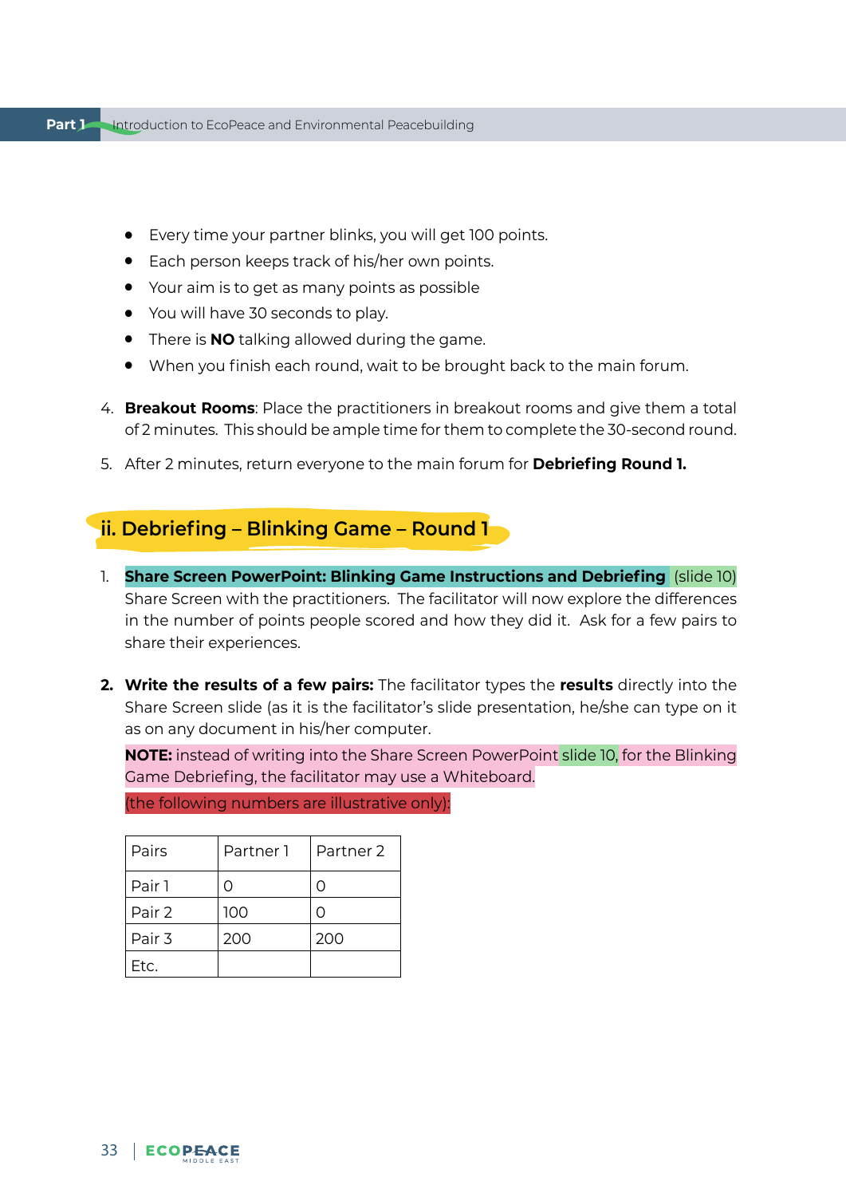- Every time your partner blinks, you will get 100 points.
- Each person keeps track of his/her own points.
- Your aim is to get as many points as possible
- You will have 30 seconds to play.
- There is **NO** talking allowed during the game.
- When you finish each round, wait to be brought back to the main forum.

4. **Breakout Rooms**: Place the practitioners in breakout rooms and give them a total of 2 minutes. This should be ample time for them to complete the 30-second round.
5. After 2 minutes, return everyone to the main forum for **Debriefing Round 1.**

## ii. Debriefing – Blinking Game – Round 1

1. **Share Screen PowerPoint: Blinking Game Instructions and Debriefing** (slide 10) Share Screen with the practitioners. The facilitator will now explore the differences in the number of points people scored and how they did it. Ask for a few pairs to share their experiences.

2. **Write the results of a few pairs:** The facilitator types the **results** directly into the Share Screen slide (as it is the facilitator's slide presentation, he/she can type on it as on any document in his/her computer.

   **NOTE:** instead of writing into the Share Screen PowerPoint slide 10, for the Blinking Game Debriefing, the facilitator may use a Whiteboard.

   (the following numbers are illustrative only):

| Pairs | Partner 1 | Partner 2 |
|---|---|---|
| Pair 1 | 0 | 0 |
| Pair 2 | 100 | 0 |
| Pair 3 | 200 | 200 |
| Etc. | | |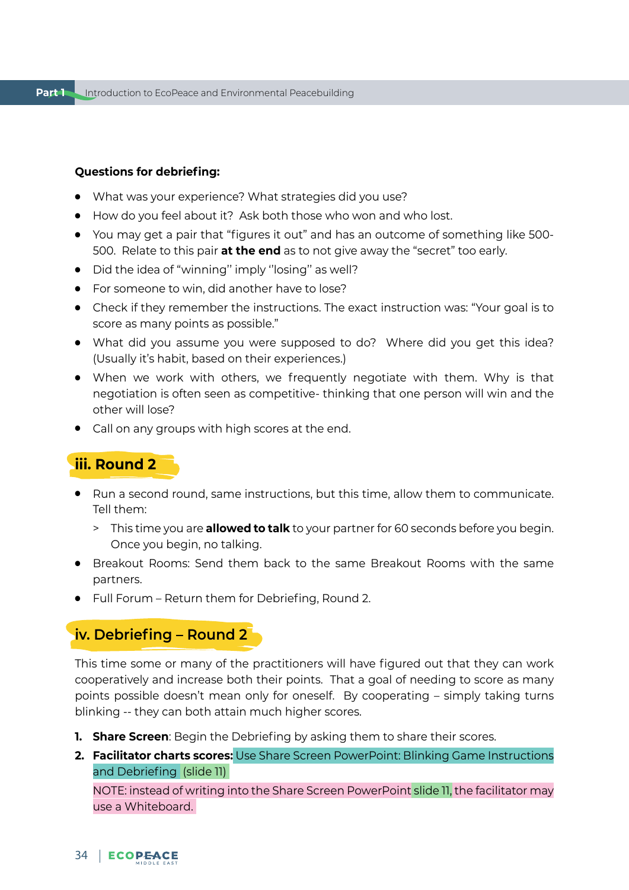**Questions for debriefing:**

- What was your experience? What strategies did you use?
- How do you feel about it? Ask both those who won and who lost.
- You may get a pair that "figures it out" and has an outcome of something like 500-500. Relate to this pair **at the end** as to not give away the "secret" too early.
- Did the idea of "winning" imply ''losing'' as well?
- For someone to win, did another have to lose?
- Check if they remember the instructions. The exact instruction was: "Your goal is to score as many points as possible."
- What did you assume you were supposed to do? Where did you get this idea? (Usually it's habit, based on their experiences.)
- When we work with others, we frequently negotiate with them. Why is that negotiation is often seen as competitive- thinking that one person will win and the other will lose?
- Call on any groups with high scores at the end.

## iii. Round 2

- Run a second round, same instructions, but this time, allow them to communicate. Tell them:
  > This time you are **allowed to talk** to your partner for 60 seconds before you begin. Once you begin, no talking.
- Breakout Rooms: Send them back to the same Breakout Rooms with the same partners.
- Full Forum – Return them for Debriefing, Round 2.

## iv. Debriefing – Round 2

This time some or many of the practitioners will have figured out that they can work cooperatively and increase both their points. That a goal of needing to score as many points possible doesn't mean only for oneself. By cooperating – simply taking turns blinking -- they can both attain much higher scores.

1. **Share Screen**: Begin the Debriefing by asking them to share their scores.
2. **Facilitator charts scores:** Use Share Screen PowerPoint: Blinking Game Instructions and Debriefing (slide 11)

   NOTE: instead of writing into the Share Screen PowerPoint slide 11, the facilitator may use a Whiteboard.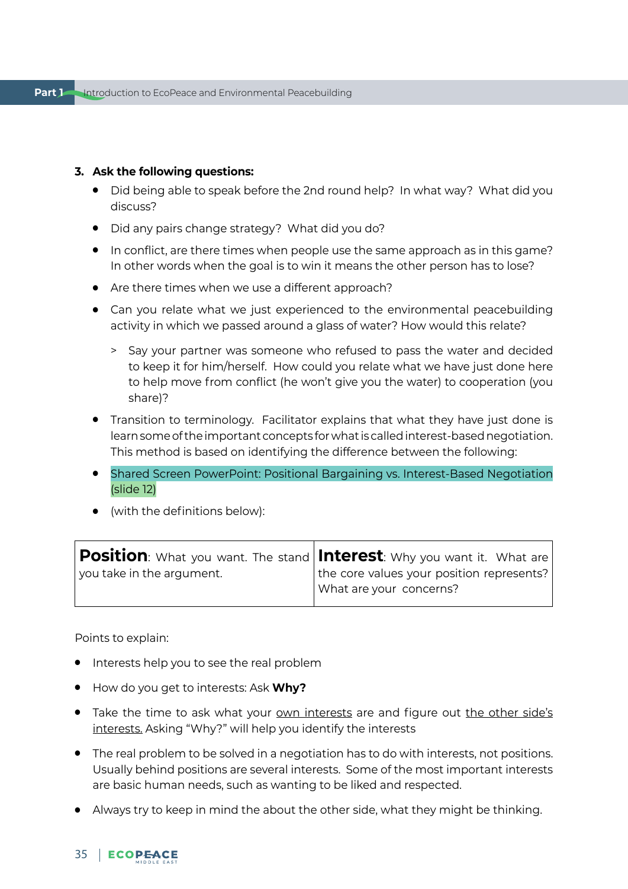3. **Ask the following questions:**
   - Did being able to speak before the 2nd round help? In what way? What did you discuss?
   - Did any pairs change strategy? What did you do?
   - In conflict, are there times when people use the same approach as in this game? In other words when the goal is to win it means the other person has to lose?
   - Are there times when we use a different approach?
   - Can you relate what we just experienced to the environmental peacebuilding activity in which we passed around a glass of water? How would this relate?
     > Say your partner was someone who refused to pass the water and decided to keep it for him/herself. How could you relate what we have just done here to help move from conflict (he won't give you the water) to cooperation (you share)?
   - Transition to terminology. Facilitator explains that what they have just done is learn some of the important concepts for what is called interest-based negotiation. This method is based on identifying the difference between the following:
   - Shared Screen PowerPoint: Positional Bargaining vs. Interest-Based Negotiation (slide 12)
   - (with the definitions below):

| **Position**: What you want. The stand you take in the argument. | **Interest**: Why you want it. What are the core values your position represents? What are your concerns? |
|---|---|

Points to explain:

- Interests help you to see the real problem
- How do you get to interests: Ask **Why?**
- Take the time to ask what your own interests are and figure out the other side's interests. Asking "Why?" will help you identify the interests
- The real problem to be solved in a negotiation has to do with interests, not positions. Usually behind positions are several interests. Some of the most important interests are basic human needs, such as wanting to be liked and respected.
- Always try to keep in mind the about the other side, what they might be thinking.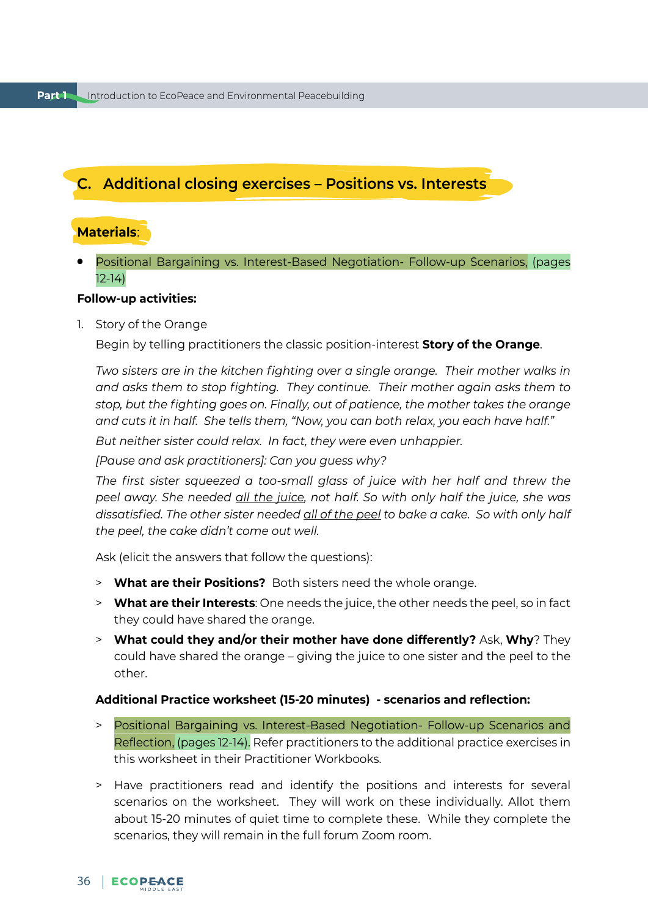## C. Additional closing exercises – Positions vs. Interests

**Materials**:

- Positional Bargaining vs. Interest-Based Negotiation- Follow-up Scenarios, (pages 12-14)

**Follow-up activities:**

1. Story of the Orange

   Begin by telling practitioners the classic position-interest **Story of the Orange**.

   *Two sisters are in the kitchen fighting over a single orange. Their mother walks in and asks them to stop fighting. They continue. Their mother again asks them to stop, but the fighting goes on. Finally, out of patience, the mother takes the orange and cuts it in half. She tells them, "Now, you can both relax, you each have half."*

   *But neither sister could relax. In fact, they were even unhappier.*

   *[Pause and ask practitioners]: Can you guess why?*

   *The first sister squeezed a too-small glass of juice with her half and threw the peel away. She needed <u>all the juice</u>, not half. So with only half the juice, she was dissatisfied. The other sister needed <u>all of the peel</u> to bake a cake. So with only half the peel, the cake didn't come out well.*

   Ask (elicit the answers that follow the questions):

   > **What are their Positions?** Both sisters need the whole orange.

   > **What are their Interests**: One needs the juice, the other needs the peel, so in fact they could have shared the orange.

   > **What could they and/or their mother have done differently?** Ask, **Why**? They could have shared the orange – giving the juice to one sister and the peel to the other.

   **Additional Practice worksheet (15-20 minutes) - scenarios and reflection:**

   > Positional Bargaining vs. Interest-Based Negotiation- Follow-up Scenarios and Reflection, (pages 12-14). Refer practitioners to the additional practice exercises in this worksheet in their Practitioner Workbooks.

   > Have practitioners read and identify the positions and interests for several scenarios on the worksheet. They will work on these individually. Allot them about 15-20 minutes of quiet time to complete these. While they complete the scenarios, they will remain in the full forum Zoom room.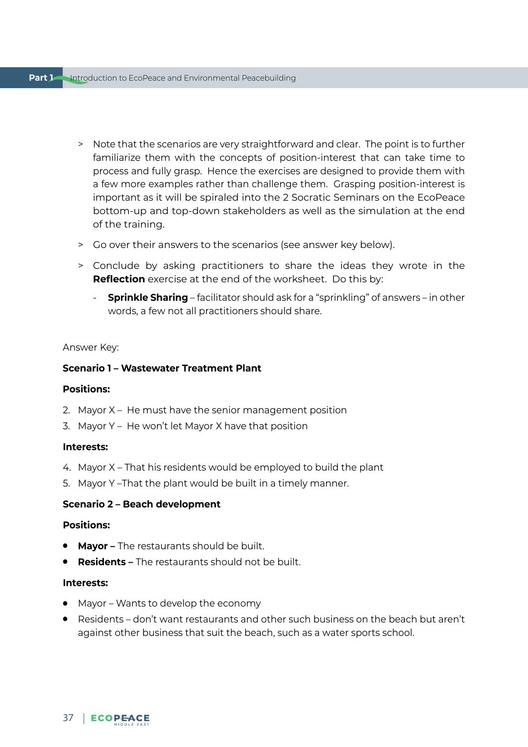- > Note that the scenarios are very straightforward and clear. The point is to further familiarize them with the concepts of position-interest that can take time to process and fully grasp. Hence the exercises are designed to provide them with a few more examples rather than challenge them. Grasping position-interest is important as it will be spiraled into the 2 Socratic Seminars on the EcoPeace bottom-up and top-down stakeholders as well as the simulation at the end of the training.
- > Go over their answers to the scenarios (see answer key below).
- > Conclude by asking practitioners to share the ideas they wrote in the **Reflection** exercise at the end of the worksheet. Do this by:
  - **Sprinkle Sharing** – facilitator should ask for a "sprinkling" of answers – in other words, a few not all practitioners should share.

Answer Key:

**Scenario 1 – Wastewater Treatment Plant**

**Positions:**

2. Mayor X – He must have the senior management position
3. Mayor Y – He won't let Mayor X have that position

**Interests:**

4. Mayor X – That his residents would be employed to build the plant
5. Mayor Y –That the plant would be built in a timely manner.

**Scenario 2 – Beach development**

**Positions:**

- **Mayor –** The restaurants should be built.
- **Residents –** The restaurants should not be built.

**Interests:**

- Mayor – Wants to develop the economy
- Residents – don't want restaurants and other such business on the beach but aren't against other business that suit the beach, such as a water sports school.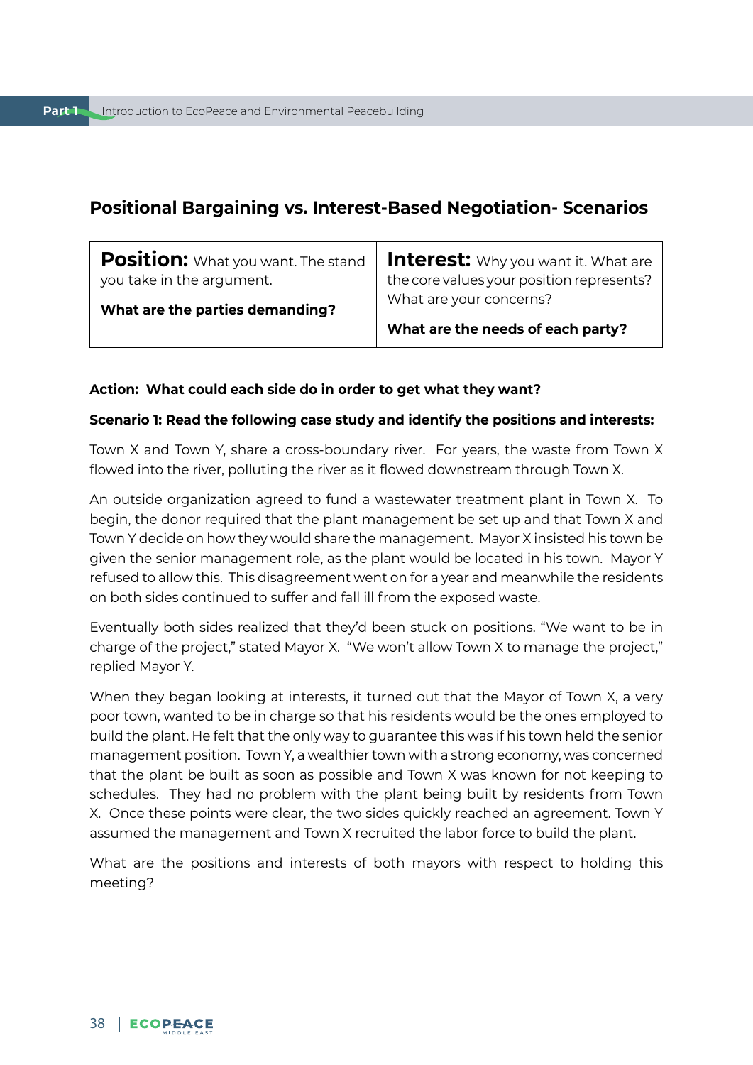## Positional Bargaining vs. Interest-Based Negotiation- Scenarios

| **Position:** What you want. The stand you take in the argument.<br><br>**What are the parties demanding?** | **Interest:** Why you want it. What are the core values your position represents? What are your concerns?<br><br>**What are the needs of each party?** |
|---|---|

**Action: What could each side do in order to get what they want?**

**Scenario 1: Read the following case study and identify the positions and interests:**

Town X and Town Y, share a cross-boundary river. For years, the waste from Town X flowed into the river, polluting the river as it flowed downstream through Town X.

An outside organization agreed to fund a wastewater treatment plant in Town X. To begin, the donor required that the plant management be set up and that Town X and Town Y decide on how they would share the management. Mayor X insisted his town be given the senior management role, as the plant would be located in his town. Mayor Y refused to allow this. This disagreement went on for a year and meanwhile the residents on both sides continued to suffer and fall ill from the exposed waste.

Eventually both sides realized that they'd been stuck on positions. "We want to be in charge of the project," stated Mayor X. "We won't allow Town X to manage the project," replied Mayor Y.

When they began looking at interests, it turned out that the Mayor of Town X, a very poor town, wanted to be in charge so that his residents would be the ones employed to build the plant. He felt that the only way to guarantee this was if his town held the senior management position. Town Y, a wealthier town with a strong economy, was concerned that the plant be built as soon as possible and Town X was known for not keeping to schedules. They had no problem with the plant being built by residents from Town X. Once these points were clear, the two sides quickly reached an agreement. Town Y assumed the management and Town X recruited the labor force to build the plant.

What are the positions and interests of both mayors with respect to holding this meeting?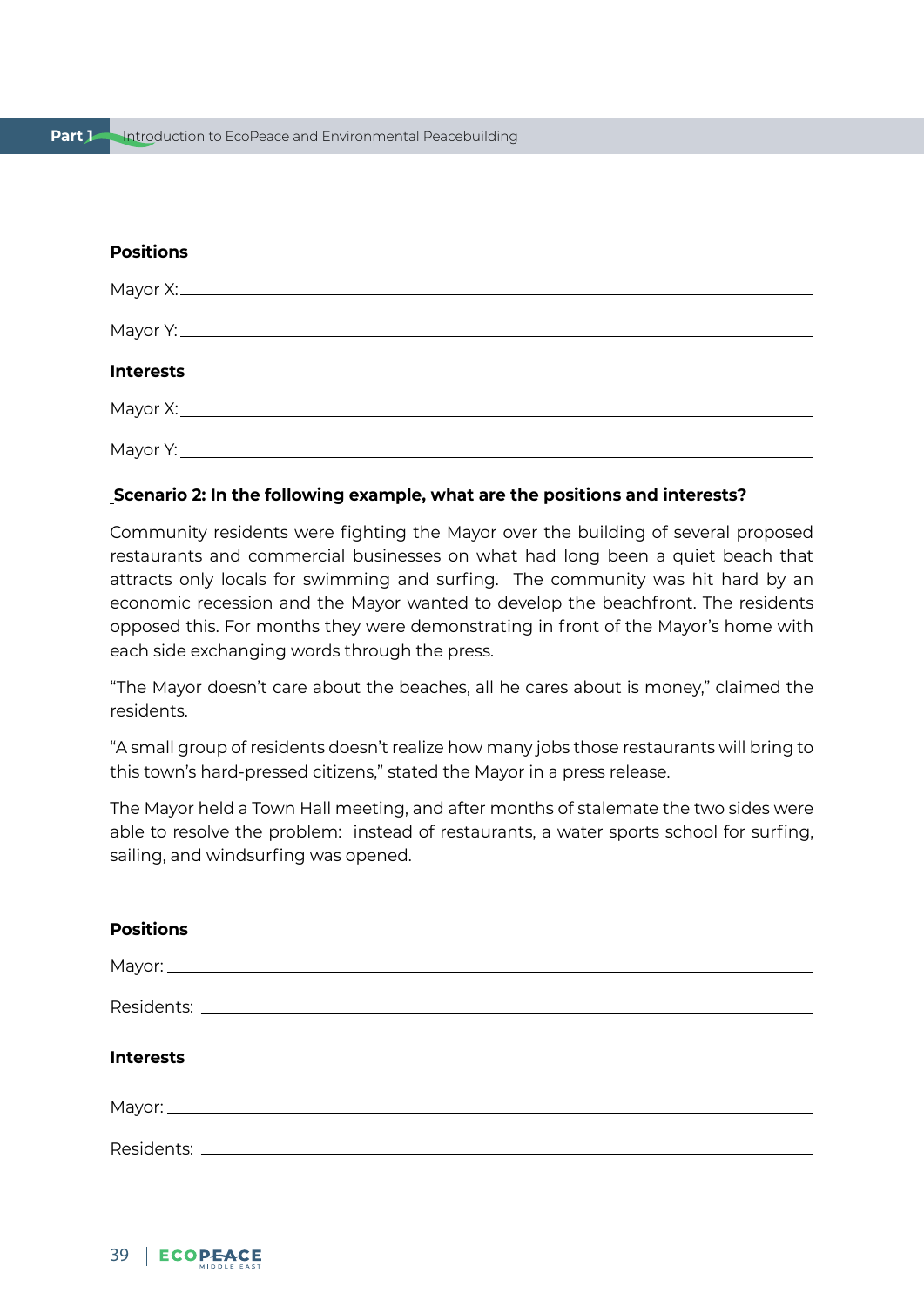**Positions**

Mayor X: ___________________________________________________________

Mayor Y: ___________________________________________________________

**Interests**

Mayor X: ___________________________________________________________

Mayor Y: ___________________________________________________________

**Scenario 2: In the following example, what are the positions and interests?**

Community residents were fighting the Mayor over the building of several proposed restaurants and commercial businesses on what had long been a quiet beach that attracts only locals for swimming and surfing. The community was hit hard by an economic recession and the Mayor wanted to develop the beachfront. The residents opposed this. For months they were demonstrating in front of the Mayor's home with each side exchanging words through the press.

"The Mayor doesn't care about the beaches, all he cares about is money," claimed the residents.

"A small group of residents doesn't realize how many jobs those restaurants will bring to this town's hard-pressed citizens," stated the Mayor in a press release.

The Mayor held a Town Hall meeting, and after months of stalemate the two sides were able to resolve the problem: instead of restaurants, a water sports school for surfing, sailing, and windsurfing was opened.

**Positions**

Mayor: ___________________________________________________________

Residents: ___________________________________________________________

**Interests**

Mayor: ___________________________________________________________

Residents: ___________________________________________________________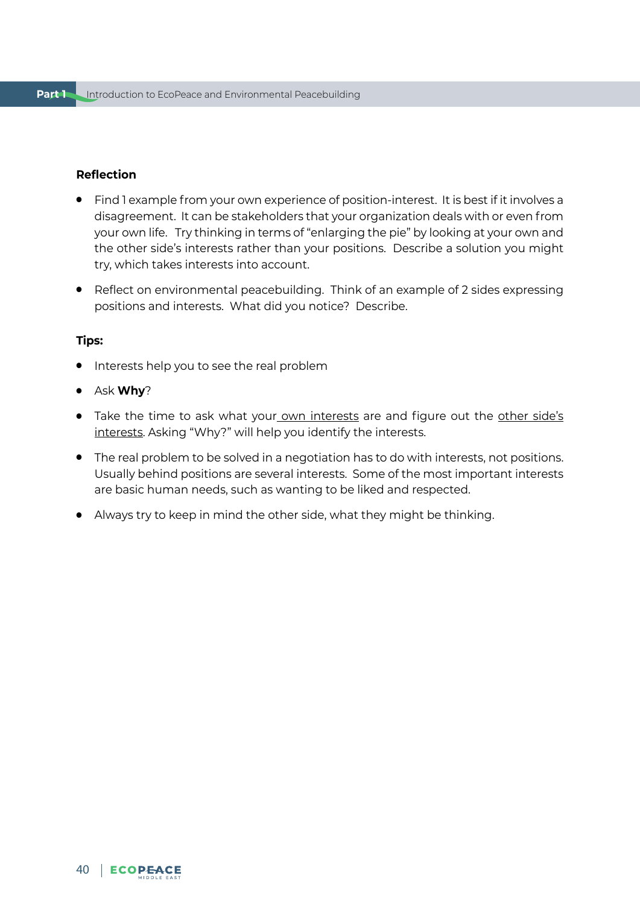**Reflection**

- Find 1 example from your own experience of position-interest. It is best if it involves a disagreement. It can be stakeholders that your organization deals with or even from your own life. Try thinking in terms of "enlarging the pie" by looking at your own and the other side's interests rather than your positions. Describe a solution you might try, which takes interests into account.
- Reflect on environmental peacebuilding. Think of an example of 2 sides expressing positions and interests. What did you notice? Describe.

**Tips:**

- Interests help you to see the real problem
- Ask **Why**?
- Take the time to ask what your own interests are and figure out the other side's interests. Asking "Why?" will help you identify the interests.
- The real problem to be solved in a negotiation has to do with interests, not positions. Usually behind positions are several interests. Some of the most important interests are basic human needs, such as wanting to be liked and respected.
- Always try to keep in mind the other side, what they might be thinking.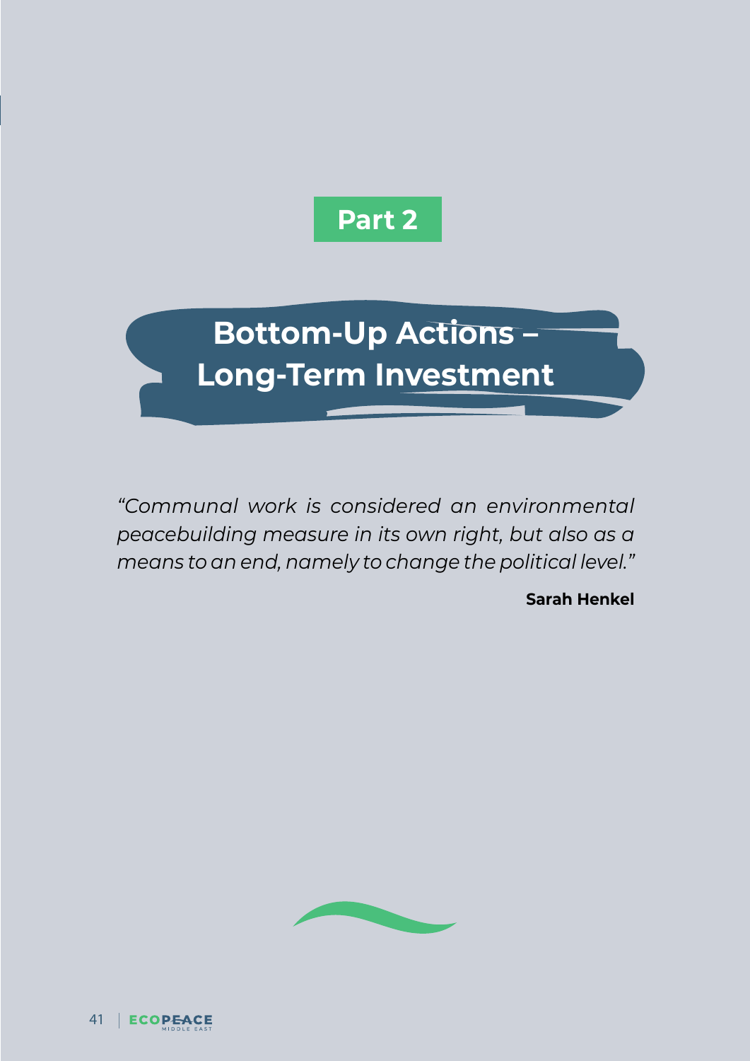# Part 2

# Bottom-Up Actions – Long-Term Investment

*"Communal work is considered an environmental peacebuilding measure in its own right, but also as a means to an end, namely to change the political level."*

**Sarah Henkel**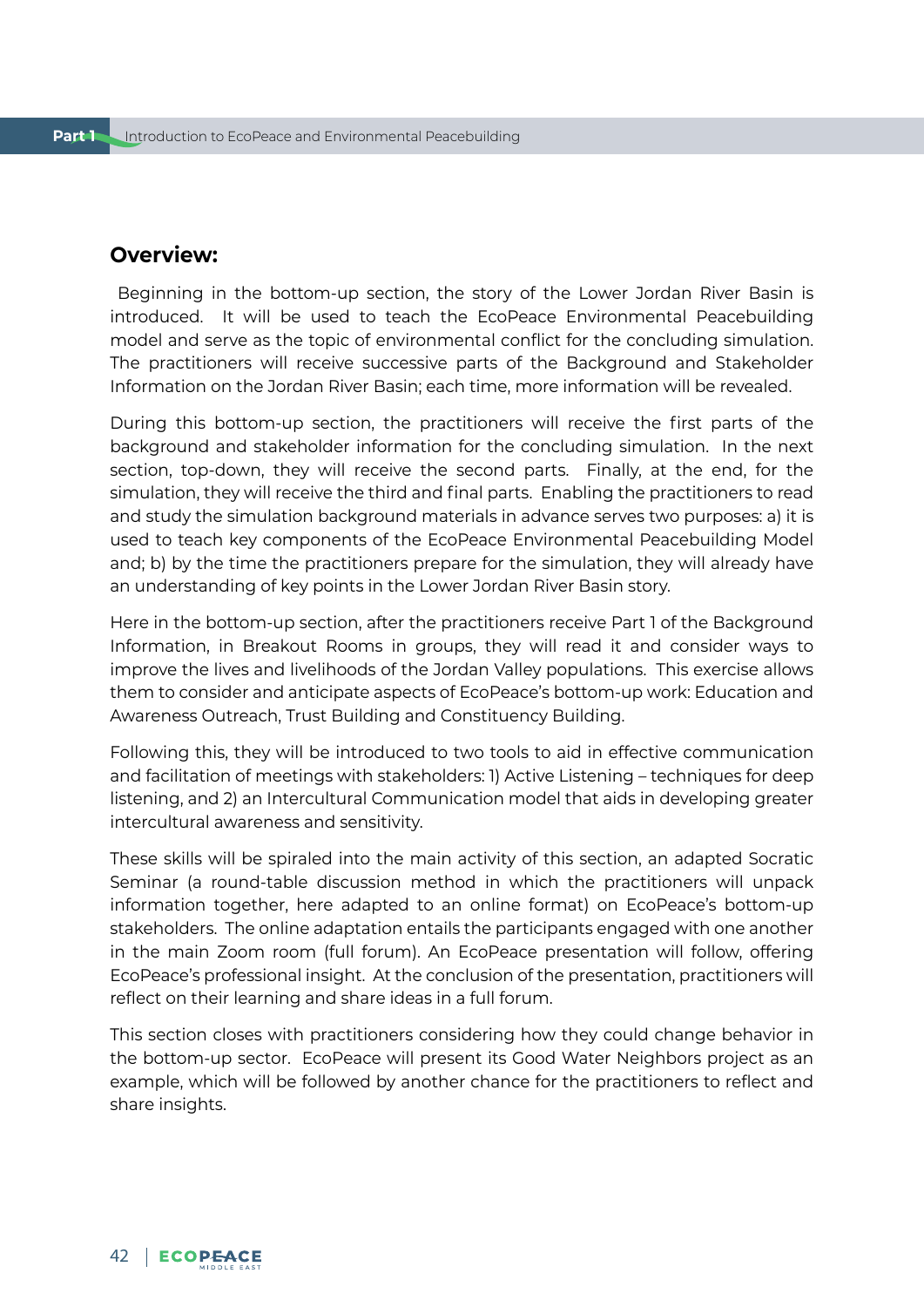## Overview:

Beginning in the bottom-up section, the story of the Lower Jordan River Basin is introduced. It will be used to teach the EcoPeace Environmental Peacebuilding model and serve as the topic of environmental conflict for the concluding simulation. The practitioners will receive successive parts of the Background and Stakeholder Information on the Jordan River Basin; each time, more information will be revealed.

During this bottom-up section, the practitioners will receive the first parts of the background and stakeholder information for the concluding simulation. In the next section, top-down, they will receive the second parts. Finally, at the end, for the simulation, they will receive the third and final parts. Enabling the practitioners to read and study the simulation background materials in advance serves two purposes: a) it is used to teach key components of the EcoPeace Environmental Peacebuilding Model and; b) by the time the practitioners prepare for the simulation, they will already have an understanding of key points in the Lower Jordan River Basin story.

Here in the bottom-up section, after the practitioners receive Part 1 of the Background Information, in Breakout Rooms in groups, they will read it and consider ways to improve the lives and livelihoods of the Jordan Valley populations. This exercise allows them to consider and anticipate aspects of EcoPeace's bottom-up work: Education and Awareness Outreach, Trust Building and Constituency Building.

Following this, they will be introduced to two tools to aid in effective communication and facilitation of meetings with stakeholders: 1) Active Listening – techniques for deep listening, and 2) an Intercultural Communication model that aids in developing greater intercultural awareness and sensitivity.

These skills will be spiraled into the main activity of this section, an adapted Socratic Seminar (a round-table discussion method in which the practitioners will unpack information together, here adapted to an online format) on EcoPeace's bottom-up stakeholders. The online adaptation entails the participants engaged with one another in the main Zoom room (full forum). An EcoPeace presentation will follow, offering EcoPeace's professional insight. At the conclusion of the presentation, practitioners will reflect on their learning and share ideas in a full forum.

This section closes with practitioners considering how they could change behavior in the bottom-up sector. EcoPeace will present its Good Water Neighbors project as an example, which will be followed by another chance for the practitioners to reflect and share insights.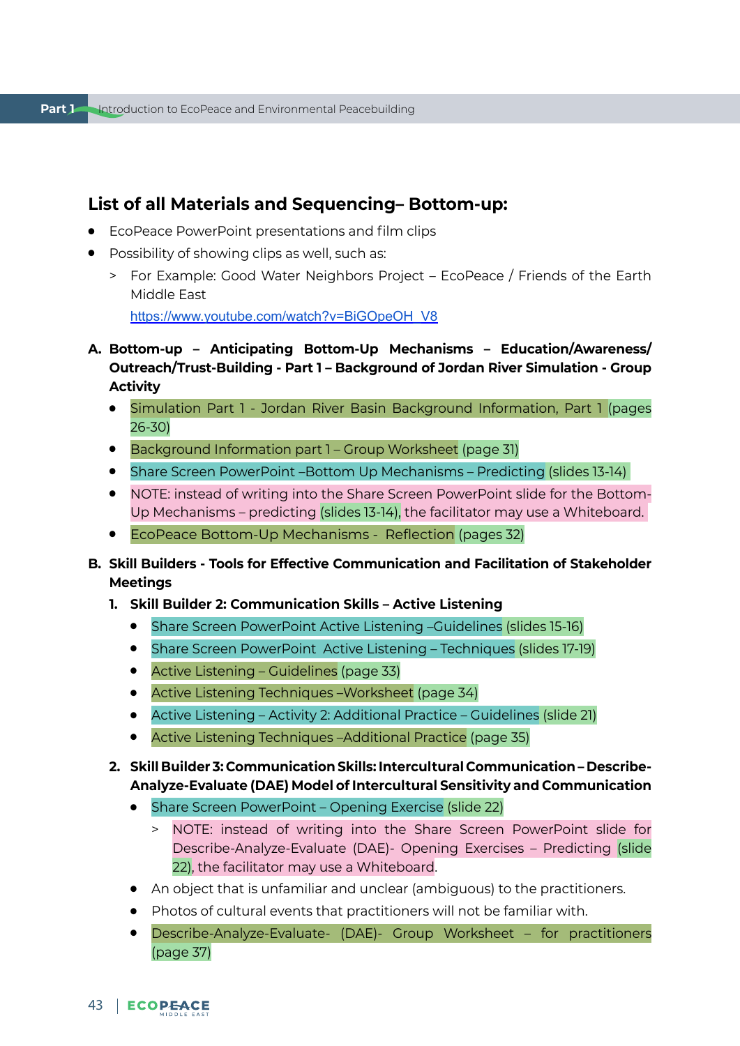## List of all Materials and Sequencing– Bottom-up:

- EcoPeace PowerPoint presentations and film clips
- Possibility of showing clips as well, such as:
  - For Example: Good Water Neighbors Project – EcoPeace / Friends of the Earth Middle East
    https://www.youtube.com/watch?v=BiGOpeOH_V8

**A. Bottom-up – Anticipating Bottom-Up Mechanisms – Education/Awareness/ Outreach/Trust-Building - Part 1 – Background of Jordan River Simulation - Group Activity**

- Simulation Part 1 - Jordan River Basin Background Information, Part 1 (pages 26-30)
- Background Information part 1 – Group Worksheet (page 31)
- Share Screen PowerPoint –Bottom Up Mechanisms – Predicting (slides 13-14)
- NOTE: instead of writing into the Share Screen PowerPoint slide for the Bottom-Up Mechanisms – predicting (slides 13-14), the facilitator may use a Whiteboard.
- EcoPeace Bottom-Up Mechanisms - Reflection (pages 32)

**B. Skill Builders - Tools for Effective Communication and Facilitation of Stakeholder Meetings**

1. **Skill Builder 2: Communication Skills – Active Listening**
   - Share Screen PowerPoint Active Listening –Guidelines (slides 15-16)
   - Share Screen PowerPoint Active Listening – Techniques (slides 17-19)
   - Active Listening – Guidelines (page 33)
   - Active Listening Techniques –Worksheet (page 34)
   - Active Listening – Activity 2: Additional Practice – Guidelines (slide 21)
   - Active Listening Techniques –Additional Practice (page 35)

2. **Skill Builder 3: Communication Skills: Intercultural Communication – Describe-Analyze-Evaluate (DAE) Model of Intercultural Sensitivity and Communication**
   - Share Screen PowerPoint – Opening Exercise (slide 22)
     - NOTE: instead of writing into the Share Screen PowerPoint slide for Describe-Analyze-Evaluate (DAE)- Opening Exercises – Predicting (slide 22), the facilitator may use a Whiteboard.
   - An object that is unfamiliar and unclear (ambiguous) to the practitioners.
   - Photos of cultural events that practitioners will not be familiar with.
   - Describe-Analyze-Evaluate- (DAE)- Group Worksheet – for practitioners (page 37)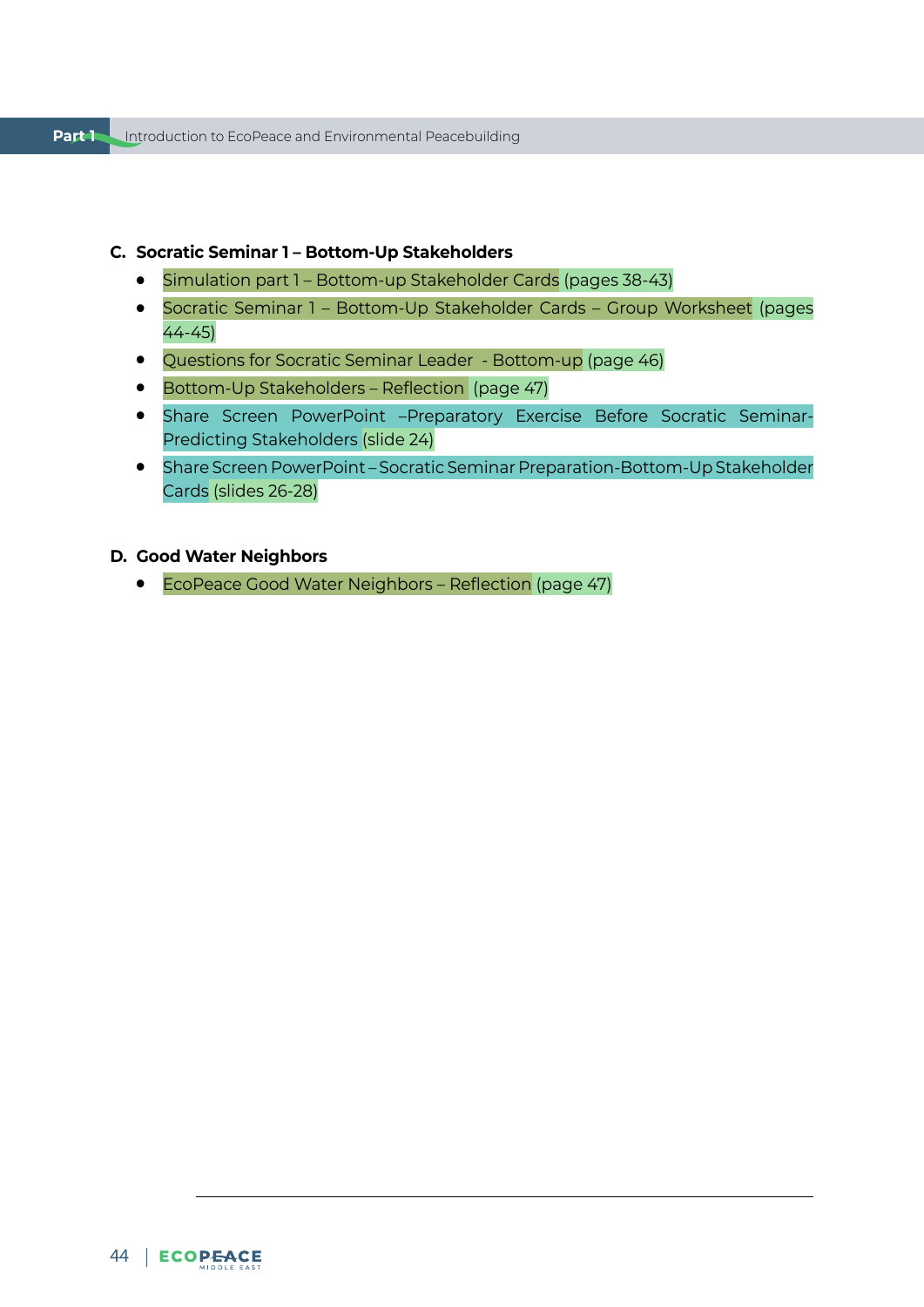**C. Socratic Seminar 1 – Bottom-Up Stakeholders**

- Simulation part 1 – Bottom-up Stakeholder Cards (pages 38-43)
- Socratic Seminar 1 – Bottom-Up Stakeholder Cards – Group Worksheet (pages 44-45)
- Questions for Socratic Seminar Leader - Bottom-up (page 46)
- Bottom-Up Stakeholders – Reflection (page 47)
- Share Screen PowerPoint –Preparatory Exercise Before Socratic Seminar-Predicting Stakeholders (slide 24)
- Share Screen PowerPoint – Socratic Seminar Preparation-Bottom-Up Stakeholder Cards (slides 26-28)

**D. Good Water Neighbors**

- EcoPeace Good Water Neighbors – Reflection (page 47)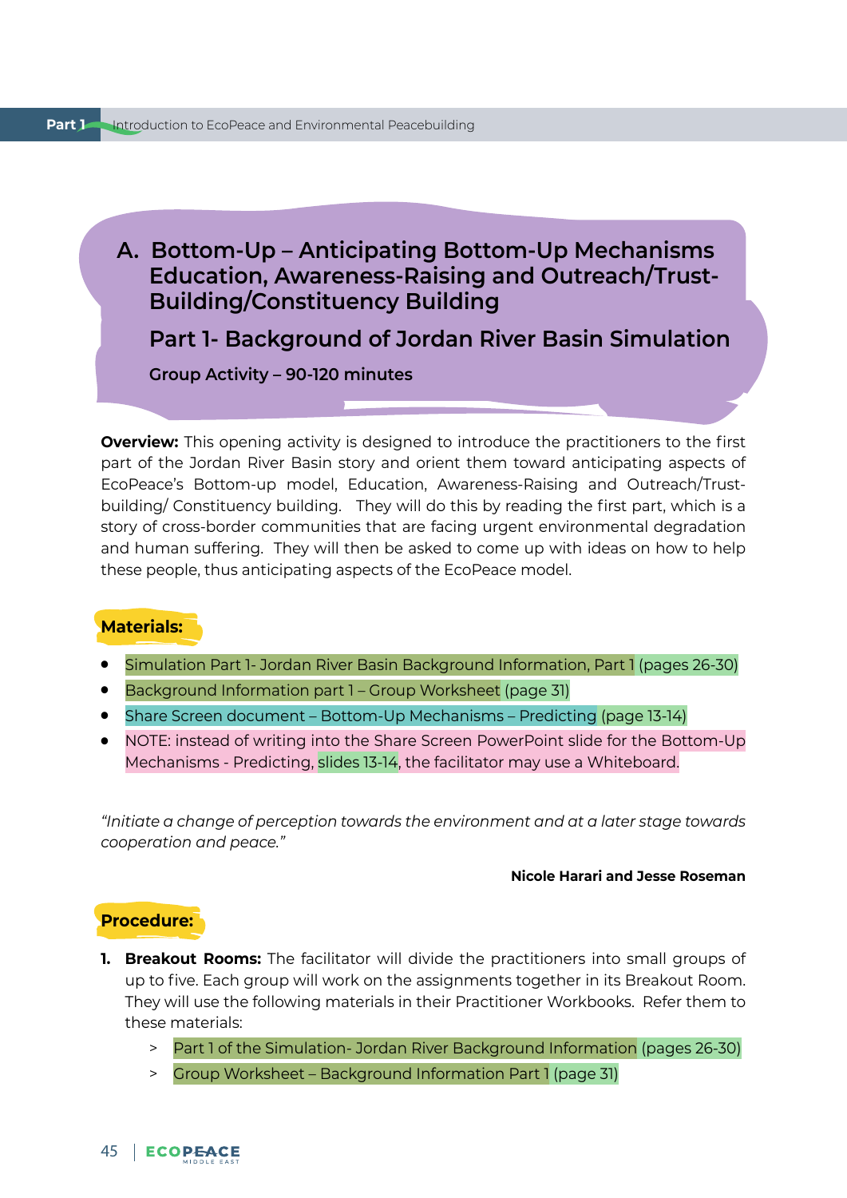## A. Bottom-Up – Anticipating Bottom-Up Mechanisms Education, Awareness-Raising and Outreach/Trust-Building/Constituency Building

### Part 1- Background of Jordan River Basin Simulation

**Group Activity – 90-120 minutes**

**Overview:** This opening activity is designed to introduce the practitioners to the first part of the Jordan River Basin story and orient them toward anticipating aspects of EcoPeace's Bottom-up model, Education, Awareness-Raising and Outreach/Trust-building/ Constituency building. They will do this by reading the first part, which is a story of cross-border communities that are facing urgent environmental degradation and human suffering. They will then be asked to come up with ideas on how to help these people, thus anticipating aspects of the EcoPeace model.

**Materials:**

- Simulation Part 1- Jordan River Basin Background Information, Part 1 (pages 26-30)
- Background Information part 1 – Group Worksheet (page 31)
- Share Screen document – Bottom-Up Mechanisms – Predicting (page 13-14)
- NOTE: instead of writing into the Share Screen PowerPoint slide for the Bottom-Up Mechanisms - Predicting, slides 13-14, the facilitator may use a Whiteboard.

*"Initiate a change of perception towards the environment and at a later stage towards cooperation and peace."*

**Nicole Harari and Jesse Roseman**

**Procedure:**

1. **Breakout Rooms:** The facilitator will divide the practitioners into small groups of up to five. Each group will work on the assignments together in its Breakout Room. They will use the following materials in their Practitioner Workbooks. Refer them to these materials:
   > Part 1 of the Simulation- Jordan River Background Information (pages 26-30)
   > Group Worksheet – Background Information Part 1 (page 31)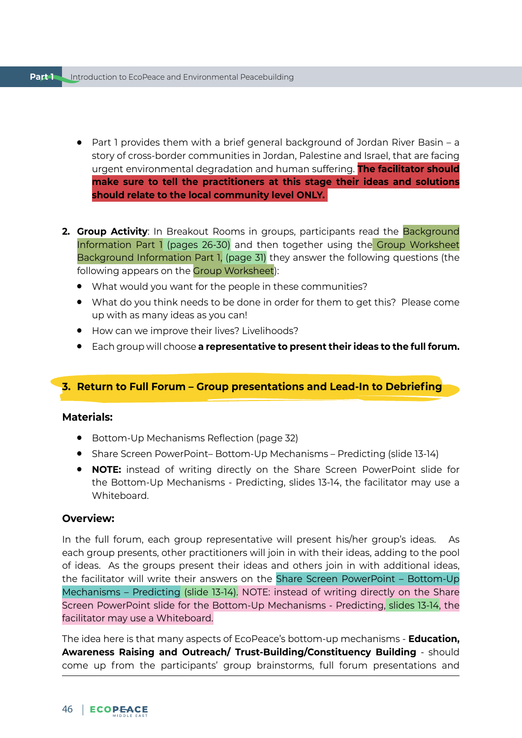- Part 1 provides them with a brief general background of Jordan River Basin – a story of cross-border communities in Jordan, Palestine and Israel, that are facing urgent environmental degradation and human suffering. **The facilitator should make sure to tell the practitioners at this stage their ideas and solutions should relate to the local community level ONLY.**

2. **Group Activity**: In Breakout Rooms in groups, participants read the Background Information Part 1 (pages 26-30) and then together using the Group Worksheet Background Information Part 1, (page 31) they answer the following questions (the following appears on the Group Worksheet):
   - What would you want for the people in these communities?
   - What do you think needs to be done in order for them to get this? Please come up with as many ideas as you can!
   - How can we improve their lives? Livelihoods?
   - Each group will choose **a representative to present their ideas to the full forum.**

### 3. Return to Full Forum – Group presentations and Lead-In to Debriefing

**Materials:**

- Bottom-Up Mechanisms Reflection (page 32)
- Share Screen PowerPoint– Bottom-Up Mechanisms – Predicting (slide 13-14)
- **NOTE:** instead of writing directly on the Share Screen PowerPoint slide for the Bottom-Up Mechanisms - Predicting, slides 13-14, the facilitator may use a Whiteboard.

**Overview:**

In the full forum, each group representative will present his/her group's ideas. As each group presents, other practitioners will join in with their ideas, adding to the pool of ideas. As the groups present their ideas and others join in with additional ideas, the facilitator will write their answers on the Share Screen PowerPoint – Bottom-Up Mechanisms – Predicting (slide 13-14). NOTE: instead of writing directly on the Share Screen PowerPoint slide for the Bottom-Up Mechanisms - Predicting, slides 13-14, the facilitator may use a Whiteboard.

The idea here is that many aspects of EcoPeace's bottom-up mechanisms - **Education, Awareness Raising and Outreach/ Trust-Building/Constituency Building** - should come up from the participants' group brainstorms, full forum presentations and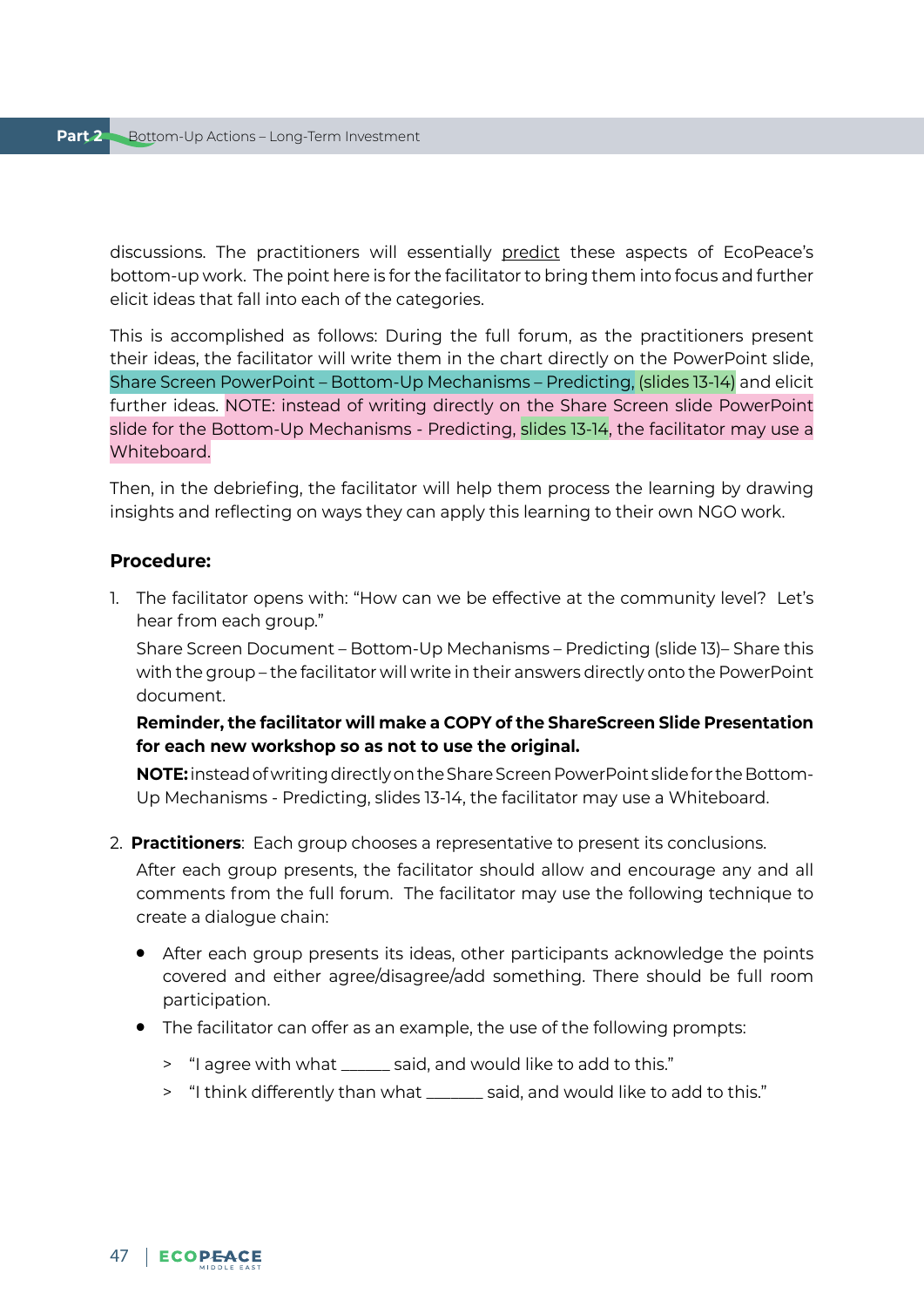discussions. The practitioners will essentially predict these aspects of EcoPeace's bottom-up work. The point here is for the facilitator to bring them into focus and further elicit ideas that fall into each of the categories.

This is accomplished as follows: During the full forum, as the practitioners present their ideas, the facilitator will write them in the chart directly on the PowerPoint slide, Share Screen PowerPoint – Bottom-Up Mechanisms – Predicting, (slides 13-14) and elicit further ideas. NOTE: instead of writing directly on the Share Screen slide PowerPoint slide for the Bottom-Up Mechanisms - Predicting, slides 13-14, the facilitator may use a Whiteboard.

Then, in the debriefing, the facilitator will help them process the learning by drawing insights and reflecting on ways they can apply this learning to their own NGO work.

**Procedure:**

1. The facilitator opens with: "How can we be effective at the community level? Let's hear from each group."

   Share Screen Document – Bottom-Up Mechanisms – Predicting (slide 13)– Share this with the group – the facilitator will write in their answers directly onto the PowerPoint document.

   **Reminder, the facilitator will make a COPY of the ShareScreen Slide Presentation for each new workshop so as not to use the original.**

   **NOTE:** instead of writing directly on the Share Screen PowerPoint slide for the Bottom-Up Mechanisms - Predicting, slides 13-14, the facilitator may use a Whiteboard.

2. **Practitioners**: Each group chooses a representative to present its conclusions.

   After each group presents, the facilitator should allow and encourage any and all comments from the full forum. The facilitator may use the following technique to create a dialogue chain:

   - After each group presents its ideas, other participants acknowledge the points covered and either agree/disagree/add something. There should be full room participation.
   - The facilitator can offer as an example, the use of the following prompts:
     > "I agree with what ______ said, and would like to add to this."
     > "I think differently than what _______ said, and would like to add to this."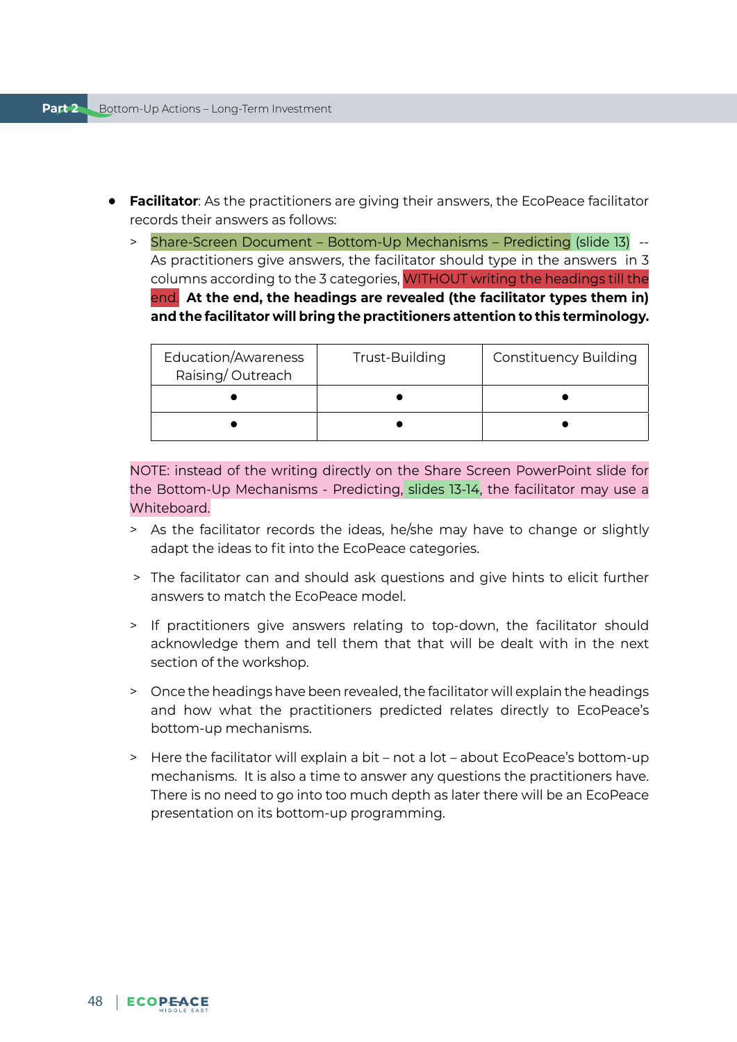- **Facilitator**: As the practitioners are giving their answers, the EcoPeace facilitator records their answers as follows:

  > Share-Screen Document – Bottom-Up Mechanisms – Predicting (slide 13) -- As practitioners give answers, the facilitator should type in the answers in 3 columns according to the 3 categories, WITHOUT writing the headings till the end. **At the end, the headings are revealed (the facilitator types them in) and the facilitator will bring the practitioners attention to this terminology.**

| Education/Awareness Raising/ Outreach | Trust-Building | Constituency Building |
|---|---|---|
| • | • | • |
| • | • | • |

NOTE: instead of the writing directly on the Share Screen PowerPoint slide for the Bottom-Up Mechanisms - Predicting, slides 13-14, the facilitator may use a Whiteboard.

> As the facilitator records the ideas, he/she may have to change or slightly adapt the ideas to fit into the EcoPeace categories.

> The facilitator can and should ask questions and give hints to elicit further answers to match the EcoPeace model.

> If practitioners give answers relating to top-down, the facilitator should acknowledge them and tell them that that will be dealt with in the next section of the workshop.

> Once the headings have been revealed, the facilitator will explain the headings and how what the practitioners predicted relates directly to EcoPeace's bottom-up mechanisms.

> Here the facilitator will explain a bit – not a lot – about EcoPeace's bottom-up mechanisms. It is also a time to answer any questions the practitioners have. There is no need to go into too much depth as later there will be an EcoPeace presentation on its bottom-up programming.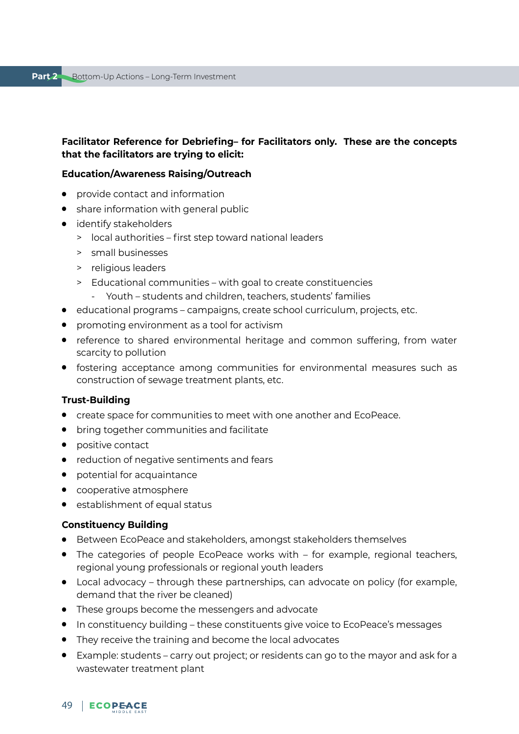**Facilitator Reference for Debriefing– for Facilitators only. These are the concepts that the facilitators are trying to elicit:**

**Education/Awareness Raising/Outreach**

- provide contact and information
- share information with general public
- identify stakeholders
  - local authorities – first step toward national leaders
  - small businesses
  - religious leaders
  - Educational communities – with goal to create constituencies
    - Youth – students and children, teachers, students' families
- educational programs – campaigns, create school curriculum, projects, etc.
- promoting environment as a tool for activism
- reference to shared environmental heritage and common suffering, from water scarcity to pollution
- fostering acceptance among communities for environmental measures such as construction of sewage treatment plants, etc.

**Trust-Building**

- create space for communities to meet with one another and EcoPeace.
- bring together communities and facilitate
- positive contact
- reduction of negative sentiments and fears
- potential for acquaintance
- cooperative atmosphere
- establishment of equal status

**Constituency Building**

- Between EcoPeace and stakeholders, amongst stakeholders themselves
- The categories of people EcoPeace works with – for example, regional teachers, regional young professionals or regional youth leaders
- Local advocacy – through these partnerships, can advocate on policy (for example, demand that the river be cleaned)
- These groups become the messengers and advocate
- In constituency building – these constituents give voice to EcoPeace's messages
- They receive the training and become the local advocates
- Example: students – carry out project; or residents can go to the mayor and ask for a wastewater treatment plant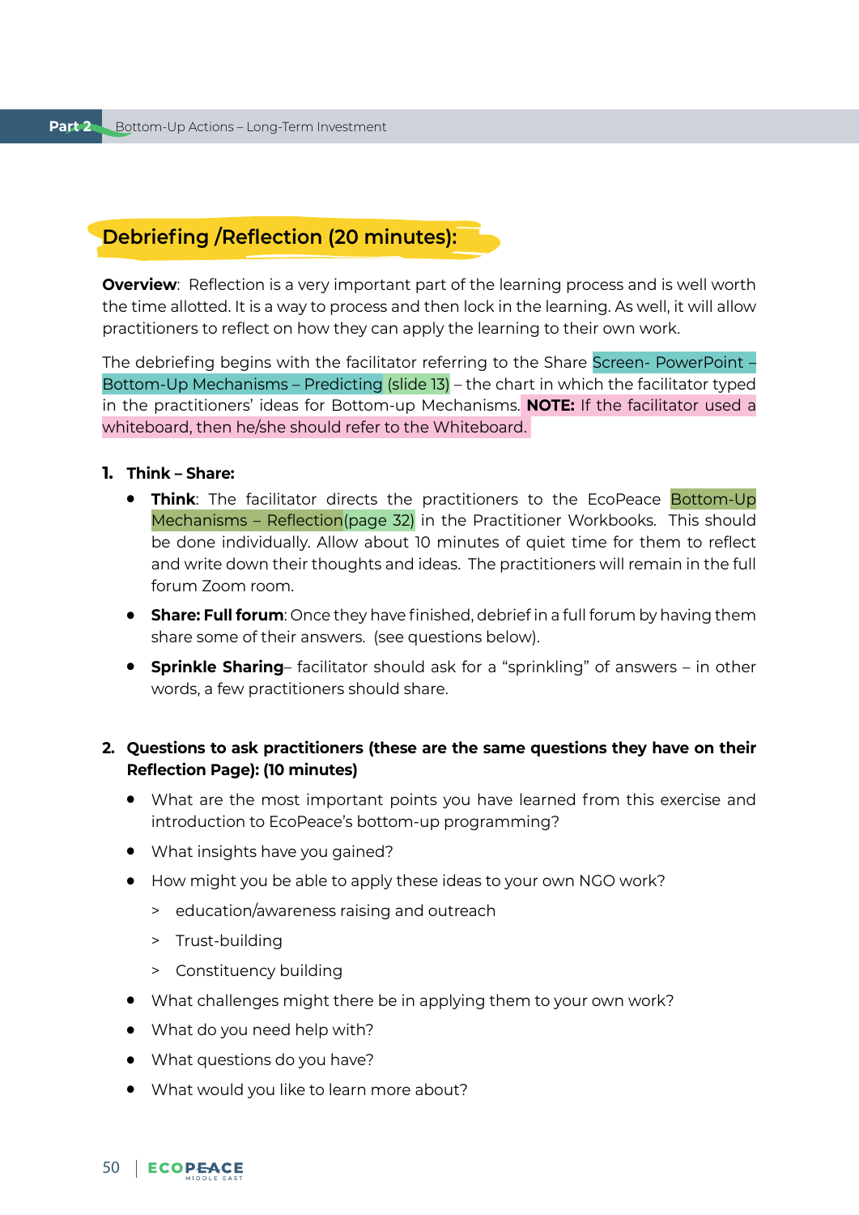## Debriefing /Reflection (20 minutes):

**Overview**: Reflection is a very important part of the learning process and is well worth the time allotted. It is a way to process and then lock in the learning. As well, it will allow practitioners to reflect on how they can apply the learning to their own work.

The debriefing begins with the facilitator referring to the Share Screen- PowerPoint – Bottom-Up Mechanisms – Predicting (slide 13) – the chart in which the facilitator typed in the practitioners' ideas for Bottom-up Mechanisms. **NOTE:** If the facilitator used a whiteboard, then he/she should refer to the Whiteboard.

1. **Think – Share:**
   - **Think**: The facilitator directs the practitioners to the EcoPeace Bottom-Up Mechanisms – Reflection(page 32) in the Practitioner Workbooks. This should be done individually. Allow about 10 minutes of quiet time for them to reflect and write down their thoughts and ideas. The practitioners will remain in the full forum Zoom room.
   - **Share: Full forum**: Once they have finished, debrief in a full forum by having them share some of their answers. (see questions below).
   - **Sprinkle Sharing**– facilitator should ask for a "sprinkling" of answers – in other words, a few practitioners should share.

2. **Questions to ask practitioners (these are the same questions they have on their Reflection Page): (10 minutes)**
   - What are the most important points you have learned from this exercise and introduction to EcoPeace's bottom-up programming?
   - What insights have you gained?
   - How might you be able to apply these ideas to your own NGO work?
     - education/awareness raising and outreach
     - Trust-building
     - Constituency building
   - What challenges might there be in applying them to your own work?
   - What do you need help with?
   - What questions do you have?
   - What would you like to learn more about?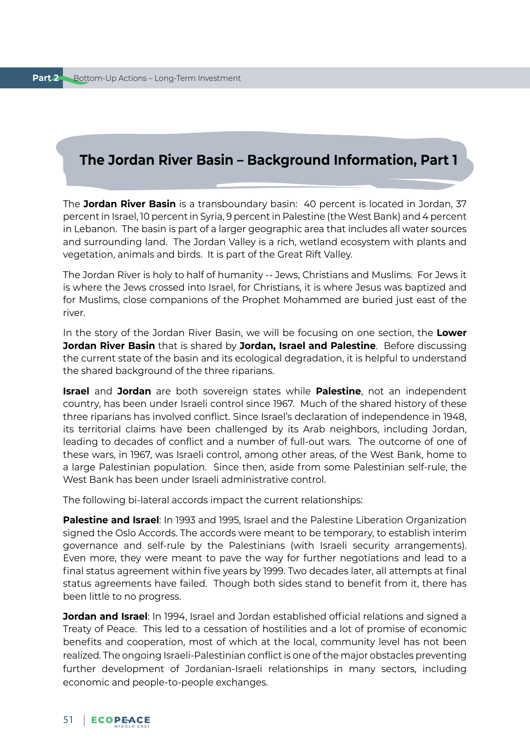# The Jordan River Basin – Background Information, Part 1

The **Jordan River Basin** is a transboundary basin: 40 percent is located in Jordan, 37 percent in Israel, 10 percent in Syria, 9 percent in Palestine (the West Bank) and 4 percent in Lebanon. The basin is part of a larger geographic area that includes all water sources and surrounding land. The Jordan Valley is a rich, wetland ecosystem with plants and vegetation, animals and birds. It is part of the Great Rift Valley.

The Jordan River is holy to half of humanity -- Jews, Christians and Muslims. For Jews it is where the Jews crossed into Israel, for Christians, it is where Jesus was baptized and for Muslims, close companions of the Prophet Mohammed are buried just east of the river.

In the story of the Jordan River Basin, we will be focusing on one section, the **Lower Jordan River Basin** that is shared by **Jordan, Israel and Palestine**. Before discussing the current state of the basin and its ecological degradation, it is helpful to understand the shared background of the three riparians.

**Israel** and **Jordan** are both sovereign states while **Palestine**, not an independent country, has been under Israeli control since 1967. Much of the shared history of these three riparians has involved conflict. Since Israel's declaration of independence in 1948, its territorial claims have been challenged by its Arab neighbors, including Jordan, leading to decades of conflict and a number of full-out wars. The outcome of one of these wars, in 1967, was Israeli control, among other areas, of the West Bank, home to a large Palestinian population. Since then, aside from some Palestinian self-rule, the West Bank has been under Israeli administrative control.

The following bi-lateral accords impact the current relationships:

**Palestine and Israel**: In 1993 and 1995, Israel and the Palestine Liberation Organization signed the Oslo Accords. The accords were meant to be temporary, to establish interim governance and self-rule by the Palestinians (with Israeli security arrangements). Even more, they were meant to pave the way for further negotiations and lead to a final status agreement within five years by 1999. Two decades later, all attempts at final status agreements have failed. Though both sides stand to benefit from it, there has been little to no progress.

**Jordan and Israel**: In 1994, Israel and Jordan established official relations and signed a Treaty of Peace. This led to a cessation of hostilities and a lot of promise of economic benefits and cooperation, most of which at the local, community level has not been realized. The ongoing Israeli-Palestinian conflict is one of the major obstacles preventing further development of Jordanian-Israeli relationships in many sectors, including economic and people-to-people exchanges.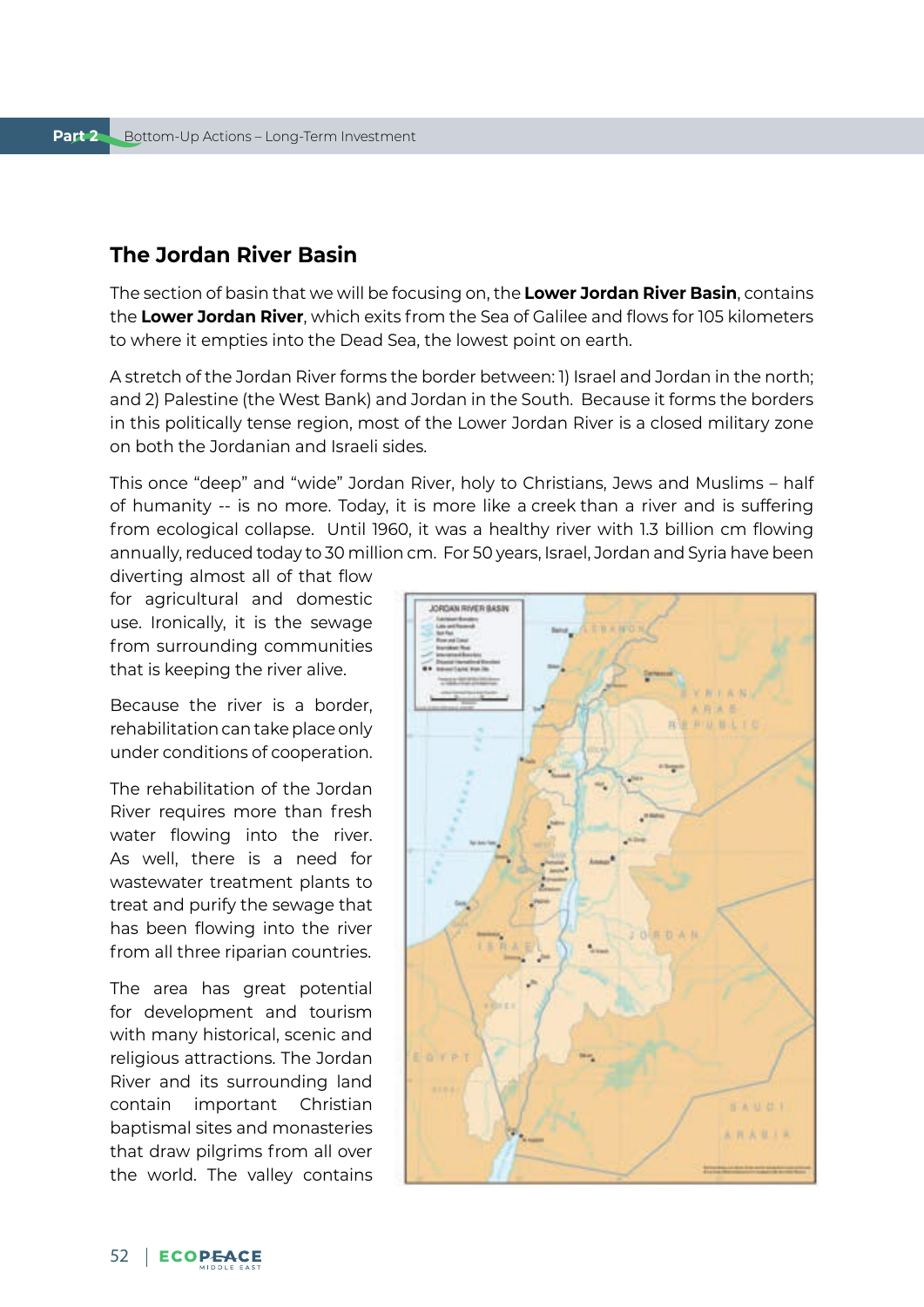## The Jordan River Basin

The section of basin that we will be focusing on, the **Lower Jordan River Basin**, contains the **Lower Jordan River**, which exits from the Sea of Galilee and flows for 105 kilometers to where it empties into the Dead Sea, the lowest point on earth.

A stretch of the Jordan River forms the border between: 1) Israel and Jordan in the north; and 2) Palestine (the West Bank) and Jordan in the South. Because it forms the borders in this politically tense region, most of the Lower Jordan River is a closed military zone on both the Jordanian and Israeli sides.

This once "deep" and "wide" Jordan River, holy to Christians, Jews and Muslims – half of humanity -- is no more. Today, it is more like a creek than a river and is suffering from ecological collapse. Until 1960, it was a healthy river with 1.3 billion cm flowing annually, reduced today to 30 million cm. For 50 years, Israel, Jordan and Syria have been diverting almost all of that flow for agricultural and domestic use. Ironically, it is the sewage from surrounding communities that is keeping the river alive.

Because the river is a border, rehabilitation can take place only under conditions of cooperation.

The rehabilitation of the Jordan River requires more than fresh water flowing into the river. As well, there is a need for wastewater treatment plants to treat and purify the sewage that has been flowing into the river from all three riparian countries.

The area has great potential for development and tourism with many historical, scenic and religious attractions. The Jordan River and its surrounding land contain important Christian baptismal sites and monasteries that draw pilgrims from all over the world. The valley contains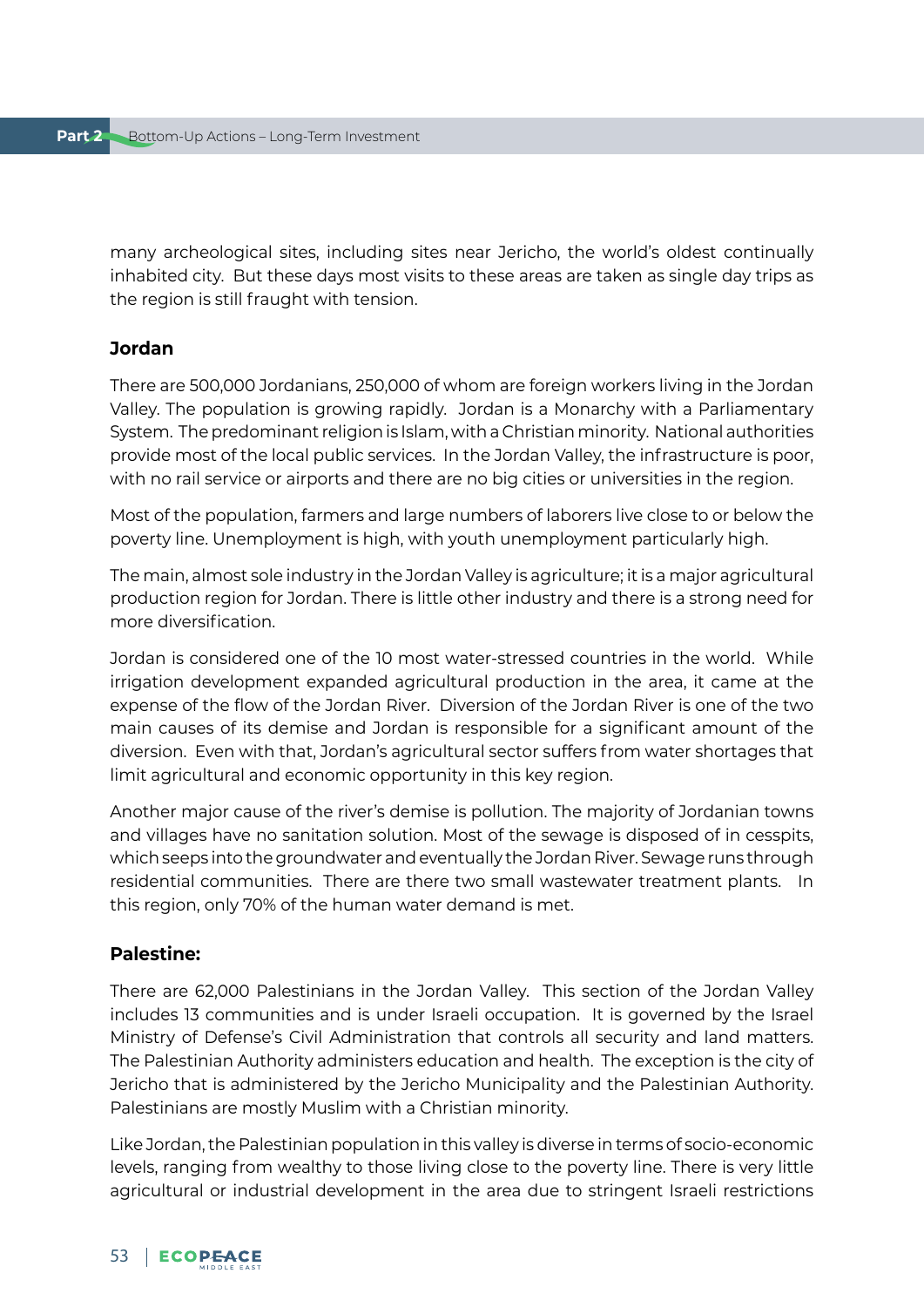many archeological sites, including sites near Jericho, the world's oldest continually inhabited city. But these days most visits to these areas are taken as single day trips as the region is still fraught with tension.

### Jordan

There are 500,000 Jordanians, 250,000 of whom are foreign workers living in the Jordan Valley. The population is growing rapidly. Jordan is a Monarchy with a Parliamentary System. The predominant religion is Islam, with a Christian minority. National authorities provide most of the local public services. In the Jordan Valley, the infrastructure is poor, with no rail service or airports and there are no big cities or universities in the region.

Most of the population, farmers and large numbers of laborers live close to or below the poverty line. Unemployment is high, with youth unemployment particularly high.

The main, almost sole industry in the Jordan Valley is agriculture; it is a major agricultural production region for Jordan. There is little other industry and there is a strong need for more diversification.

Jordan is considered one of the 10 most water-stressed countries in the world. While irrigation development expanded agricultural production in the area, it came at the expense of the flow of the Jordan River. Diversion of the Jordan River is one of the two main causes of its demise and Jordan is responsible for a significant amount of the diversion. Even with that, Jordan's agricultural sector suffers from water shortages that limit agricultural and economic opportunity in this key region.

Another major cause of the river's demise is pollution. The majority of Jordanian towns and villages have no sanitation solution. Most of the sewage is disposed of in cesspits, which seeps into the groundwater and eventually the Jordan River. Sewage runs through residential communities. There are there two small wastewater treatment plants. In this region, only 70% of the human water demand is met.

### Palestine:

There are 62,000 Palestinians in the Jordan Valley. This section of the Jordan Valley includes 13 communities and is under Israeli occupation. It is governed by the Israel Ministry of Defense's Civil Administration that controls all security and land matters. The Palestinian Authority administers education and health. The exception is the city of Jericho that is administered by the Jericho Municipality and the Palestinian Authority. Palestinians are mostly Muslim with a Christian minority.

Like Jordan, the Palestinian population in this valley is diverse in terms of socio-economic levels, ranging from wealthy to those living close to the poverty line. There is very little agricultural or industrial development in the area due to stringent Israeli restrictions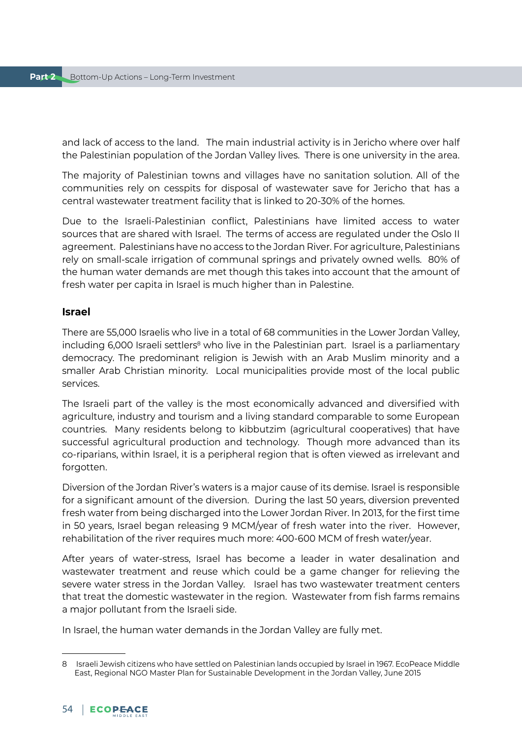and lack of access to the land. The main industrial activity is in Jericho where over half the Palestinian population of the Jordan Valley lives. There is one university in the area.

The majority of Palestinian towns and villages have no sanitation solution. All of the communities rely on cesspits for disposal of wastewater save for Jericho that has a central wastewater treatment facility that is linked to 20-30% of the homes.

Due to the Israeli-Palestinian conflict, Palestinians have limited access to water sources that are shared with Israel. The terms of access are regulated under the Oslo II agreement. Palestinians have no access to the Jordan River. For agriculture, Palestinians rely on small-scale irrigation of communal springs and privately owned wells. 80% of the human water demands are met though this takes into account that the amount of fresh water per capita in Israel is much higher than in Palestine.

### Israel

There are 55,000 Israelis who live in a total of 68 communities in the Lower Jordan Valley, including 6,000 Israeli settlers[8] who live in the Palestinian part. Israel is a parliamentary democracy. The predominant religion is Jewish with an Arab Muslim minority and a smaller Arab Christian minority. Local municipalities provide most of the local public services.

The Israeli part of the valley is the most economically advanced and diversified with agriculture, industry and tourism and a living standard comparable to some European countries. Many residents belong to kibbutzim (agricultural cooperatives) that have successful agricultural production and technology. Though more advanced than its co-riparians, within Israel, it is a peripheral region that is often viewed as irrelevant and forgotten.

Diversion of the Jordan River's waters is a major cause of its demise. Israel is responsible for a significant amount of the diversion. During the last 50 years, diversion prevented fresh water from being discharged into the Lower Jordan River. In 2013, for the first time in 50 years, Israel began releasing 9 MCM/year of fresh water into the river. However, rehabilitation of the river requires much more: 400-600 MCM of fresh water/year.

After years of water-stress, Israel has become a leader in water desalination and wastewater treatment and reuse which could be a game changer for relieving the severe water stress in the Jordan Valley. Israel has two wastewater treatment centers that treat the domestic wastewater in the region. Wastewater from fish farms remains a major pollutant from the Israeli side.

In Israel, the human water demands in the Jordan Valley are fully met.

---

8 Israeli Jewish citizens who have settled on Palestinian lands occupied by Israel in 1967. EcoPeace Middle East, Regional NGO Master Plan for Sustainable Development in the Jordan Valley, June 2015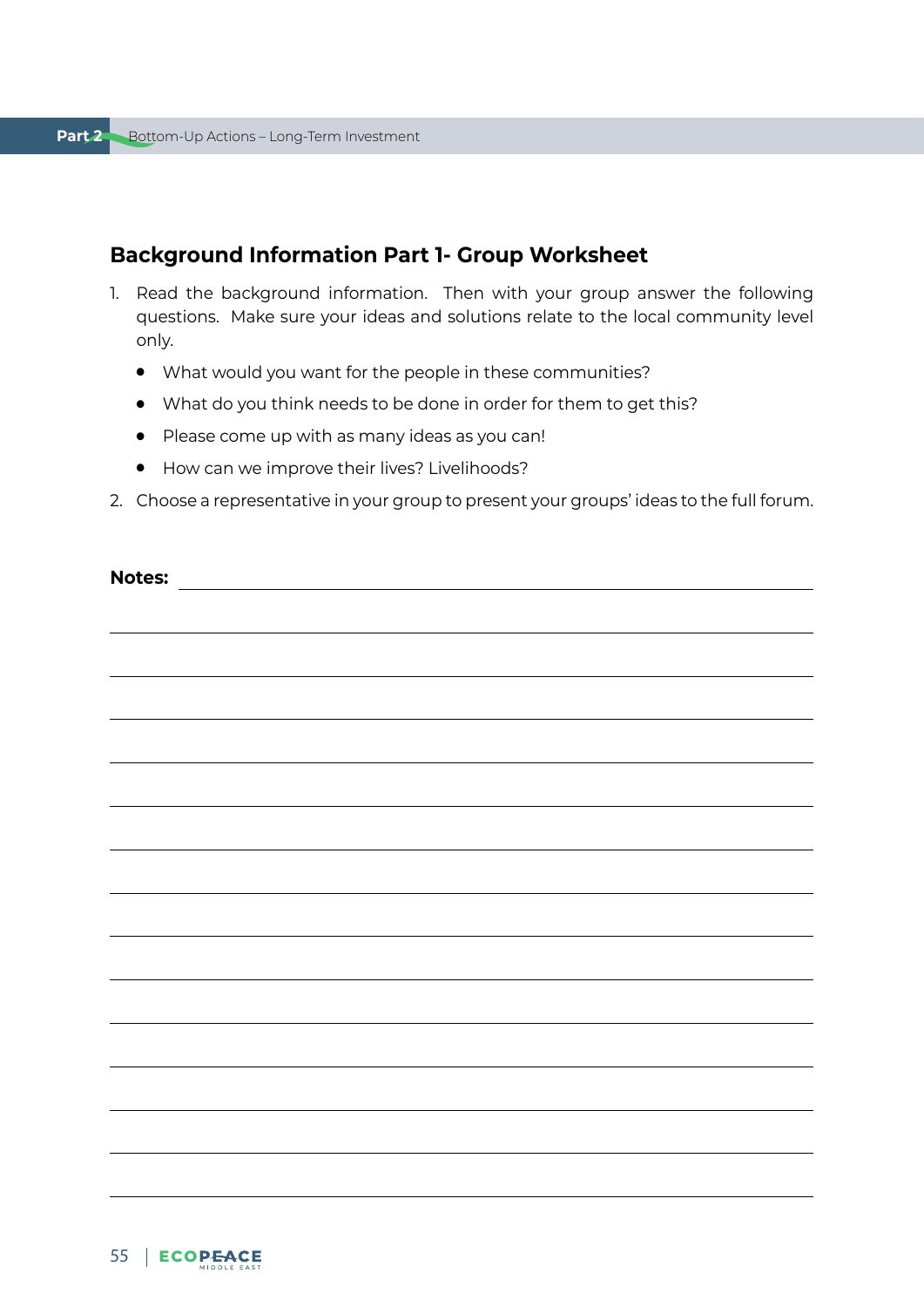## Background Information Part 1- Group Worksheet

1. Read the background information. Then with your group answer the following questions. Make sure your ideas and solutions relate to the local community level only.
   - What would you want for the people in these communities?
   - What do you think needs to be done in order for them to get this?
   - Please come up with as many ideas as you can!
   - How can we improve their lives? Livelihoods?
2. Choose a representative in your group to present your groups' ideas to the full forum.

**Notes:**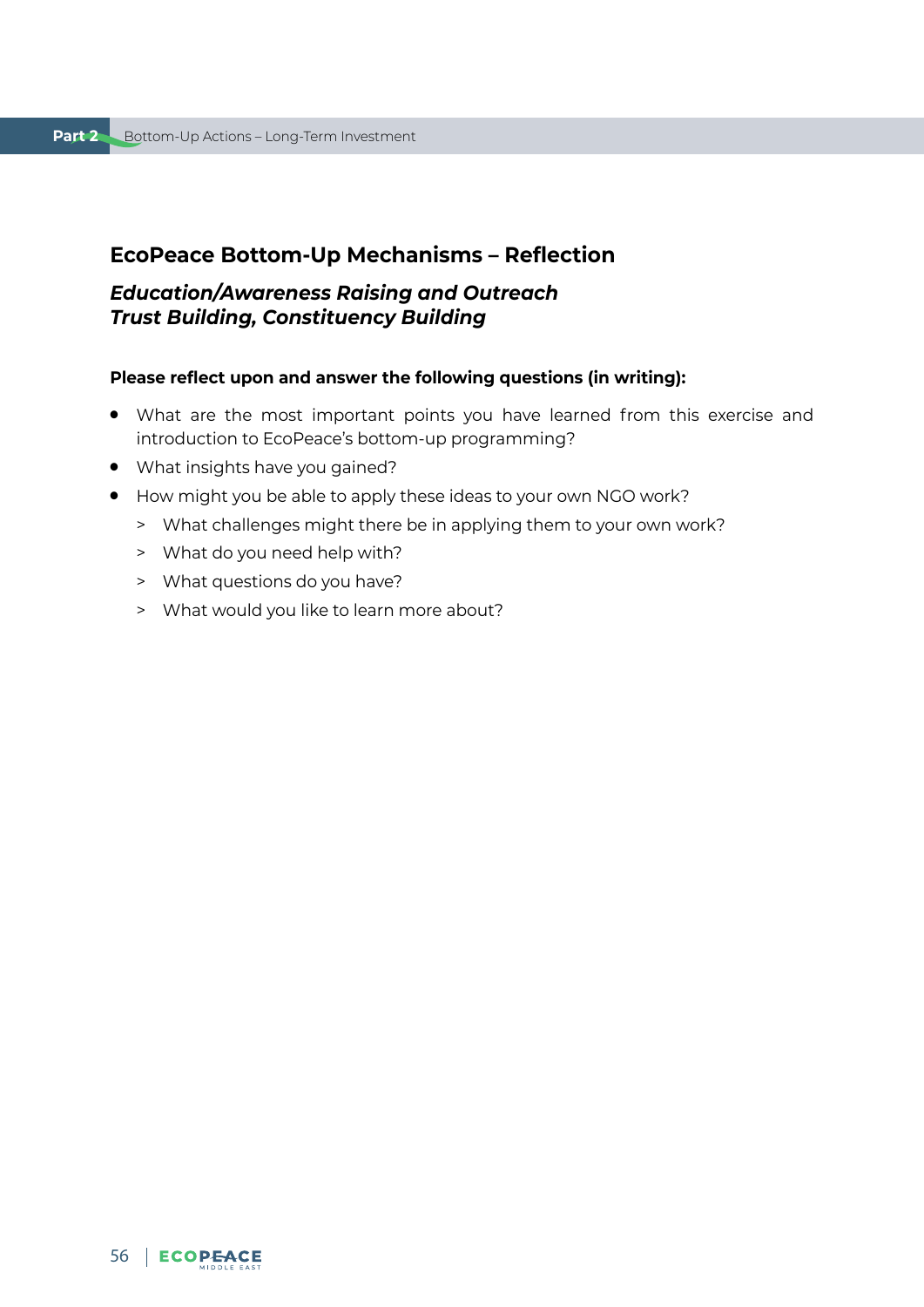## EcoPeace Bottom-Up Mechanisms – Reflection

### *Education/Awareness Raising and Outreach*
### *Trust Building, Constituency Building*

**Please reflect upon and answer the following questions (in writing):**

- What are the most important points you have learned from this exercise and introduction to EcoPeace's bottom-up programming?
- What insights have you gained?
- How might you be able to apply these ideas to your own NGO work?
  - What challenges might there be in applying them to your own work?
  - What do you need help with?
  - What questions do you have?
  - What would you like to learn more about?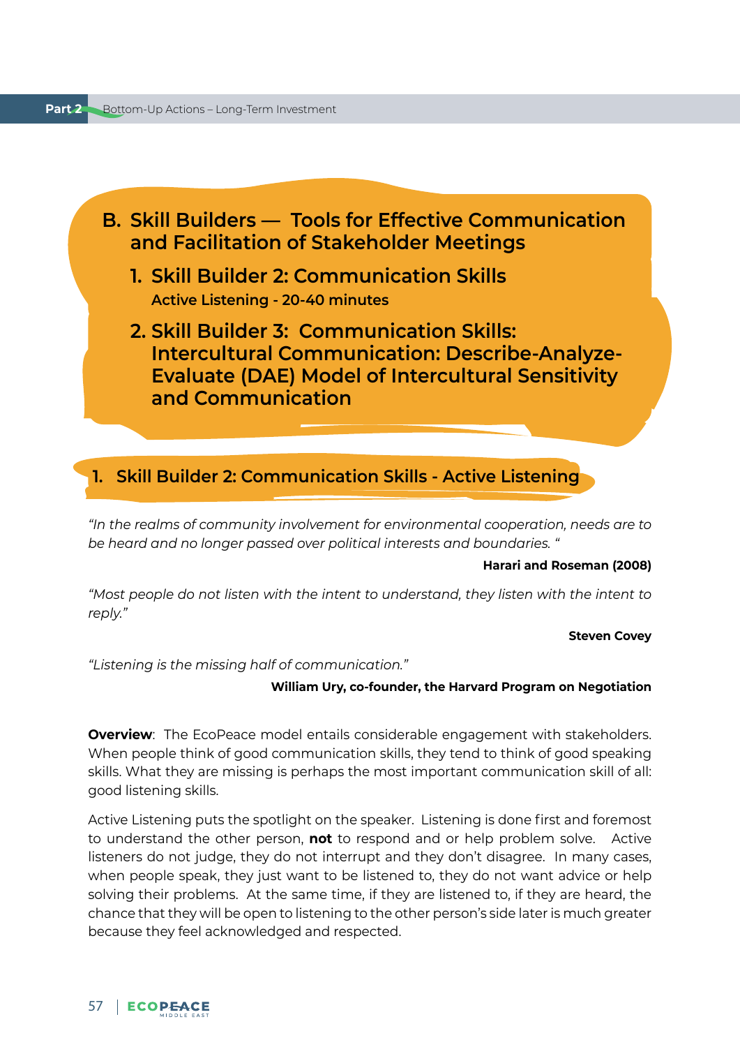## B. Skill Builders — Tools for Effective Communication and Facilitation of Stakeholder Meetings

1. **Skill Builder 2: Communication Skills**
   **Active Listening - 20-40 minutes**

2. **Skill Builder 3: Communication Skills: Intercultural Communication: Describe-Analyze-Evaluate (DAE) Model of Intercultural Sensitivity and Communication**

### 1. Skill Builder 2: Communication Skills - Active Listening

*"In the realms of community involvement for environmental cooperation, needs are to be heard and no longer passed over political interests and boundaries. "*

**Harari and Roseman (2008)**

*"Most people do not listen with the intent to understand, they listen with the intent to reply."*

**Steven Covey**

*"Listening is the missing half of communication."*

**William Ury, co-founder, the Harvard Program on Negotiation**

**Overview**: The EcoPeace model entails considerable engagement with stakeholders. When people think of good communication skills, they tend to think of good speaking skills. What they are missing is perhaps the most important communication skill of all: good listening skills.

Active Listening puts the spotlight on the speaker. Listening is done first and foremost to understand the other person, **not** to respond and or help problem solve. Active listeners do not judge, they do not interrupt and they don't disagree. In many cases, when people speak, they just want to be listened to, they do not want advice or help solving their problems. At the same time, if they are listened to, if they are heard, the chance that they will be open to listening to the other person's side later is much greater because they feel acknowledged and respected.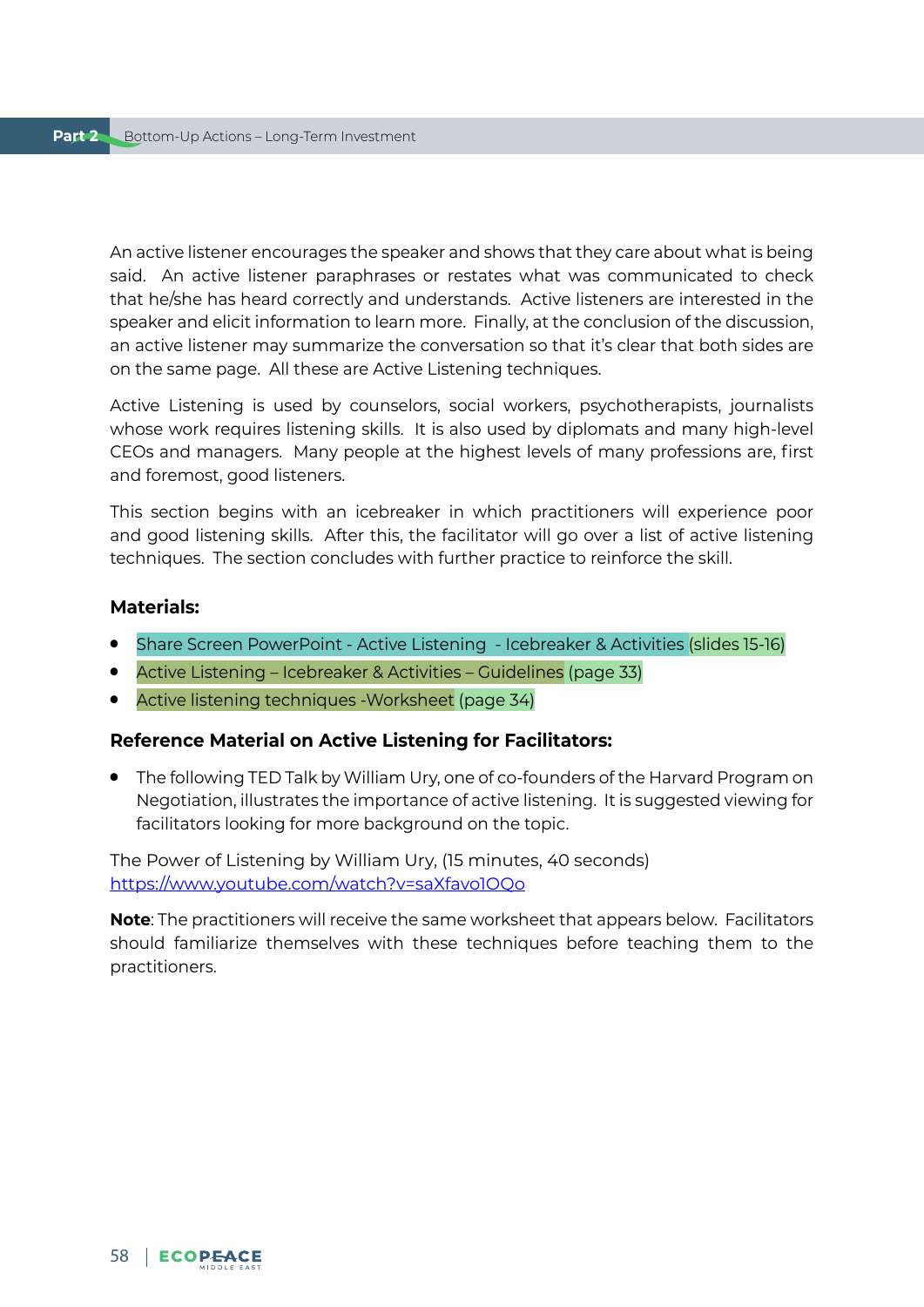An active listener encourages the speaker and shows that they care about what is being said. An active listener paraphrases or restates what was communicated to check that he/she has heard correctly and understands. Active listeners are interested in the speaker and elicit information to learn more. Finally, at the conclusion of the discussion, an active listener may summarize the conversation so that it's clear that both sides are on the same page. All these are Active Listening techniques.

Active Listening is used by counselors, social workers, psychotherapists, journalists whose work requires listening skills. It is also used by diplomats and many high-level CEOs and managers. Many people at the highest levels of many professions are, first and foremost, good listeners.

This section begins with an icebreaker in which practitioners will experience poor and good listening skills. After this, the facilitator will go over a list of active listening techniques. The section concludes with further practice to reinforce the skill.

**Materials:**

- Share Screen PowerPoint - Active Listening - Icebreaker & Activities (slides 15-16)
- Active Listening – Icebreaker & Activities – Guidelines (page 33)
- Active listening techniques -Worksheet (page 34)

**Reference Material on Active Listening for Facilitators:**

- The following TED Talk by William Ury, one of co-founders of the Harvard Program on Negotiation, illustrates the importance of active listening. It is suggested viewing for facilitators looking for more background on the topic.

The Power of Listening by William Ury, (15 minutes, 40 seconds)
https://www.youtube.com/watch?v=saXfavo1OQo

**Note**: The practitioners will receive the same worksheet that appears below. Facilitators should familiarize themselves with these techniques before teaching them to the practitioners.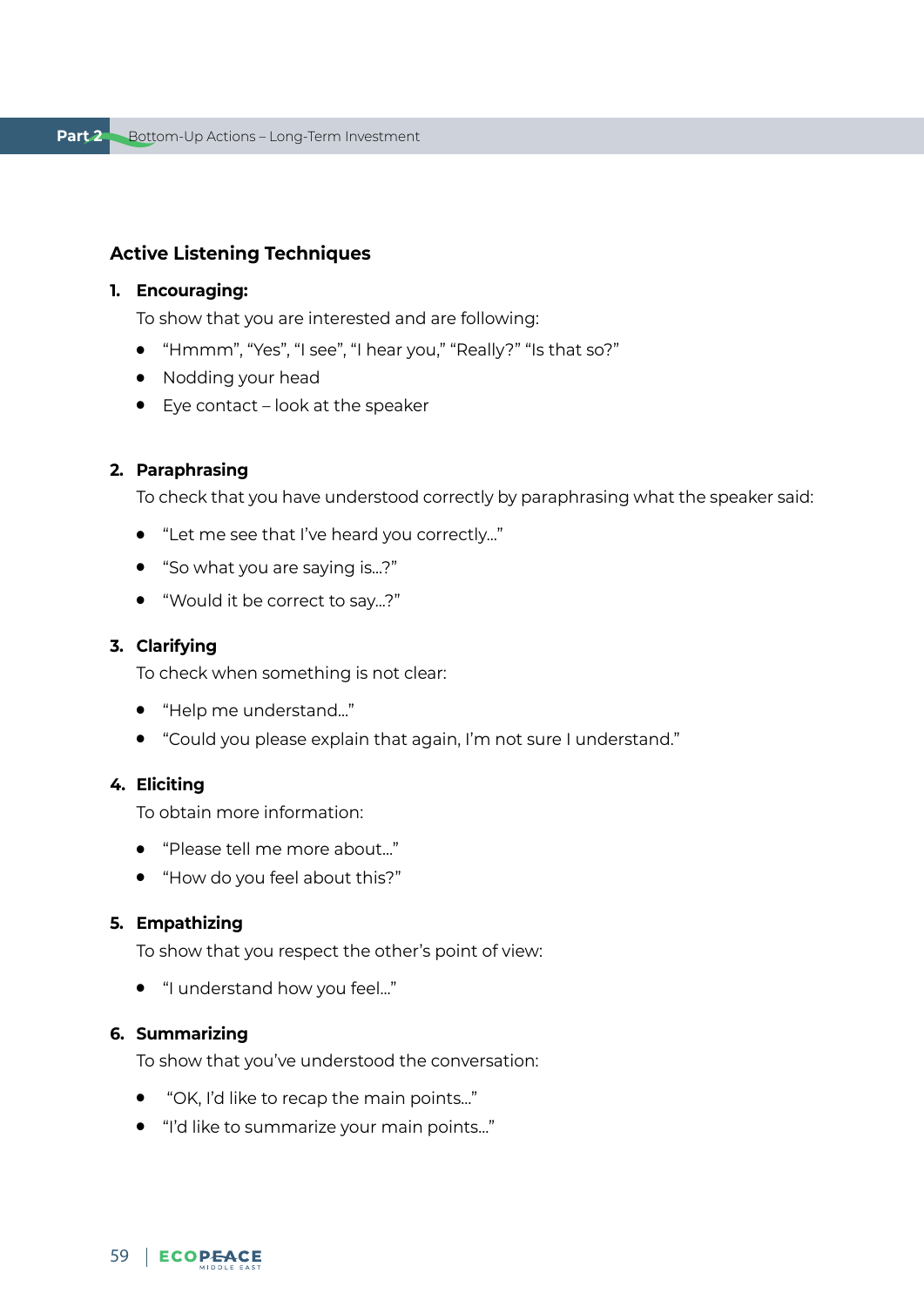## Active Listening Techniques

1. **Encouraging:**

   To show that you are interested and are following:

   - "Hmmm", "Yes", "I see", "I hear you," "Really?" "Is that so?"
   - Nodding your head
   - Eye contact – look at the speaker

2. **Paraphrasing**

   To check that you have understood correctly by paraphrasing what the speaker said:

   - "Let me see that I've heard you correctly..."
   - "So what you are saying is...?"
   - "Would it be correct to say...?"

3. **Clarifying**

   To check when something is not clear:

   - "Help me understand..."
   - "Could you please explain that again, I'm not sure I understand."

4. **Eliciting**

   To obtain more information:

   - "Please tell me more about..."
   - "How do you feel about this?"

5. **Empathizing**

   To show that you respect the other's point of view:

   - "I understand how you feel..."

6. **Summarizing**

   To show that you've understood the conversation:

   - "OK, I'd like to recap the main points..."
   - "I'd like to summarize your main points..."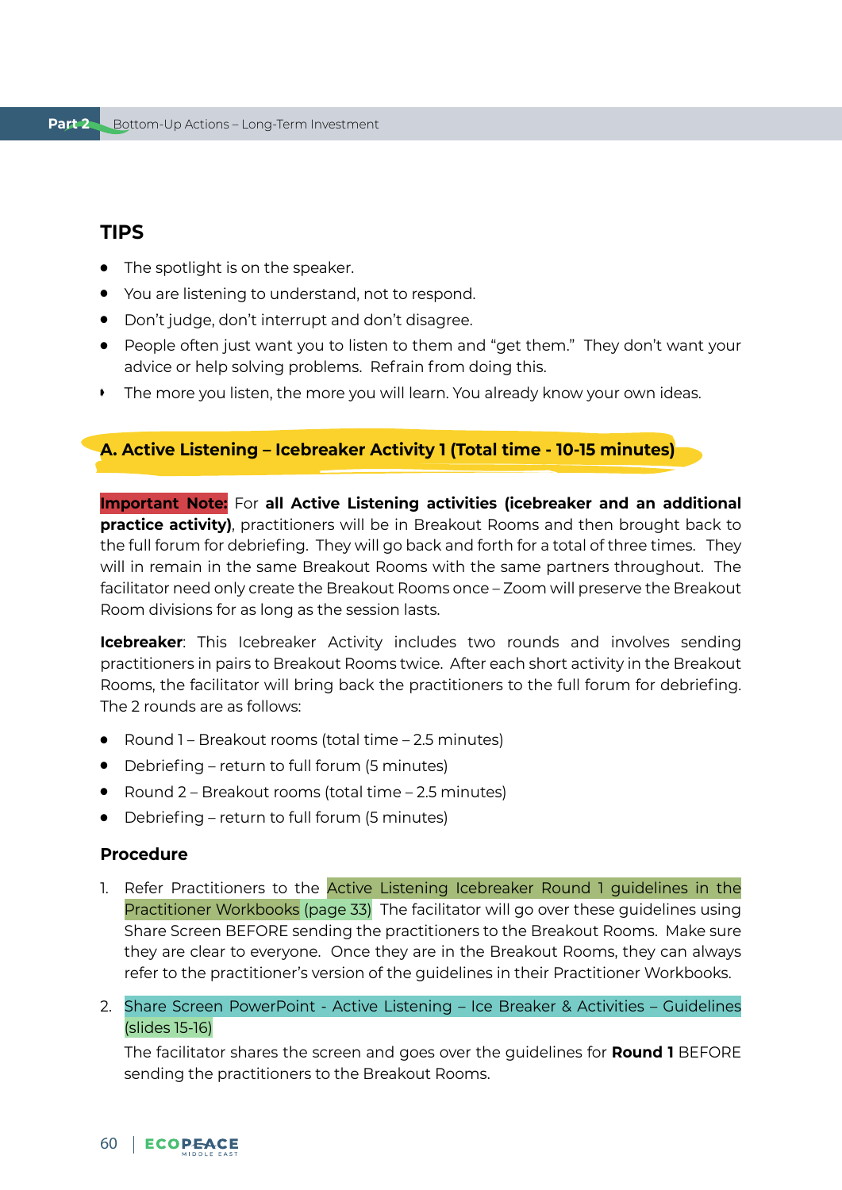## TIPS

- The spotlight is on the speaker.
- You are listening to understand, not to respond.
- Don't judge, don't interrupt and don't disagree.
- People often just want you to listen to them and "get them." They don't want your advice or help solving problems. Refrain from doing this.
- The more you listen, the more you will learn. You already know your own ideas.

## A. Active Listening – Icebreaker Activity 1 (Total time - 10-15 minutes)

**Important Note:** For **all Active Listening activities (icebreaker and an additional practice activity)**, practitioners will be in Breakout Rooms and then brought back to the full forum for debriefing. They will go back and forth for a total of three times. They will in remain in the same Breakout Rooms with the same partners throughout. The facilitator need only create the Breakout Rooms once – Zoom will preserve the Breakout Room divisions for as long as the session lasts.

**Icebreaker**: This Icebreaker Activity includes two rounds and involves sending practitioners in pairs to Breakout Rooms twice. After each short activity in the Breakout Rooms, the facilitator will bring back the practitioners to the full forum for debriefing. The 2 rounds are as follows:

- Round 1 – Breakout rooms (total time – 2.5 minutes)
- Debriefing – return to full forum (5 minutes)
- Round 2 – Breakout rooms (total time – 2.5 minutes)
- Debriefing – return to full forum (5 minutes)

### Procedure

1. Refer Practitioners to the Active Listening Icebreaker Round 1 guidelines in the Practitioner Workbooks (page 33) The facilitator will go over these guidelines using Share Screen BEFORE sending the practitioners to the Breakout Rooms. Make sure they are clear to everyone. Once they are in the Breakout Rooms, they can always refer to the practitioner's version of the guidelines in their Practitioner Workbooks.

2. Share Screen PowerPoint - Active Listening – Ice Breaker & Activities – Guidelines (slides 15-16)

   The facilitator shares the screen and goes over the guidelines for **Round 1** BEFORE sending the practitioners to the Breakout Rooms.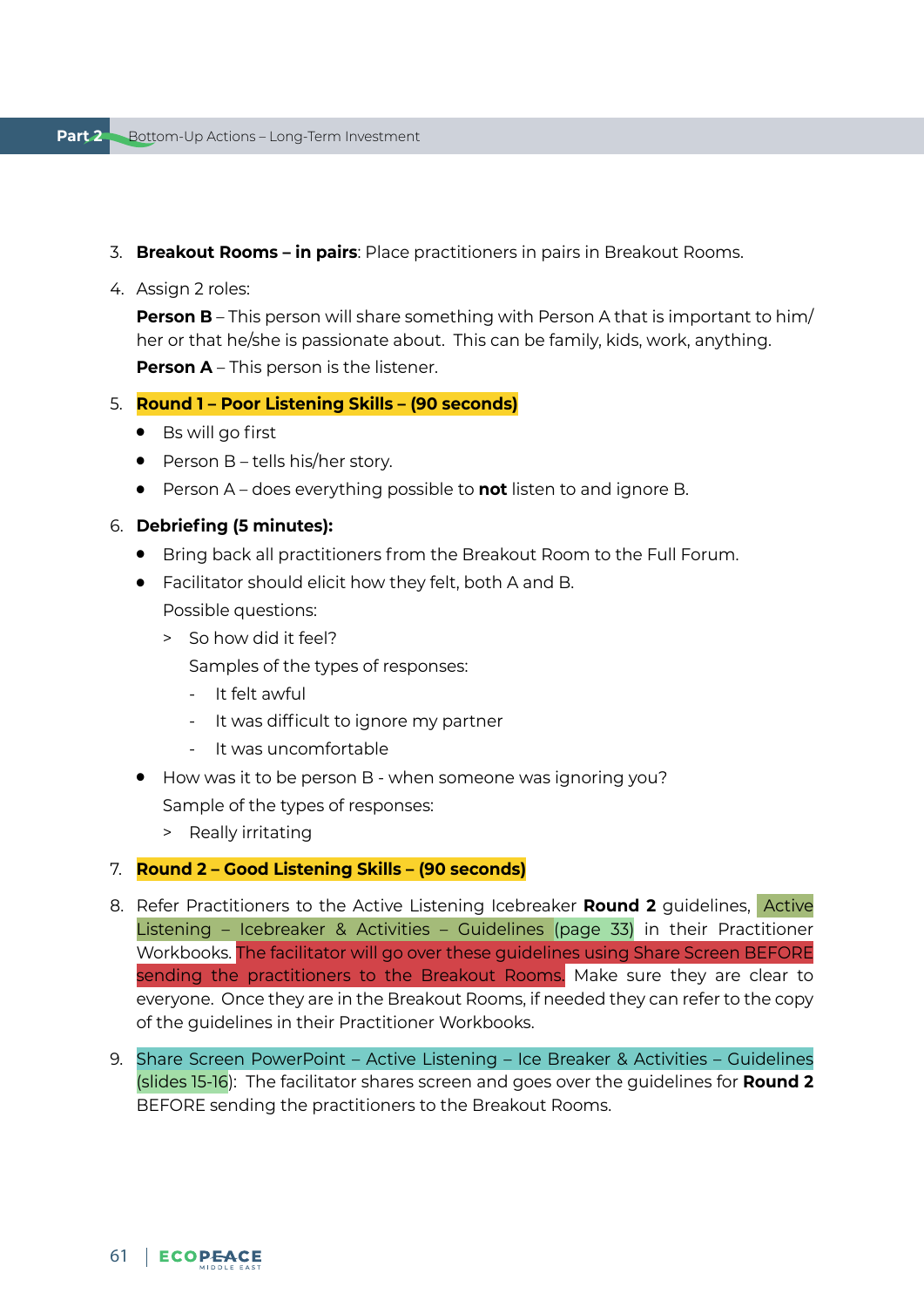3. **Breakout Rooms – in pairs**: Place practitioners in pairs in Breakout Rooms.

4. Assign 2 roles:

   **Person B** – This person will share something with Person A that is important to him/her or that he/she is passionate about. This can be family, kids, work, anything.

   **Person A** – This person is the listener.

5. **Round 1 – Poor Listening Skills – (90 seconds)**
   - Bs will go first
   - Person B – tells his/her story.
   - Person A – does everything possible to **not** listen to and ignore B.

6. **Debriefing (5 minutes):**
   - Bring back all practitioners from the Breakout Room to the Full Forum.
   - Facilitator should elicit how they felt, both A and B.

     Possible questions:

     > So how did it feel?

     Samples of the types of responses:

     - It felt awful
     - It was difficult to ignore my partner
     - It was uncomfortable
   - How was it to be person B - when someone was ignoring you?

     Sample of the types of responses:

     > Really irritating

7. **Round 2 – Good Listening Skills – (90 seconds)**

8. Refer Practitioners to the Active Listening Icebreaker **Round 2** guidelines, Active Listening – Icebreaker & Activities – Guidelines (page 33) in their Practitioner Workbooks. The facilitator will go over these guidelines using Share Screen BEFORE sending the practitioners to the Breakout Rooms. Make sure they are clear to everyone. Once they are in the Breakout Rooms, if needed they can refer to the copy of the guidelines in their Practitioner Workbooks.

9. Share Screen PowerPoint – Active Listening – Ice Breaker & Activities – Guidelines (slides 15-16): The facilitator shares screen and goes over the guidelines for **Round 2** BEFORE sending the practitioners to the Breakout Rooms.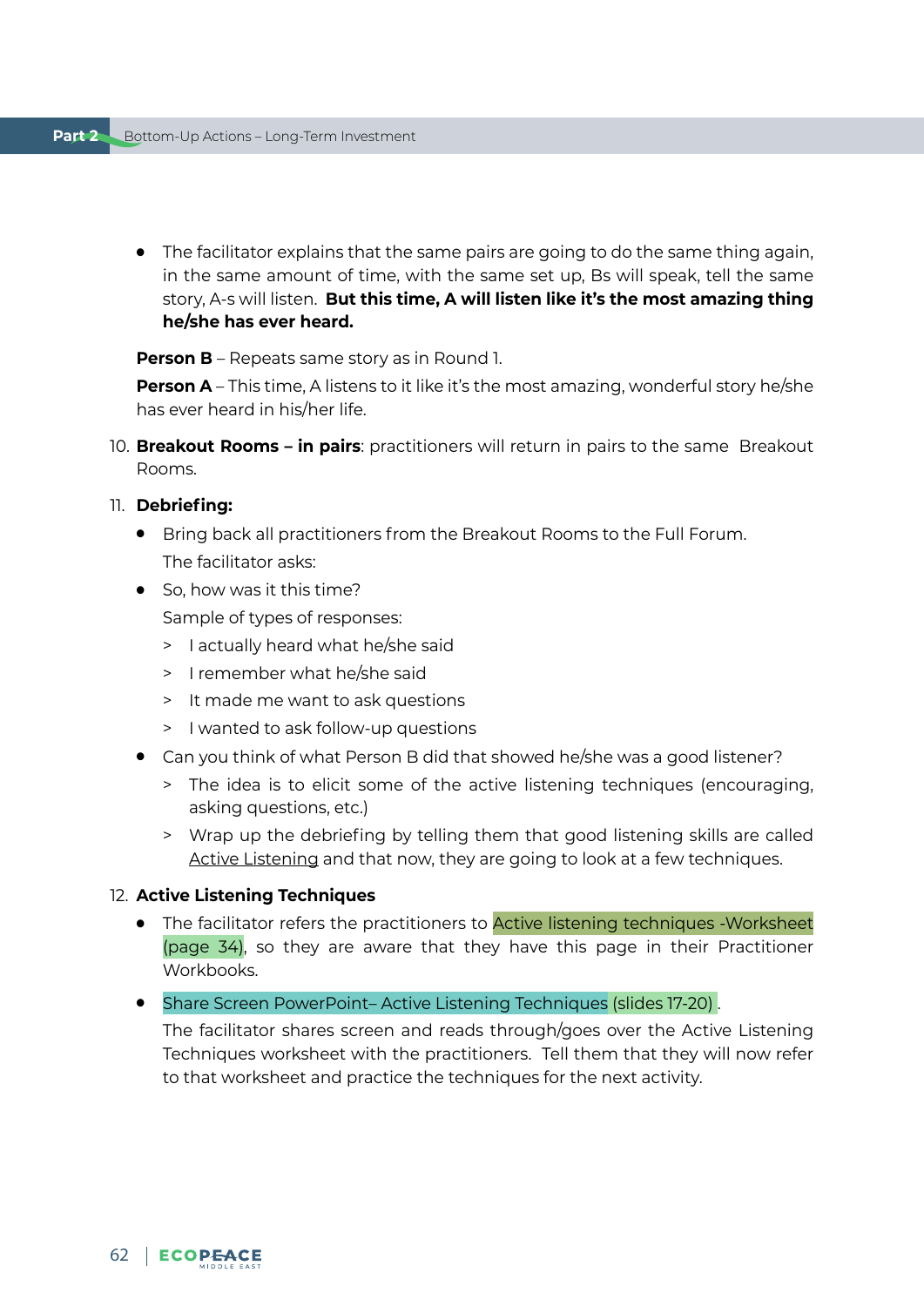- The facilitator explains that the same pairs are going to do the same thing again, in the same amount of time, with the same set up, Bs will speak, tell the same story, A-s will listen. **But this time, A will listen like it's the most amazing thing he/she has ever heard.**

  **Person B** – Repeats same story as in Round 1.

  **Person A** – This time, A listens to it like it's the most amazing, wonderful story he/she has ever heard in his/her life.

10. **Breakout Rooms – in pairs**: practitioners will return in pairs to the same Breakout Rooms.

11. **Debriefing:**
    - Bring back all practitioners from the Breakout Rooms to the Full Forum.

      The facilitator asks:
    - So, how was it this time?

      Sample of types of responses:
      > I actually heard what he/she said
      
      > I remember what he/she said
      
      > It made me want to ask questions
      
      > I wanted to ask follow-up questions
    - Can you think of what Person B did that showed he/she was a good listener?
      > The idea is to elicit some of the active listening techniques (encouraging, asking questions, etc.)
      
      > Wrap up the debriefing by telling them that good listening skills are called Active Listening and that now, they are going to look at a few techniques.

12. **Active Listening Techniques**
    - The facilitator refers the practitioners to Active listening techniques -Worksheet (page 34), so they are aware that they have this page in their Practitioner Workbooks.
    - Share Screen PowerPoint– Active Listening Techniques (slides 17-20).

      The facilitator shares screen and reads through/goes over the Active Listening Techniques worksheet with the practitioners. Tell them that they will now refer to that worksheet and practice the techniques for the next activity.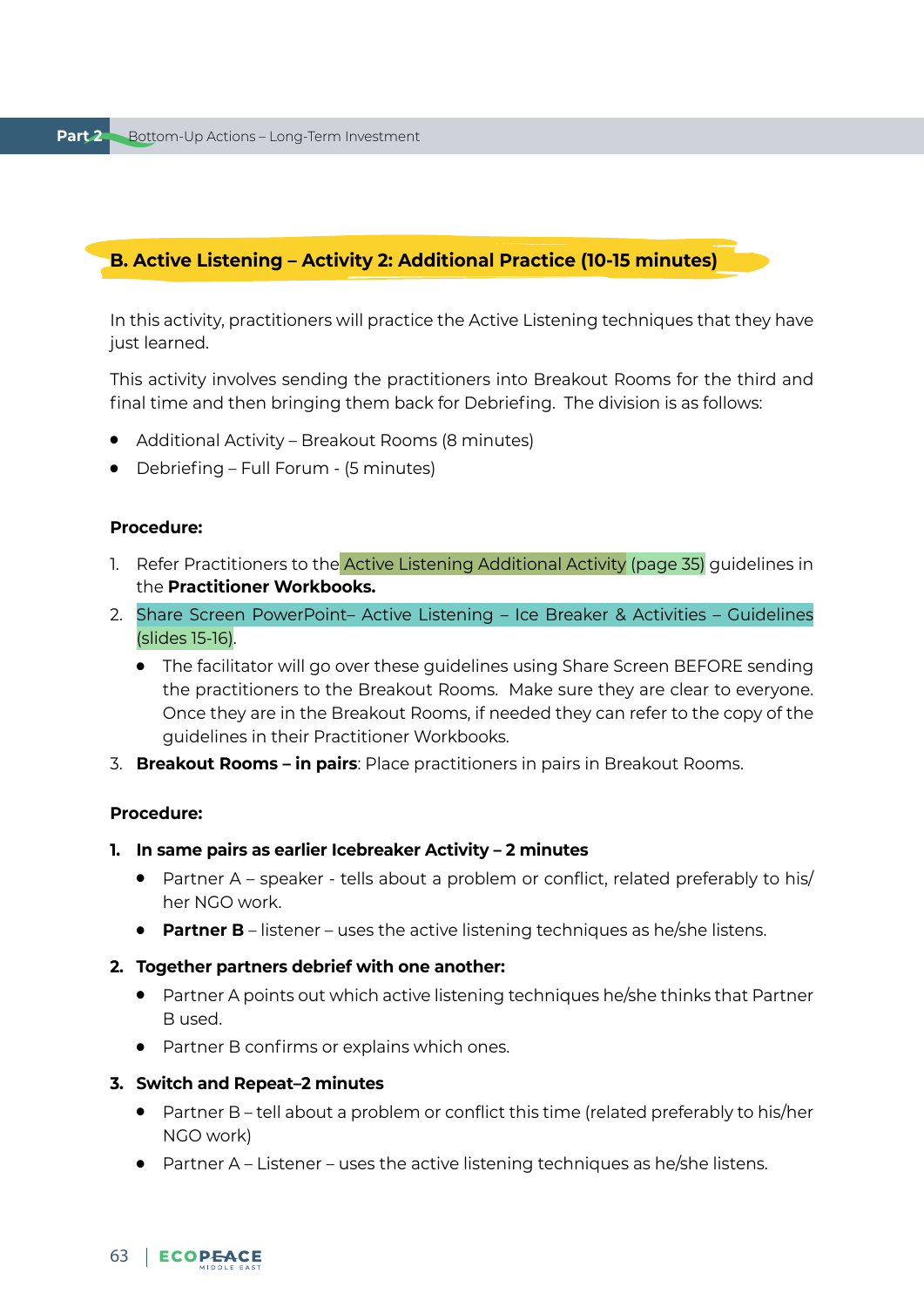## B. Active Listening – Activity 2: Additional Practice (10-15 minutes)

In this activity, practitioners will practice the Active Listening techniques that they have just learned.

This activity involves sending the practitioners into Breakout Rooms for the third and final time and then bringing them back for Debriefing. The division is as follows:

- Additional Activity – Breakout Rooms (8 minutes)
- Debriefing – Full Forum - (5 minutes)

**Procedure:**

1. Refer Practitioners to the Active Listening Additional Activity (page 35) guidelines in the **Practitioner Workbooks.**
2. Share Screen PowerPoint– Active Listening – Ice Breaker & Activities – Guidelines (slides 15-16).
   - The facilitator will go over these guidelines using Share Screen BEFORE sending the practitioners to the Breakout Rooms. Make sure they are clear to everyone. Once they are in the Breakout Rooms, if needed they can refer to the copy of the guidelines in their Practitioner Workbooks.
3. **Breakout Rooms – in pairs**: Place practitioners in pairs in Breakout Rooms.

**Procedure:**

1. **In same pairs as earlier Icebreaker Activity – 2 minutes**
   - Partner A – speaker - tells about a problem or conflict, related preferably to his/her NGO work.
   - **Partner B** – listener – uses the active listening techniques as he/she listens.
2. **Together partners debrief with one another:**
   - Partner A points out which active listening techniques he/she thinks that Partner B used.
   - Partner B confirms or explains which ones.
3. **Switch and Repeat–2 minutes**
   - Partner B – tell about a problem or conflict this time (related preferably to his/her NGO work)
   - Partner A – Listener – uses the active listening techniques as he/she listens.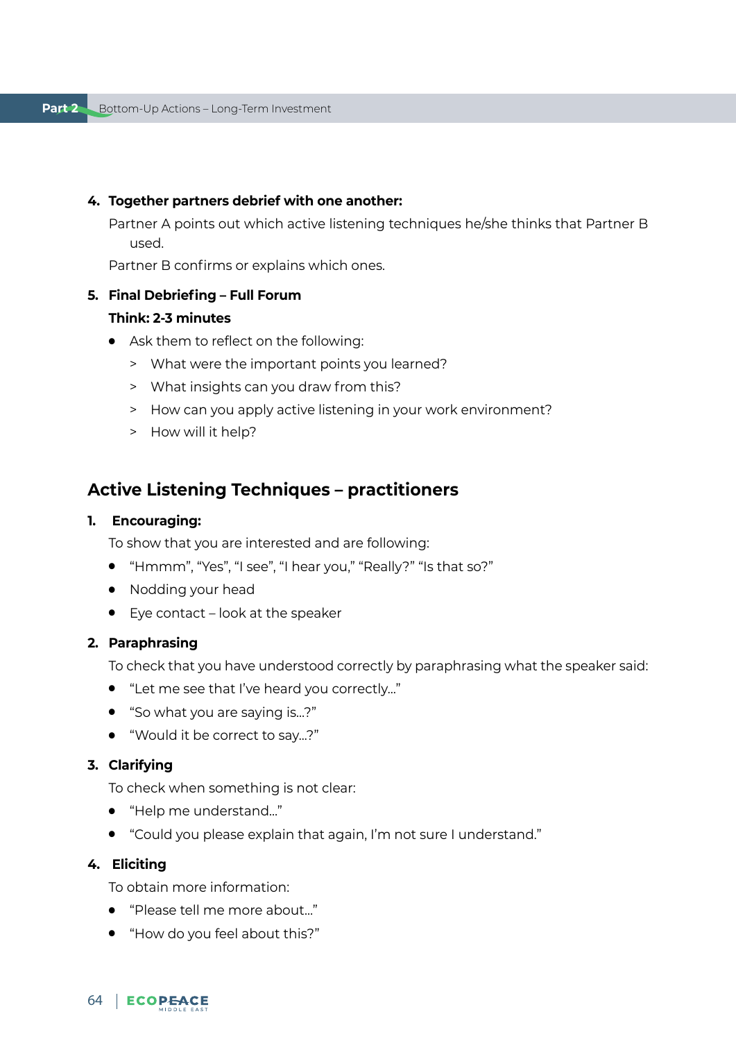4. **Together partners debrief with one another:**

   Partner A points out which active listening techniques he/she thinks that Partner B used.

   Partner B confirms or explains which ones.

5. **Final Debriefing – Full Forum**

   **Think: 2-3 minutes**

   - Ask them to reflect on the following:
     - What were the important points you learned?
     - What insights can you draw from this?
     - How can you apply active listening in your work environment?
     - How will it help?

## Active Listening Techniques – practitioners

1. **Encouraging:**

   To show that you are interested and are following:

   - "Hmmm", "Yes", "I see", "I hear you," "Really?" "Is that so?"
   - Nodding your head
   - Eye contact – look at the speaker

2. **Paraphrasing**

   To check that you have understood correctly by paraphrasing what the speaker said:

   - "Let me see that I've heard you correctly..."
   - "So what you are saying is...?"
   - "Would it be correct to say...?"

3. **Clarifying**

   To check when something is not clear:

   - "Help me understand..."
   - "Could you please explain that again, I'm not sure I understand."

4. **Eliciting**

   To obtain more information:

   - "Please tell me more about..."
   - "How do you feel about this?"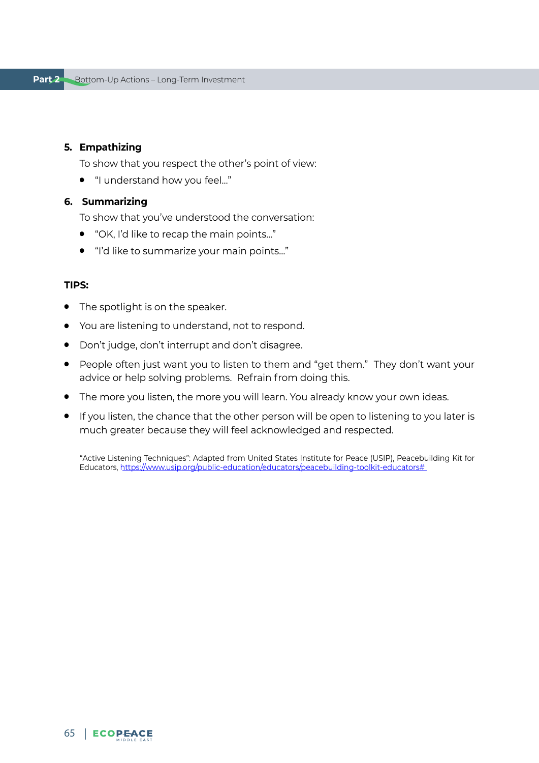5. **Empathizing**

   To show that you respect the other's point of view:

   - "I understand how you feel..."

6. **Summarizing**

   To show that you've understood the conversation:

   - "OK, I'd like to recap the main points..."
   - "I'd like to summarize your main points..."

**TIPS:**

- The spotlight is on the speaker.
- You are listening to understand, not to respond.
- Don't judge, don't interrupt and don't disagree.
- People often just want you to listen to them and "get them." They don't want your advice or help solving problems. Refrain from doing this.
- The more you listen, the more you will learn. You already know your own ideas.
- If you listen, the chance that the other person will be open to listening to you later is much greater because they will feel acknowledged and respected.

"Active Listening Techniques": Adapted from United States Institute for Peace (USIP), Peacebuilding Kit for Educators, https://www.usip.org/public-education/educators/peacebuilding-toolkit-educators#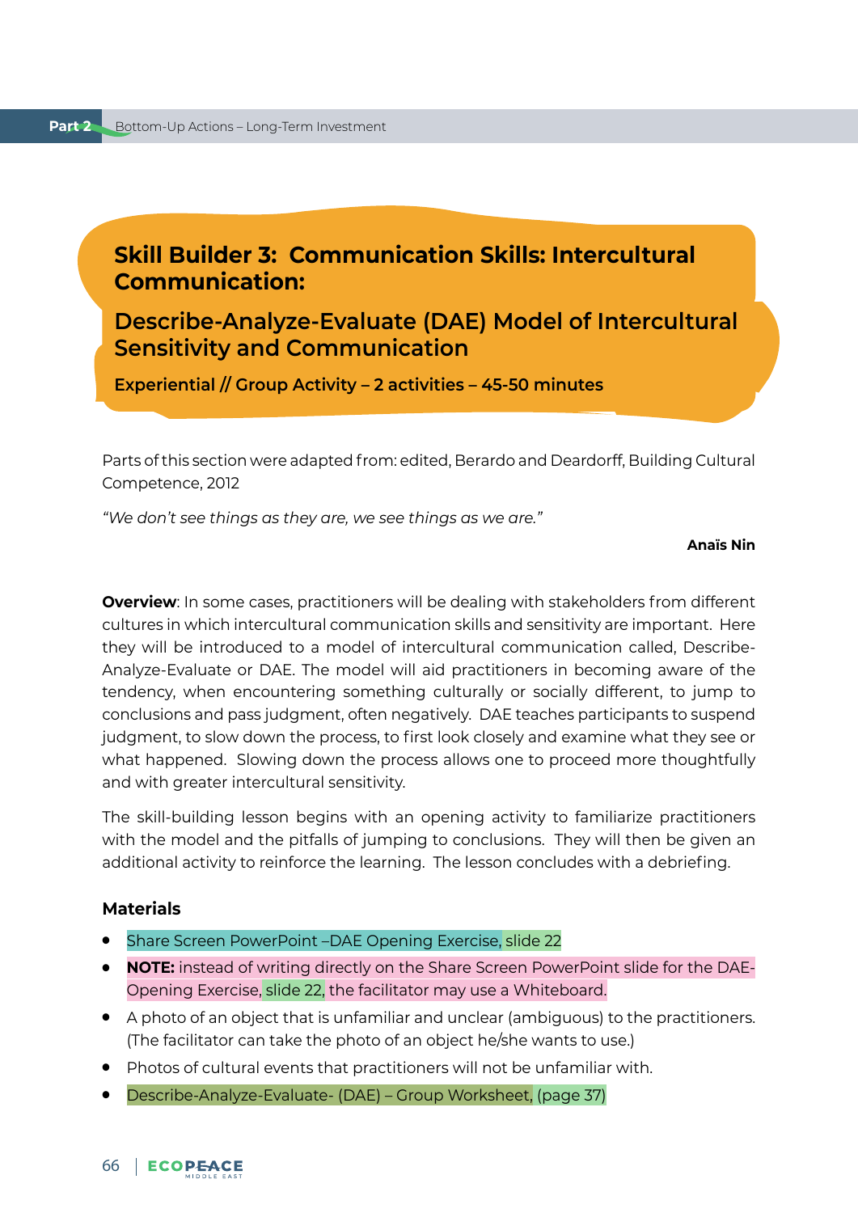## Skill Builder 3: Communication Skills: Intercultural Communication:

## Describe-Analyze-Evaluate (DAE) Model of Intercultural Sensitivity and Communication

**Experiential // Group Activity – 2 activities – 45-50 minutes**

Parts of this section were adapted from: edited, Berardo and Deardorff, Building Cultural Competence, 2012

*"We don't see things as they are, we see things as we are."*

**Anaïs Nin**

**Overview**: In some cases, practitioners will be dealing with stakeholders from different cultures in which intercultural communication skills and sensitivity are important. Here they will be introduced to a model of intercultural communication called, Describe-Analyze-Evaluate or DAE. The model will aid practitioners in becoming aware of the tendency, when encountering something culturally or socially different, to jump to conclusions and pass judgment, often negatively. DAE teaches participants to suspend judgment, to slow down the process, to first look closely and examine what they see or what happened. Slowing down the process allows one to proceed more thoughtfully and with greater intercultural sensitivity.

The skill-building lesson begins with an opening activity to familiarize practitioners with the model and the pitfalls of jumping to conclusions. They will then be given an additional activity to reinforce the learning. The lesson concludes with a debriefing.

### Materials

- Share Screen PowerPoint –DAE Opening Exercise, slide 22
- **NOTE:** instead of writing directly on the Share Screen PowerPoint slide for the DAE-Opening Exercise, slide 22, the facilitator may use a Whiteboard.
- A photo of an object that is unfamiliar and unclear (ambiguous) to the practitioners. (The facilitator can take the photo of an object he/she wants to use.)
- Photos of cultural events that practitioners will not be unfamiliar with.
- Describe-Analyze-Evaluate- (DAE) – Group Worksheet, (page 37)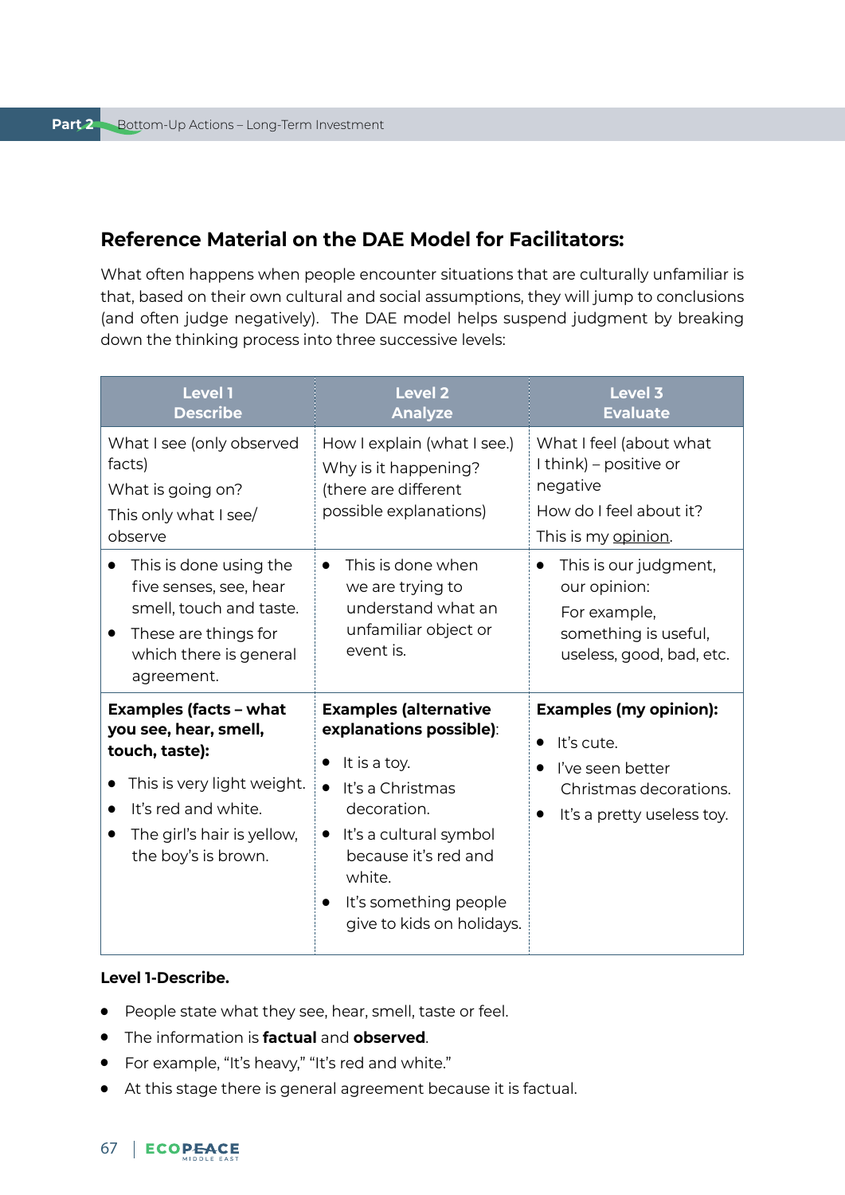## Reference Material on the DAE Model for Facilitators:

What often happens when people encounter situations that are culturally unfamiliar is that, based on their own cultural and social assumptions, they will jump to conclusions (and often judge negatively). The DAE model helps suspend judgment by breaking down the thinking process into three successive levels:

| Level 1 Describe | Level 2 Analyze | Level 3 Evaluate |
|---|---|---|
| What I see (only observed facts)<br>What is going on?<br>This only what I see/ observe | How I explain (what I see.)<br>Why is it happening?<br>(there are different possible explanations) | What I feel (about what I think) – positive or negative<br>How do I feel about it?<br>This is my <u>opinion</u>. |
| • This is done using the five senses, see, hear smell, touch and taste.<br>• These are things for which there is general agreement. | • This is done when we are trying to understand what an unfamiliar object or event is. | • This is our judgment, our opinion:<br>For example, something is useful, useless, good, bad, etc. |
| **Examples (facts – what you see, hear, smell, touch, taste):**<br>• This is very light weight.<br>• It's red and white.<br>• The girl's hair is yellow, the boy's is brown. | **Examples (alternative explanations possible)**:<br>• It is a toy.<br>• It's a Christmas decoration.<br>• It's a cultural symbol because it's red and white.<br>• It's something people give to kids on holidays. | **Examples (my opinion):**<br>• It's cute.<br>• I've seen better Christmas decorations.<br>• It's a pretty useless toy. |

**Level 1-Describe.**

- People state what they see, hear, smell, taste or feel.
- The information is **factual** and **observed**.
- For example, "It's heavy," "It's red and white."
- At this stage there is general agreement because it is factual.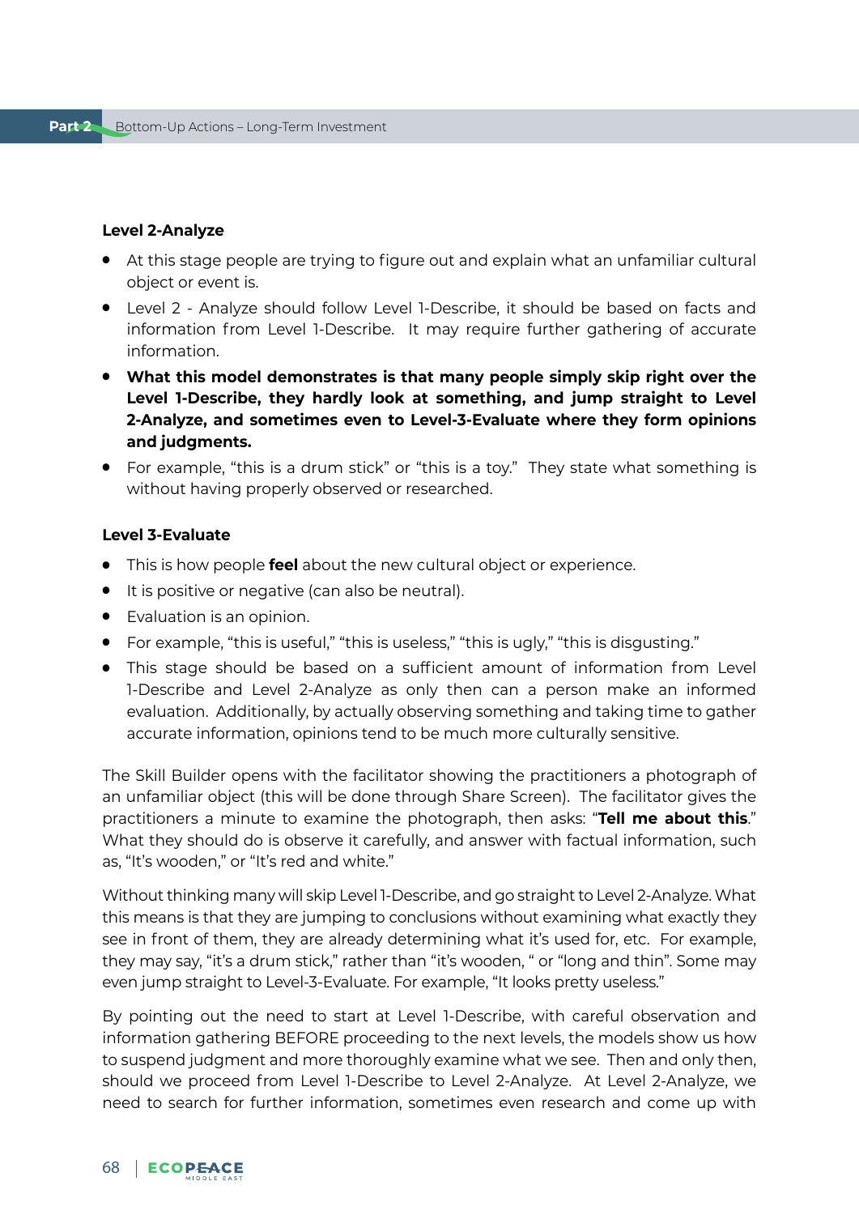**Level 2-Analyze**

- At this stage people are trying to figure out and explain what an unfamiliar cultural object or event is.
- Level 2 - Analyze should follow Level 1-Describe, it should be based on facts and information from Level 1-Describe. It may require further gathering of accurate information.
- **What this model demonstrates is that many people simply skip right over the Level 1-Describe, they hardly look at something, and jump straight to Level 2-Analyze, and sometimes even to Level-3-Evaluate where they form opinions and judgments.**
- For example, "this is a drum stick" or "this is a toy." They state what something is without having properly observed or researched.

**Level 3-Evaluate**

- This is how people **feel** about the new cultural object or experience.
- It is positive or negative (can also be neutral).
- Evaluation is an opinion.
- For example, "this is useful," "this is useless," "this is ugly," "this is disgusting."
- This stage should be based on a sufficient amount of information from Level 1-Describe and Level 2-Analyze as only then can a person make an informed evaluation. Additionally, by actually observing something and taking time to gather accurate information, opinions tend to be much more culturally sensitive.

The Skill Builder opens with the facilitator showing the practitioners a photograph of an unfamiliar object (this will be done through Share Screen). The facilitator gives the practitioners a minute to examine the photograph, then asks: "**Tell me about this**." What they should do is observe it carefully, and answer with factual information, such as, "It's wooden," or "It's red and white."

Without thinking many will skip Level 1-Describe, and go straight to Level 2-Analyze. What this means is that they are jumping to conclusions without examining what exactly they see in front of them, they are already determining what it's used for, etc. For example, they may say, "it's a drum stick," rather than "it's wooden, " or "long and thin". Some may even jump straight to Level-3-Evaluate. For example, "It looks pretty useless."

By pointing out the need to start at Level 1-Describe, with careful observation and information gathering BEFORE proceeding to the next levels, the models show us how to suspend judgment and more thoroughly examine what we see. Then and only then, should we proceed from Level 1-Describe to Level 2-Analyze. At Level 2-Analyze, we need to search for further information, sometimes even research and come up with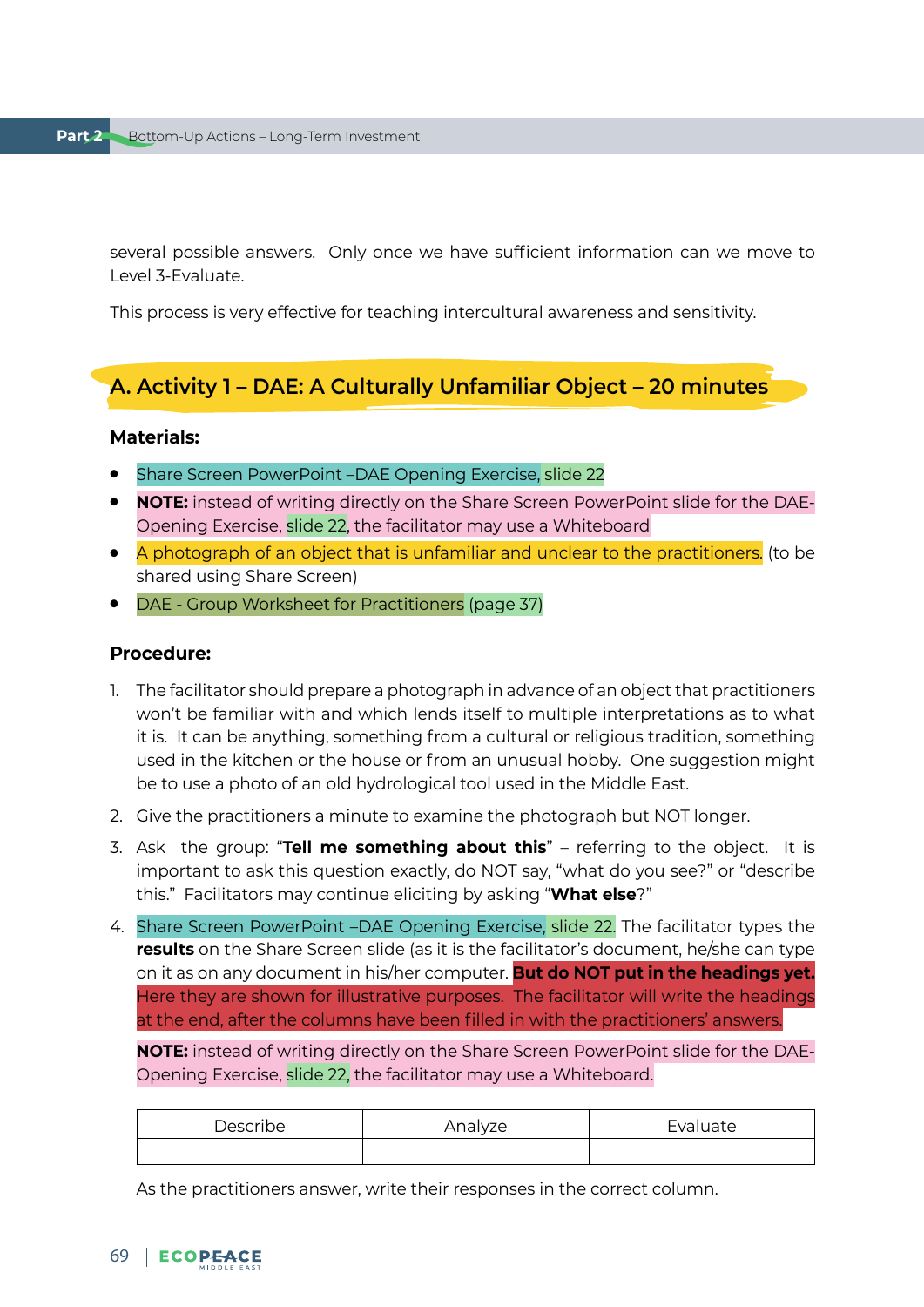several possible answers. Only once we have sufficient information can we move to Level 3-Evaluate.

This process is very effective for teaching intercultural awareness and sensitivity.

## A. Activity 1 – DAE: A Culturally Unfamiliar Object – 20 minutes

**Materials:**

- Share Screen PowerPoint –DAE Opening Exercise, slide 22
- **NOTE:** instead of writing directly on the Share Screen PowerPoint slide for the DAE-Opening Exercise, slide 22, the facilitator may use a Whiteboard
- A photograph of an object that is unfamiliar and unclear to the practitioners. (to be shared using Share Screen)
- DAE - Group Worksheet for Practitioners (page 37)

**Procedure:**

1. The facilitator should prepare a photograph in advance of an object that practitioners won't be familiar with and which lends itself to multiple interpretations as to what it is. It can be anything, something from a cultural or religious tradition, something used in the kitchen or the house or from an unusual hobby. One suggestion might be to use a photo of an old hydrological tool used in the Middle East.
2. Give the practitioners a minute to examine the photograph but NOT longer.
3. Ask the group: "**Tell me something about this**" – referring to the object. It is important to ask this question exactly, do NOT say, "what do you see?" or "describe this." Facilitators may continue eliciting by asking "**What else**?"
4. Share Screen PowerPoint –DAE Opening Exercise, slide 22. The facilitator types the **results** on the Share Screen slide (as it is the facilitator's document, he/she can type on it as on any document in his/her computer. **But do NOT put in the headings yet.** Here they are shown for illustrative purposes. The facilitator will write the headings at the end, after the columns have been filled in with the practitioners' answers.

   **NOTE:** instead of writing directly on the Share Screen PowerPoint slide for the DAE-Opening Exercise, slide 22, the facilitator may use a Whiteboard.

   | Describe | Analyze | Evaluate |
   |---|---|---|
   | | | |

   As the practitioners answer, write their responses in the correct column.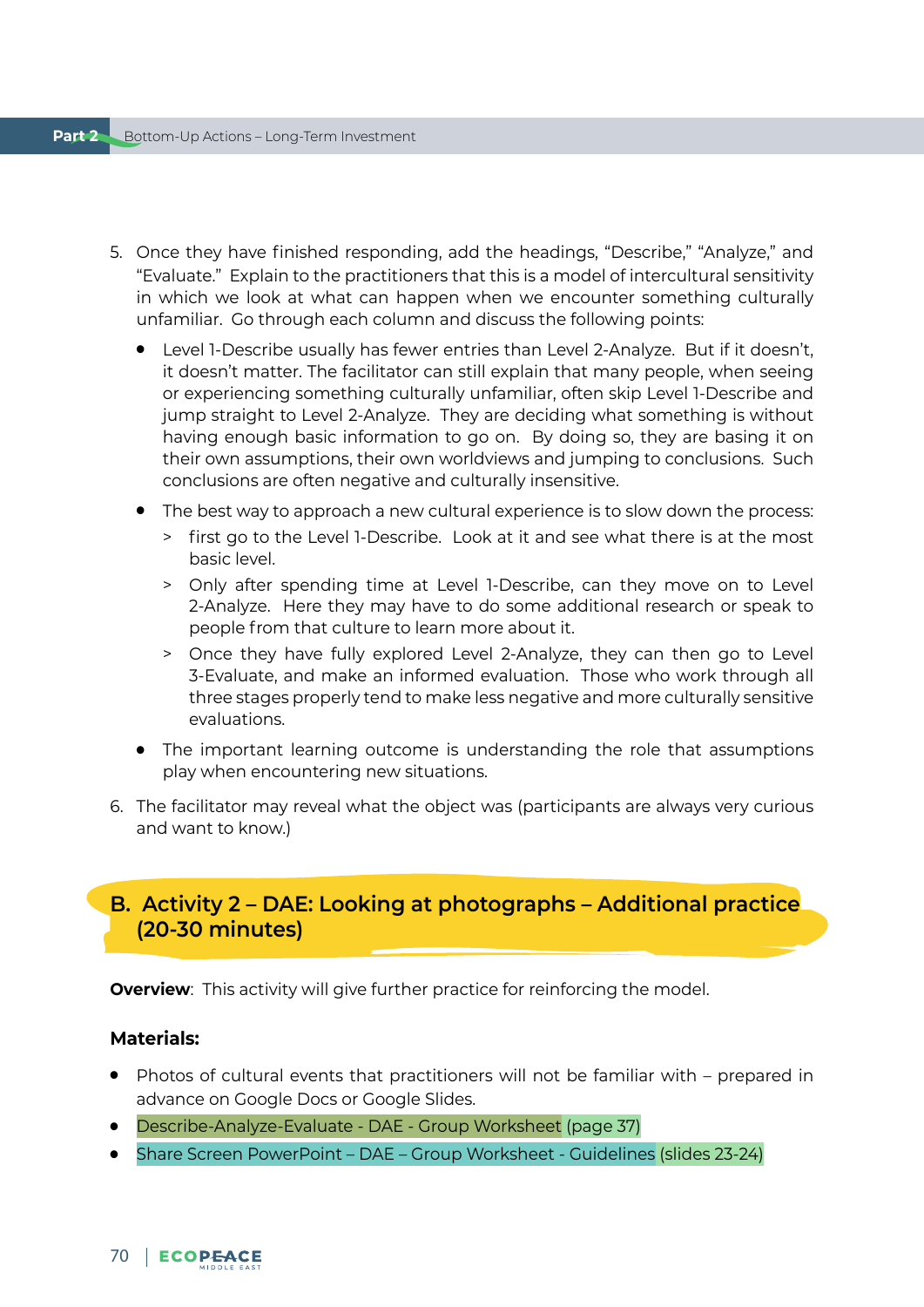5. Once they have finished responding, add the headings, “Describe,” “Analyze,” and “Evaluate.” Explain to the practitioners that this is a model of intercultural sensitivity in which we look at what can happen when we encounter something culturally unfamiliar. Go through each column and discuss the following points:
   - Level 1-Describe usually has fewer entries than Level 2-Analyze. But if it doesn’t, it doesn’t matter. The facilitator can still explain that many people, when seeing or experiencing something culturally unfamiliar, often skip Level 1-Describe and jump straight to Level 2-Analyze. They are deciding what something is without having enough basic information to go on. By doing so, they are basing it on their own assumptions, their own worldviews and jumping to conclusions. Such conclusions are often negative and culturally insensitive.
   - The best way to approach a new cultural experience is to slow down the process:
     > first go to the Level 1-Describe. Look at it and see what there is at the most basic level.
     > Only after spending time at Level 1-Describe, can they move on to Level 2-Analyze. Here they may have to do some additional research or speak to people from that culture to learn more about it.
     > Once they have fully explored Level 2-Analyze, they can then go to Level 3-Evaluate, and make an informed evaluation. Those who work through all three stages properly tend to make less negative and more culturally sensitive evaluations.
   - The important learning outcome is understanding the role that assumptions play when encountering new situations.
6. The facilitator may reveal what the object was (participants are always very curious and want to know.)

## B. Activity 2 – DAE: Looking at photographs – Additional practice (20-30 minutes)

**Overview**: This activity will give further practice for reinforcing the model.

**Materials:**

- Photos of cultural events that practitioners will not be familiar with – prepared in advance on Google Docs or Google Slides.
- Describe-Analyze-Evaluate - DAE - Group Worksheet (page 37)
- Share Screen PowerPoint – DAE – Group Worksheet - Guidelines (slides 23-24)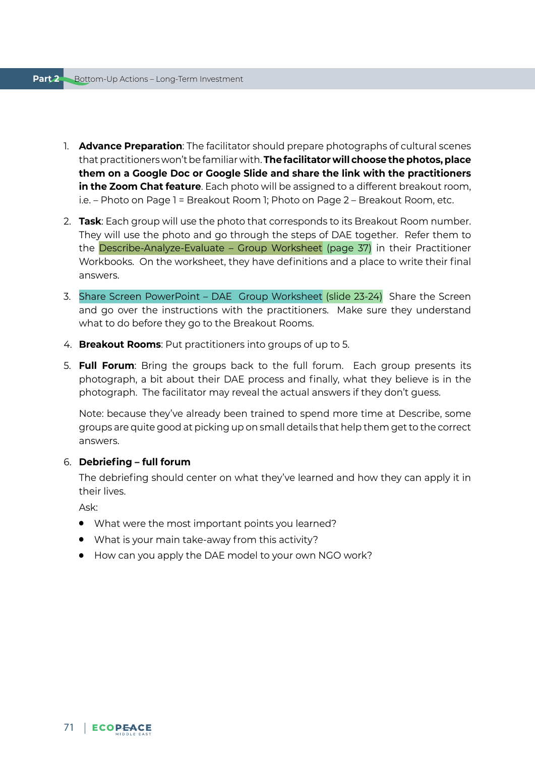1. **Advance Preparation**: The facilitator should prepare photographs of cultural scenes that practitioners won't be familiar with. **The facilitator will choose the photos, place them on a Google Doc or Google Slide and share the link with the practitioners in the Zoom Chat feature**. Each photo will be assigned to a different breakout room, i.e. – Photo on Page 1 = Breakout Room 1; Photo on Page 2 – Breakout Room, etc.

2. **Task**: Each group will use the photo that corresponds to its Breakout Room number. They will use the photo and go through the steps of DAE together. Refer them to the Describe-Analyze-Evaluate – Group Worksheet (page 37) in their Practitioner Workbooks. On the worksheet, they have definitions and a place to write their final answers.

3. Share Screen PowerPoint – DAE Group Worksheet (slide 23-24) Share the Screen and go over the instructions with the practitioners. Make sure they understand what to do before they go to the Breakout Rooms.

4. **Breakout Rooms**: Put practitioners into groups of up to 5.

5. **Full Forum**: Bring the groups back to the full forum. Each group presents its photograph, a bit about their DAE process and finally, what they believe is in the photograph. The facilitator may reveal the actual answers if they don't guess.

   Note: because they've already been trained to spend more time at Describe, some groups are quite good at picking up on small details that help them get to the correct answers.

6. **Debriefing – full forum**

   The debriefing should center on what they've learned and how they can apply it in their lives.

   Ask:

   - What were the most important points you learned?
   - What is your main take-away from this activity?
   - How can you apply the DAE model to your own NGO work?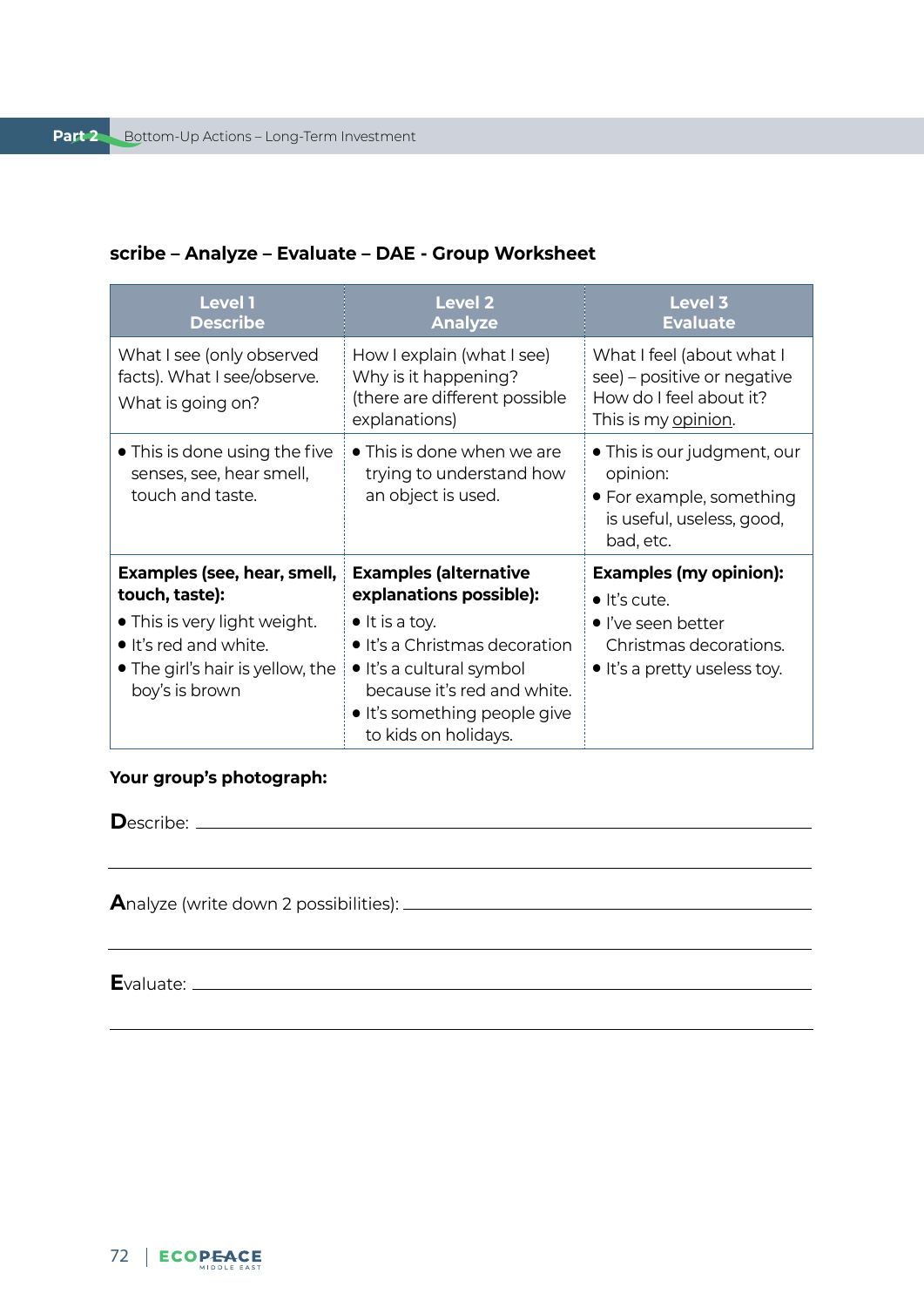### scribe – Analyze – Evaluate – DAE - Group Worksheet

| Level 1<br>Describe | Level 2<br>Analyze | Level 3<br>Evaluate |
|---|---|---|
| What I see (only observed facts). What I see/observe.<br>What is going on? | How I explain (what I see) Why is it happening? (there are different possible explanations) | What I feel (about what I see) – positive or negative How do I feel about it? This is my opinion. |
| • This is done using the five senses, see, hear smell, touch and taste. | • This is done when we are trying to understand how an object is used. | • This is our judgment, our opinion:<br>• For example, something is useful, useless, good, bad, etc. |
| **Examples (see, hear, smell, touch, taste):**<br>• This is very light weight.<br>• It's red and white.<br>• The girl's hair is yellow, the boy's is brown | **Examples (alternative explanations possible):**<br>• It is a toy.<br>• It's a Christmas decoration<br>• It's a cultural symbol because it's red and white.<br>• It's something people give to kids on holidays. | **Examples (my opinion):**<br>• It's cute.<br>• I've seen better Christmas decorations.<br>• It's a pretty useless toy. |

**Your group's photograph:**

**D**escribe: ______________________________________________

______________________________________________

**A**nalyze (write down 2 possibilities): ______________________________________________

______________________________________________

**E**valuate: ______________________________________________

______________________________________________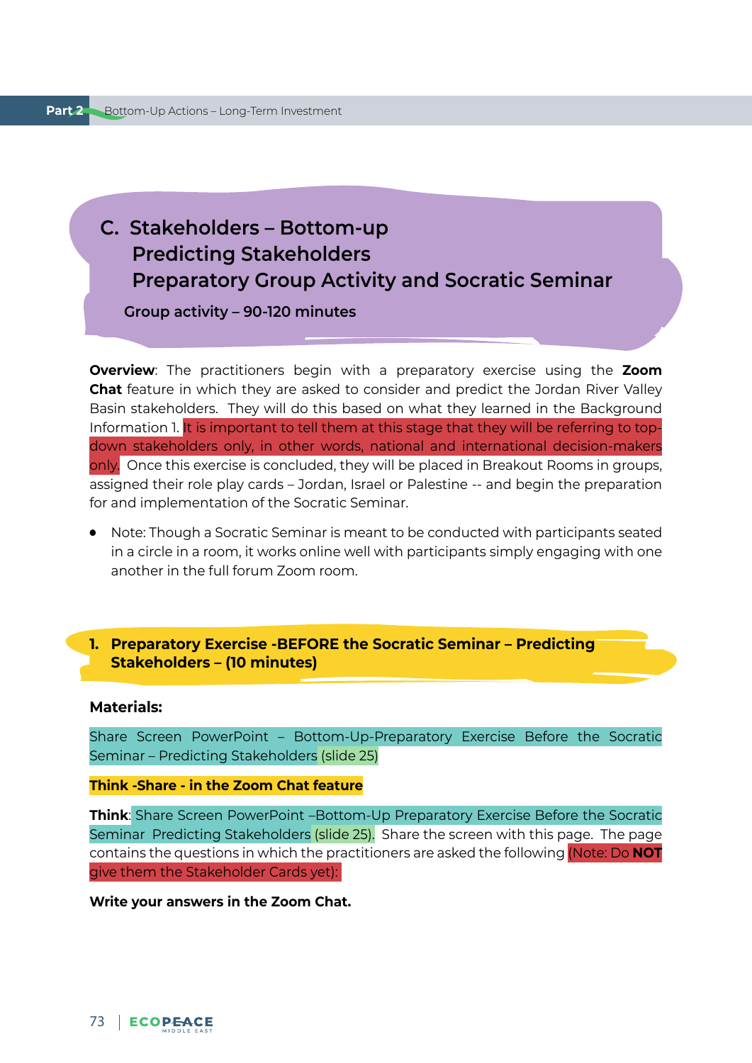## C. Stakeholders – Bottom-up Predicting Stakeholders Preparatory Group Activity and Socratic Seminar

**Group activity – 90-120 minutes**

**Overview**: The practitioners begin with a preparatory exercise using the **Zoom Chat** feature in which they are asked to consider and predict the Jordan River Valley Basin stakeholders. They will do this based on what they learned in the Background Information 1. It is important to tell them at this stage that they will be referring to top-down stakeholders only, in other words, national and international decision-makers only. Once this exercise is concluded, they will be placed in Breakout Rooms in groups, assigned their role play cards – Jordan, Israel or Palestine -- and begin the preparation for and implementation of the Socratic Seminar.

- Note: Though a Socratic Seminar is meant to be conducted with participants seated in a circle in a room, it works online well with participants simply engaging with one another in the full forum Zoom room.

### 1. Preparatory Exercise -BEFORE the Socratic Seminar – Predicting Stakeholders – (10 minutes)

**Materials:**

Share Screen PowerPoint – Bottom-Up-Preparatory Exercise Before the Socratic Seminar – Predicting Stakeholders (slide 25)

**Think -Share - in the Zoom Chat feature**

**Think**: Share Screen PowerPoint –Bottom-Up Preparatory Exercise Before the Socratic Seminar Predicting Stakeholders (slide 25). Share the screen with this page. The page contains the questions in which the practitioners are asked the following (Note: Do **NOT** give them the Stakeholder Cards yet):

**Write your answers in the Zoom Chat.**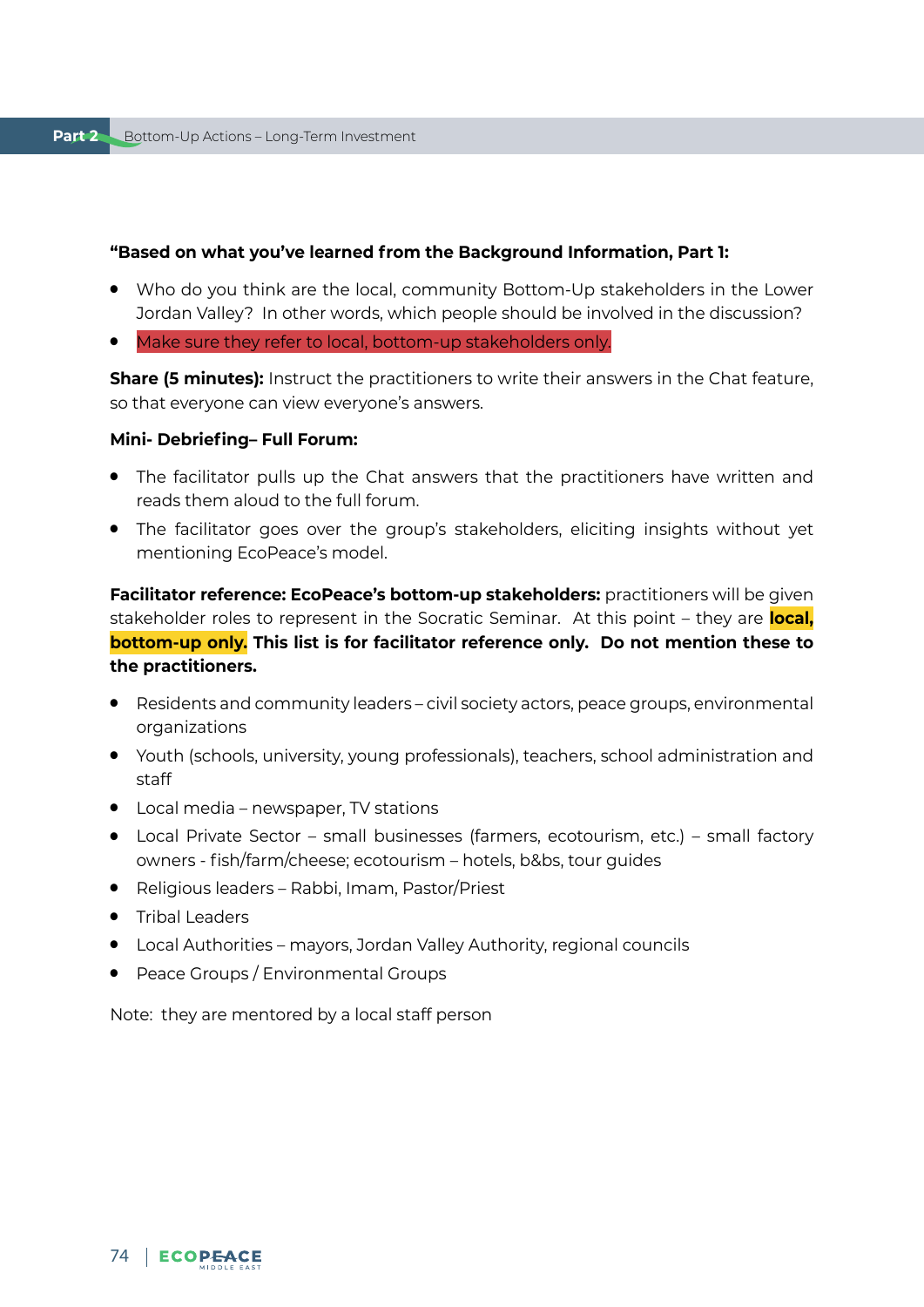**"Based on what you've learned from the Background Information, Part 1:**

- Who do you think are the local, community Bottom-Up stakeholders in the Lower Jordan Valley? In other words, which people should be involved in the discussion?
- Make sure they refer to local, bottom-up stakeholders only.

**Share (5 minutes):** Instruct the practitioners to write their answers in the Chat feature, so that everyone can view everyone's answers.

**Mini- Debriefing– Full Forum:**

- The facilitator pulls up the Chat answers that the practitioners have written and reads them aloud to the full forum.
- The facilitator goes over the group's stakeholders, eliciting insights without yet mentioning EcoPeace's model.

**Facilitator reference: EcoPeace's bottom-up stakeholders:** practitioners will be given stakeholder roles to represent in the Socratic Seminar. At this point – they are **local, bottom-up only. This list is for facilitator reference only. Do not mention these to the practitioners.**

- Residents and community leaders – civil society actors, peace groups, environmental organizations
- Youth (schools, university, young professionals), teachers, school administration and staff
- Local media – newspaper, TV stations
- Local Private Sector – small businesses (farmers, ecotourism, etc.) – small factory owners - fish/farm/cheese; ecotourism – hotels, b&bs, tour guides
- Religious leaders – Rabbi, Imam, Pastor/Priest
- Tribal Leaders
- Local Authorities – mayors, Jordan Valley Authority, regional councils
- Peace Groups / Environmental Groups

Note: they are mentored by a local staff person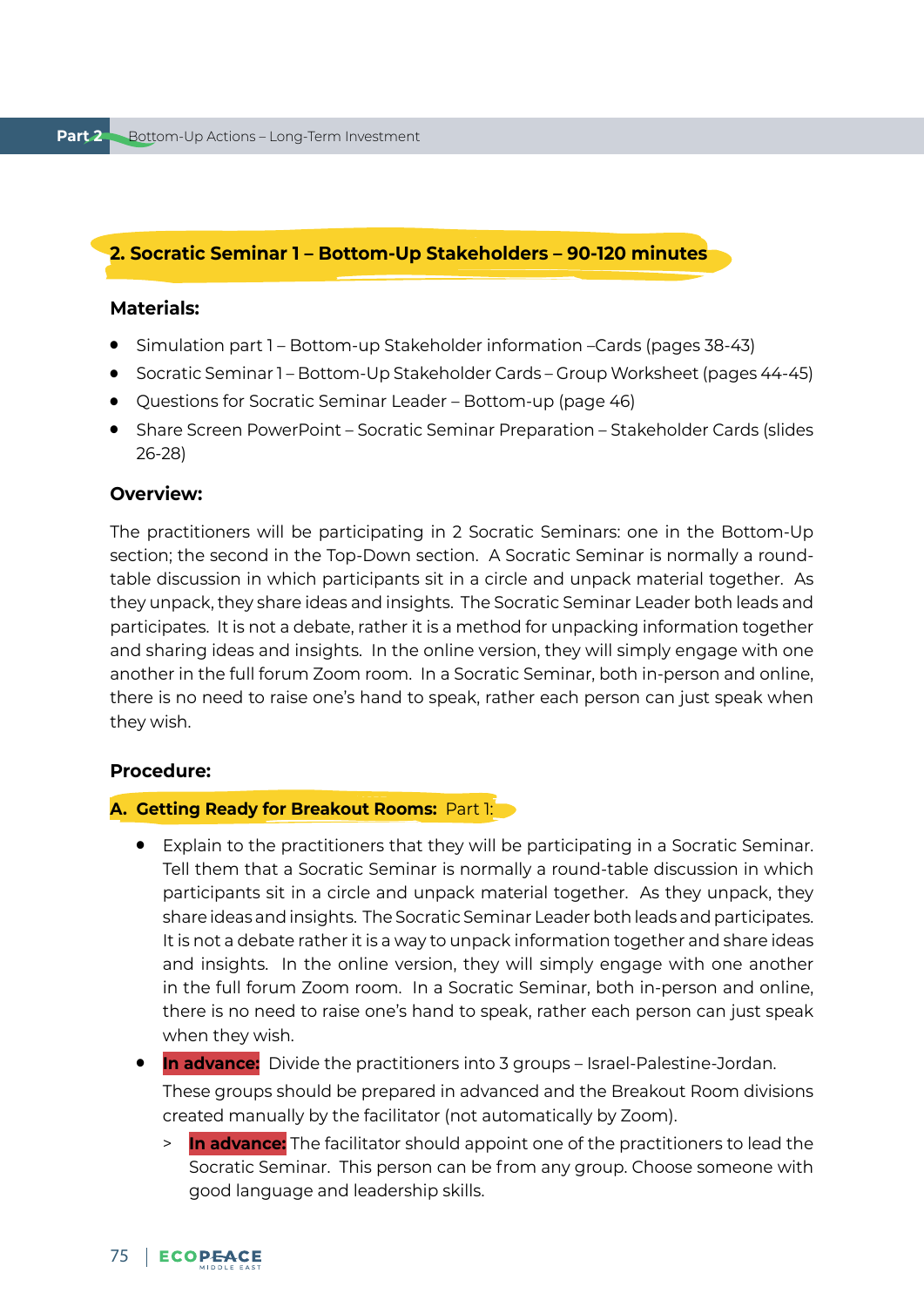## 2. Socratic Seminar 1 – Bottom-Up Stakeholders – 90-120 minutes

**Materials:**

- Simulation part 1 – Bottom-up Stakeholder information –Cards (pages 38-43)
- Socratic Seminar 1 – Bottom-Up Stakeholder Cards – Group Worksheet (pages 44-45)
- Questions for Socratic Seminar Leader – Bottom-up (page 46)
- Share Screen PowerPoint – Socratic Seminar Preparation – Stakeholder Cards (slides 26-28)

**Overview:**

The practitioners will be participating in 2 Socratic Seminars: one in the Bottom-Up section; the second in the Top-Down section. A Socratic Seminar is normally a round-table discussion in which participants sit in a circle and unpack material together. As they unpack, they share ideas and insights. The Socratic Seminar Leader both leads and participates. It is not a debate, rather it is a method for unpacking information together and sharing ideas and insights. In the online version, they will simply engage with one another in the full forum Zoom room. In a Socratic Seminar, both in-person and online, there is no need to raise one's hand to speak, rather each person can just speak when they wish.

**Procedure:**

**A. Getting Ready for Breakout Rooms:** Part 1:

- Explain to the practitioners that they will be participating in a Socratic Seminar. Tell them that a Socratic Seminar is normally a round-table discussion in which participants sit in a circle and unpack material together. As they unpack, they share ideas and insights. The Socratic Seminar Leader both leads and participates. It is not a debate rather it is a way to unpack information together and share ideas and insights. In the online version, they will simply engage with one another in the full forum Zoom room. In a Socratic Seminar, both in-person and online, there is no need to raise one's hand to speak, rather each person can just speak when they wish.
- **In advance:** Divide the practitioners into 3 groups – Israel-Palestine-Jordan.

  These groups should be prepared in advanced and the Breakout Room divisions created manually by the facilitator (not automatically by Zoom).

  > **In advance:** The facilitator should appoint one of the practitioners to lead the Socratic Seminar. This person can be from any group. Choose someone with good language and leadership skills.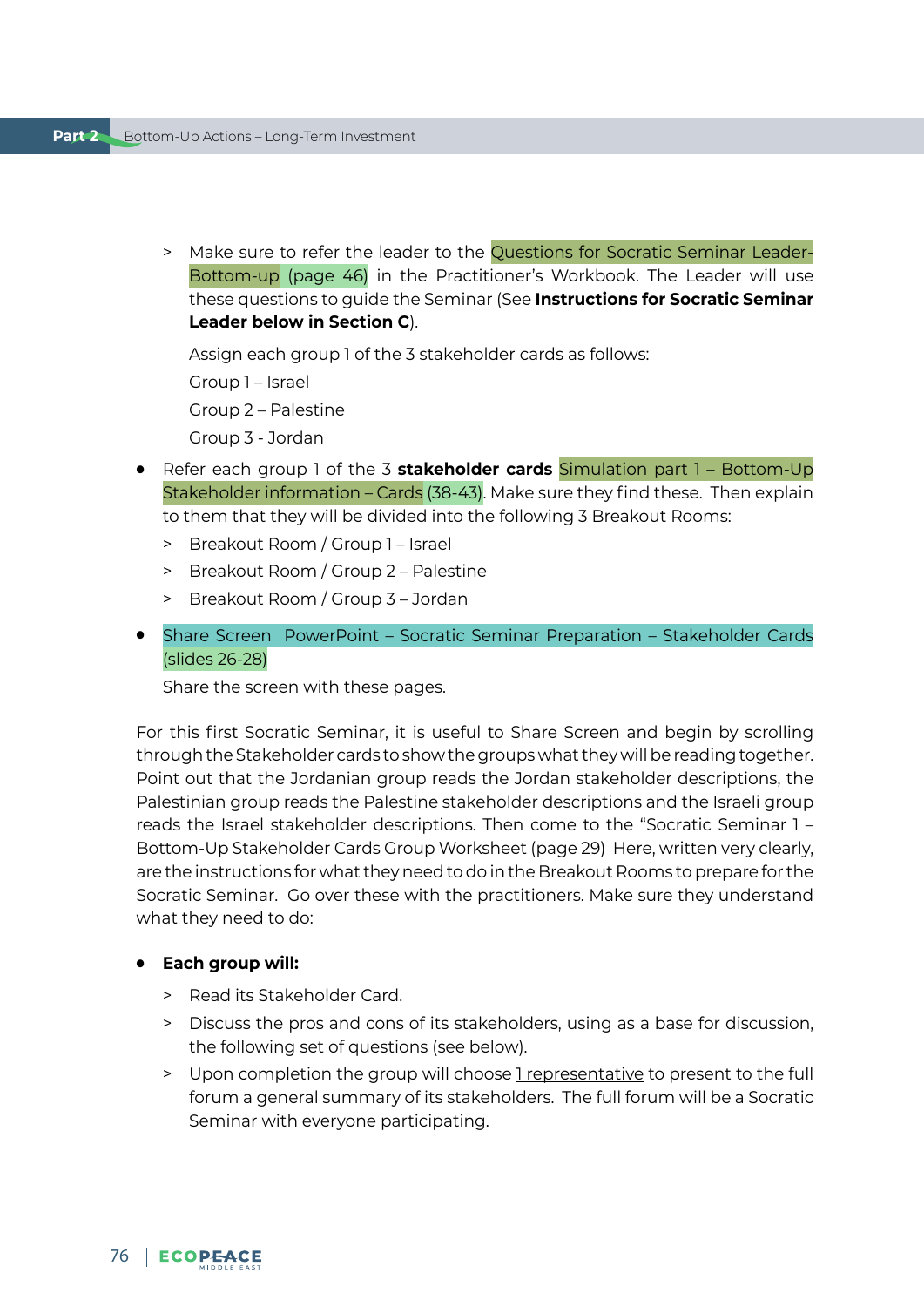> Make sure to refer the leader to the Questions for Socratic Seminar Leader-Bottom-up (page 46) in the Practitioner's Workbook. The Leader will use these questions to guide the Seminar (See **Instructions for Socratic Seminar Leader below in Section C**).

Assign each group 1 of the 3 stakeholder cards as follows:

Group 1 – Israel

Group 2 – Palestine

Group 3 - Jordan

- Refer each group 1 of the 3 **stakeholder cards** Simulation part 1 – Bottom-Up Stakeholder information – Cards (38-43). Make sure they find these. Then explain to them that they will be divided into the following 3 Breakout Rooms:
  > Breakout Room / Group 1 – Israel

  > Breakout Room / Group 2 – Palestine

  > Breakout Room / Group 3 – Jordan

- Share Screen PowerPoint – Socratic Seminar Preparation – Stakeholder Cards (slides 26-28)

  Share the screen with these pages.

For this first Socratic Seminar, it is useful to Share Screen and begin by scrolling through the Stakeholder cards to show the groups what they will be reading together. Point out that the Jordanian group reads the Jordan stakeholder descriptions, the Palestinian group reads the Palestine stakeholder descriptions and the Israeli group reads the Israel stakeholder descriptions. Then come to the "Socratic Seminar 1 – Bottom-Up Stakeholder Cards Group Worksheet (page 29) Here, written very clearly, are the instructions for what they need to do in the Breakout Rooms to prepare for the Socratic Seminar. Go over these with the practitioners. Make sure they understand what they need to do:

- **Each group will:**
  > Read its Stakeholder Card.

  > Discuss the pros and cons of its stakeholders, using as a base for discussion, the following set of questions (see below).

  > Upon completion the group will choose 1 representative to present to the full forum a general summary of its stakeholders. The full forum will be a Socratic Seminar with everyone participating.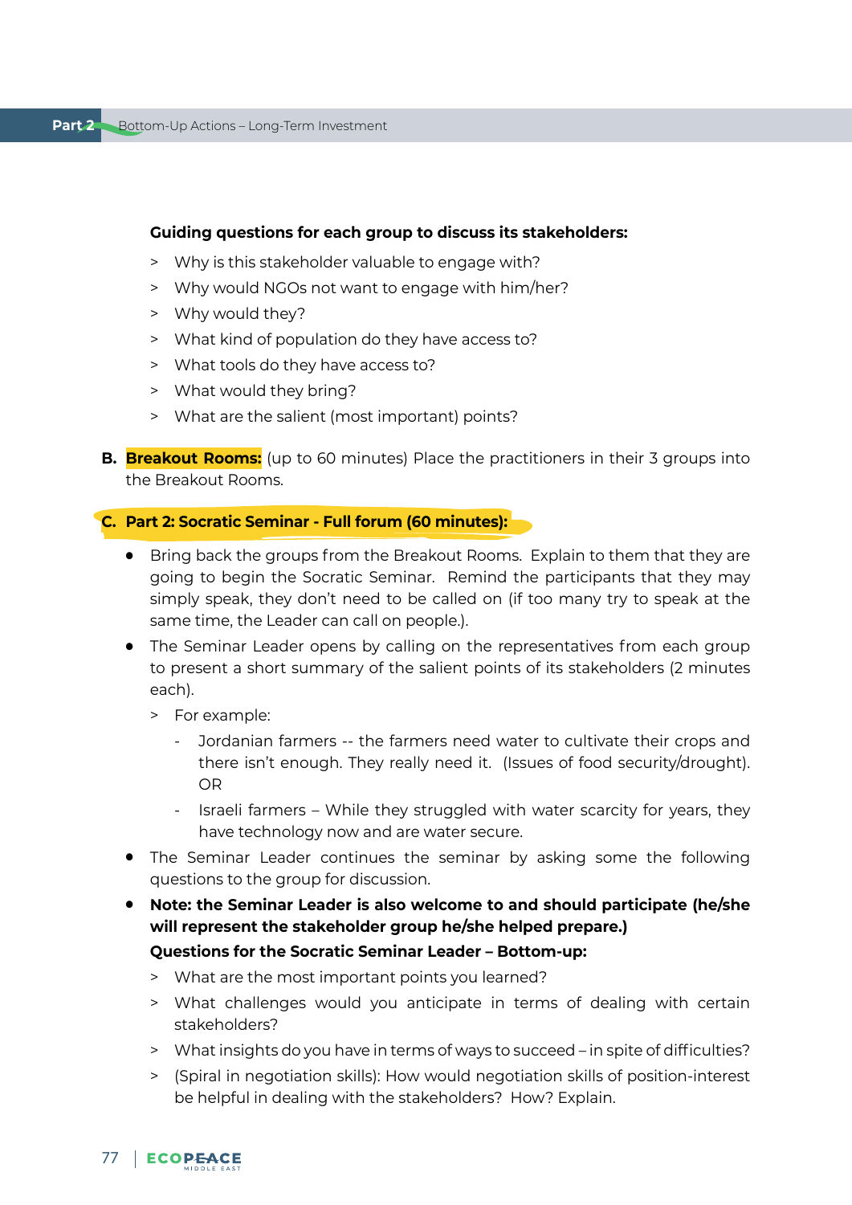**Guiding questions for each group to discuss its stakeholders:**

> Why is this stakeholder valuable to engage with?
> Why would NGOs not want to engage with him/her?
> Why would they?
> What kind of population do they have access to?
> What tools do they have access to?
> What would they bring?
> What are the salient (most important) points?

**B. Breakout Rooms:** (up to 60 minutes) Place the practitioners in their 3 groups into the Breakout Rooms.

**C. Part 2: Socratic Seminar - Full forum (60 minutes):**

- Bring back the groups from the Breakout Rooms. Explain to them that they are going to begin the Socratic Seminar. Remind the participants that they may simply speak, they don't need to be called on (if too many try to speak at the same time, the Leader can call on people.).
- The Seminar Leader opens by calling on the representatives from each group to present a short summary of the salient points of its stakeholders (2 minutes each).
  > For example:
    - Jordanian farmers -- the farmers need water to cultivate their crops and there isn't enough. They really need it. (Issues of food security/drought). OR
    - Israeli farmers – While they struggled with water scarcity for years, they have technology now and are water secure.
- The Seminar Leader continues the seminar by asking some the following questions to the group for discussion.
- **Note: the Seminar Leader is also welcome to and should participate (he/she will represent the stakeholder group he/she helped prepare.)**

  **Questions for the Socratic Seminar Leader – Bottom-up:**

  > What are the most important points you learned?
  > What challenges would you anticipate in terms of dealing with certain stakeholders?
  > What insights do you have in terms of ways to succeed – in spite of difficulties?
  > (Spiral in negotiation skills): How would negotiation skills of position-interest be helpful in dealing with the stakeholders? How? Explain.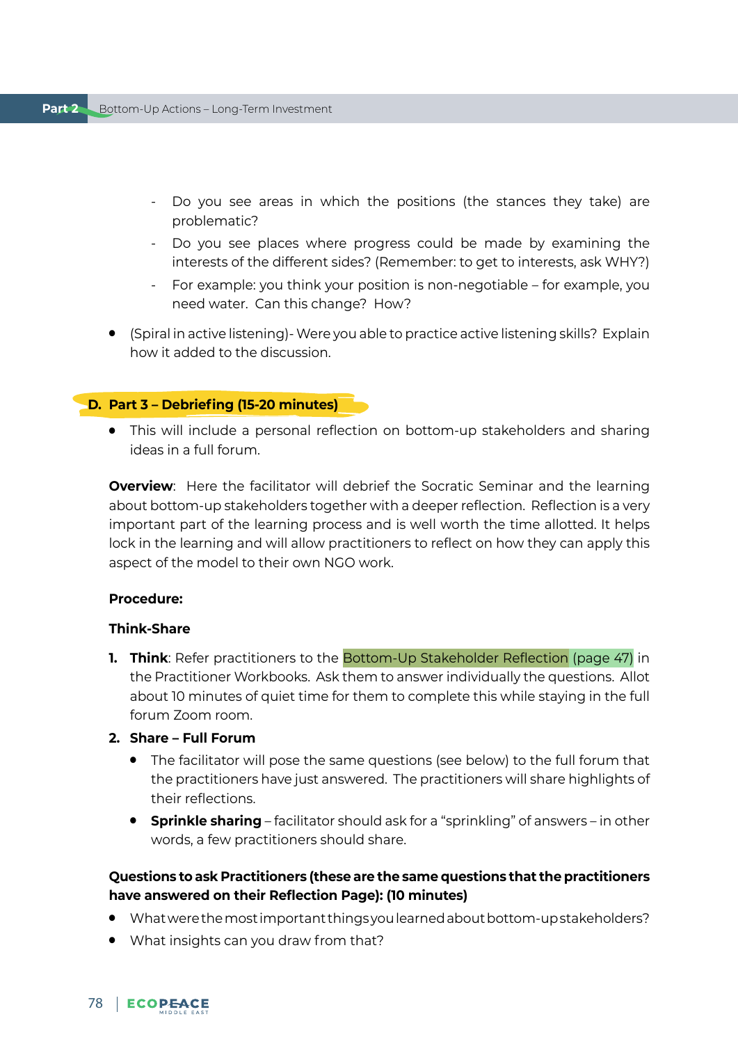- Do you see areas in which the positions (the stances they take) are problematic?
- Do you see places where progress could be made by examining the interests of the different sides? (Remember: to get to interests, ask WHY?)
- For example: you think your position is non-negotiable – for example, you need water. Can this change? How?

- (Spiral in active listening)- Were you able to practice active listening skills? Explain how it added to the discussion.

### D. Part 3 – Debriefing (15-20 minutes)

- This will include a personal reflection on bottom-up stakeholders and sharing ideas in a full forum.

**Overview**: Here the facilitator will debrief the Socratic Seminar and the learning about bottom-up stakeholders together with a deeper reflection. Reflection is a very important part of the learning process and is well worth the time allotted. It helps lock in the learning and will allow practitioners to reflect on how they can apply this aspect of the model to their own NGO work.

**Procedure:**

**Think-Share**

1. **Think**: Refer practitioners to the Bottom-Up Stakeholder Reflection (page 47) in the Practitioner Workbooks. Ask them to answer individually the questions. Allot about 10 minutes of quiet time for them to complete this while staying in the full forum Zoom room.
2. **Share – Full Forum**
   - The facilitator will pose the same questions (see below) to the full forum that the practitioners have just answered. The practitioners will share highlights of their reflections.
   - **Sprinkle sharing** – facilitator should ask for a "sprinkling" of answers – in other words, a few practitioners should share.

**Questions to ask Practitioners (these are the same questions that the practitioners have answered on their Reflection Page): (10 minutes)**

- What were the most important things you learned about bottom-up stakeholders?
- What insights can you draw from that?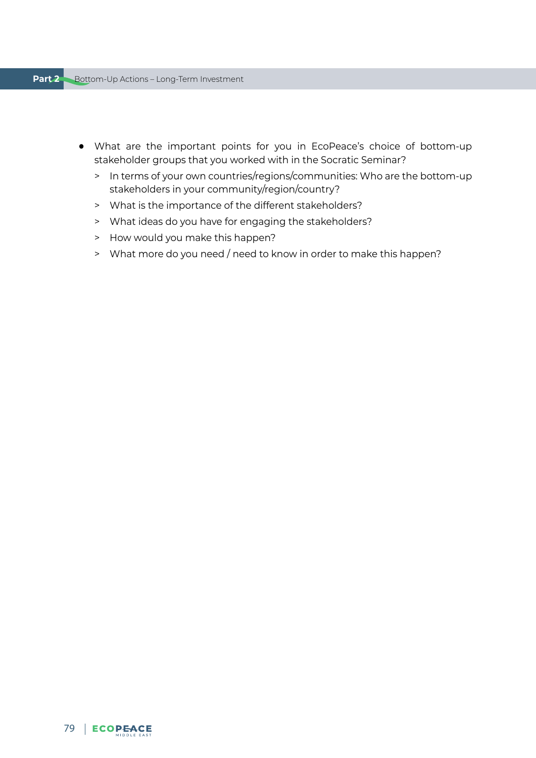- What are the important points for you in EcoPeace's choice of bottom-up stakeholder groups that you worked with in the Socratic Seminar?
  - In terms of your own countries/regions/communities: Who are the bottom-up stakeholders in your community/region/country?
  - What is the importance of the different stakeholders?
  - What ideas do you have for engaging the stakeholders?
  - How would you make this happen?
  - What more do you need / need to know in order to make this happen?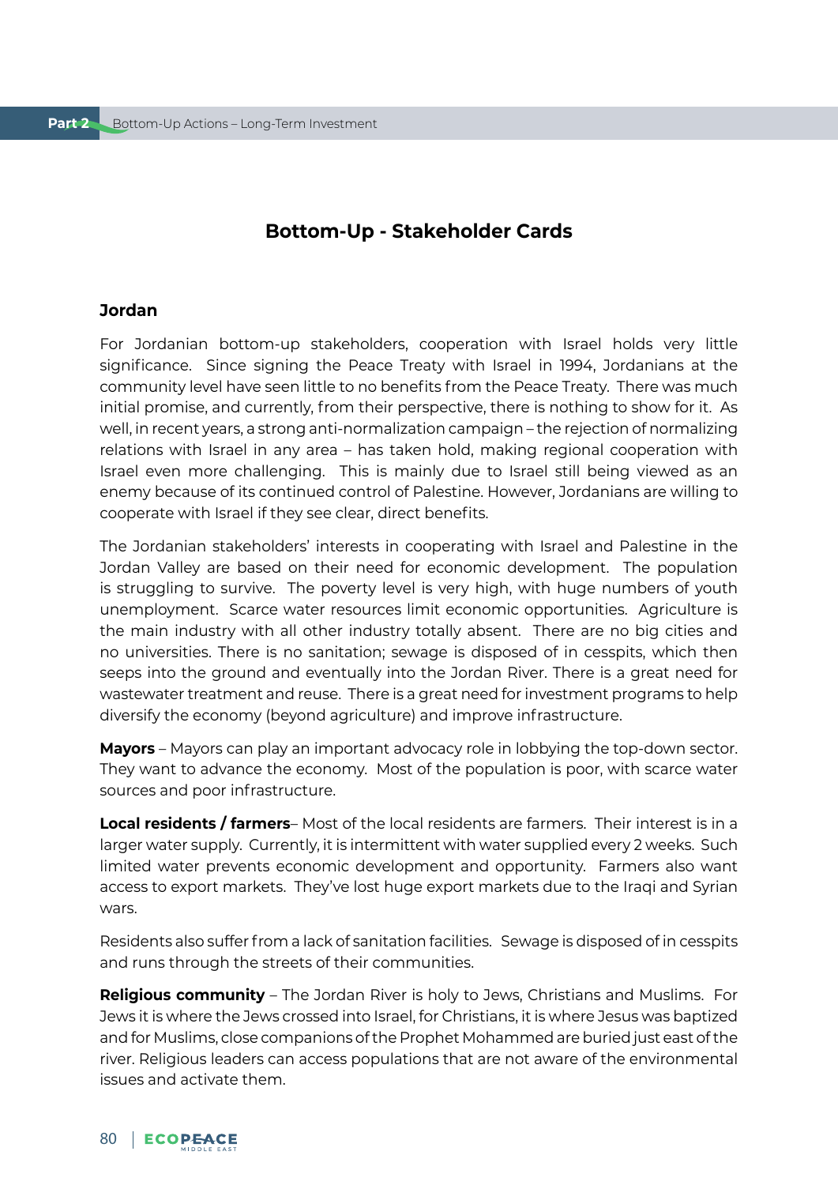## Bottom-Up - Stakeholder Cards

### Jordan

For Jordanian bottom-up stakeholders, cooperation with Israel holds very little significance. Since signing the Peace Treaty with Israel in 1994, Jordanians at the community level have seen little to no benefits from the Peace Treaty. There was much initial promise, and currently, from their perspective, there is nothing to show for it. As well, in recent years, a strong anti-normalization campaign – the rejection of normalizing relations with Israel in any area – has taken hold, making regional cooperation with Israel even more challenging. This is mainly due to Israel still being viewed as an enemy because of its continued control of Palestine. However, Jordanians are willing to cooperate with Israel if they see clear, direct benefits.

The Jordanian stakeholders' interests in cooperating with Israel and Palestine in the Jordan Valley are based on their need for economic development. The population is struggling to survive. The poverty level is very high, with huge numbers of youth unemployment. Scarce water resources limit economic opportunities. Agriculture is the main industry with all other industry totally absent. There are no big cities and no universities. There is no sanitation; sewage is disposed of in cesspits, which then seeps into the ground and eventually into the Jordan River. There is a great need for wastewater treatment and reuse. There is a great need for investment programs to help diversify the economy (beyond agriculture) and improve infrastructure.

**Mayors** – Mayors can play an important advocacy role in lobbying the top-down sector. They want to advance the economy. Most of the population is poor, with scarce water sources and poor infrastructure.

**Local residents / farmers**– Most of the local residents are farmers. Their interest is in a larger water supply. Currently, it is intermittent with water supplied every 2 weeks. Such limited water prevents economic development and opportunity. Farmers also want access to export markets. They've lost huge export markets due to the Iraqi and Syrian wars.

Residents also suffer from a lack of sanitation facilities. Sewage is disposed of in cesspits and runs through the streets of their communities.

**Religious community** – The Jordan River is holy to Jews, Christians and Muslims. For Jews it is where the Jews crossed into Israel, for Christians, it is where Jesus was baptized and for Muslims, close companions of the Prophet Mohammed are buried just east of the river. Religious leaders can access populations that are not aware of the environmental issues and activate them.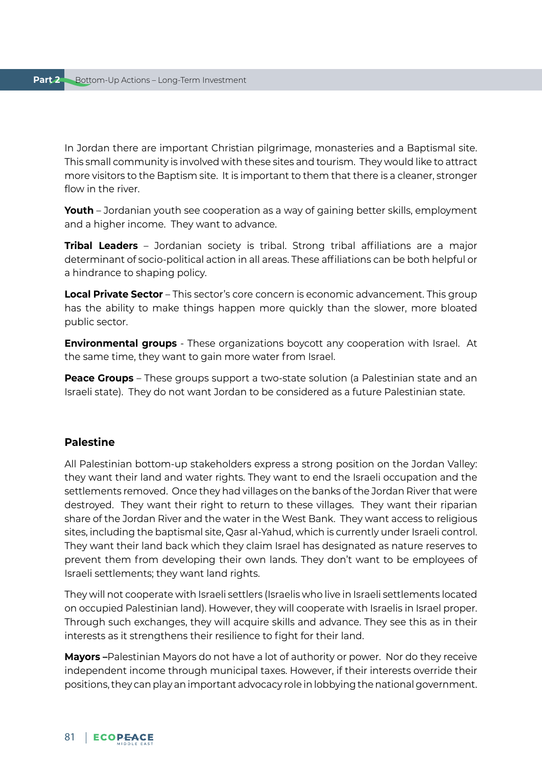In Jordan there are important Christian pilgrimage, monasteries and a Baptismal site. This small community is involved with these sites and tourism. They would like to attract more visitors to the Baptism site. It is important to them that there is a cleaner, stronger flow in the river.

**Youth** – Jordanian youth see cooperation as a way of gaining better skills, employment and a higher income. They want to advance.

**Tribal Leaders** – Jordanian society is tribal. Strong tribal affiliations are a major determinant of socio-political action in all areas. These affiliations can be both helpful or a hindrance to shaping policy.

**Local Private Sector** – This sector's core concern is economic advancement. This group has the ability to make things happen more quickly than the slower, more bloated public sector.

**Environmental groups** - These organizations boycott any cooperation with Israel. At the same time, they want to gain more water from Israel.

**Peace Groups** – These groups support a two-state solution (a Palestinian state and an Israeli state). They do not want Jordan to be considered as a future Palestinian state.

## Palestine

All Palestinian bottom-up stakeholders express a strong position on the Jordan Valley: they want their land and water rights. They want to end the Israeli occupation and the settlements removed. Once they had villages on the banks of the Jordan River that were destroyed. They want their right to return to these villages. They want their riparian share of the Jordan River and the water in the West Bank. They want access to religious sites, including the baptismal site, Qasr al-Yahud, which is currently under Israeli control. They want their land back which they claim Israel has designated as nature reserves to prevent them from developing their own lands. They don't want to be employees of Israeli settlements; they want land rights.

They will not cooperate with Israeli settlers (Israelis who live in Israeli settlements located on occupied Palestinian land). However, they will cooperate with Israelis in Israel proper. Through such exchanges, they will acquire skills and advance. They see this as in their interests as it strengthens their resilience to fight for their land.

**Mayors –**Palestinian Mayors do not have a lot of authority or power. Nor do they receive independent income through municipal taxes. However, if their interests override their positions, they can play an important advocacy role in lobbying the national government.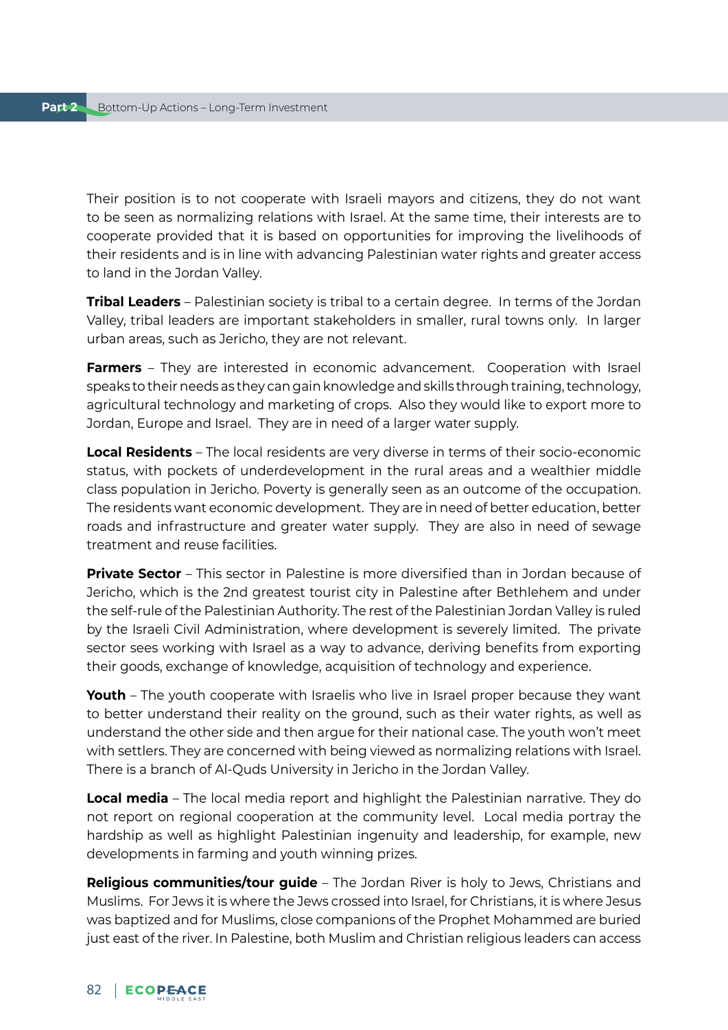Their position is to not cooperate with Israeli mayors and citizens, they do not want to be seen as normalizing relations with Israel. At the same time, their interests are to cooperate provided that it is based on opportunities for improving the livelihoods of their residents and is in line with advancing Palestinian water rights and greater access to land in the Jordan Valley.

**Tribal Leaders** – Palestinian society is tribal to a certain degree. In terms of the Jordan Valley, tribal leaders are important stakeholders in smaller, rural towns only. In larger urban areas, such as Jericho, they are not relevant.

**Farmers** – They are interested in economic advancement. Cooperation with Israel speaks to their needs as they can gain knowledge and skills through training, technology, agricultural technology and marketing of crops. Also they would like to export more to Jordan, Europe and Israel. They are in need of a larger water supply.

**Local Residents** – The local residents are very diverse in terms of their socio-economic status, with pockets of underdevelopment in the rural areas and a wealthier middle class population in Jericho. Poverty is generally seen as an outcome of the occupation. The residents want economic development. They are in need of better education, better roads and infrastructure and greater water supply. They are also in need of sewage treatment and reuse facilities.

**Private Sector** – This sector in Palestine is more diversified than in Jordan because of Jericho, which is the 2nd greatest tourist city in Palestine after Bethlehem and under the self-rule of the Palestinian Authority. The rest of the Palestinian Jordan Valley is ruled by the Israeli Civil Administration, where development is severely limited. The private sector sees working with Israel as a way to advance, deriving benefits from exporting their goods, exchange of knowledge, acquisition of technology and experience.

**Youth** – The youth cooperate with Israelis who live in Israel proper because they want to better understand their reality on the ground, such as their water rights, as well as understand the other side and then argue for their national case. The youth won't meet with settlers. They are concerned with being viewed as normalizing relations with Israel. There is a branch of Al-Quds University in Jericho in the Jordan Valley.

**Local media** – The local media report and highlight the Palestinian narrative. They do not report on regional cooperation at the community level. Local media portray the hardship as well as highlight Palestinian ingenuity and leadership, for example, new developments in farming and youth winning prizes.

**Religious communities/tour guide** – The Jordan River is holy to Jews, Christians and Muslims. For Jews it is where the Jews crossed into Israel, for Christians, it is where Jesus was baptized and for Muslims, close companions of the Prophet Mohammed are buried just east of the river. In Palestine, both Muslim and Christian religious leaders can access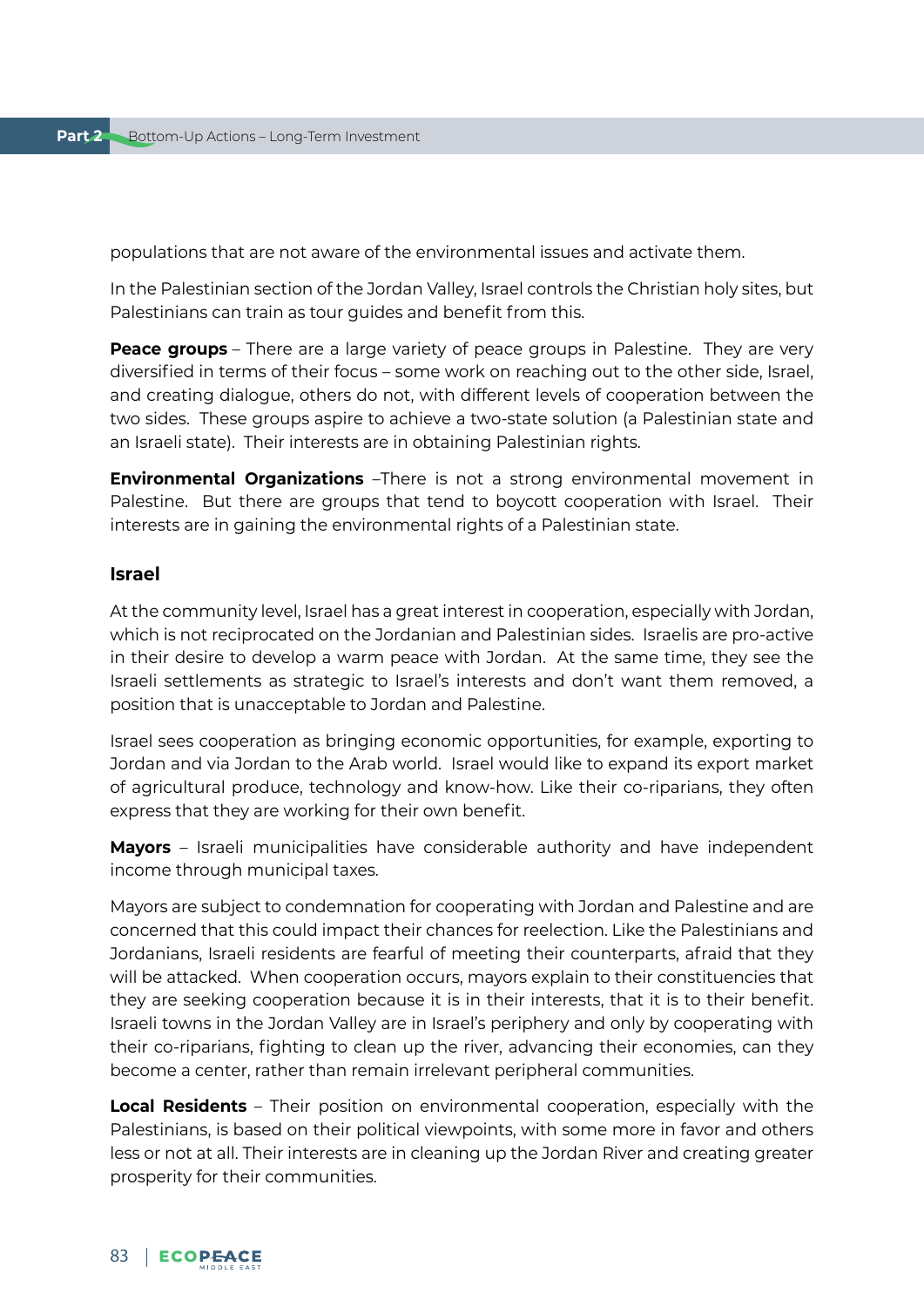populations that are not aware of the environmental issues and activate them.

In the Palestinian section of the Jordan Valley, Israel controls the Christian holy sites, but Palestinians can train as tour guides and benefit from this.

**Peace groups** – There are a large variety of peace groups in Palestine. They are very diversified in terms of their focus – some work on reaching out to the other side, Israel, and creating dialogue, others do not, with different levels of cooperation between the two sides. These groups aspire to achieve a two-state solution (a Palestinian state and an Israeli state). Their interests are in obtaining Palestinian rights.

**Environmental Organizations** –There is not a strong environmental movement in Palestine. But there are groups that tend to boycott cooperation with Israel. Their interests are in gaining the environmental rights of a Palestinian state.

### Israel

At the community level, Israel has a great interest in cooperation, especially with Jordan, which is not reciprocated on the Jordanian and Palestinian sides. Israelis are pro-active in their desire to develop a warm peace with Jordan. At the same time, they see the Israeli settlements as strategic to Israel's interests and don't want them removed, a position that is unacceptable to Jordan and Palestine.

Israel sees cooperation as bringing economic opportunities, for example, exporting to Jordan and via Jordan to the Arab world. Israel would like to expand its export market of agricultural produce, technology and know-how. Like their co-riparians, they often express that they are working for their own benefit.

**Mayors** – Israeli municipalities have considerable authority and have independent income through municipal taxes.

Mayors are subject to condemnation for cooperating with Jordan and Palestine and are concerned that this could impact their chances for reelection. Like the Palestinians and Jordanians, Israeli residents are fearful of meeting their counterparts, afraid that they will be attacked. When cooperation occurs, mayors explain to their constituencies that they are seeking cooperation because it is in their interests, that it is to their benefit. Israeli towns in the Jordan Valley are in Israel's periphery and only by cooperating with their co-riparians, fighting to clean up the river, advancing their economies, can they become a center, rather than remain irrelevant peripheral communities.

**Local Residents** – Their position on environmental cooperation, especially with the Palestinians, is based on their political viewpoints, with some more in favor and others less or not at all. Their interests are in cleaning up the Jordan River and creating greater prosperity for their communities.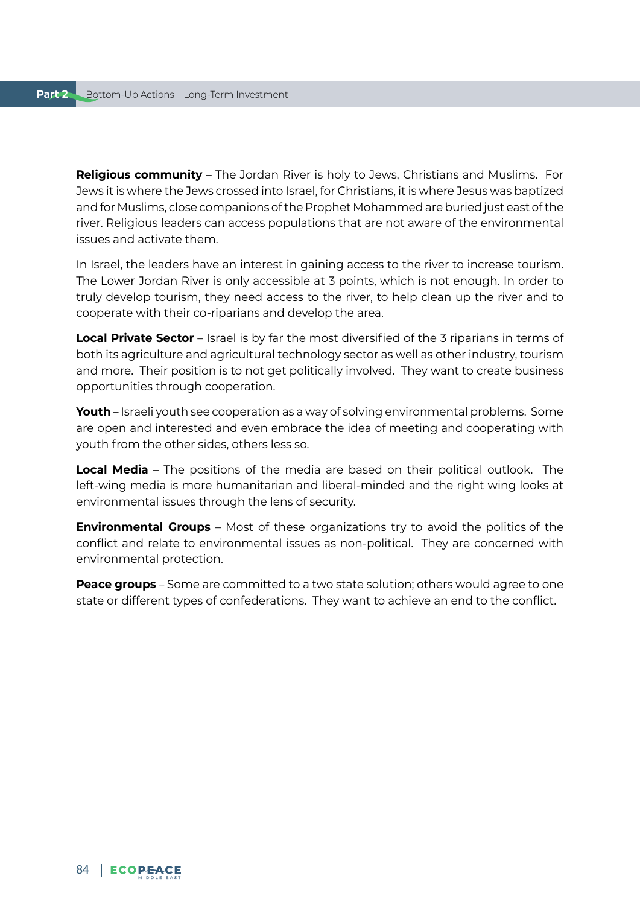**Religious community** – The Jordan River is holy to Jews, Christians and Muslims. For Jews it is where the Jews crossed into Israel, for Christians, it is where Jesus was baptized and for Muslims, close companions of the Prophet Mohammed are buried just east of the river. Religious leaders can access populations that are not aware of the environmental issues and activate them.

In Israel, the leaders have an interest in gaining access to the river to increase tourism. The Lower Jordan River is only accessible at 3 points, which is not enough. In order to truly develop tourism, they need access to the river, to help clean up the river and to cooperate with their co-riparians and develop the area.

**Local Private Sector** – Israel is by far the most diversified of the 3 riparians in terms of both its agriculture and agricultural technology sector as well as other industry, tourism and more. Their position is to not get politically involved. They want to create business opportunities through cooperation.

**Youth** – Israeli youth see cooperation as a way of solving environmental problems. Some are open and interested and even embrace the idea of meeting and cooperating with youth from the other sides, others less so.

**Local Media** – The positions of the media are based on their political outlook. The left-wing media is more humanitarian and liberal-minded and the right wing looks at environmental issues through the lens of security.

**Environmental Groups** – Most of these organizations try to avoid the politics of the conflict and relate to environmental issues as non-political. They are concerned with environmental protection.

**Peace groups** – Some are committed to a two state solution; others would agree to one state or different types of confederations. They want to achieve an end to the conflict.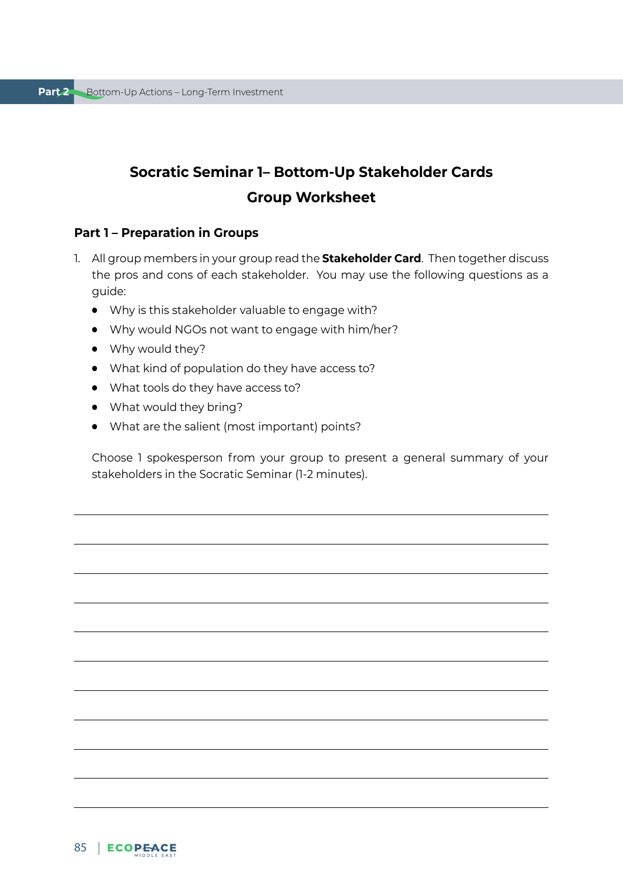# Socratic Seminar 1– Bottom-Up Stakeholder Cards

# Group Worksheet

## Part 1 – Preparation in Groups

1. All group members in your group read the **Stakeholder Card**. Then together discuss the pros and cons of each stakeholder. You may use the following questions as a guide:
   - Why is this stakeholder valuable to engage with?
   - Why would NGOs not want to engage with him/her?
   - Why would they?
   - What kind of population do they have access to?
   - What tools do they have access to?
   - What would they bring?
   - What are the salient (most important) points?

   Choose 1 spokesperson from your group to present a general summary of your stakeholders in the Socratic Seminar (1-2 minutes).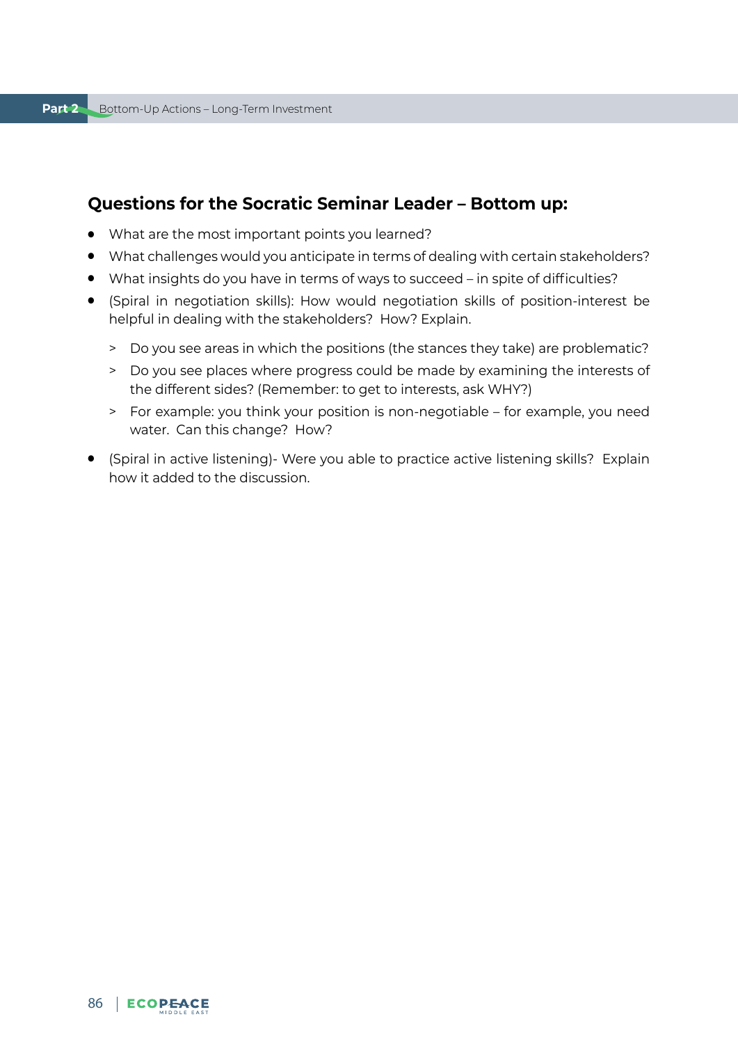## Questions for the Socratic Seminar Leader – Bottom up:

- What are the most important points you learned?
- What challenges would you anticipate in terms of dealing with certain stakeholders?
- What insights do you have in terms of ways to succeed – in spite of difficulties?
- (Spiral in negotiation skills): How would negotiation skills of position-interest be helpful in dealing with the stakeholders? How? Explain.
    - Do you see areas in which the positions (the stances they take) are problematic?
    - Do you see places where progress could be made by examining the interests of the different sides? (Remember: to get to interests, ask WHY?)
    - For example: you think your position is non-negotiable – for example, you need water. Can this change? How?
- (Spiral in active listening)- Were you able to practice active listening skills? Explain how it added to the discussion.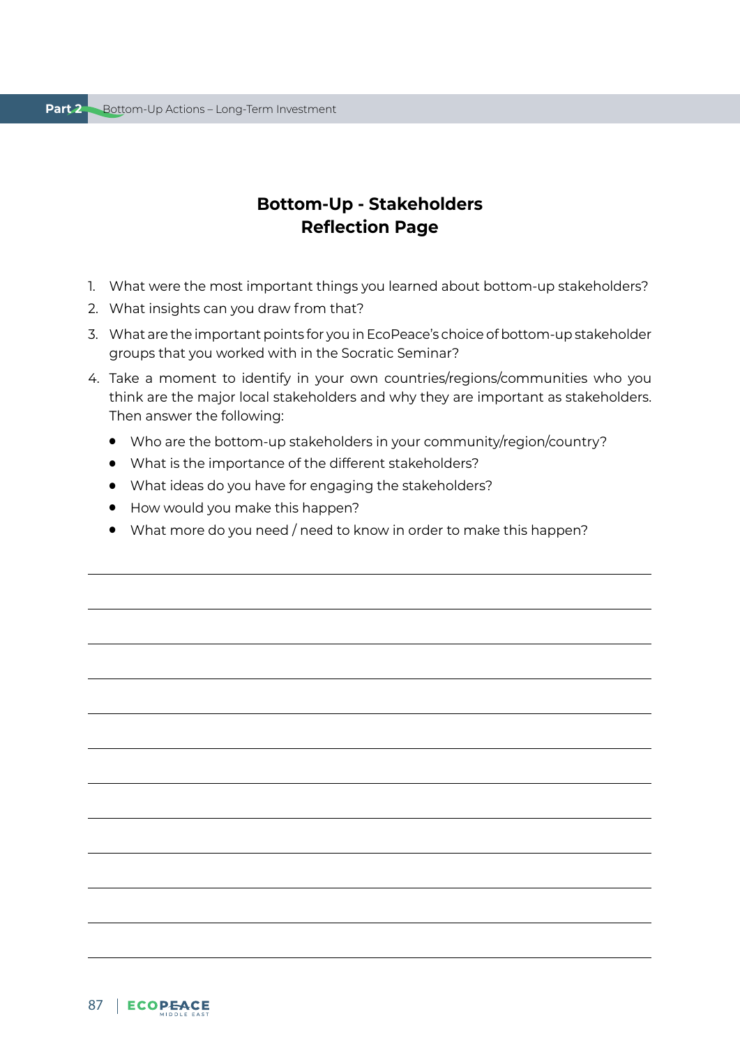## Bottom-Up - Stakeholders Reflection Page

1. What were the most important things you learned about bottom-up stakeholders?
2. What insights can you draw from that?
3. What are the important points for you in EcoPeace's choice of bottom-up stakeholder groups that you worked with in the Socratic Seminar?
4. Take a moment to identify in your own countries/regions/communities who you think are the major local stakeholders and why they are important as stakeholders. Then answer the following:
   - Who are the bottom-up stakeholders in your community/region/country?
   - What is the importance of the different stakeholders?
   - What ideas do you have for engaging the stakeholders?
   - How would you make this happen?
   - What more do you need / need to know in order to make this happen?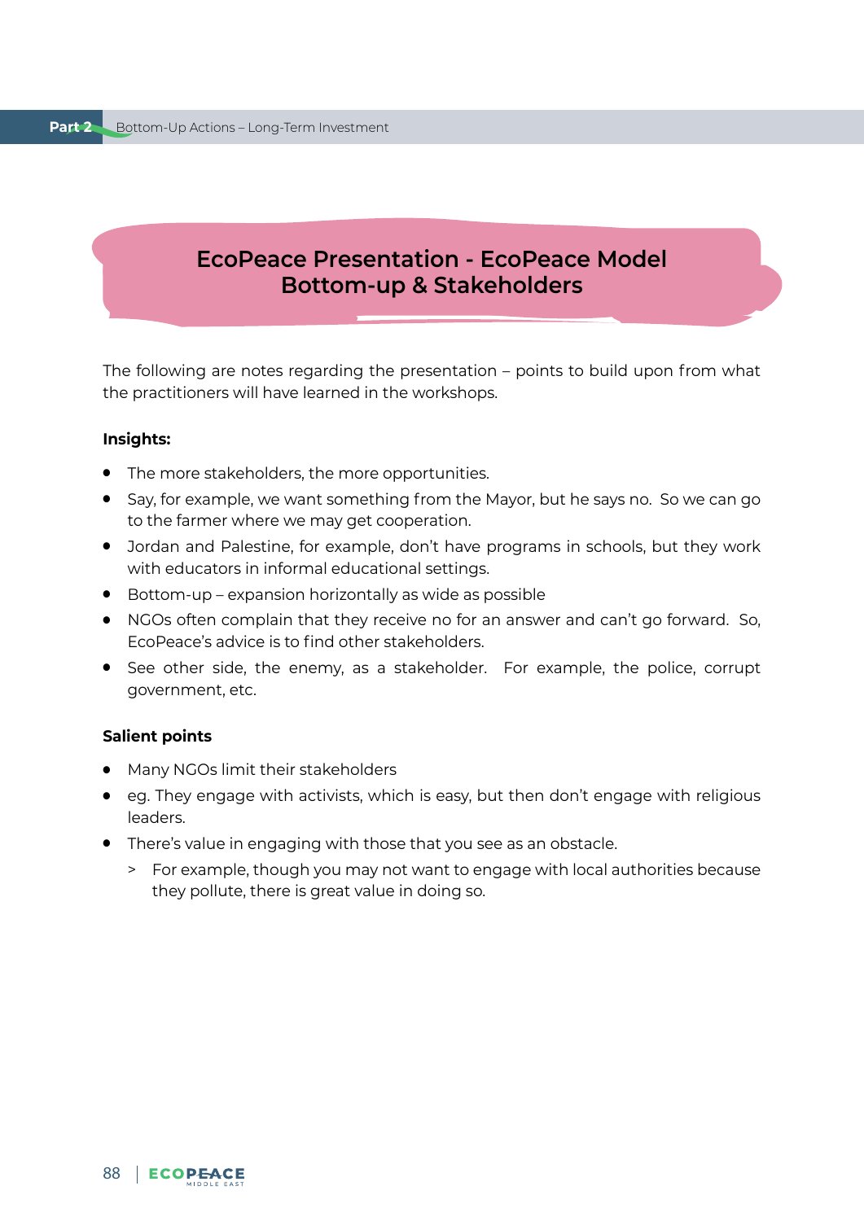# EcoPeace Presentation - EcoPeace Model Bottom-up & Stakeholders

The following are notes regarding the presentation – points to build upon from what the practitioners will have learned in the workshops.

**Insights:**

- The more stakeholders, the more opportunities.
- Say, for example, we want something from the Mayor, but he says no. So we can go to the farmer where we may get cooperation.
- Jordan and Palestine, for example, don't have programs in schools, but they work with educators in informal educational settings.
- Bottom-up – expansion horizontally as wide as possible
- NGOs often complain that they receive no for an answer and can't go forward. So, EcoPeace's advice is to find other stakeholders.
- See other side, the enemy, as a stakeholder. For example, the police, corrupt government, etc.

**Salient points**

- Many NGOs limit their stakeholders
- eg. They engage with activists, which is easy, but then don't engage with religious leaders.
- There's value in engaging with those that you see as an obstacle.
  - > For example, though you may not want to engage with local authorities because they pollute, there is great value in doing so.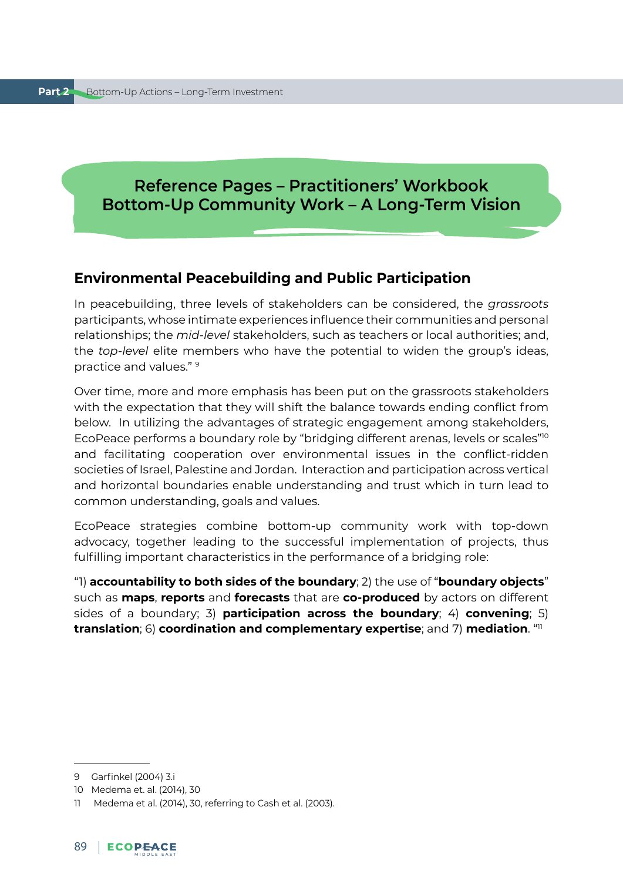# Reference Pages – Practitioners' Workbook Bottom-Up Community Work – A Long-Term Vision

## Environmental Peacebuilding and Public Participation

In peacebuilding, three levels of stakeholders can be considered, the *grassroots* participants, whose intimate experiences influence their communities and personal relationships; the *mid-level* stakeholders, such as teachers or local authorities; and, the *top-level* elite members who have the potential to widen the group's ideas, practice and values." [9]

Over time, more and more emphasis has been put on the grassroots stakeholders with the expectation that they will shift the balance towards ending conflict from below. In utilizing the advantages of strategic engagement among stakeholders, EcoPeace performs a boundary role by "bridging different arenas, levels or scales"[10] and facilitating cooperation over environmental issues in the conflict-ridden societies of Israel, Palestine and Jordan. Interaction and participation across vertical and horizontal boundaries enable understanding and trust which in turn lead to common understanding, goals and values.

EcoPeace strategies combine bottom-up community work with top-down advocacy, together leading to the successful implementation of projects, thus fulfilling important characteristics in the performance of a bridging role:

"1) **accountability to both sides of the boundary**; 2) the use of "**boundary objects**" such as **maps**, **reports** and **forecasts** that are **co-produced** by actors on different sides of a boundary; 3) **participation across the boundary**; 4) **convening**; 5) **translation**; 6) **coordination and complementary expertise**; and 7) **mediation**. "[11]

---

9 Garfinkel (2004) 3.i

10 Medema et. al. (2014), 30

11 Medema et al. (2014), 30, referring to Cash et al. (2003).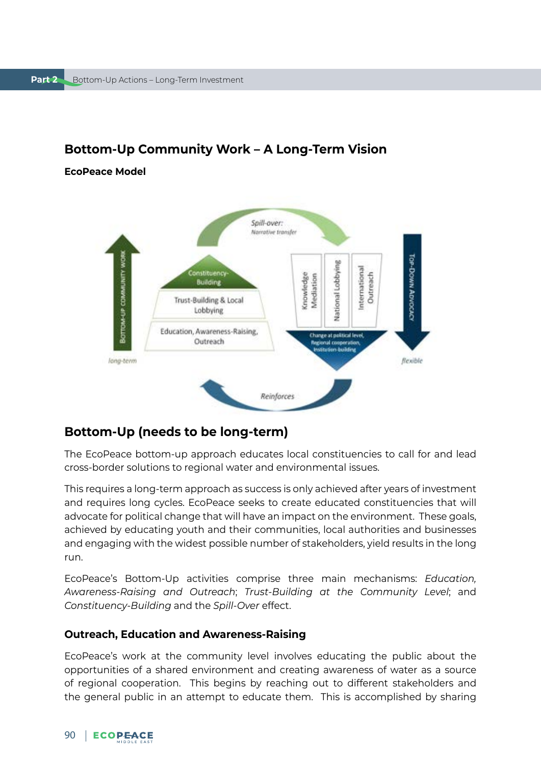## Bottom-Up Community Work – A Long-Term Vision

**EcoPeace Model**

## Bottom-Up (needs to be long-term)

The EcoPeace bottom-up approach educates local constituencies to call for and lead cross-border solutions to regional water and environmental issues.

This requires a long-term approach as success is only achieved after years of investment and requires long cycles. EcoPeace seeks to create educated constituencies that will advocate for political change that will have an impact on the environment. These goals, achieved by educating youth and their communities, local authorities and businesses and engaging with the widest possible number of stakeholders, yield results in the long run.

EcoPeace's Bottom-Up activities comprise three main mechanisms: *Education, Awareness-Raising and Outreach*; *Trust-Building at the Community Level*; and *Constituency-Building* and the *Spill-Over* effect.

### Outreach, Education and Awareness-Raising

EcoPeace's work at the community level involves educating the public about the opportunities of a shared environment and creating awareness of water as a source of regional cooperation. This begins by reaching out to different stakeholders and the general public in an attempt to educate them. This is accomplished by sharing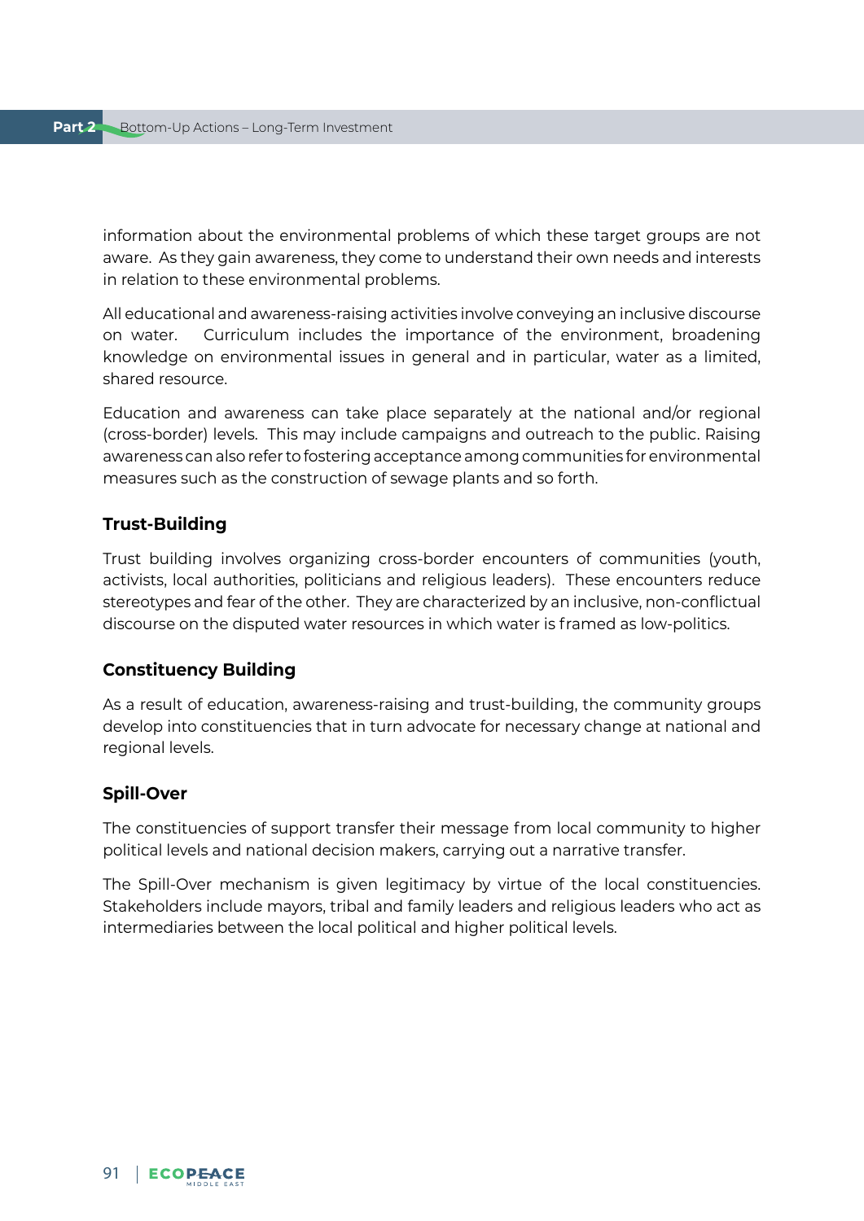information about the environmental problems of which these target groups are not aware. As they gain awareness, they come to understand their own needs and interests in relation to these environmental problems.

All educational and awareness-raising activities involve conveying an inclusive discourse on water. Curriculum includes the importance of the environment, broadening knowledge on environmental issues in general and in particular, water as a limited, shared resource.

Education and awareness can take place separately at the national and/or regional (cross-border) levels. This may include campaigns and outreach to the public. Raising awareness can also refer to fostering acceptance among communities for environmental measures such as the construction of sewage plants and so forth.

### Trust-Building

Trust building involves organizing cross-border encounters of communities (youth, activists, local authorities, politicians and religious leaders). These encounters reduce stereotypes and fear of the other. They are characterized by an inclusive, non-conflictual discourse on the disputed water resources in which water is framed as low-politics.

### Constituency Building

As a result of education, awareness-raising and trust-building, the community groups develop into constituencies that in turn advocate for necessary change at national and regional levels.

### Spill-Over

The constituencies of support transfer their message from local community to higher political levels and national decision makers, carrying out a narrative transfer.

The Spill-Over mechanism is given legitimacy by virtue of the local constituencies. Stakeholders include mayors, tribal and family leaders and religious leaders who act as intermediaries between the local political and higher political levels.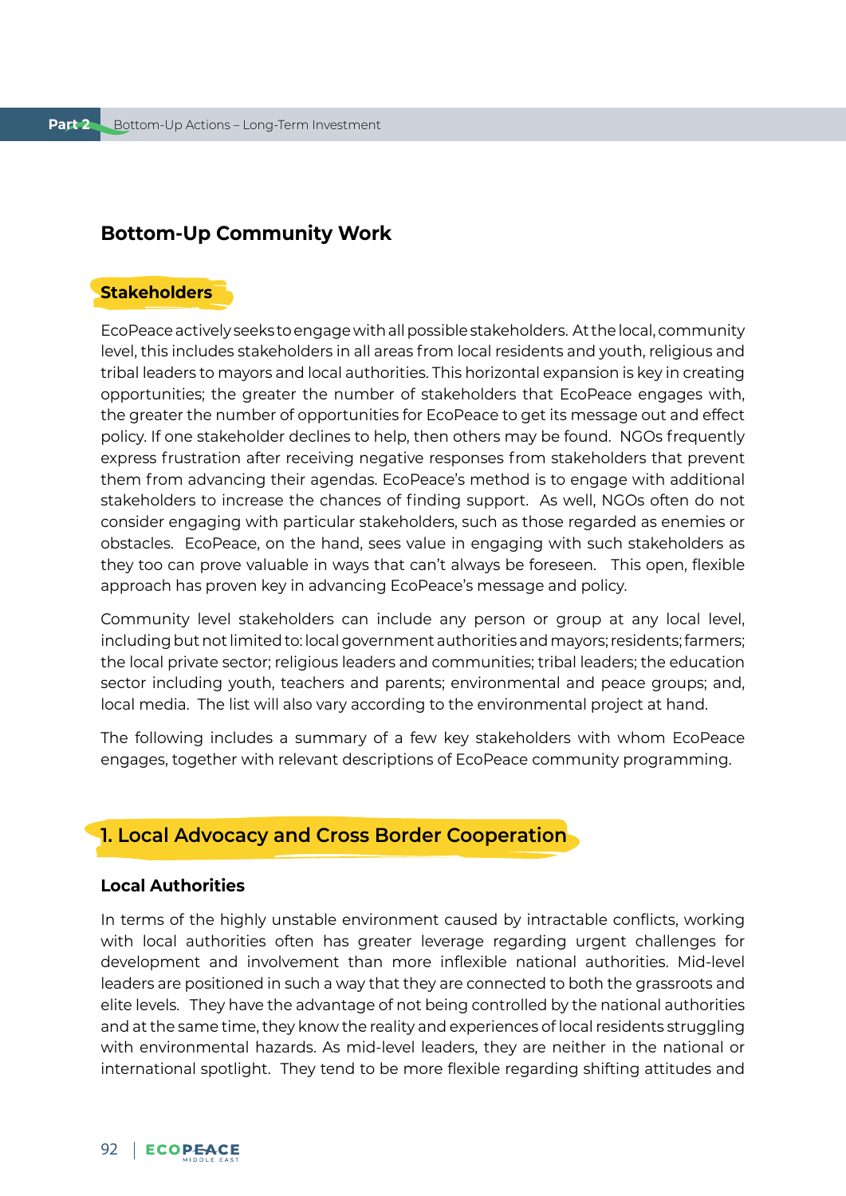## Bottom-Up Community Work

### Stakeholders

EcoPeace actively seeks to engage with all possible stakeholders. At the local, community level, this includes stakeholders in all areas from local residents and youth, religious and tribal leaders to mayors and local authorities. This horizontal expansion is key in creating opportunities; the greater the number of stakeholders that EcoPeace engages with, the greater the number of opportunities for EcoPeace to get its message out and effect policy. If one stakeholder declines to help, then others may be found. NGOs frequently express frustration after receiving negative responses from stakeholders that prevent them from advancing their agendas. EcoPeace's method is to engage with additional stakeholders to increase the chances of finding support. As well, NGOs often do not consider engaging with particular stakeholders, such as those regarded as enemies or obstacles. EcoPeace, on the hand, sees value in engaging with such stakeholders as they too can prove valuable in ways that can't always be foreseen. This open, flexible approach has proven key in advancing EcoPeace's message and policy.

Community level stakeholders can include any person or group at any local level, including but not limited to: local government authorities and mayors; residents; farmers; the local private sector; religious leaders and communities; tribal leaders; the education sector including youth, teachers and parents; environmental and peace groups; and, local media. The list will also vary according to the environmental project at hand.

The following includes a summary of a few key stakeholders with whom EcoPeace engages, together with relevant descriptions of EcoPeace community programming.

### 1. Local Advocacy and Cross Border Cooperation

#### Local Authorities

In terms of the highly unstable environment caused by intractable conflicts, working with local authorities often has greater leverage regarding urgent challenges for development and involvement than more inflexible national authorities. Mid-level leaders are positioned in such a way that they are connected to both the grassroots and elite levels. They have the advantage of not being controlled by the national authorities and at the same time, they know the reality and experiences of local residents struggling with environmental hazards. As mid-level leaders, they are neither in the national or international spotlight. They tend to be more flexible regarding shifting attitudes and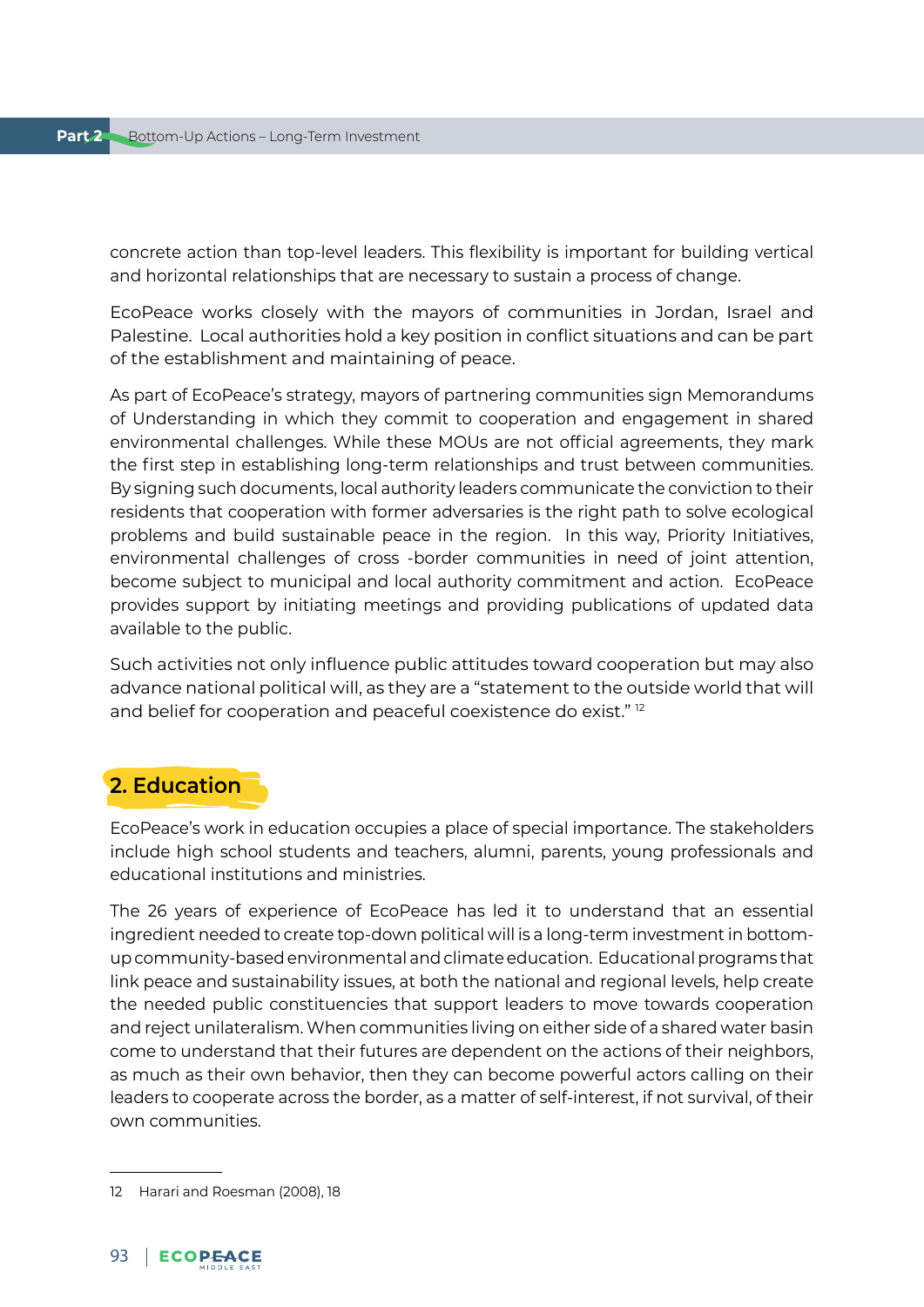concrete action than top-level leaders. This flexibility is important for building vertical and horizontal relationships that are necessary to sustain a process of change.

EcoPeace works closely with the mayors of communities in Jordan, Israel and Palestine. Local authorities hold a key position in conflict situations and can be part of the establishment and maintaining of peace.

As part of EcoPeace's strategy, mayors of partnering communities sign Memorandums of Understanding in which they commit to cooperation and engagement in shared environmental challenges. While these MOUs are not official agreements, they mark the first step in establishing long-term relationships and trust between communities. By signing such documents, local authority leaders communicate the conviction to their residents that cooperation with former adversaries is the right path to solve ecological problems and build sustainable peace in the region. In this way, Priority Initiatives, environmental challenges of cross -border communities in need of joint attention, become subject to municipal and local authority commitment and action. EcoPeace provides support by initiating meetings and providing publications of updated data available to the public.

Such activities not only influence public attitudes toward cooperation but may also advance national political will, as they are a "statement to the outside world that will and belief for cooperation and peaceful coexistence do exist." [12]

## 2. Education

EcoPeace's work in education occupies a place of special importance. The stakeholders include high school students and teachers, alumni, parents, young professionals and educational institutions and ministries.

The 26 years of experience of EcoPeace has led it to understand that an essential ingredient needed to create top-down political will is a long-term investment in bottom-up community-based environmental and climate education. Educational programs that link peace and sustainability issues, at both the national and regional levels, help create the needed public constituencies that support leaders to move towards cooperation and reject unilateralism. When communities living on either side of a shared water basin come to understand that their futures are dependent on the actions of their neighbors, as much as their own behavior, then they can become powerful actors calling on their leaders to cooperate across the border, as a matter of self-interest, if not survival, of their own communities.

---

12 Harari and Roesman (2008), 18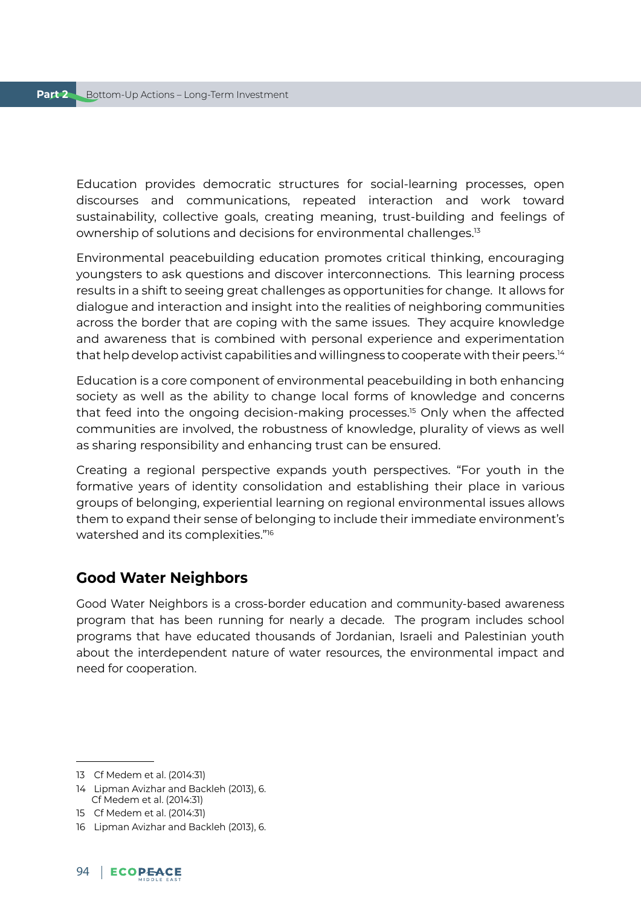Education provides democratic structures for social-learning processes, open discourses and communications, repeated interaction and work toward sustainability, collective goals, creating meaning, trust-building and feelings of ownership of solutions and decisions for environmental challenges.[13]

Environmental peacebuilding education promotes critical thinking, encouraging youngsters to ask questions and discover interconnections. This learning process results in a shift to seeing great challenges as opportunities for change. It allows for dialogue and interaction and insight into the realities of neighboring communities across the border that are coping with the same issues. They acquire knowledge and awareness that is combined with personal experience and experimentation that help develop activist capabilities and willingness to cooperate with their peers.[14]

Education is a core component of environmental peacebuilding in both enhancing society as well as the ability to change local forms of knowledge and concerns that feed into the ongoing decision-making processes.[15] Only when the affected communities are involved, the robustness of knowledge, plurality of views as well as sharing responsibility and enhancing trust can be ensured.

Creating a regional perspective expands youth perspectives. "For youth in the formative years of identity consolidation and establishing their place in various groups of belonging, experiential learning on regional environmental issues allows them to expand their sense of belonging to include their immediate environment's watershed and its complexities."[16]

## Good Water Neighbors

Good Water Neighbors is a cross-border education and community-based awareness program that has been running for nearly a decade. The program includes school programs that have educated thousands of Jordanian, Israeli and Palestinian youth about the interdependent nature of water resources, the environmental impact and need for cooperation.

---

13 Cf Medem et al. (2014:31)

14 Lipman Avizhar and Backleh (2013), 6.
Cf Medem et al. (2014:31)

15 Cf Medem et al. (2014:31)

16 Lipman Avizhar and Backleh (2013), 6.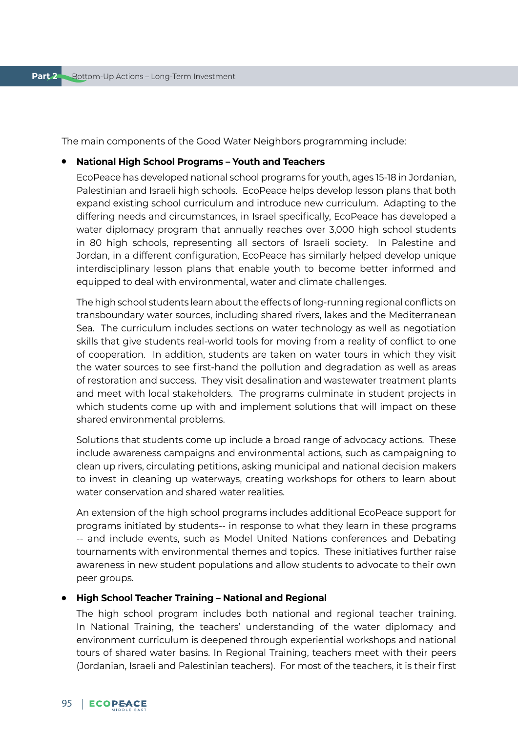The main components of the Good Water Neighbors programming include:

- **National High School Programs – Youth and Teachers**

  EcoPeace has developed national school programs for youth, ages 15-18 in Jordanian, Palestinian and Israeli high schools. EcoPeace helps develop lesson plans that both expand existing school curriculum and introduce new curriculum. Adapting to the differing needs and circumstances, in Israel specifically, EcoPeace has developed a water diplomacy program that annually reaches over 3,000 high school students in 80 high schools, representing all sectors of Israeli society. In Palestine and Jordan, in a different configuration, EcoPeace has similarly helped develop unique interdisciplinary lesson plans that enable youth to become better informed and equipped to deal with environmental, water and climate challenges.

  The high school students learn about the effects of long-running regional conflicts on transboundary water sources, including shared rivers, lakes and the Mediterranean Sea. The curriculum includes sections on water technology as well as negotiation skills that give students real-world tools for moving from a reality of conflict to one of cooperation. In addition, students are taken on water tours in which they visit the water sources to see first-hand the pollution and degradation as well as areas of restoration and success. They visit desalination and wastewater treatment plants and meet with local stakeholders. The programs culminate in student projects in which students come up with and implement solutions that will impact on these shared environmental problems.

  Solutions that students come up include a broad range of advocacy actions. These include awareness campaigns and environmental actions, such as campaigning to clean up rivers, circulating petitions, asking municipal and national decision makers to invest in cleaning up waterways, creating workshops for others to learn about water conservation and shared water realities.

  An extension of the high school programs includes additional EcoPeace support for programs initiated by students-- in response to what they learn in these programs -- and include events, such as Model United Nations conferences and Debating tournaments with environmental themes and topics. These initiatives further raise awareness in new student populations and allow students to advocate to their own peer groups.

- **High School Teacher Training – National and Regional**

  The high school program includes both national and regional teacher training. In National Training, the teachers' understanding of the water diplomacy and environment curriculum is deepened through experiential workshops and national tours of shared water basins. In Regional Training, teachers meet with their peers (Jordanian, Israeli and Palestinian teachers). For most of the teachers, it is their first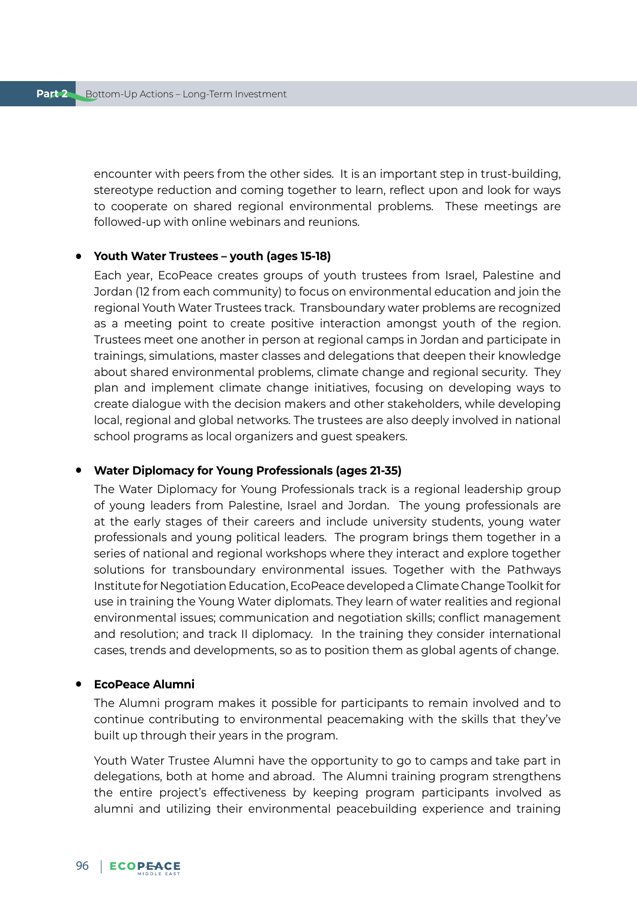encounter with peers from the other sides. It is an important step in trust-building, stereotype reduction and coming together to learn, reflect upon and look for ways to cooperate on shared regional environmental problems. These meetings are followed-up with online webinars and reunions.

- **Youth Water Trustees – youth (ages 15-18)**

  Each year, EcoPeace creates groups of youth trustees from Israel, Palestine and Jordan (12 from each community) to focus on environmental education and join the regional Youth Water Trustees track. Transboundary water problems are recognized as a meeting point to create positive interaction amongst youth of the region. Trustees meet one another in person at regional camps in Jordan and participate in trainings, simulations, master classes and delegations that deepen their knowledge about shared environmental problems, climate change and regional security. They plan and implement climate change initiatives, focusing on developing ways to create dialogue with the decision makers and other stakeholders, while developing local, regional and global networks. The trustees are also deeply involved in national school programs as local organizers and guest speakers.

- **Water Diplomacy for Young Professionals (ages 21-35)**

  The Water Diplomacy for Young Professionals track is a regional leadership group of young leaders from Palestine, Israel and Jordan. The young professionals are at the early stages of their careers and include university students, young water professionals and young political leaders. The program brings them together in a series of national and regional workshops where they interact and explore together solutions for transboundary environmental issues. Together with the Pathways Institute for Negotiation Education, EcoPeace developed a Climate Change Toolkit for use in training the Young Water diplomats. They learn of water realities and regional environmental issues; communication and negotiation skills; conflict management and resolution; and track II diplomacy. In the training they consider international cases, trends and developments, so as to position them as global agents of change.

- **EcoPeace Alumni**

  The Alumni program makes it possible for participants to remain involved and to continue contributing to environmental peacemaking with the skills that they've built up through their years in the program.

  Youth Water Trustee Alumni have the opportunity to go to camps and take part in delegations, both at home and abroad. The Alumni training program strengthens the entire project's effectiveness by keeping program participants involved as alumni and utilizing their environmental peacebuilding experience and training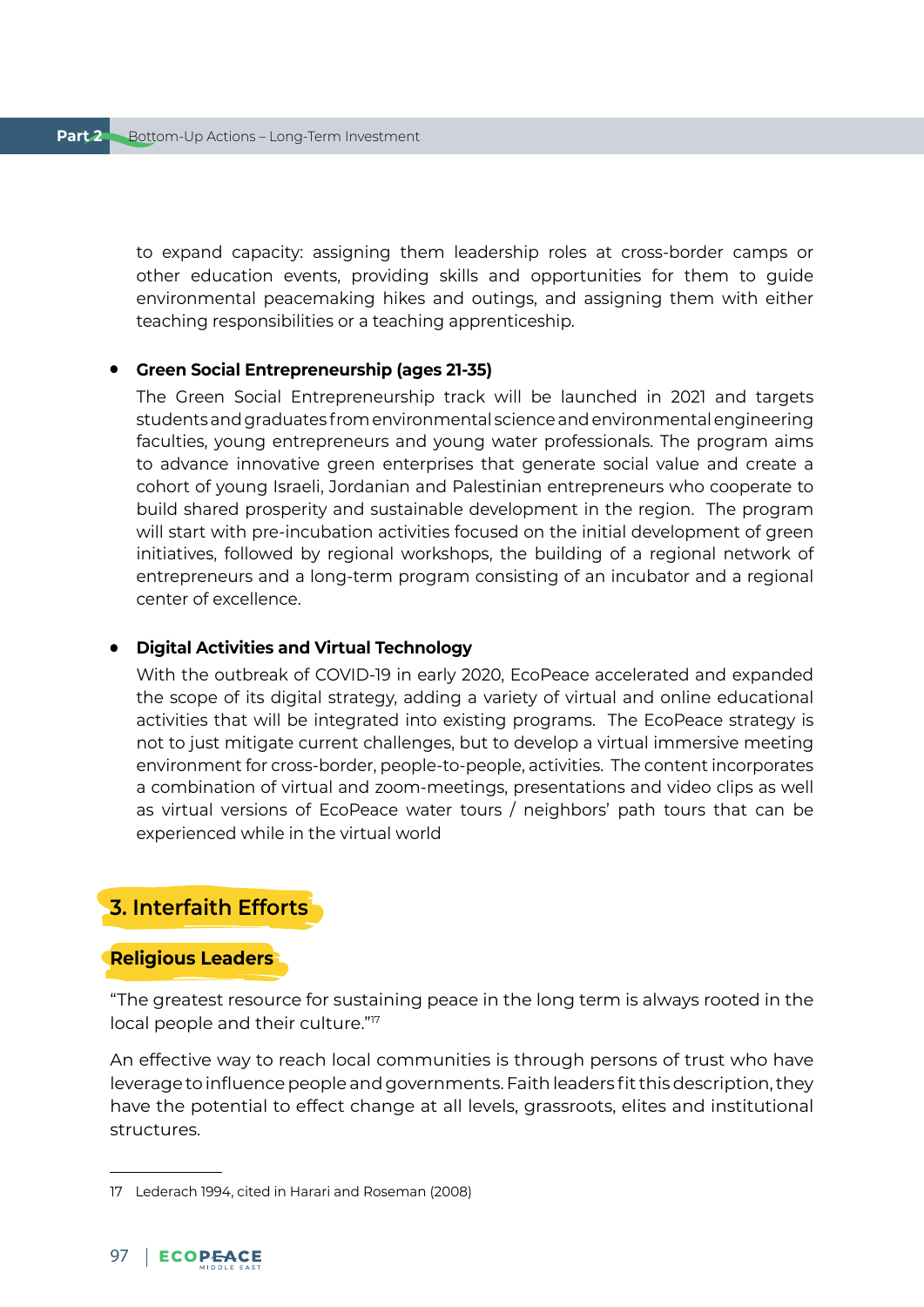to expand capacity: assigning them leadership roles at cross-border camps or other education events, providing skills and opportunities for them to guide environmental peacemaking hikes and outings, and assigning them with either teaching responsibilities or a teaching apprenticeship.

- **Green Social Entrepreneurship (ages 21-35)**

  The Green Social Entrepreneurship track will be launched in 2021 and targets students and graduates from environmental science and environmental engineering faculties, young entrepreneurs and young water professionals. The program aims to advance innovative green enterprises that generate social value and create a cohort of young Israeli, Jordanian and Palestinian entrepreneurs who cooperate to build shared prosperity and sustainable development in the region. The program will start with pre-incubation activities focused on the initial development of green initiatives, followed by regional workshops, the building of a regional network of entrepreneurs and a long-term program consisting of an incubator and a regional center of excellence.

- **Digital Activities and Virtual Technology**

  With the outbreak of COVID-19 in early 2020, EcoPeace accelerated and expanded the scope of its digital strategy, adding a variety of virtual and online educational activities that will be integrated into existing programs. The EcoPeace strategy is not to just mitigate current challenges, but to develop a virtual immersive meeting environment for cross-border, people-to-people, activities. The content incorporates a combination of virtual and zoom-meetings, presentations and video clips as well as virtual versions of EcoPeace water tours / neighbors' path tours that can be experienced while in the virtual world

## 3. Interfaith Efforts

### Religious Leaders

"The greatest resource for sustaining peace in the long term is always rooted in the local people and their culture."[17]

An effective way to reach local communities is through persons of trust who have leverage to influence people and governments. Faith leaders fit this description, they have the potential to effect change at all levels, grassroots, elites and institutional structures.

---

17 Lederach 1994, cited in Harari and Roseman (2008)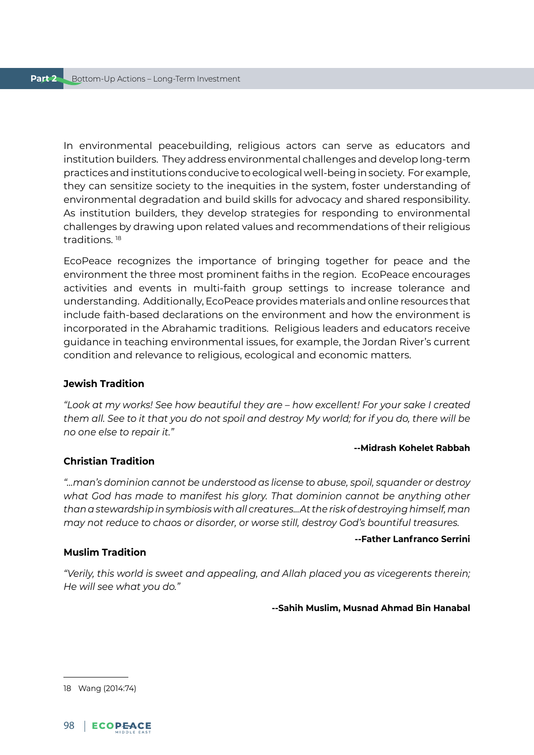In environmental peacebuilding, religious actors can serve as educators and institution builders. They address environmental challenges and develop long-term practices and institutions conducive to ecological well-being in society. For example, they can sensitize society to the inequities in the system, foster understanding of environmental degradation and build skills for advocacy and shared responsibility. As institution builders, they develop strategies for responding to environmental challenges by drawing upon related values and recommendations of their religious traditions. [18]

EcoPeace recognizes the importance of bringing together for peace and the environment the three most prominent faiths in the region. EcoPeace encourages activities and events in multi-faith group settings to increase tolerance and understanding. Additionally, EcoPeace provides materials and online resources that include faith-based declarations on the environment and how the environment is incorporated in the Abrahamic traditions. Religious leaders and educators receive guidance in teaching environmental issues, for example, the Jordan River's current condition and relevance to religious, ecological and economic matters.

**Jewish Tradition**

*"Look at my works! See how beautiful they are – how excellent! For your sake I created them all. See to it that you do not spoil and destroy My world; for if you do, there will be no one else to repair it."*

**--Midrash Kohelet Rabbah**

**Christian Tradition**

*"...man's dominion cannot be understood as license to abuse, spoil, squander or destroy what God has made to manifest his glory. That dominion cannot be anything other than a stewardship in symbiosis with all creatures...At the risk of destroying himself, man may not reduce to chaos or disorder, or worse still, destroy God's bountiful treasures.*

**--Father Lanfranco Serrini**

**Muslim Tradition**

*"Verily, this world is sweet and appealing, and Allah placed you as vicegerents therein; He will see what you do."*

**--Sahih Muslim, Musnad Ahmad Bin Hanabal**

---

18 Wang (2014:74)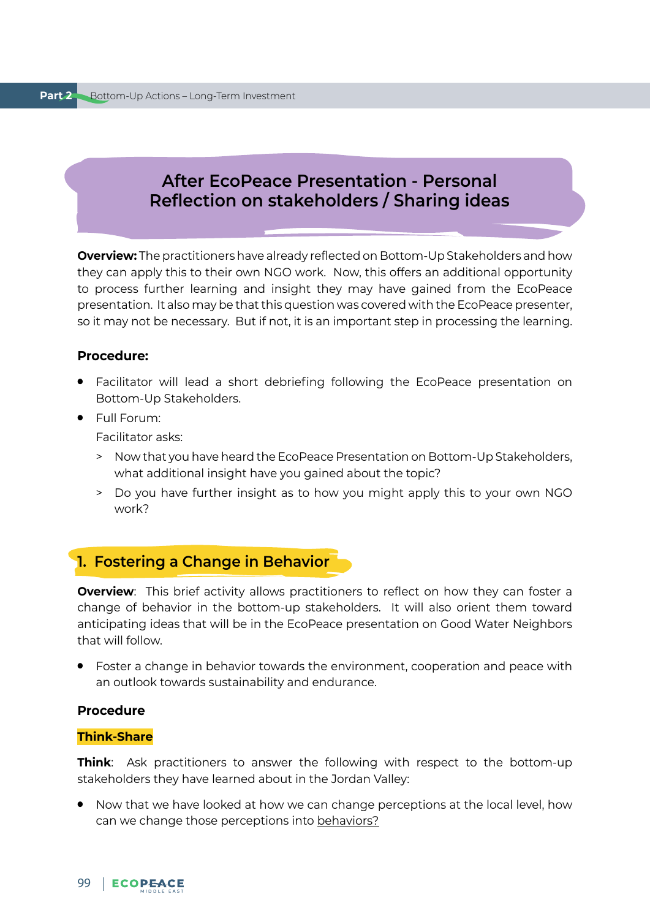## After EcoPeace Presentation - Personal Reflection on stakeholders / Sharing ideas

**Overview:** The practitioners have already reflected on Bottom-Up Stakeholders and how they can apply this to their own NGO work. Now, this offers an additional opportunity to process further learning and insight they may have gained from the EcoPeace presentation. It also may be that this question was covered with the EcoPeace presenter, so it may not be necessary. But if not, it is an important step in processing the learning.

**Procedure:**

- Facilitator will lead a short debriefing following the EcoPeace presentation on Bottom-Up Stakeholders.
- Full Forum:

  Facilitator asks:

  > Now that you have heard the EcoPeace Presentation on Bottom-Up Stakeholders, what additional insight have you gained about the topic?

  > Do you have further insight as to how you might apply this to your own NGO work?

## 1. Fostering a Change in Behavior

**Overview**: This brief activity allows practitioners to reflect on how they can foster a change of behavior in the bottom-up stakeholders. It will also orient them toward anticipating ideas that will be in the EcoPeace presentation on Good Water Neighbors that will follow.

- Foster a change in behavior towards the environment, cooperation and peace with an outlook towards sustainability and endurance.

**Procedure**

**Think-Share**

**Think**: Ask practitioners to answer the following with respect to the bottom-up stakeholders they have learned about in the Jordan Valley:

- Now that we have looked at how we can change perceptions at the local level, how can we change those perceptions into <u>behaviors?</u>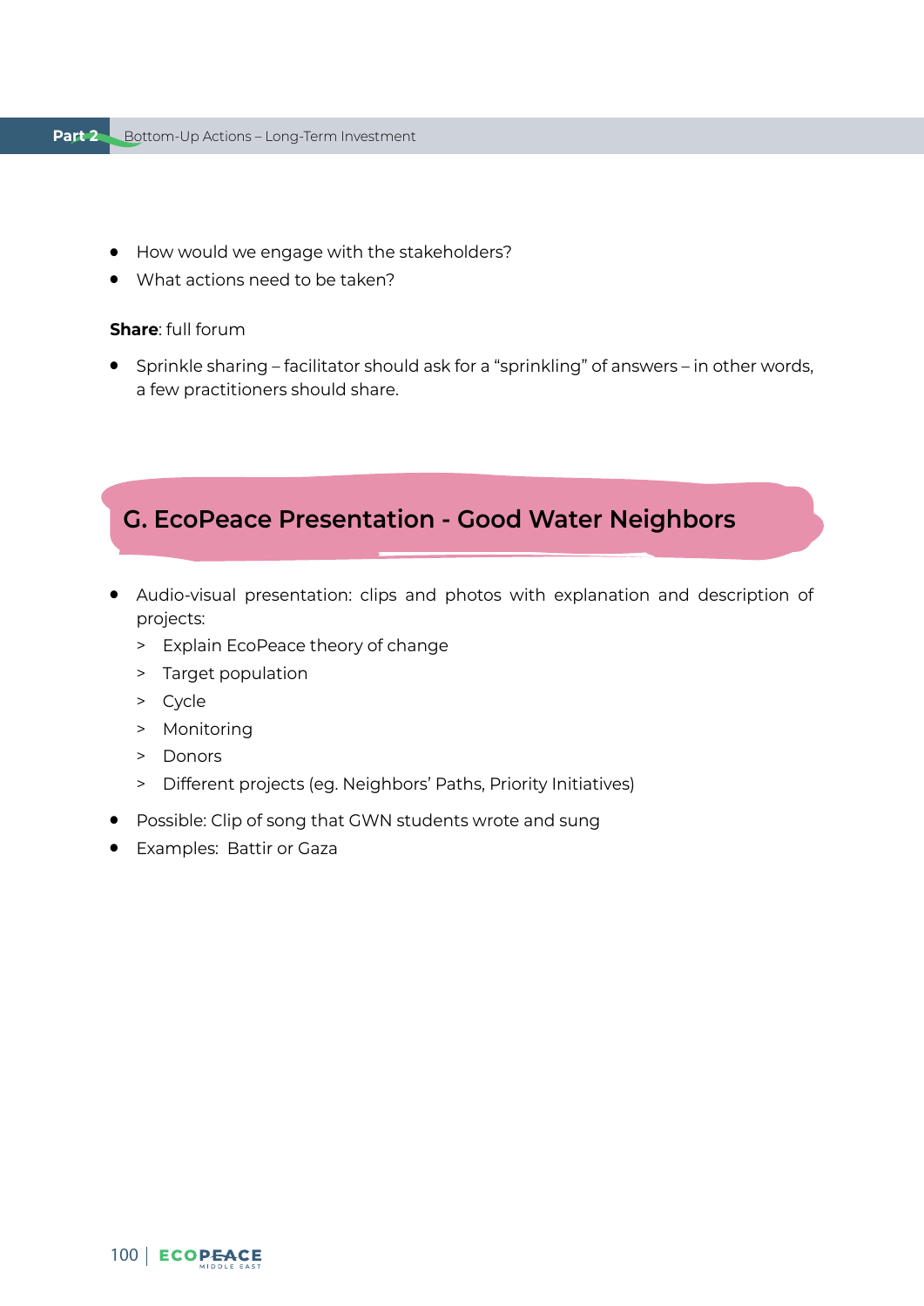- How would we engage with the stakeholders?
- What actions need to be taken?

**Share**: full forum

- Sprinkle sharing – facilitator should ask for a "sprinkling" of answers – in other words, a few practitioners should share.

## G. EcoPeace Presentation - Good Water Neighbors

- Audio-visual presentation: clips and photos with explanation and description of projects:
  - Explain EcoPeace theory of change
  - Target population
  - Cycle
  - Monitoring
  - Donors
  - Different projects (eg. Neighbors' Paths, Priority Initiatives)
- Possible: Clip of song that GWN students wrote and sung
- Examples: Battir or Gaza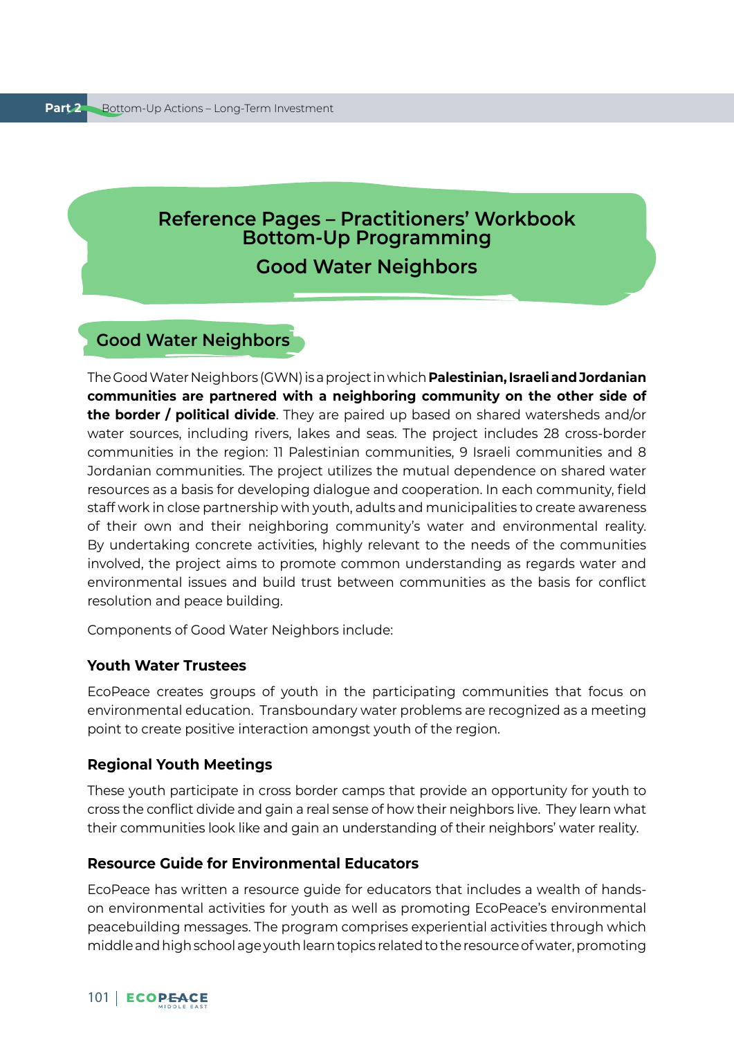# Reference Pages – Practitioners' Workbook Bottom-Up Programming

# Good Water Neighbors

## Good Water Neighbors

The Good Water Neighbors (GWN) is a project in which **Palestinian, Israeli and Jordanian communities are partnered with a neighboring community on the other side of the border / political divide**. They are paired up based on shared watersheds and/or water sources, including rivers, lakes and seas. The project includes 28 cross-border communities in the region: 11 Palestinian communities, 9 Israeli communities and 8 Jordanian communities. The project utilizes the mutual dependence on shared water resources as a basis for developing dialogue and cooperation. In each community, field staff work in close partnership with youth, adults and municipalities to create awareness of their own and their neighboring community's water and environmental reality. By undertaking concrete activities, highly relevant to the needs of the communities involved, the project aims to promote common understanding as regards water and environmental issues and build trust between communities as the basis for conflict resolution and peace building.

Components of Good Water Neighbors include:

### Youth Water Trustees

EcoPeace creates groups of youth in the participating communities that focus on environmental education. Transboundary water problems are recognized as a meeting point to create positive interaction amongst youth of the region.

### Regional Youth Meetings

These youth participate in cross border camps that provide an opportunity for youth to cross the conflict divide and gain a real sense of how their neighbors live. They learn what their communities look like and gain an understanding of their neighbors' water reality.

### Resource Guide for Environmental Educators

EcoPeace has written a resource guide for educators that includes a wealth of hands-on environmental activities for youth as well as promoting EcoPeace's environmental peacebuilding messages. The program comprises experiential activities through which middle and high school age youth learn topics related to the resource of water, promoting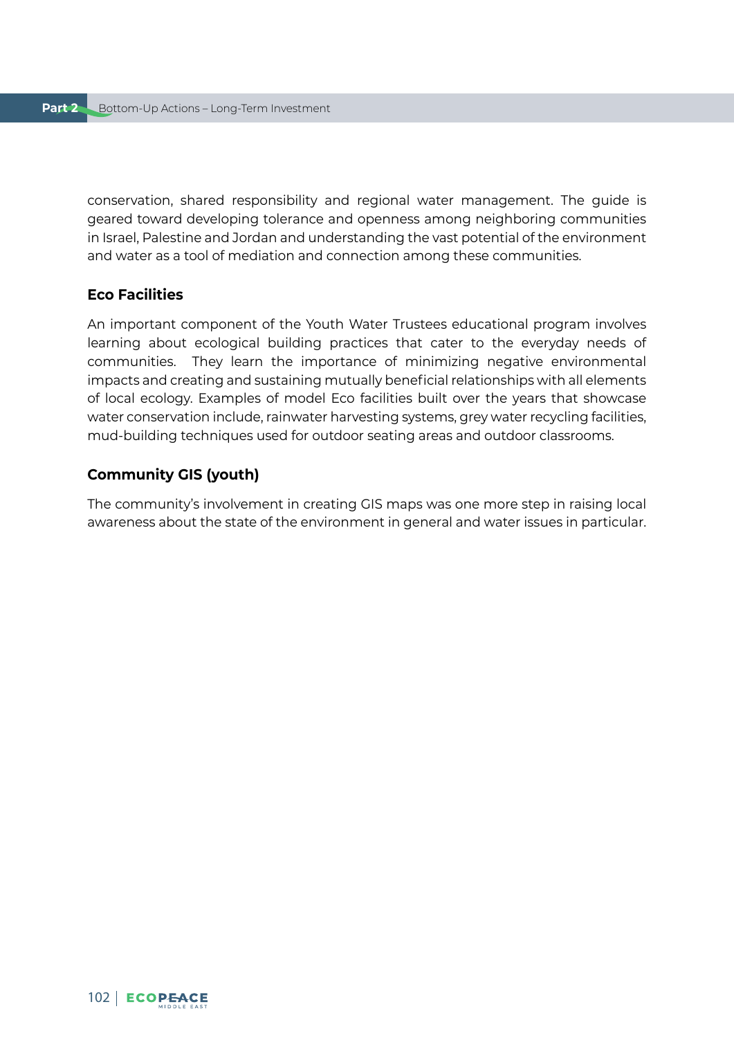conservation, shared responsibility and regional water management. The guide is geared toward developing tolerance and openness among neighboring communities in Israel, Palestine and Jordan and understanding the vast potential of the environment and water as a tool of mediation and connection among these communities.

### Eco Facilities

An important component of the Youth Water Trustees educational program involves learning about ecological building practices that cater to the everyday needs of communities. They learn the importance of minimizing negative environmental impacts and creating and sustaining mutually beneficial relationships with all elements of local ecology. Examples of model Eco facilities built over the years that showcase water conservation include, rainwater harvesting systems, grey water recycling facilities, mud-building techniques used for outdoor seating areas and outdoor classrooms.

### Community GIS (youth)

The community's involvement in creating GIS maps was one more step in raising local awareness about the state of the environment in general and water issues in particular.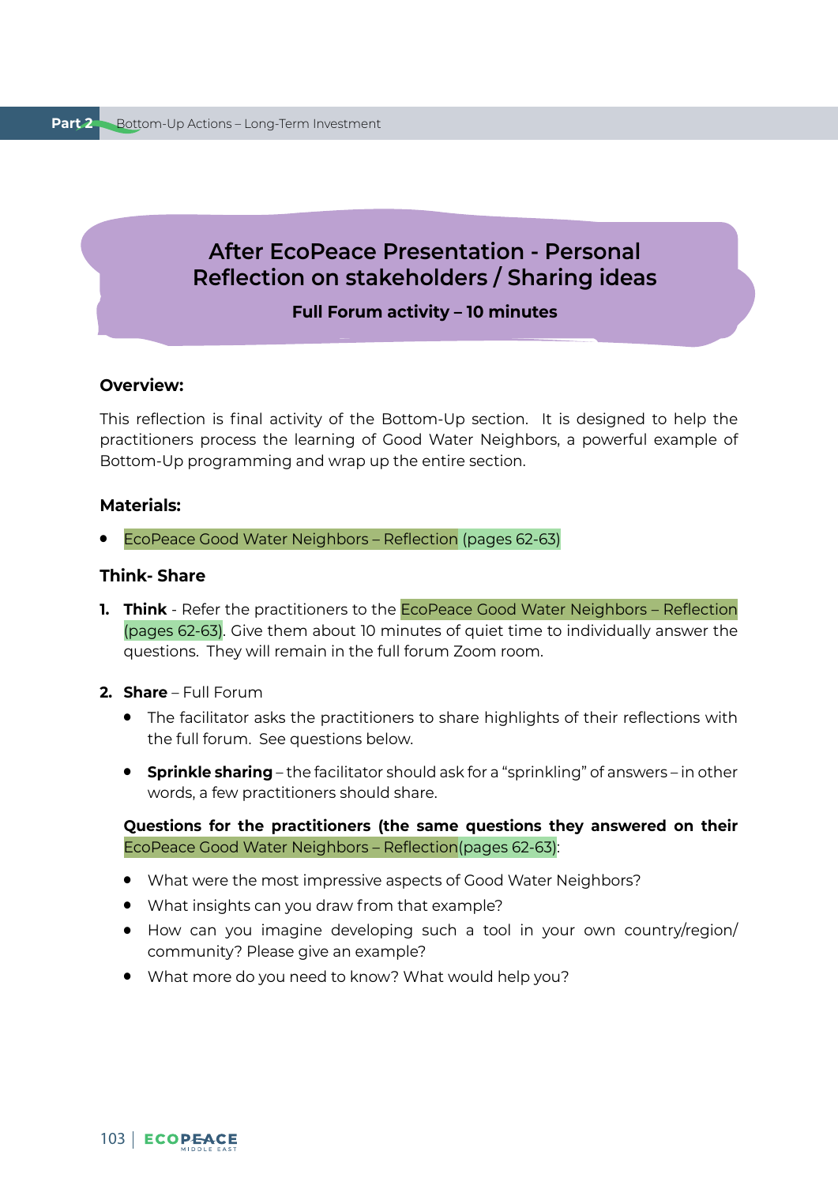# After EcoPeace Presentation - Personal Reflection on stakeholders / Sharing ideas

**Full Forum activity – 10 minutes**

**Overview:**

This reflection is final activity of the Bottom-Up section. It is designed to help the practitioners process the learning of Good Water Neighbors, a powerful example of Bottom-Up programming and wrap up the entire section.

**Materials:**

- EcoPeace Good Water Neighbors – Reflection (pages 62-63)

**Think- Share**

1. **Think** - Refer the practitioners to the EcoPeace Good Water Neighbors – Reflection (pages 62-63). Give them about 10 minutes of quiet time to individually answer the questions. They will remain in the full forum Zoom room.

2. **Share** – Full Forum
   - The facilitator asks the practitioners to share highlights of their reflections with the full forum. See questions below.
   - **Sprinkle sharing** – the facilitator should ask for a "sprinkling" of answers – in other words, a few practitioners should share.

   **Questions for the practitioners (the same questions they answered on their EcoPeace Good Water Neighbors – Reflection(pages 62-63):**

   - What were the most impressive aspects of Good Water Neighbors?
   - What insights can you draw from that example?
   - How can you imagine developing such a tool in your own country/region/community? Please give an example?
   - What more do you need to know? What would help you?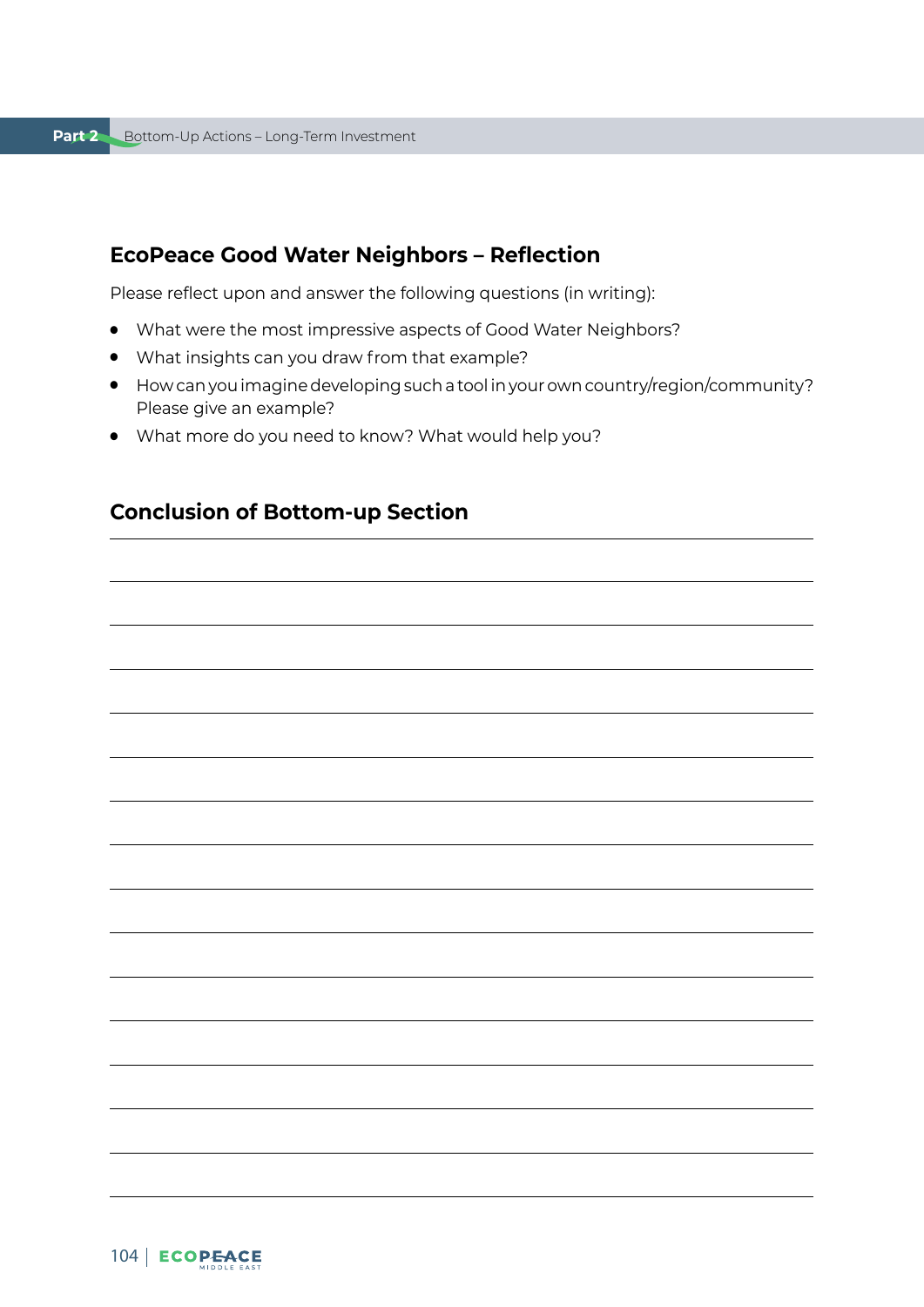## EcoPeace Good Water Neighbors – Reflection

Please reflect upon and answer the following questions (in writing):

- What were the most impressive aspects of Good Water Neighbors?
- What insights can you draw from that example?
- How can you imagine developing such a tool in your own country/region/community? Please give an example?
- What more do you need to know? What would help you?

## Conclusion of Bottom-up Section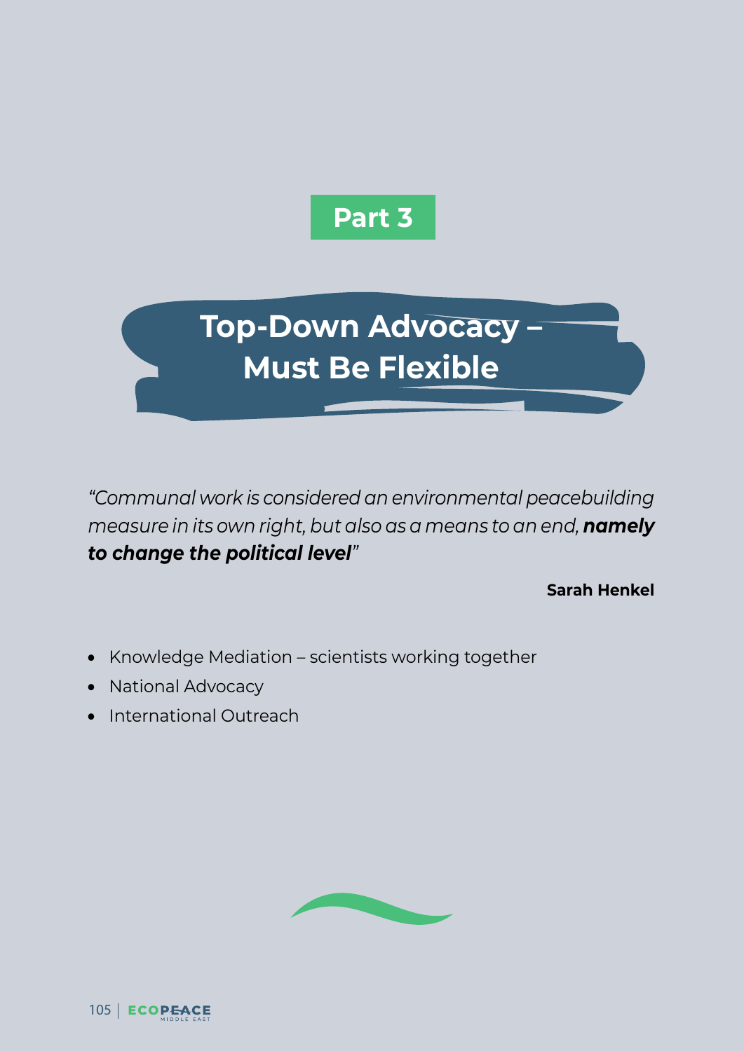**Part 3**

# Top-Down Advocacy – Must Be Flexible

*"Communal work is considered an environmental peacebuilding measure in its own right, but also as a means to an end,* ***namely to change the political level****"*

**Sarah Henkel**

- Knowledge Mediation – scientists working together
- National Advocacy
- International Outreach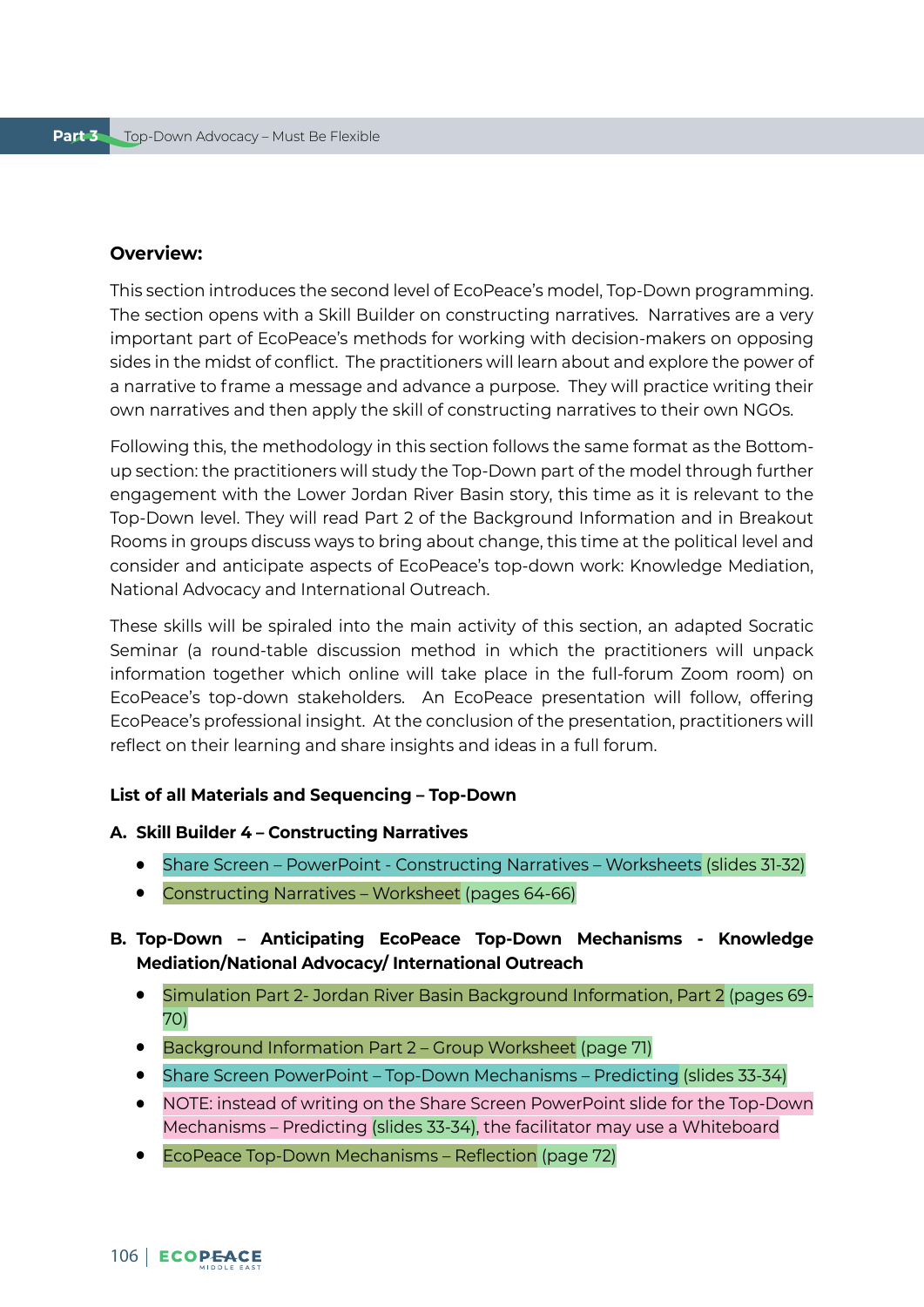**Overview:**

This section introduces the second level of EcoPeace's model, Top-Down programming. The section opens with a Skill Builder on constructing narratives. Narratives are a very important part of EcoPeace's methods for working with decision-makers on opposing sides in the midst of conflict. The practitioners will learn about and explore the power of a narrative to frame a message and advance a purpose. They will practice writing their own narratives and then apply the skill of constructing narratives to their own NGOs.

Following this, the methodology in this section follows the same format as the Bottom-up section: the practitioners will study the Top-Down part of the model through further engagement with the Lower Jordan River Basin story, this time as it is relevant to the Top-Down level. They will read Part 2 of the Background Information and in Breakout Rooms in groups discuss ways to bring about change, this time at the political level and consider and anticipate aspects of EcoPeace's top-down work: Knowledge Mediation, National Advocacy and International Outreach.

These skills will be spiraled into the main activity of this section, an adapted Socratic Seminar (a round-table discussion method in which the practitioners will unpack information together which online will take place in the full-forum Zoom room) on EcoPeace's top-down stakeholders. An EcoPeace presentation will follow, offering EcoPeace's professional insight. At the conclusion of the presentation, practitioners will reflect on their learning and share insights and ideas in a full forum.

**List of all Materials and Sequencing – Top-Down**

**A. Skill Builder 4 – Constructing Narratives**

- Share Screen – PowerPoint - Constructing Narratives – Worksheets (slides 31-32)
- Constructing Narratives – Worksheet (pages 64-66)

**B. Top-Down – Anticipating EcoPeace Top-Down Mechanisms - Knowledge Mediation/National Advocacy/ International Outreach**

- Simulation Part 2- Jordan River Basin Background Information, Part 2 (pages 69-70)
- Background Information Part 2 – Group Worksheet (page 71)
- Share Screen PowerPoint – Top-Down Mechanisms – Predicting (slides 33-34)
- NOTE: instead of writing on the Share Screen PowerPoint slide for the Top-Down Mechanisms – Predicting (slides 33-34), the facilitator may use a Whiteboard
- EcoPeace Top-Down Mechanisms – Reflection (page 72)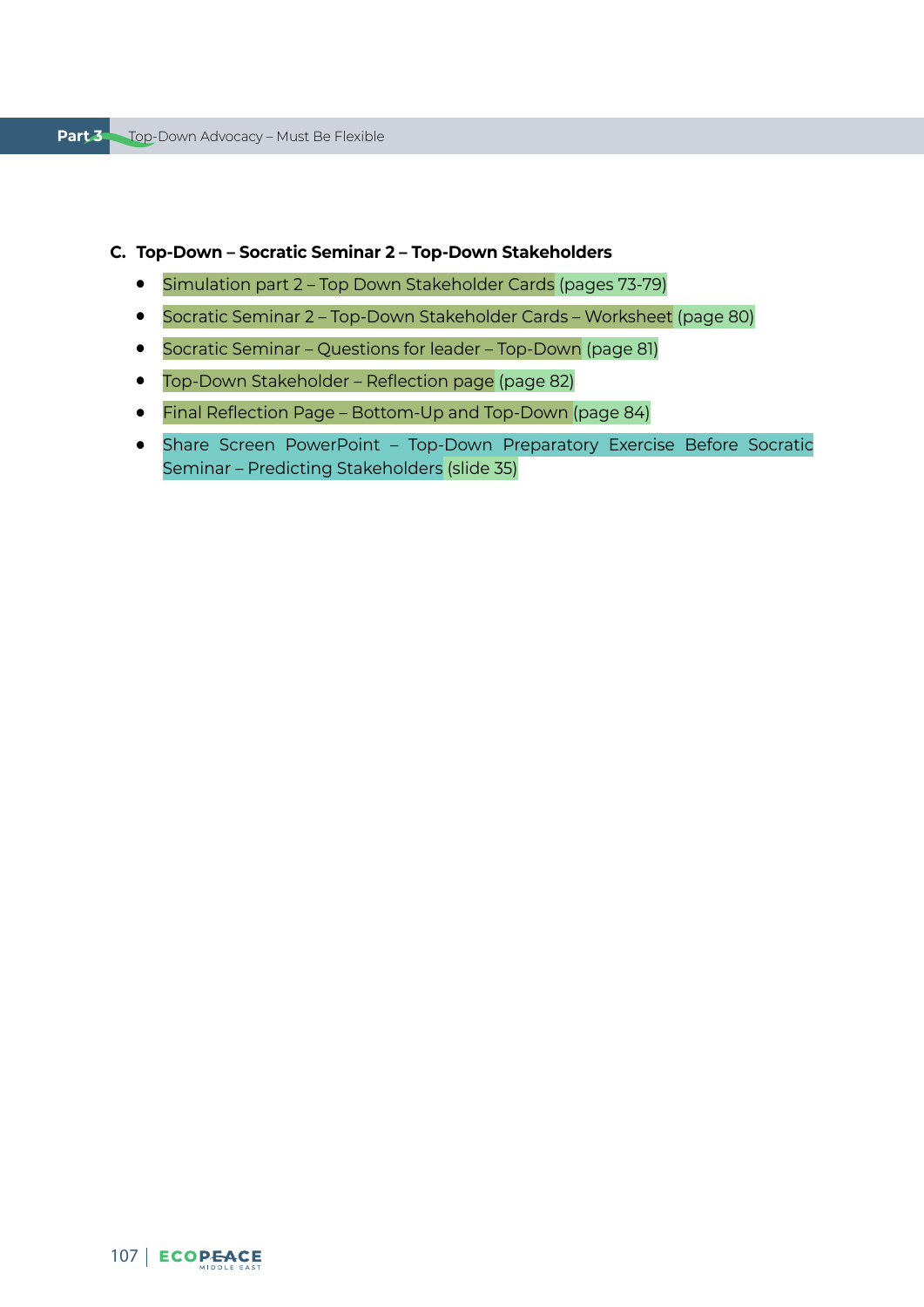### C. Top-Down – Socratic Seminar 2 – Top-Down Stakeholders

- Simulation part 2 – Top Down Stakeholder Cards (pages 73-79)
- Socratic Seminar 2 – Top-Down Stakeholder Cards – Worksheet (page 80)
- Socratic Seminar – Questions for leader – Top-Down (page 81)
- Top-Down Stakeholder – Reflection page (page 82)
- Final Reflection Page – Bottom-Up and Top-Down (page 84)
- Share Screen PowerPoint – Top-Down Preparatory Exercise Before Socratic Seminar – Predicting Stakeholders (slide 35)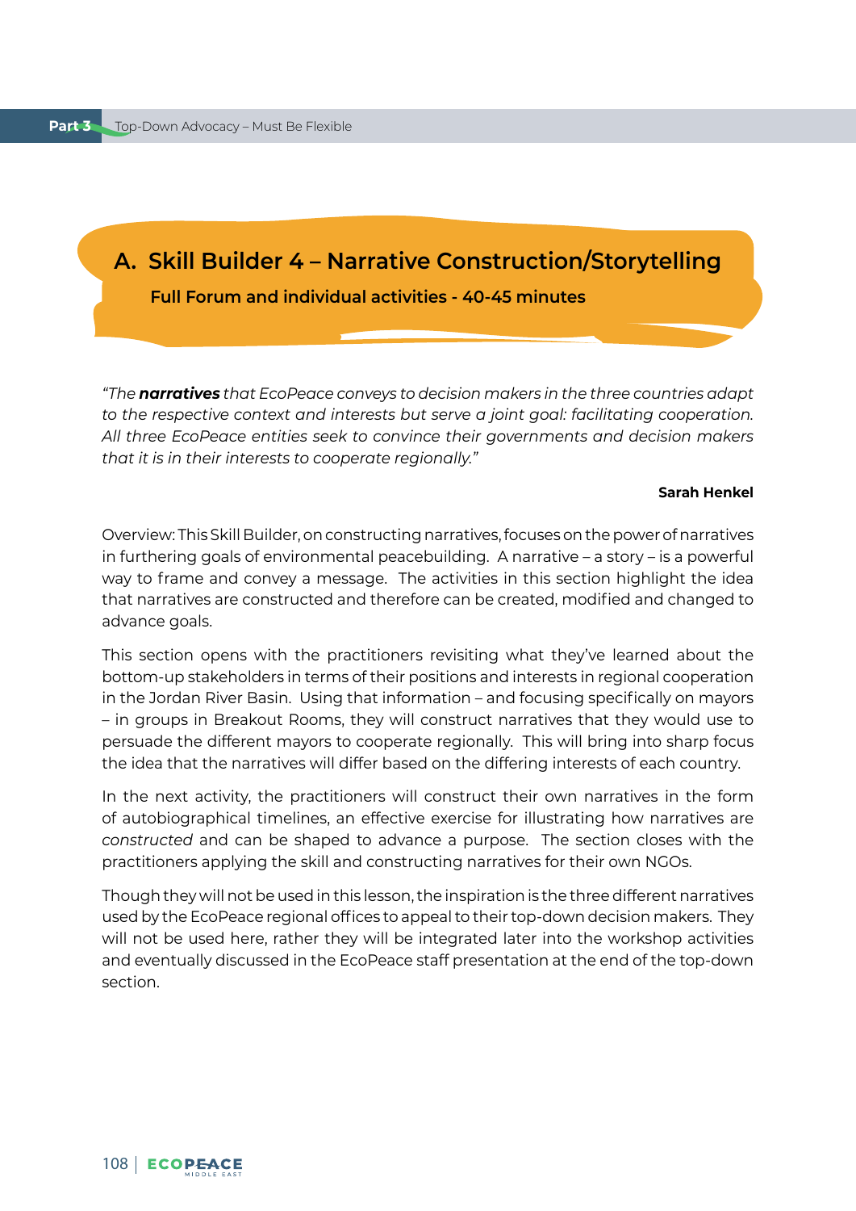## A. Skill Builder 4 – Narrative Construction/Storytelling

**Full Forum and individual activities - 40-45 minutes**

*"The **narratives** that EcoPeace conveys to decision makers in the three countries adapt to the respective context and interests but serve a joint goal: facilitating cooperation. All three EcoPeace entities seek to convince their governments and decision makers that it is in their interests to cooperate regionally."*

**Sarah Henkel**

Overview: This Skill Builder, on constructing narratives, focuses on the power of narratives in furthering goals of environmental peacebuilding. A narrative – a story – is a powerful way to frame and convey a message. The activities in this section highlight the idea that narratives are constructed and therefore can be created, modified and changed to advance goals.

This section opens with the practitioners revisiting what they've learned about the bottom-up stakeholders in terms of their positions and interests in regional cooperation in the Jordan River Basin. Using that information – and focusing specifically on mayors – in groups in Breakout Rooms, they will construct narratives that they would use to persuade the different mayors to cooperate regionally. This will bring into sharp focus the idea that the narratives will differ based on the differing interests of each country.

In the next activity, the practitioners will construct their own narratives in the form of autobiographical timelines, an effective exercise for illustrating how narratives are *constructed* and can be shaped to advance a purpose. The section closes with the practitioners applying the skill and constructing narratives for their own NGOs.

Though they will not be used in this lesson, the inspiration is the three different narratives used by the EcoPeace regional offices to appeal to their top-down decision makers. They will not be used here, rather they will be integrated later into the workshop activities and eventually discussed in the EcoPeace staff presentation at the end of the top-down section.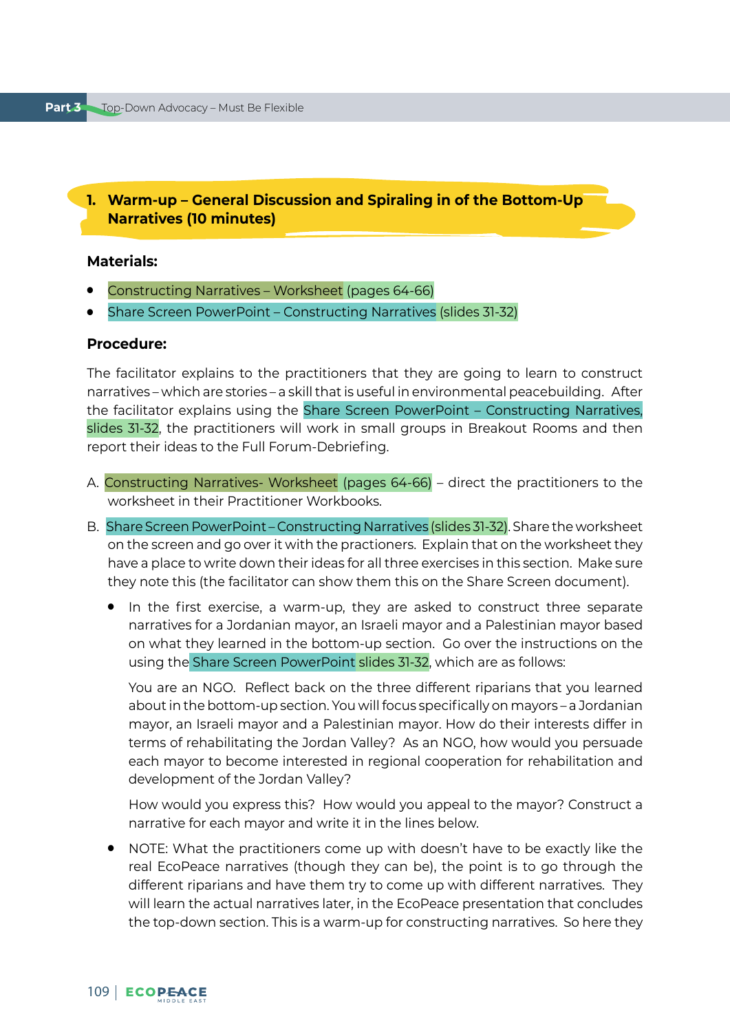## 1. Warm-up – General Discussion and Spiraling in of the Bottom-Up Narratives (10 minutes)

**Materials:**

- Constructing Narratives – Worksheet (pages 64-66)
- Share Screen PowerPoint – Constructing Narratives (slides 31-32)

**Procedure:**

The facilitator explains to the practitioners that they are going to learn to construct narratives – which are stories – a skill that is useful in environmental peacebuilding. After the facilitator explains using the Share Screen PowerPoint – Constructing Narratives, slides 31-32, the practitioners will work in small groups in Breakout Rooms and then report their ideas to the Full Forum-Debriefing.

A. Constructing Narratives- Worksheet (pages 64-66) – direct the practitioners to the worksheet in their Practitioner Workbooks.

B. Share Screen PowerPoint – Constructing Narratives (slides 31-32). Share the worksheet on the screen and go over it with the practioners. Explain that on the worksheet they have a place to write down their ideas for all three exercises in this section. Make sure they note this (the facilitator can show them this on the Share Screen document).

- In the first exercise, a warm-up, they are asked to construct three separate narratives for a Jordanian mayor, an Israeli mayor and a Palestinian mayor based on what they learned in the bottom-up section. Go over the instructions on the using the Share Screen PowerPoint slides 31-32, which are as follows:

  You are an NGO. Reflect back on the three different riparians that you learned about in the bottom-up section. You will focus specifically on mayors – a Jordanian mayor, an Israeli mayor and a Palestinian mayor. How do their interests differ in terms of rehabilitating the Jordan Valley? As an NGO, how would you persuade each mayor to become interested in regional cooperation for rehabilitation and development of the Jordan Valley?

  How would you express this? How would you appeal to the mayor? Construct a narrative for each mayor and write it in the lines below.

- NOTE: What the practitioners come up with doesn't have to be exactly like the real EcoPeace narratives (though they can be), the point is to go through the different riparians and have them try to come up with different narratives. They will learn the actual narratives later, in the EcoPeace presentation that concludes the top-down section. This is a warm-up for constructing narratives. So here they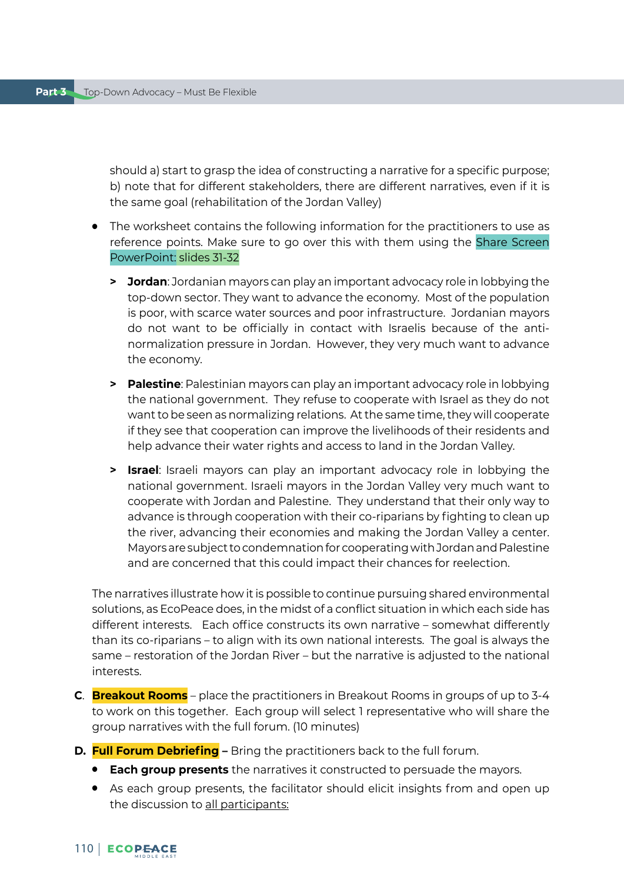should a) start to grasp the idea of constructing a narrative for a specific purpose; b) note that for different stakeholders, there are different narratives, even if it is the same goal (rehabilitation of the Jordan Valley)

- The worksheet contains the following information for the practitioners to use as reference points. Make sure to go over this with them using the Share Screen PowerPoint: slides 31-32
  - > **Jordan**: Jordanian mayors can play an important advocacy role in lobbying the top-down sector. They want to advance the economy. Most of the population is poor, with scarce water sources and poor infrastructure. Jordanian mayors do not want to be officially in contact with Israelis because of the anti-normalization pressure in Jordan. However, they very much want to advance the economy.
  - > **Palestine**: Palestinian mayors can play an important advocacy role in lobbying the national government. They refuse to cooperate with Israel as they do not want to be seen as normalizing relations. At the same time, they will cooperate if they see that cooperation can improve the livelihoods of their residents and help advance their water rights and access to land in the Jordan Valley.
  - > **Israel**: Israeli mayors can play an important advocacy role in lobbying the national government. Israeli mayors in the Jordan Valley very much want to cooperate with Jordan and Palestine. They understand that their only way to advance is through cooperation with their co-riparians by fighting to clean up the river, advancing their economies and making the Jordan Valley a center. Mayors are subject to condemnation for cooperating with Jordan and Palestine and are concerned that this could impact their chances for reelection.

The narratives illustrate how it is possible to continue pursuing shared environmental solutions, as EcoPeace does, in the midst of a conflict situation in which each side has different interests. Each office constructs its own narrative – somewhat differently than its co-riparians – to align with its own national interests. The goal is always the same – restoration of the Jordan River – but the narrative is adjusted to the national interests.

**C.** **Breakout Rooms** – place the practitioners in Breakout Rooms in groups of up to 3-4 to work on this together. Each group will select 1 representative who will share the group narratives with the full forum. (10 minutes)

**D.** **Full Forum Debriefing –** Bring the practitioners back to the full forum.

- **Each group presents** the narratives it constructed to persuade the mayors.
- As each group presents, the facilitator should elicit insights from and open up the discussion to all participants: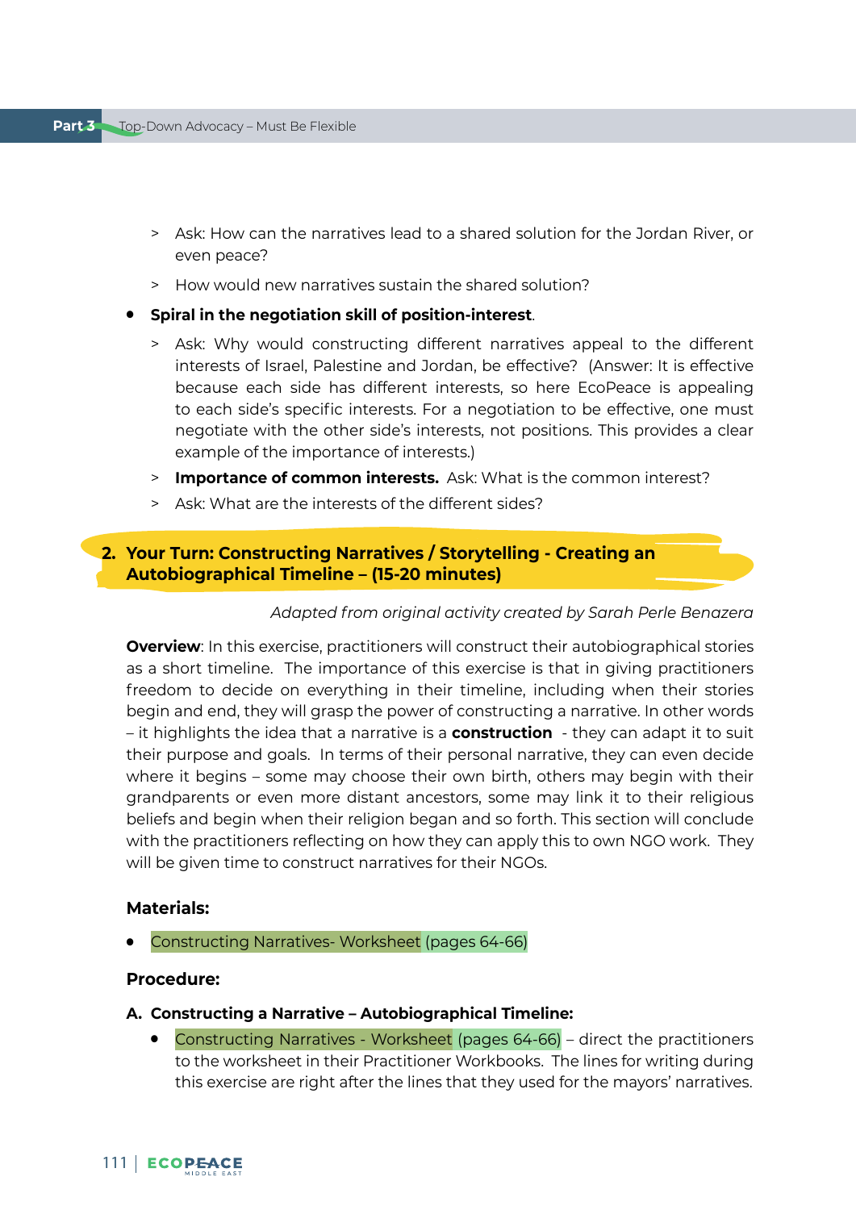- Ask: How can the narratives lead to a shared solution for the Jordan River, or even peace?
    - How would new narratives sustain the shared solution?
- **Spiral in the negotiation skill of position-interest**.
    - Ask: Why would constructing different narratives appeal to the different interests of Israel, Palestine and Jordan, be effective? (Answer: It is effective because each side has different interests, so here EcoPeace is appealing to each side's specific interests. For a negotiation to be effective, one must negotiate with the other side's interests, not positions. This provides a clear example of the importance of interests.)
    - **Importance of common interests.** Ask: What is the common interest?
    - Ask: What are the interests of the different sides?

## 2. Your Turn: Constructing Narratives / Storytelling - Creating an Autobiographical Timeline – (15-20 minutes)

*Adapted from original activity created by Sarah Perle Benazera*

**Overview**: In this exercise, practitioners will construct their autobiographical stories as a short timeline. The importance of this exercise is that in giving practitioners freedom to decide on everything in their timeline, including when their stories begin and end, they will grasp the power of constructing a narrative. In other words – it highlights the idea that a narrative is a **construction** - they can adapt it to suit their purpose and goals. In terms of their personal narrative, they can even decide where it begins – some may choose their own birth, others may begin with their grandparents or even more distant ancestors, some may link it to their religious beliefs and begin when their religion began and so forth. This section will conclude with the practitioners reflecting on how they can apply this to own NGO work. They will be given time to construct narratives for their NGOs.

**Materials:**

- Constructing Narratives- Worksheet (pages 64-66)

**Procedure:**

**A. Constructing a Narrative – Autobiographical Timeline:**

- Constructing Narratives - Worksheet (pages 64-66) – direct the practitioners to the worksheet in their Practitioner Workbooks. The lines for writing during this exercise are right after the lines that they used for the mayors' narratives.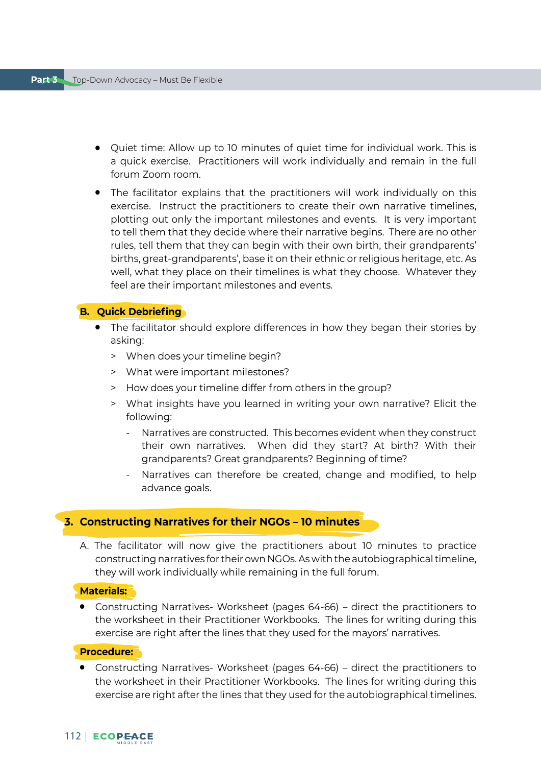- Quiet time: Allow up to 10 minutes of quiet time for individual work. This is a quick exercise. Practitioners will work individually and remain in the full forum Zoom room.
- The facilitator explains that the practitioners will work individually on this exercise. Instruct the practitioners to create their own narrative timelines, plotting out only the important milestones and events. It is very important to tell them that they decide where their narrative begins. There are no other rules, tell them that they can begin with their own birth, their grandparents' births, great-grandparents', base it on their ethnic or religious heritage, etc. As well, what they place on their timelines is what they choose. Whatever they feel are their important milestones and events.

**B. Quick Debriefing**

- The facilitator should explore differences in how they began their stories by asking:
  - > When does your timeline begin?
  - > What were important milestones?
  - > How does your timeline differ from others in the group?
  - > What insights have you learned in writing your own narrative? Elicit the following:
    - Narratives are constructed. This becomes evident when they construct their own narratives. When did they start? At birth? With their grandparents? Great grandparents? Beginning of time?
    - Narratives can therefore be created, change and modified, to help advance goals.

## 3. Constructing Narratives for their NGOs – 10 minutes

A. The facilitator will now give the practitioners about 10 minutes to practice constructing narratives for their own NGOs. As with the autobiographical timeline, they will work individually while remaining in the full forum.

**Materials:**

- Constructing Narratives- Worksheet (pages 64-66) – direct the practitioners to the worksheet in their Practitioner Workbooks. The lines for writing during this exercise are right after the lines that they used for the mayors' narratives.

**Procedure:**

- Constructing Narratives- Worksheet (pages 64-66) – direct the practitioners to the worksheet in their Practitioner Workbooks. The lines for writing during this exercise are right after the lines that they used for the autobiographical timelines.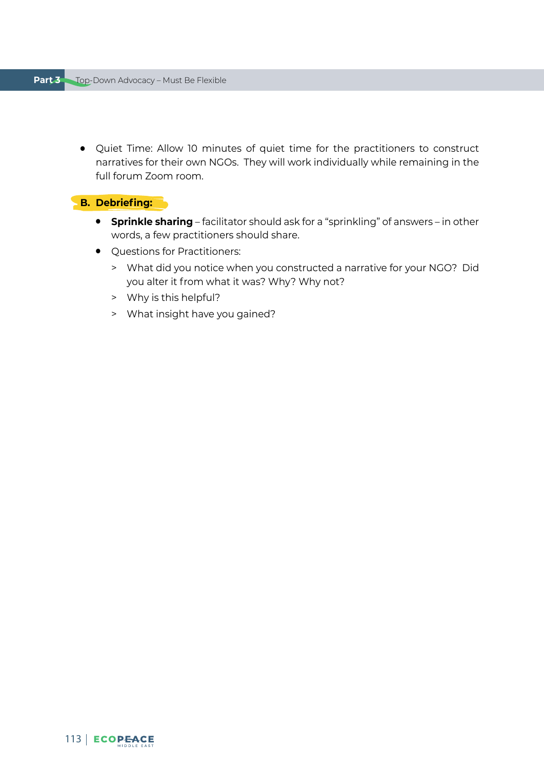- Quiet Time: Allow 10 minutes of quiet time for the practitioners to construct narratives for their own NGOs. They will work individually while remaining in the full forum Zoom room.

### B. Debriefing:

- **Sprinkle sharing** – facilitator should ask for a "sprinkling" of answers – in other words, a few practitioners should share.
- Questions for Practitioners:
  - What did you notice when you constructed a narrative for your NGO? Did you alter it from what it was? Why? Why not?
  - Why is this helpful?
  - What insight have you gained?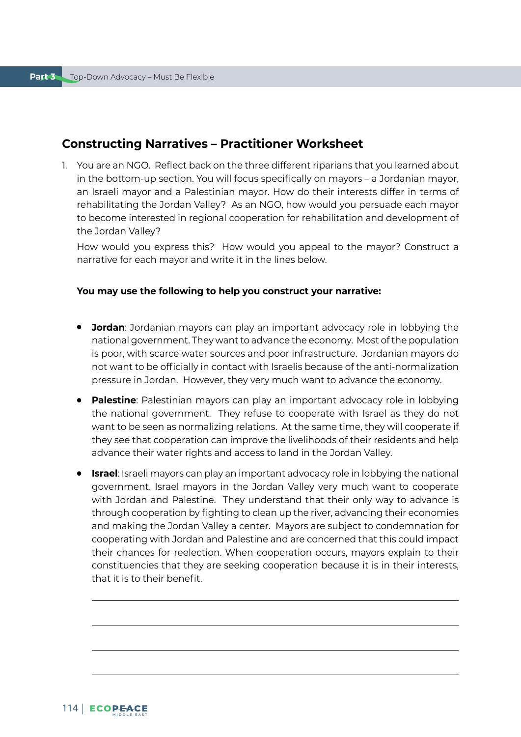## Constructing Narratives – Practitioner Worksheet

1. You are an NGO. Reflect back on the three different riparians that you learned about in the bottom-up section. You will focus specifically on mayors – a Jordanian mayor, an Israeli mayor and a Palestinian mayor. How do their interests differ in terms of rehabilitating the Jordan Valley? As an NGO, how would you persuade each mayor to become interested in regional cooperation for rehabilitation and development of the Jordan Valley?

   How would you express this? How would you appeal to the mayor? Construct a narrative for each mayor and write it in the lines below.

   **You may use the following to help you construct your narrative:**

   - **Jordan**: Jordanian mayors can play an important advocacy role in lobbying the national government. They want to advance the economy. Most of the population is poor, with scarce water sources and poor infrastructure. Jordanian mayors do not want to be officially in contact with Israelis because of the anti-normalization pressure in Jordan. However, they very much want to advance the economy.
   - **Palestine**: Palestinian mayors can play an important advocacy role in lobbying the national government. They refuse to cooperate with Israel as they do not want to be seen as normalizing relations. At the same time, they will cooperate if they see that cooperation can improve the livelihoods of their residents and help advance their water rights and access to land in the Jordan Valley.
   - **Israel**: Israeli mayors can play an important advocacy role in lobbying the national government. Israel mayors in the Jordan Valley very much want to cooperate with Jordan and Palestine. They understand that their only way to advance is through cooperation by fighting to clean up the river, advancing their economies and making the Jordan Valley a center. Mayors are subject to condemnation for cooperating with Jordan and Palestine and are concerned that this could impact their chances for reelection. When cooperation occurs, mayors explain to their constituencies that they are seeking cooperation because it is in their interests, that it is to their benefit.

   ______________________________________________________________

   ______________________________________________________________

   ______________________________________________________________

   ______________________________________________________________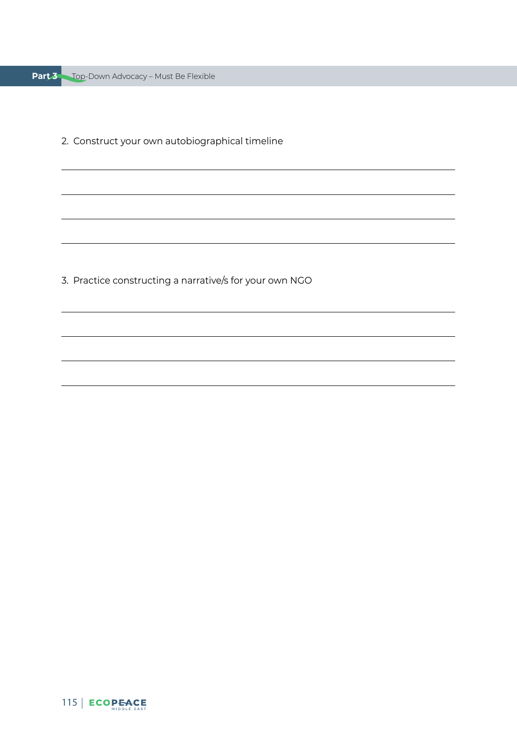2. Construct your own autobiographical timeline

3. Practice constructing a narrative/s for your own NGO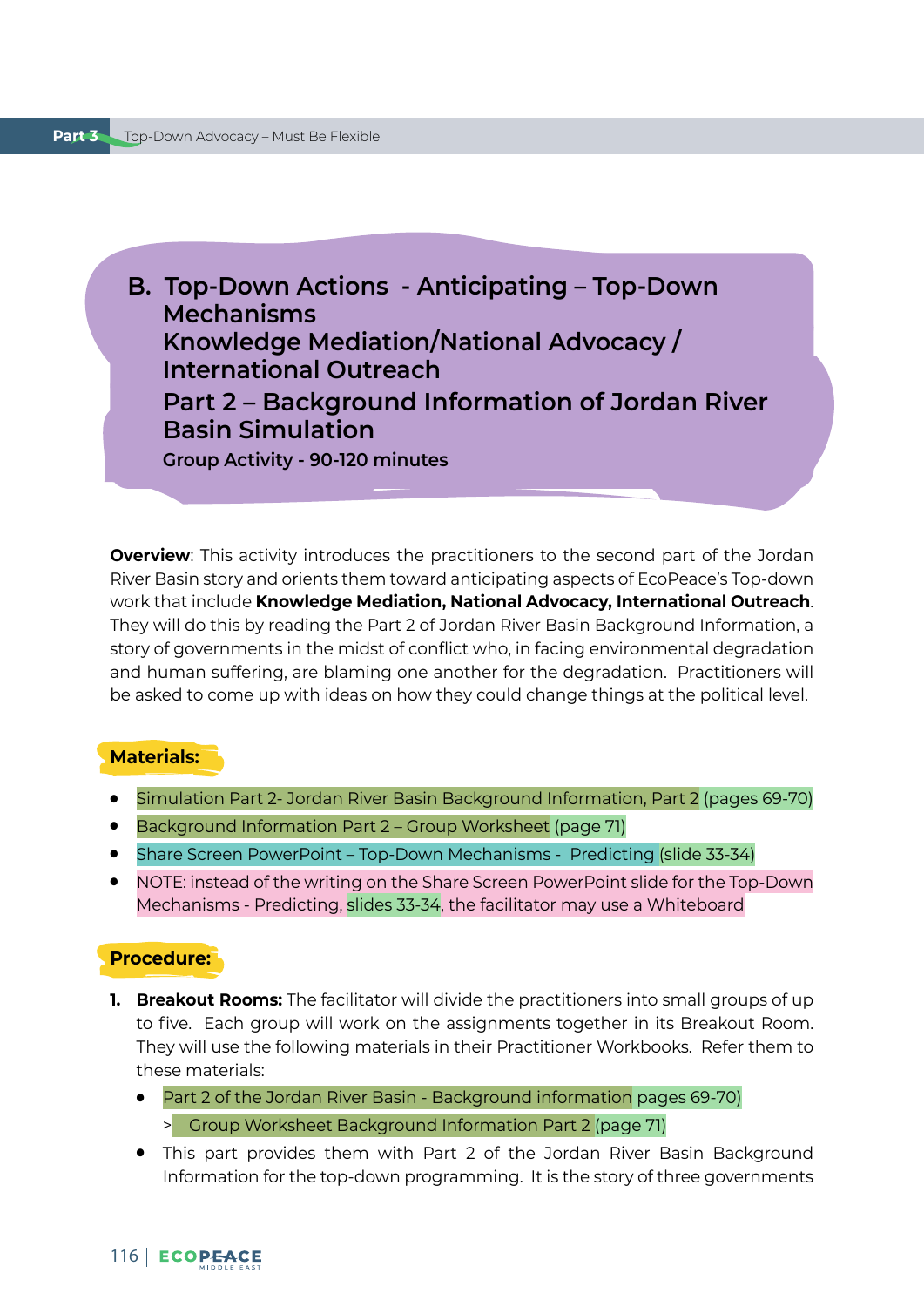## B. Top-Down Actions - Anticipating – Top-Down Mechanisms Knowledge Mediation/National Advocacy / International Outreach

## Part 2 – Background Information of Jordan River Basin Simulation

**Group Activity - 90-120 minutes**

**Overview**: This activity introduces the practitioners to the second part of the Jordan River Basin story and orients them toward anticipating aspects of EcoPeace's Top-down work that include **Knowledge Mediation, National Advocacy, International Outreach**. They will do this by reading the Part 2 of Jordan River Basin Background Information, a story of governments in the midst of conflict who, in facing environmental degradation and human suffering, are blaming one another for the degradation. Practitioners will be asked to come up with ideas on how they could change things at the political level.

**Materials:**

- Simulation Part 2- Jordan River Basin Background Information, Part 2 (pages 69-70)
- Background Information Part 2 – Group Worksheet (page 71)
- Share Screen PowerPoint – Top-Down Mechanisms - Predicting (slide 33-34)
- NOTE: instead of the writing on the Share Screen PowerPoint slide for the Top-Down Mechanisms - Predicting, slides 33-34, the facilitator may use a Whiteboard

**Procedure:**

1. **Breakout Rooms:** The facilitator will divide the practitioners into small groups of up to five. Each group will work on the assignments together in its Breakout Room. They will use the following materials in their Practitioner Workbooks. Refer them to these materials:
   - Part 2 of the Jordan River Basin - Background information pages 69-70)
     > Group Worksheet Background Information Part 2 (page 71)
   - This part provides them with Part 2 of the Jordan River Basin Background Information for the top-down programming. It is the story of three governments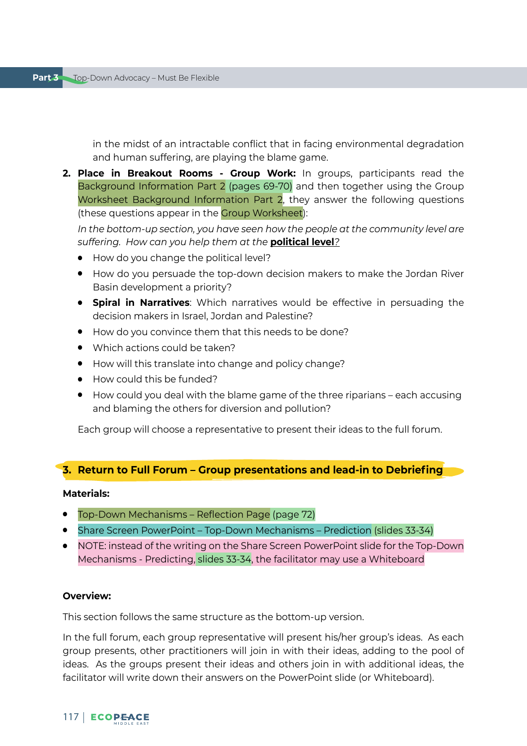in the midst of an intractable conflict that in facing environmental degradation and human suffering, are playing the blame game.

2. **Place in Breakout Rooms - Group Work:** In groups, participants read the Background Information Part 2 (pages 69-70) and then together using the Group Worksheet Background Information Part 2, they answer the following questions (these questions appear in the Group Worksheet):

   *In the bottom-up section, you have seen how the people at the community level are suffering. How can you help them at the **political level**?*

   - How do you change the political level?
   - How do you persuade the top-down decision makers to make the Jordan River Basin development a priority?
   - **Spiral in Narratives**: Which narratives would be effective in persuading the decision makers in Israel, Jordan and Palestine?
   - How do you convince them that this needs to be done?
   - Which actions could be taken?
   - How will this translate into change and policy change?
   - How could this be funded?
   - How could you deal with the blame game of the three riparians – each accusing and blaming the others for diversion and pollution?

   Each group will choose a representative to present their ideas to the full forum.

### 3. Return to Full Forum – Group presentations and lead-in to Debriefing

**Materials:**

- Top-Down Mechanisms – Reflection Page (page 72)
- Share Screen PowerPoint – Top-Down Mechanisms – Prediction (slides 33-34)
- NOTE: instead of the writing on the Share Screen PowerPoint slide for the Top-Down Mechanisms - Predicting, slides 33-34, the facilitator may use a Whiteboard

**Overview:**

This section follows the same structure as the bottom-up version.

In the full forum, each group representative will present his/her group's ideas. As each group presents, other practitioners will join in with their ideas, adding to the pool of ideas. As the groups present their ideas and others join in with additional ideas, the facilitator will write down their answers on the PowerPoint slide (or Whiteboard).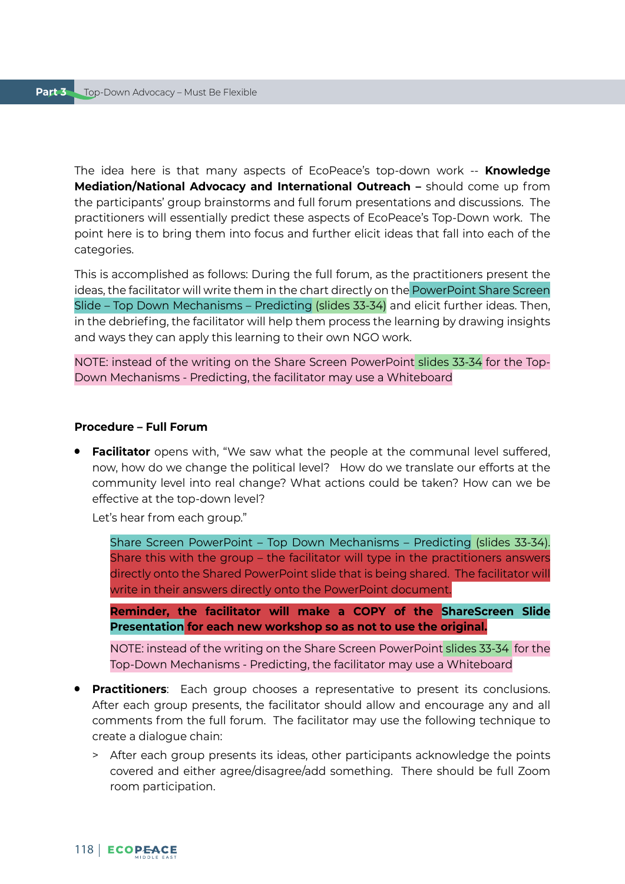The idea here is that many aspects of EcoPeace's top-down work -- **Knowledge Mediation/National Advocacy and International Outreach –** should come up from the participants' group brainstorms and full forum presentations and discussions. The practitioners will essentially predict these aspects of EcoPeace's Top-Down work. The point here is to bring them into focus and further elicit ideas that fall into each of the categories.

This is accomplished as follows: During the full forum, as the practitioners present the ideas, the facilitator will write them in the chart directly on the PowerPoint Share Screen Slide – Top Down Mechanisms – Predicting (slides 33-34) and elicit further ideas. Then, in the debriefing, the facilitator will help them process the learning by drawing insights and ways they can apply this learning to their own NGO work.

NOTE: instead of the writing on the Share Screen PowerPoint slides 33-34 for the Top-Down Mechanisms - Predicting, the facilitator may use a Whiteboard

**Procedure – Full Forum**

- **Facilitator** opens with, "We saw what the people at the communal level suffered, now, how do we change the political level? How do we translate our efforts at the community level into real change? What actions could be taken? How can we be effective at the top-down level?

  Let's hear from each group."

  > Share Screen PowerPoint – Top Down Mechanisms – Predicting (slides 33-34). Share this with the group – the facilitator will type in the practitioners answers directly onto the Shared PowerPoint slide that is being shared. The facilitator will write in their answers directly onto the PowerPoint document.
  >
  > **Reminder, the facilitator will make a COPY of the ShareScreen Slide Presentation for each new workshop so as not to use the original.**
  >
  > NOTE: instead of the writing on the Share Screen PowerPoint slides 33-34 for the Top-Down Mechanisms - Predicting, the facilitator may use a Whiteboard

- **Practitioners**: Each group chooses a representative to present its conclusions. After each group presents, the facilitator should allow and encourage any and all comments from the full forum. The facilitator may use the following technique to create a dialogue chain:
  - After each group presents its ideas, other participants acknowledge the points covered and either agree/disagree/add something. There should be full Zoom room participation.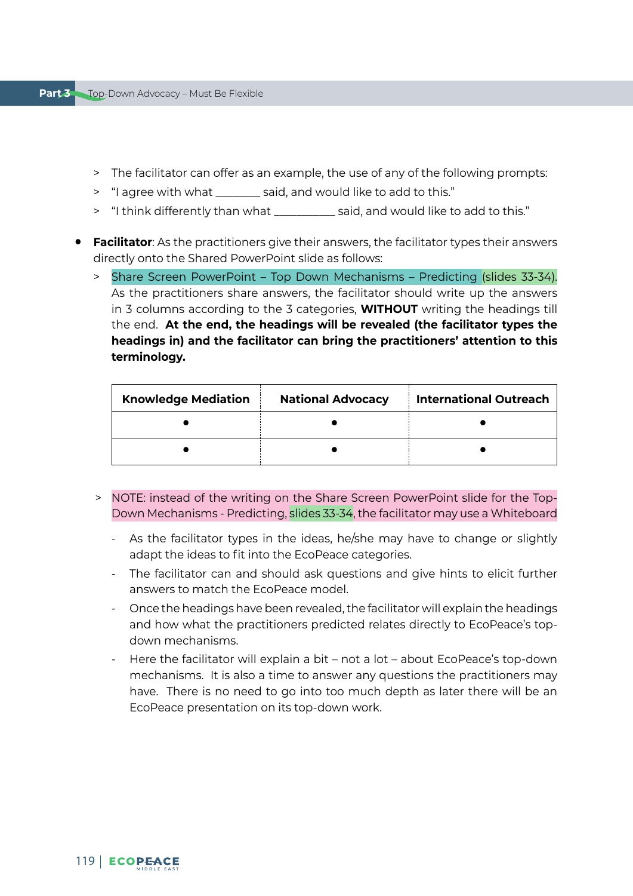> The facilitator can offer as an example, the use of any of the following prompts:
> "I agree with what _______ said, and would like to add to this."
> "I think differently than what _________ said, and would like to add to this."

- **Facilitator**: As the practitioners give their answers, the facilitator types their answers directly onto the Shared PowerPoint slide as follows:
  > Share Screen PowerPoint – Top Down Mechanisms – Predicting (slides 33-34). As the practitioners share answers, the facilitator should write up the answers in 3 columns according to the 3 categories, **WITHOUT** writing the headings till the end. **At the end, the headings will be revealed (the facilitator types the headings in) and the facilitator can bring the practitioners' attention to this terminology.**

| Knowledge Mediation | National Advocacy | International Outreach |
|---|---|---|
| • | • | • |
| • | • | • |

> NOTE: instead of the writing on the Share Screen PowerPoint slide for the Top-Down Mechanisms - Predicting, slides 33-34, the facilitator may use a Whiteboard

- As the facilitator types in the ideas, he/she may have to change or slightly adapt the ideas to fit into the EcoPeace categories.
- The facilitator can and should ask questions and give hints to elicit further answers to match the EcoPeace model.
- Once the headings have been revealed, the facilitator will explain the headings and how what the practitioners predicted relates directly to EcoPeace's top-down mechanisms.
- Here the facilitator will explain a bit – not a lot – about EcoPeace's top-down mechanisms. It is also a time to answer any questions the practitioners may have. There is no need to go into too much depth as later there will be an EcoPeace presentation on its top-down work.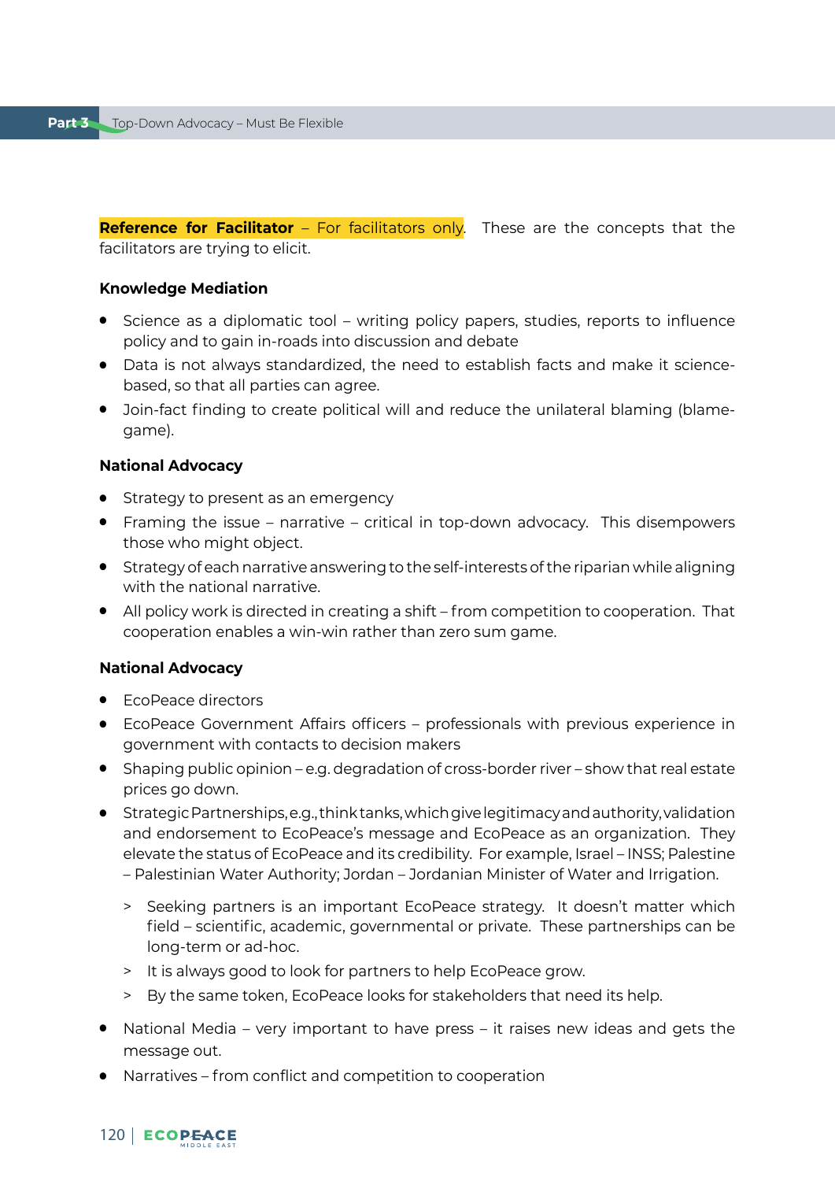**Reference for Facilitator** – For facilitators only. These are the concepts that the facilitators are trying to elicit.

**Knowledge Mediation**

- Science as a diplomatic tool – writing policy papers, studies, reports to influence policy and to gain in-roads into discussion and debate
- Data is not always standardized, the need to establish facts and make it science-based, so that all parties can agree.
- Join-fact finding to create political will and reduce the unilateral blaming (blame-game).

**National Advocacy**

- Strategy to present as an emergency
- Framing the issue – narrative – critical in top-down advocacy. This disempowers those who might object.
- Strategy of each narrative answering to the self-interests of the riparian while aligning with the national narrative.
- All policy work is directed in creating a shift – from competition to cooperation. That cooperation enables a win-win rather than zero sum game.

**National Advocacy**

- EcoPeace directors
- EcoPeace Government Affairs officers – professionals with previous experience in government with contacts to decision makers
- Shaping public opinion – e.g. degradation of cross-border river – show that real estate prices go down.
- Strategic Partnerships, e.g., think tanks, which give legitimacy and authority, validation and endorsement to EcoPeace's message and EcoPeace as an organization. They elevate the status of EcoPeace and its credibility. For example, Israel – INSS; Palestine – Palestinian Water Authority; Jordan – Jordanian Minister of Water and Irrigation.
  - Seeking partners is an important EcoPeace strategy. It doesn't matter which field – scientific, academic, governmental or private. These partnerships can be long-term or ad-hoc.
  - It is always good to look for partners to help EcoPeace grow.
  - By the same token, EcoPeace looks for stakeholders that need its help.
- National Media – very important to have press – it raises new ideas and gets the message out.
- Narratives – from conflict and competition to cooperation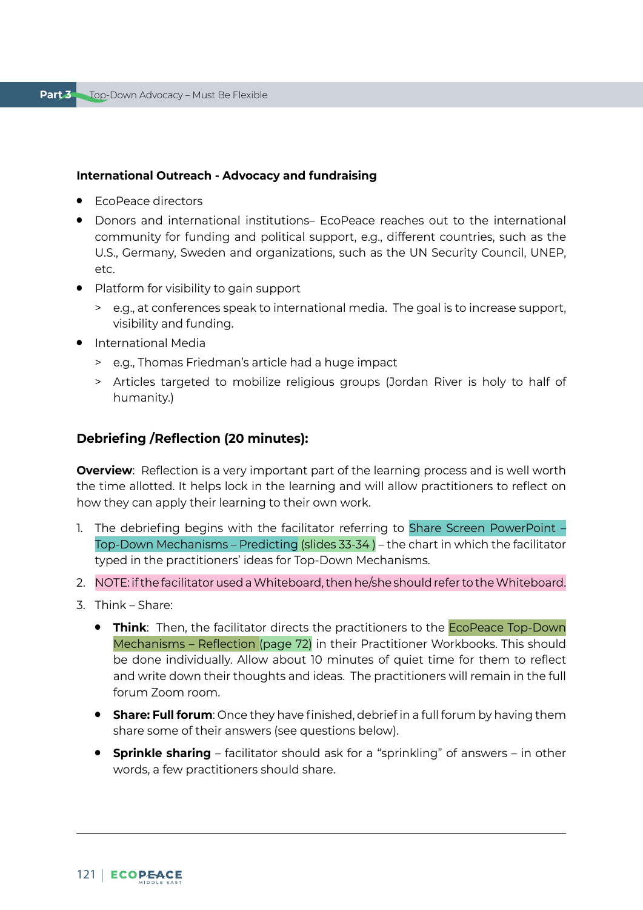**International Outreach - Advocacy and fundraising**

- EcoPeace directors
- Donors and international institutions– EcoPeace reaches out to the international community for funding and political support, e.g., different countries, such as the U.S., Germany, Sweden and organizations, such as the UN Security Council, UNEP, etc.
- Platform for visibility to gain support
  - e.g., at conferences speak to international media. The goal is to increase support, visibility and funding.
- International Media
  - e.g., Thomas Friedman's article had a huge impact
  - Articles targeted to mobilize religious groups (Jordan River is holy to half of humanity.)

### Debriefing /Reflection (20 minutes):

**Overview**: Reflection is a very important part of the learning process and is well worth the time allotted. It helps lock in the learning and will allow practitioners to reflect on how they can apply their learning to their own work.

1. The debriefing begins with the facilitator referring to Share Screen PowerPoint – Top-Down Mechanisms – Predicting (slides 33-34 ) – the chart in which the facilitator typed in the practitioners' ideas for Top-Down Mechanisms.
2. NOTE: if the facilitator used a Whiteboard, then he/she should refer to the Whiteboard.
3. Think – Share:
   - **Think**: Then, the facilitator directs the practitioners to the EcoPeace Top-Down Mechanisms – Reflection (page 72) in their Practitioner Workbooks. This should be done individually. Allow about 10 minutes of quiet time for them to reflect and write down their thoughts and ideas. The practitioners will remain in the full forum Zoom room.
   - **Share: Full forum**: Once they have finished, debrief in a full forum by having them share some of their answers (see questions below).
   - **Sprinkle sharing** – facilitator should ask for a "sprinkling" of answers – in other words, a few practitioners should share.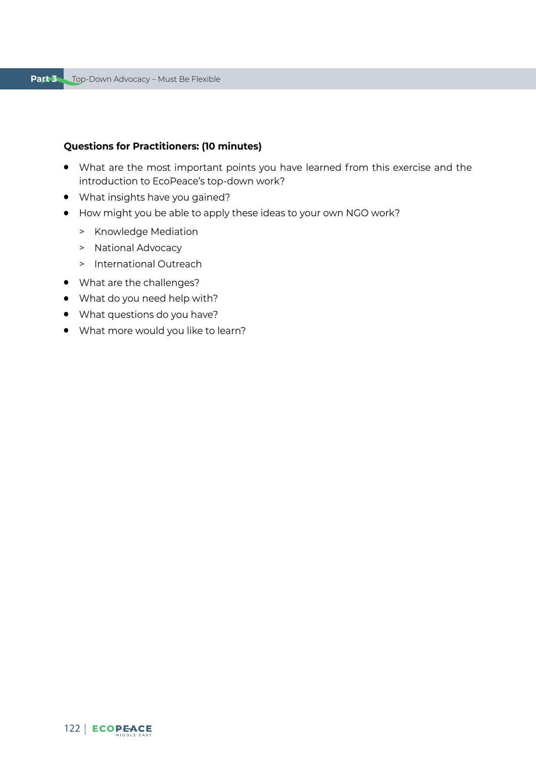**Questions for Practitioners: (10 minutes)**

- What are the most important points you have learned from this exercise and the introduction to EcoPeace's top-down work?
- What insights have you gained?
- How might you be able to apply these ideas to your own NGO work?
  - Knowledge Mediation
  - National Advocacy
  - International Outreach
- What are the challenges?
- What do you need help with?
- What questions do you have?
- What more would you like to learn?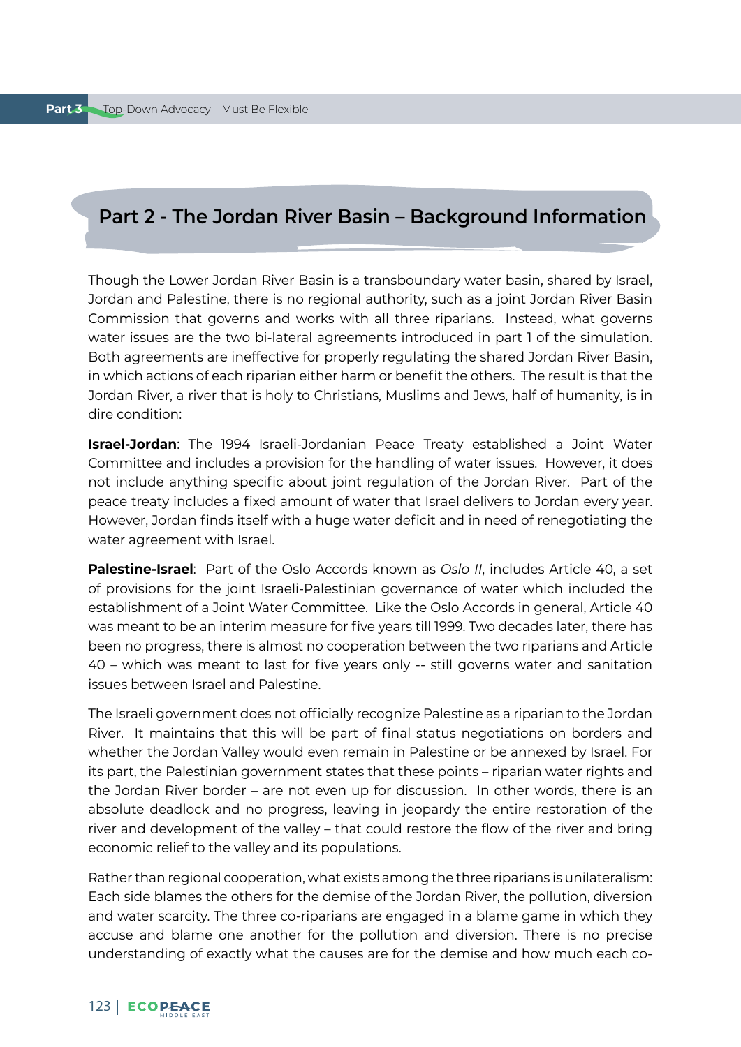## Part 2 - The Jordan River Basin – Background Information

Though the Lower Jordan River Basin is a transboundary water basin, shared by Israel, Jordan and Palestine, there is no regional authority, such as a joint Jordan River Basin Commission that governs and works with all three riparians. Instead, what governs water issues are the two bi-lateral agreements introduced in part 1 of the simulation. Both agreements are ineffective for properly regulating the shared Jordan River Basin, in which actions of each riparian either harm or benefit the others. The result is that the Jordan River, a river that is holy to Christians, Muslims and Jews, half of humanity, is in dire condition:

**Israel-Jordan**: The 1994 Israeli-Jordanian Peace Treaty established a Joint Water Committee and includes a provision for the handling of water issues. However, it does not include anything specific about joint regulation of the Jordan River. Part of the peace treaty includes a fixed amount of water that Israel delivers to Jordan every year. However, Jordan finds itself with a huge water deficit and in need of renegotiating the water agreement with Israel.

**Palestine-Israel**: Part of the Oslo Accords known as *Oslo II*, includes Article 40, a set of provisions for the joint Israeli-Palestinian governance of water which included the establishment of a Joint Water Committee. Like the Oslo Accords in general, Article 40 was meant to be an interim measure for five years till 1999. Two decades later, there has been no progress, there is almost no cooperation between the two riparians and Article 40 – which was meant to last for five years only -- still governs water and sanitation issues between Israel and Palestine.

The Israeli government does not officially recognize Palestine as a riparian to the Jordan River. It maintains that this will be part of final status negotiations on borders and whether the Jordan Valley would even remain in Palestine or be annexed by Israel. For its part, the Palestinian government states that these points – riparian water rights and the Jordan River border – are not even up for discussion. In other words, there is an absolute deadlock and no progress, leaving in jeopardy the entire restoration of the river and development of the valley – that could restore the flow of the river and bring economic relief to the valley and its populations.

Rather than regional cooperation, what exists among the three riparians is unilateralism: Each side blames the others for the demise of the Jordan River, the pollution, diversion and water scarcity. The three co-riparians are engaged in a blame game in which they accuse and blame one another for the pollution and diversion. There is no precise understanding of exactly what the causes are for the demise and how much each co-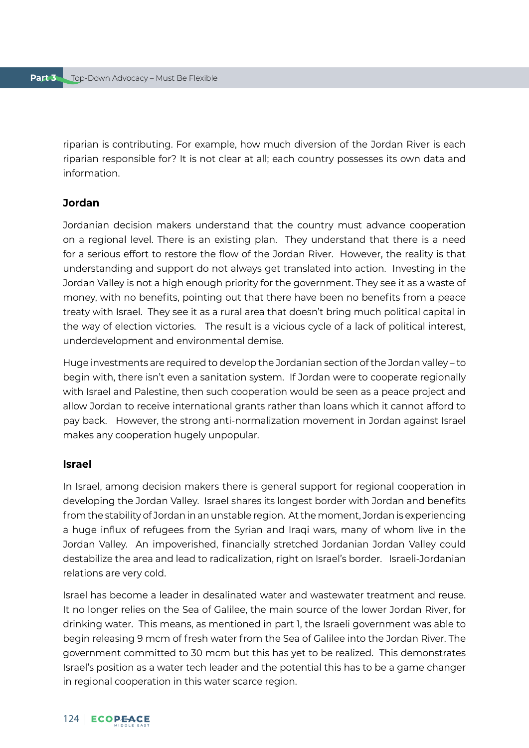riparian is contributing. For example, how much diversion of the Jordan River is each riparian responsible for? It is not clear at all; each country possesses its own data and information.

### Jordan

Jordanian decision makers understand that the country must advance cooperation on a regional level. There is an existing plan. They understand that there is a need for a serious effort to restore the flow of the Jordan River. However, the reality is that understanding and support do not always get translated into action. Investing in the Jordan Valley is not a high enough priority for the government. They see it as a waste of money, with no benefits, pointing out that there have been no benefits from a peace treaty with Israel. They see it as a rural area that doesn't bring much political capital in the way of election victories. The result is a vicious cycle of a lack of political interest, underdevelopment and environmental demise.

Huge investments are required to develop the Jordanian section of the Jordan valley – to begin with, there isn't even a sanitation system. If Jordan were to cooperate regionally with Israel and Palestine, then such cooperation would be seen as a peace project and allow Jordan to receive international grants rather than loans which it cannot afford to pay back. However, the strong anti-normalization movement in Jordan against Israel makes any cooperation hugely unpopular.

### Israel

In Israel, among decision makers there is general support for regional cooperation in developing the Jordan Valley. Israel shares its longest border with Jordan and benefits from the stability of Jordan in an unstable region. At the moment, Jordan is experiencing a huge influx of refugees from the Syrian and Iraqi wars, many of whom live in the Jordan Valley. An impoverished, financially stretched Jordanian Jordan Valley could destabilize the area and lead to radicalization, right on Israel's border. Israeli-Jordanian relations are very cold.

Israel has become a leader in desalinated water and wastewater treatment and reuse. It no longer relies on the Sea of Galilee, the main source of the lower Jordan River, for drinking water. This means, as mentioned in part 1, the Israeli government was able to begin releasing 9 mcm of fresh water from the Sea of Galilee into the Jordan River. The government committed to 30 mcm but this has yet to be realized. This demonstrates Israel's position as a water tech leader and the potential this has to be a game changer in regional cooperation in this water scarce region.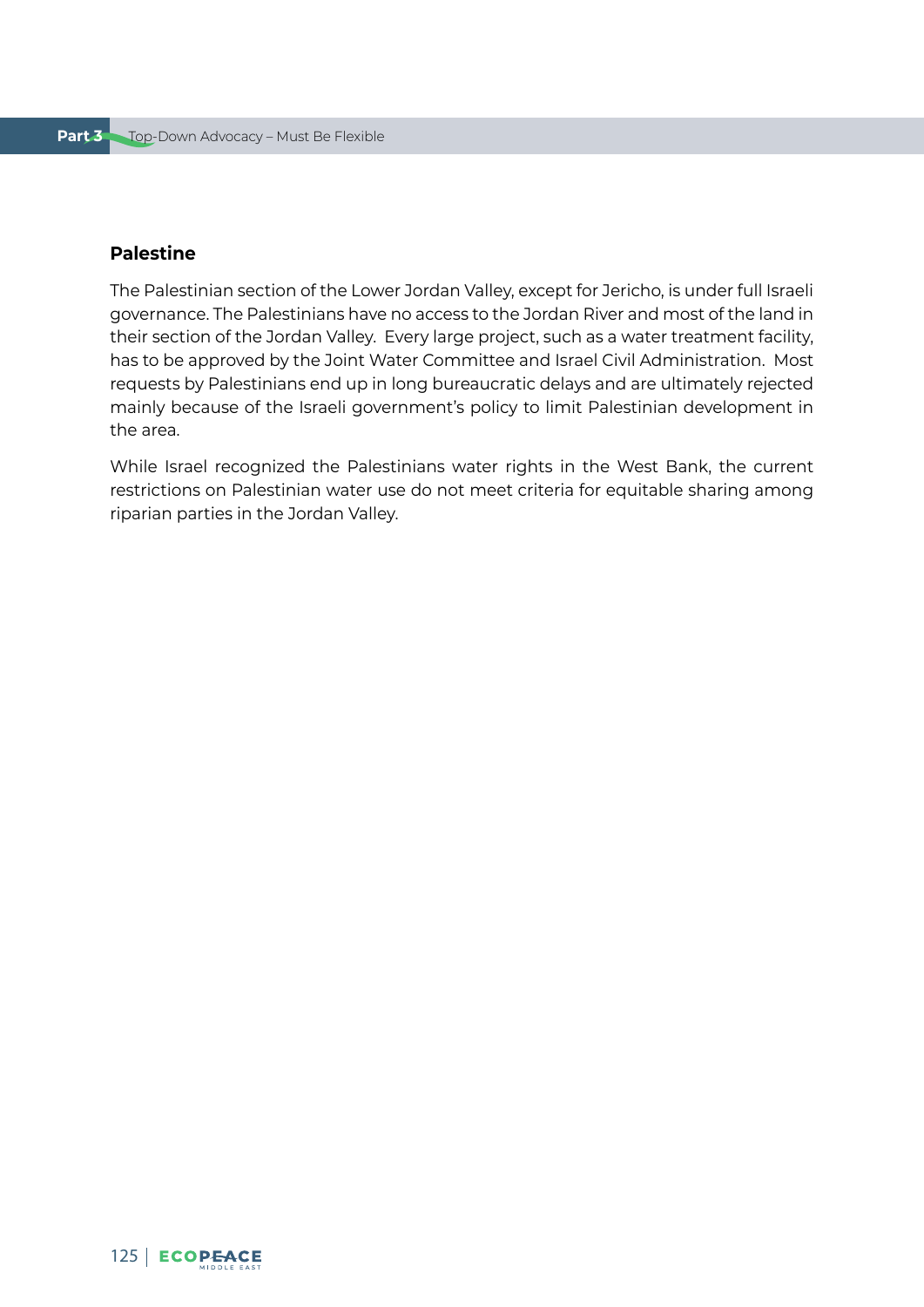## Palestine

The Palestinian section of the Lower Jordan Valley, except for Jericho, is under full Israeli governance. The Palestinians have no access to the Jordan River and most of the land in their section of the Jordan Valley. Every large project, such as a water treatment facility, has to be approved by the Joint Water Committee and Israel Civil Administration. Most requests by Palestinians end up in long bureaucratic delays and are ultimately rejected mainly because of the Israeli government's policy to limit Palestinian development in the area.

While Israel recognized the Palestinians water rights in the West Bank, the current restrictions on Palestinian water use do not meet criteria for equitable sharing among riparian parties in the Jordan Valley.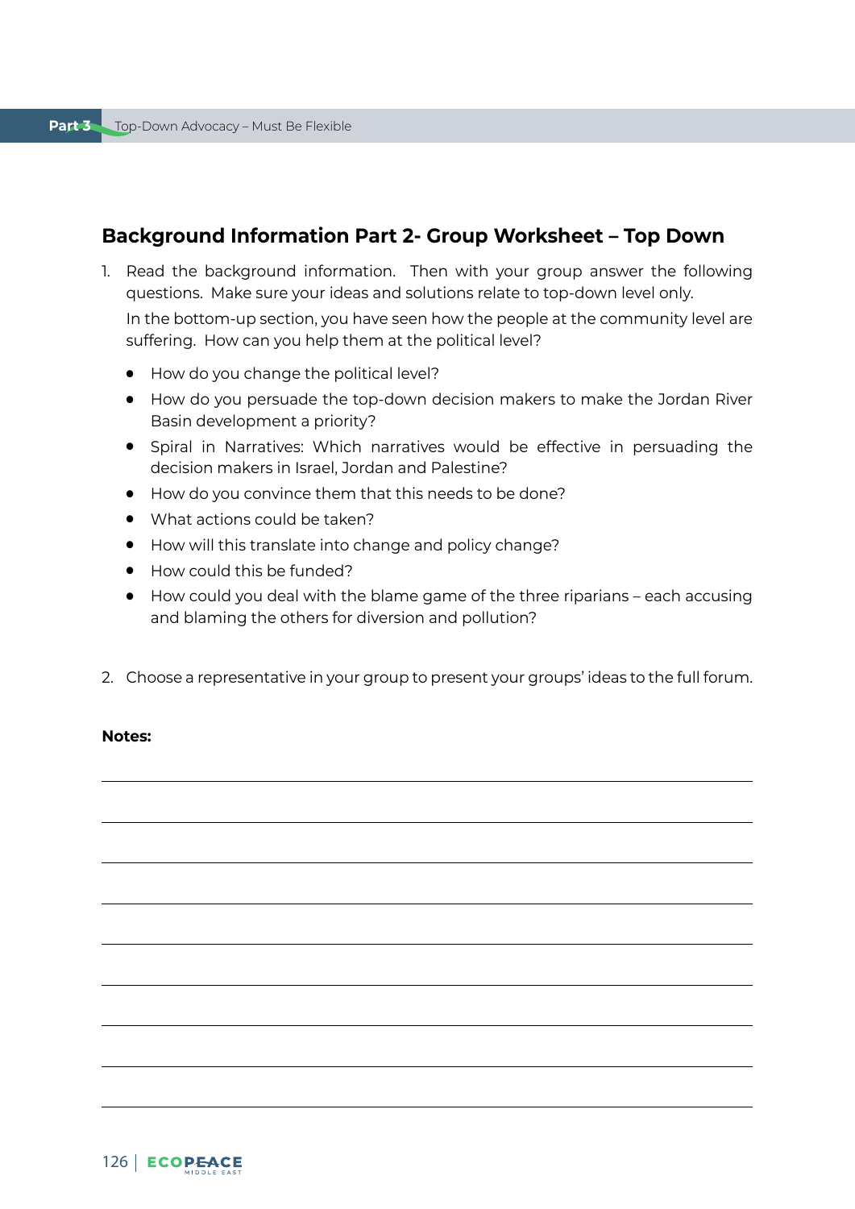## Background Information Part 2- Group Worksheet – Top Down

1. Read the background information. Then with your group answer the following questions. Make sure your ideas and solutions relate to top-down level only.

   In the bottom-up section, you have seen how the people at the community level are suffering. How can you help them at the political level?

   - How do you change the political level?
   - How do you persuade the top-down decision makers to make the Jordan River Basin development a priority?
   - Spiral in Narratives: Which narratives would be effective in persuading the decision makers in Israel, Jordan and Palestine?
   - How do you convince them that this needs to be done?
   - What actions could be taken?
   - How will this translate into change and policy change?
   - How could this be funded?
   - How could you deal with the blame game of the three riparians – each accusing and blaming the others for diversion and pollution?

2. Choose a representative in your group to present your groups' ideas to the full forum.

**Notes:**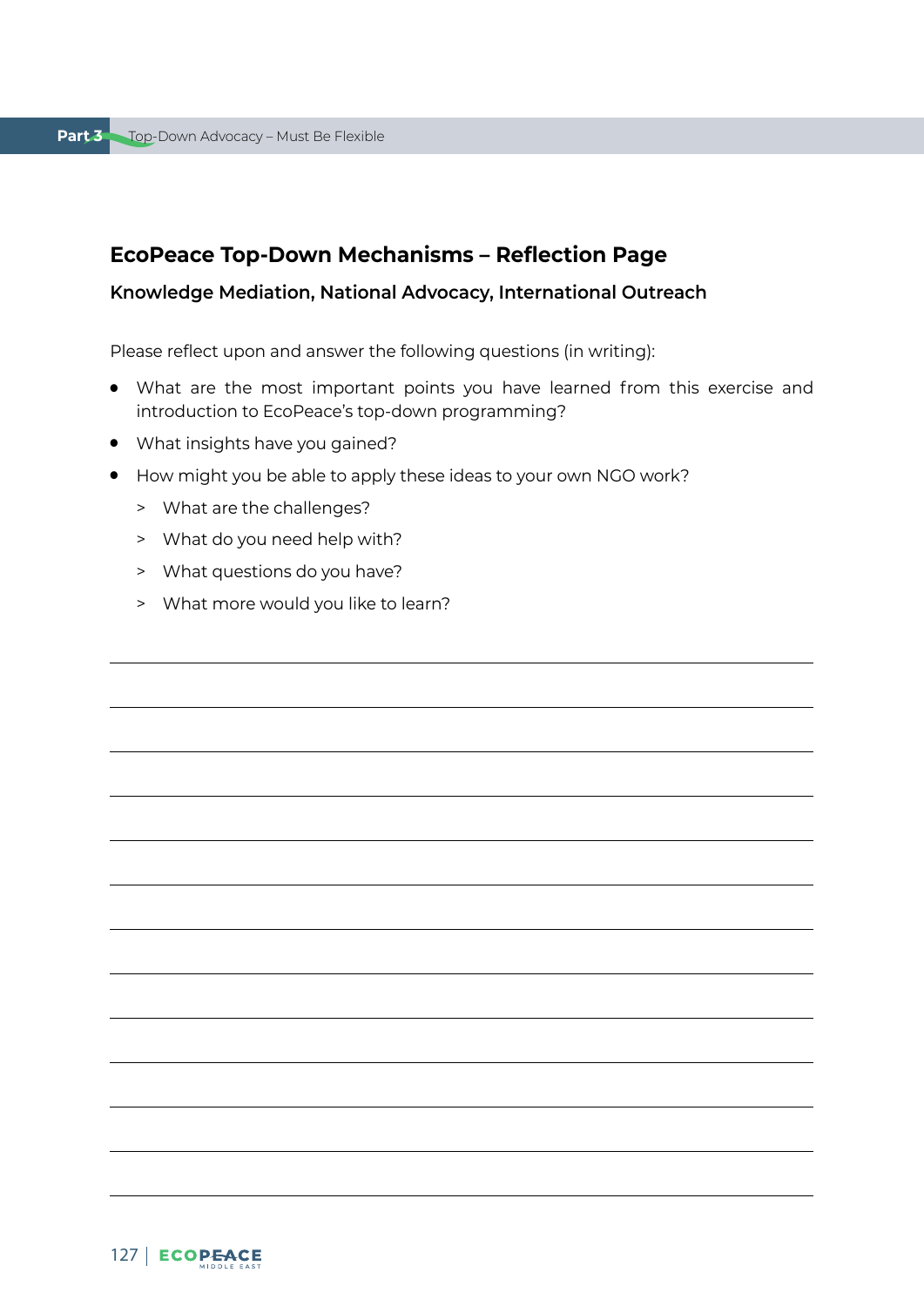## EcoPeace Top-Down Mechanisms – Reflection Page

### Knowledge Mediation, National Advocacy, International Outreach

Please reflect upon and answer the following questions (in writing):

- What are the most important points you have learned from this exercise and introduction to EcoPeace's top-down programming?
- What insights have you gained?
- How might you be able to apply these ideas to your own NGO work?
  - What are the challenges?
  - What do you need help with?
  - What questions do you have?
  - What more would you like to learn?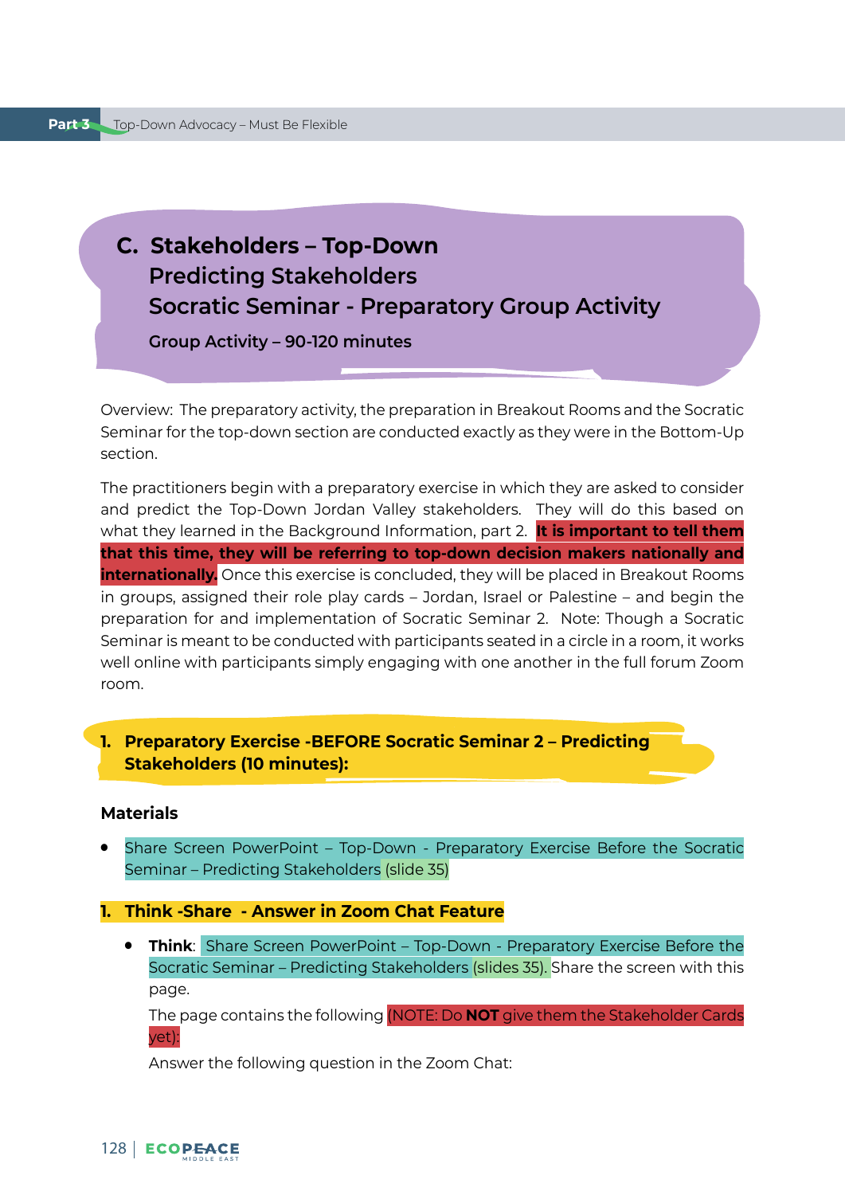## C. Stakeholders – Top-Down
### Predicting Stakeholders
### Socratic Seminar - Preparatory Group Activity

**Group Activity – 90-120 minutes**

Overview: The preparatory activity, the preparation in Breakout Rooms and the Socratic Seminar for the top-down section are conducted exactly as they were in the Bottom-Up section.

The practitioners begin with a preparatory exercise in which they are asked to consider and predict the Top-Down Jordan Valley stakeholders. They will do this based on what they learned in the Background Information, part 2. **It is important to tell them that this time, they will be referring to top-down decision makers nationally and internationally.** Once this exercise is concluded, they will be placed in Breakout Rooms in groups, assigned their role play cards – Jordan, Israel or Palestine – and begin the preparation for and implementation of Socratic Seminar 2. Note: Though a Socratic Seminar is meant to be conducted with participants seated in a circle in a room, it works well online with participants simply engaging with one another in the full forum Zoom room.

### 1. Preparatory Exercise -BEFORE Socratic Seminar 2 – Predicting Stakeholders (10 minutes):

**Materials**

- Share Screen PowerPoint – Top-Down - Preparatory Exercise Before the Socratic Seminar – Predicting Stakeholders (slide 35)

**1. Think -Share - Answer in Zoom Chat Feature**

- **Think**: Share Screen PowerPoint – Top-Down - Preparatory Exercise Before the Socratic Seminar – Predicting Stakeholders (slides 35). Share the screen with this page.

  The page contains the following (NOTE: Do **NOT** give them the Stakeholder Cards yet):

  Answer the following question in the Zoom Chat: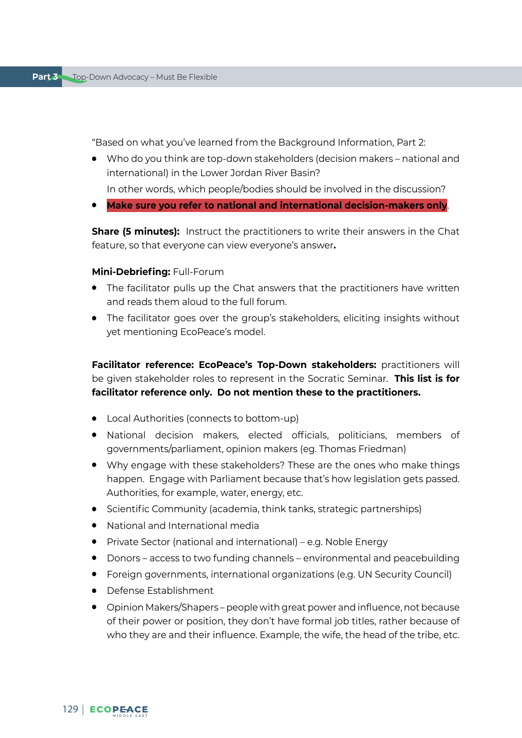"Based on what you've learned from the Background Information, Part 2:

- Who do you think are top-down stakeholders (decision makers – national and international) in the Lower Jordan River Basin?
  In other words, which people/bodies should be involved in the discussion?
- **Make sure you refer to national and international decision-makers only**.

**Share (5 minutes):** Instruct the practitioners to write their answers in the Chat feature, so that everyone can view everyone's answer**.**

**Mini-Debriefing:** Full-Forum

- The facilitator pulls up the Chat answers that the practitioners have written and reads them aloud to the full forum.
- The facilitator goes over the group's stakeholders, eliciting insights without yet mentioning EcoPeace's model.

**Facilitator reference: EcoPeace's Top-Down stakeholders:** practitioners will be given stakeholder roles to represent in the Socratic Seminar. **This list is for facilitator reference only. Do not mention these to the practitioners.**

- Local Authorities (connects to bottom-up)
- National decision makers, elected officials, politicians, members of governments/parliament, opinion makers (eg. Thomas Friedman)
- Why engage with these stakeholders? These are the ones who make things happen. Engage with Parliament because that's how legislation gets passed. Authorities, for example, water, energy, etc.
- Scientific Community (academia, think tanks, strategic partnerships)
- National and International media
- Private Sector (national and international) – e.g. Noble Energy
- Donors – access to two funding channels – environmental and peacebuilding
- Foreign governments, international organizations (e.g. UN Security Council)
- Defense Establishment
- Opinion Makers/Shapers – people with great power and influence, not because of their power or position, they don't have formal job titles, rather because of who they are and their influence. Example, the wife, the head of the tribe, etc.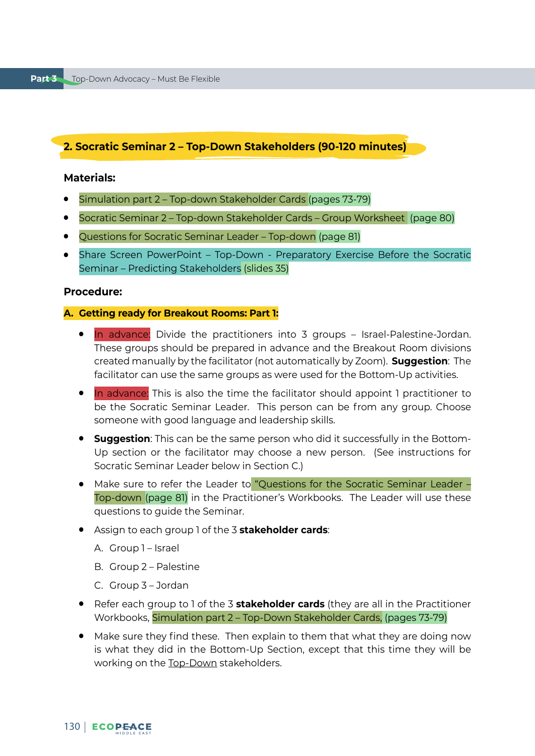## 2. Socratic Seminar 2 – Top-Down Stakeholders (90-120 minutes)

**Materials:**

- Simulation part 2 – Top-down Stakeholder Cards (pages 73-79)
- Socratic Seminar 2 – Top-down Stakeholder Cards – Group Worksheet (page 80)
- Questions for Socratic Seminar Leader – Top-down (page 81)
- Share Screen PowerPoint – Top-Down - Preparatory Exercise Before the Socratic Seminar – Predicting Stakeholders (slides 35)

**Procedure:**

**A. Getting ready for Breakout Rooms: Part 1:**

- In advance: Divide the practitioners into 3 groups – Israel-Palestine-Jordan. These groups should be prepared in advance and the Breakout Room divisions created manually by the facilitator (not automatically by Zoom). **Suggestion**: The facilitator can use the same groups as were used for the Bottom-Up activities.
- In advance: This is also the time the facilitator should appoint 1 practitioner to be the Socratic Seminar Leader. This person can be from any group. Choose someone with good language and leadership skills.
- **Suggestion**: This can be the same person who did it successfully in the Bottom-Up section or the facilitator may choose a new person. (See instructions for Socratic Seminar Leader below in Section C.)
- Make sure to refer the Leader to "Questions for the Socratic Seminar Leader – Top-down (page 81) in the Practitioner's Workbooks. The Leader will use these questions to guide the Seminar.
- Assign to each group 1 of the 3 **stakeholder cards**:

  A. Group 1 – Israel

  B. Group 2 – Palestine

  C. Group 3 – Jordan

- Refer each group to 1 of the 3 **stakeholder cards** (they are all in the Practitioner Workbooks, Simulation part 2 – Top-Down Stakeholder Cards, (pages 73-79)
- Make sure they find these. Then explain to them that what they are doing now is what they did in the Bottom-Up Section, except that this time they will be working on the Top-Down stakeholders.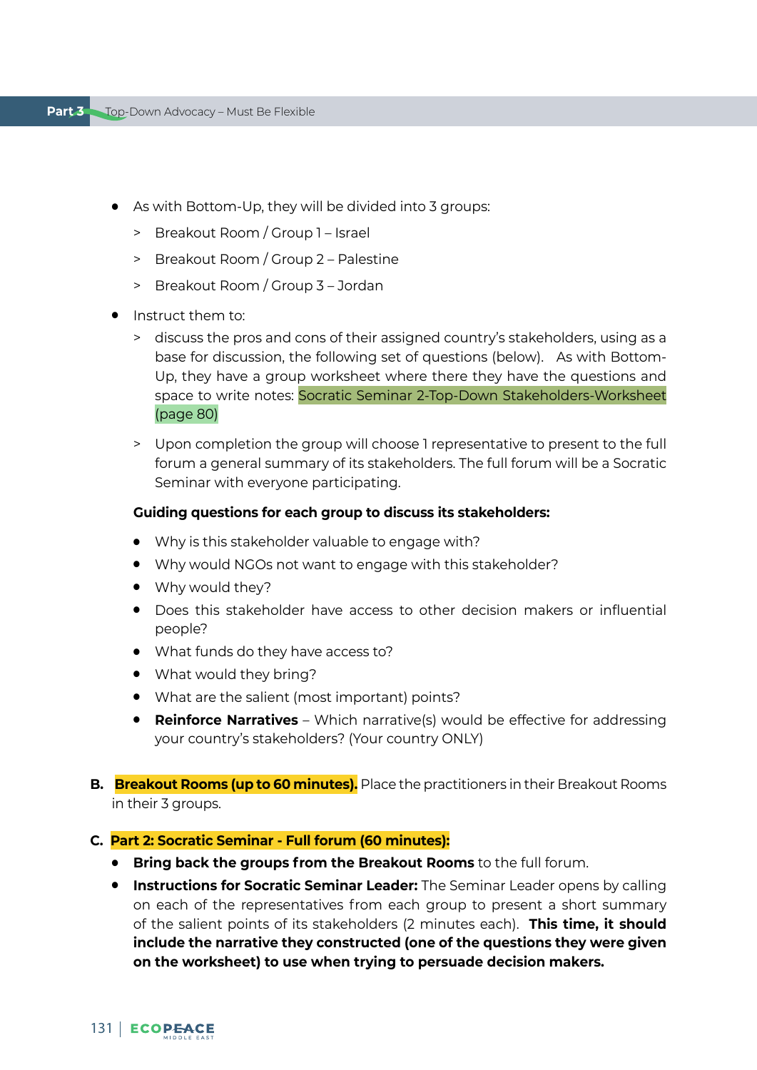- As with Bottom-Up, they will be divided into 3 groups:
  - > Breakout Room / Group 1 – Israel
  - > Breakout Room / Group 2 – Palestine
  - > Breakout Room / Group 3 – Jordan
- Instruct them to:
  - > discuss the pros and cons of their assigned country's stakeholders, using as a base for discussion, the following set of questions (below). As with Bottom-Up, they have a group worksheet where there they have the questions and space to write notes: Socratic Seminar 2-Top-Down Stakeholders-Worksheet (page 80)
  - > Upon completion the group will choose 1 representative to present to the full forum a general summary of its stakeholders. The full forum will be a Socratic Seminar with everyone participating.

  **Guiding questions for each group to discuss its stakeholders:**

  - Why is this stakeholder valuable to engage with?
  - Why would NGOs not want to engage with this stakeholder?
  - Why would they?
  - Does this stakeholder have access to other decision makers or influential people?
  - What funds do they have access to?
  - What would they bring?
  - What are the salient (most important) points?
  - **Reinforce Narratives** – Which narrative(s) would be effective for addressing your country's stakeholders? (Your country ONLY)

**B. Breakout Rooms (up to 60 minutes).** Place the practitioners in their Breakout Rooms in their 3 groups.

**C. Part 2: Socratic Seminar - Full forum (60 minutes):**

- **Bring back the groups from the Breakout Rooms** to the full forum.
- **Instructions for Socratic Seminar Leader:** The Seminar Leader opens by calling on each of the representatives from each group to present a short summary of the salient points of its stakeholders (2 minutes each). **This time, it should include the narrative they constructed (one of the questions they were given on the worksheet) to use when trying to persuade decision makers.**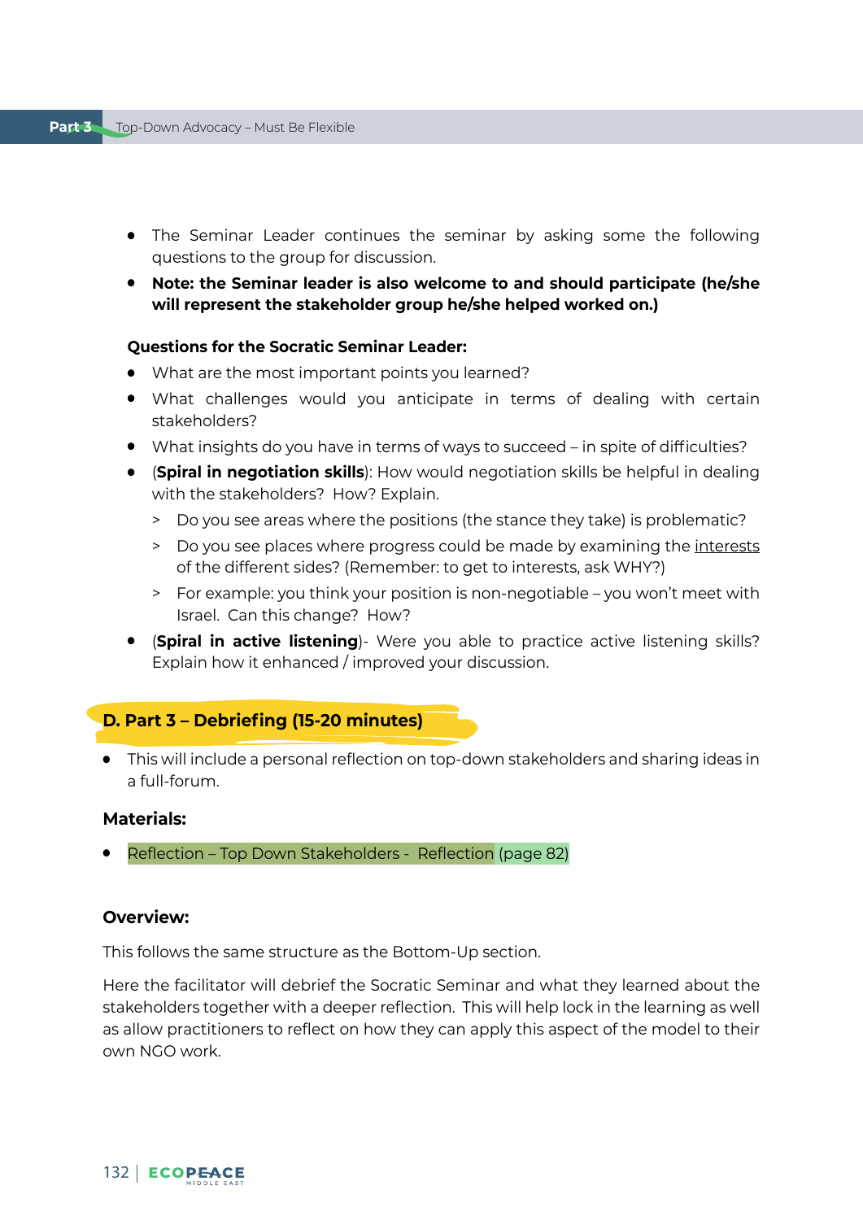- The Seminar Leader continues the seminar by asking some the following questions to the group for discussion.
- **Note: the Seminar leader is also welcome to and should participate (he/she will represent the stakeholder group he/she helped worked on.)**

**Questions for the Socratic Seminar Leader:**

- What are the most important points you learned?
- What challenges would you anticipate in terms of dealing with certain stakeholders?
- What insights do you have in terms of ways to succeed – in spite of difficulties?
- (**Spiral in negotiation skills**): How would negotiation skills be helpful in dealing with the stakeholders? How? Explain.
  - Do you see areas where the positions (the stance they take) is problematic?
  - Do you see places where progress could be made by examining the interests of the different sides? (Remember: to get to interests, ask WHY?)
  - For example: you think your position is non-negotiable – you won't meet with Israel. Can this change? How?
- (**Spiral in active listening**)- Were you able to practice active listening skills? Explain how it enhanced / improved your discussion.

## D. Part 3 – Debriefing (15-20 minutes)

- This will include a personal reflection on top-down stakeholders and sharing ideas in a full-forum.

**Materials:**

- Reflection – Top Down Stakeholders - Reflection (page 82)

**Overview:**

This follows the same structure as the Bottom-Up section.

Here the facilitator will debrief the Socratic Seminar and what they learned about the stakeholders together with a deeper reflection. This will help lock in the learning as well as allow practitioners to reflect on how they can apply this aspect of the model to their own NGO work.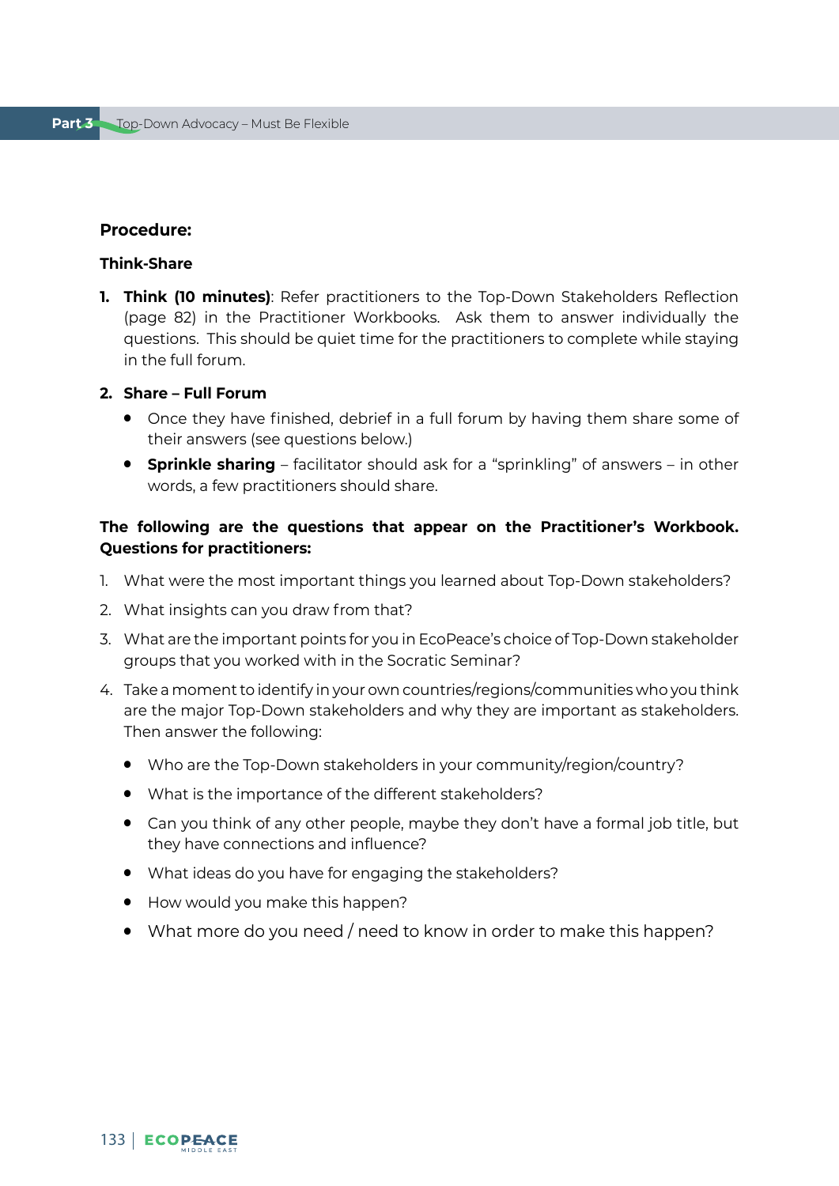**Procedure:**

**Think-Share**

1. **Think (10 minutes)**: Refer practitioners to the Top-Down Stakeholders Reflection (page 82) in the Practitioner Workbooks. Ask them to answer individually the questions. This should be quiet time for the practitioners to complete while staying in the full forum.

2. **Share – Full Forum**
   - Once they have finished, debrief in a full forum by having them share some of their answers (see questions below.)
   - **Sprinkle sharing** – facilitator should ask for a "sprinkling" of answers – in other words, a few practitioners should share.

**The following are the questions that appear on the Practitioner's Workbook. Questions for practitioners:**

1. What were the most important things you learned about Top-Down stakeholders?
2. What insights can you draw from that?
3. What are the important points for you in EcoPeace's choice of Top-Down stakeholder groups that you worked with in the Socratic Seminar?
4. Take a moment to identify in your own countries/regions/communities who you think are the major Top-Down stakeholders and why they are important as stakeholders. Then answer the following:
   - Who are the Top-Down stakeholders in your community/region/country?
   - What is the importance of the different stakeholders?
   - Can you think of any other people, maybe they don't have a formal job title, but they have connections and influence?
   - What ideas do you have for engaging the stakeholders?
   - How would you make this happen?
   - What more do you need / need to know in order to make this happen?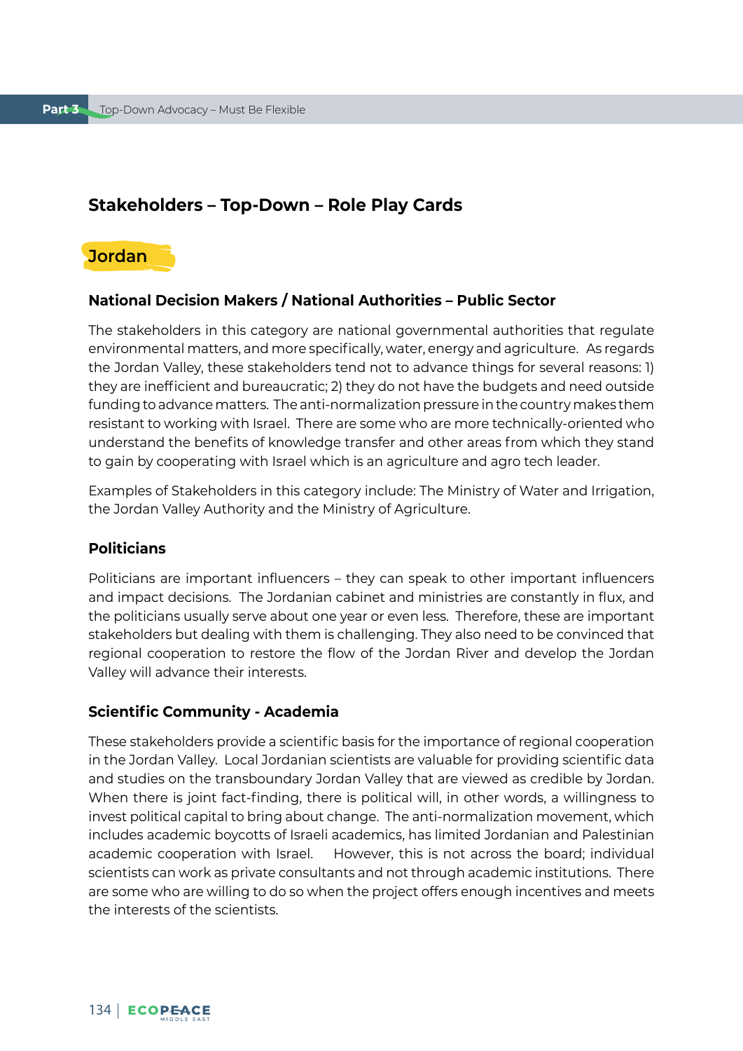## Stakeholders – Top-Down – Role Play Cards

### Jordan

#### National Decision Makers / National Authorities – Public Sector

The stakeholders in this category are national governmental authorities that regulate environmental matters, and more specifically, water, energy and agriculture. As regards the Jordan Valley, these stakeholders tend not to advance things for several reasons: 1) they are inefficient and bureaucratic; 2) they do not have the budgets and need outside funding to advance matters. The anti-normalization pressure in the country makes them resistant to working with Israel. There are some who are more technically-oriented who understand the benefits of knowledge transfer and other areas from which they stand to gain by cooperating with Israel which is an agriculture and agro tech leader.

Examples of Stakeholders in this category include: The Ministry of Water and Irrigation, the Jordan Valley Authority and the Ministry of Agriculture.

#### Politicians

Politicians are important influencers – they can speak to other important influencers and impact decisions. The Jordanian cabinet and ministries are constantly in flux, and the politicians usually serve about one year or even less. Therefore, these are important stakeholders but dealing with them is challenging. They also need to be convinced that regional cooperation to restore the flow of the Jordan River and develop the Jordan Valley will advance their interests.

#### Scientific Community - Academia

These stakeholders provide a scientific basis for the importance of regional cooperation in the Jordan Valley. Local Jordanian scientists are valuable for providing scientific data and studies on the transboundary Jordan Valley that are viewed as credible by Jordan. When there is joint fact-finding, there is political will, in other words, a willingness to invest political capital to bring about change. The anti-normalization movement, which includes academic boycotts of Israeli academics, has limited Jordanian and Palestinian academic cooperation with Israel. However, this is not across the board; individual scientists can work as private consultants and not through academic institutions. There are some who are willing to do so when the project offers enough incentives and meets the interests of the scientists.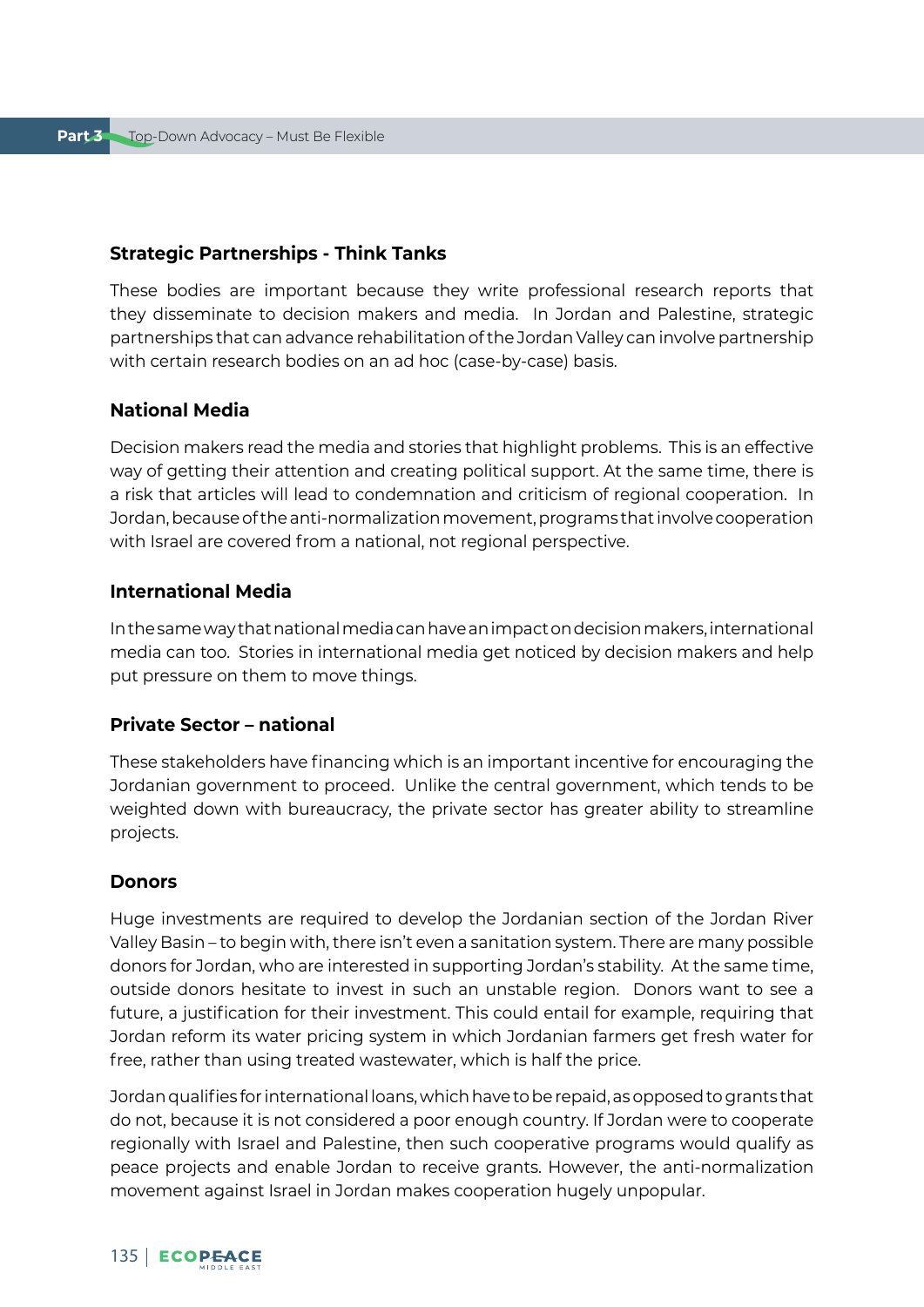### Strategic Partnerships - Think Tanks

These bodies are important because they write professional research reports that they disseminate to decision makers and media. In Jordan and Palestine, strategic partnerships that can advance rehabilitation of the Jordan Valley can involve partnership with certain research bodies on an ad hoc (case-by-case) basis.

### National Media

Decision makers read the media and stories that highlight problems. This is an effective way of getting their attention and creating political support. At the same time, there is a risk that articles will lead to condemnation and criticism of regional cooperation. In Jordan, because of the anti-normalization movement, programs that involve cooperation with Israel are covered from a national, not regional perspective.

### International Media

In the same way that national media can have an impact on decision makers, international media can too. Stories in international media get noticed by decision makers and help put pressure on them to move things.

### Private Sector – national

These stakeholders have financing which is an important incentive for encouraging the Jordanian government to proceed. Unlike the central government, which tends to be weighted down with bureaucracy, the private sector has greater ability to streamline projects.

### Donors

Huge investments are required to develop the Jordanian section of the Jordan River Valley Basin – to begin with, there isn't even a sanitation system. There are many possible donors for Jordan, who are interested in supporting Jordan's stability. At the same time, outside donors hesitate to invest in such an unstable region. Donors want to see a future, a justification for their investment. This could entail for example, requiring that Jordan reform its water pricing system in which Jordanian farmers get fresh water for free, rather than using treated wastewater, which is half the price.

Jordan qualifies for international loans, which have to be repaid, as opposed to grants that do not, because it is not considered a poor enough country. If Jordan were to cooperate regionally with Israel and Palestine, then such cooperative programs would qualify as peace projects and enable Jordan to receive grants. However, the anti-normalization movement against Israel in Jordan makes cooperation hugely unpopular.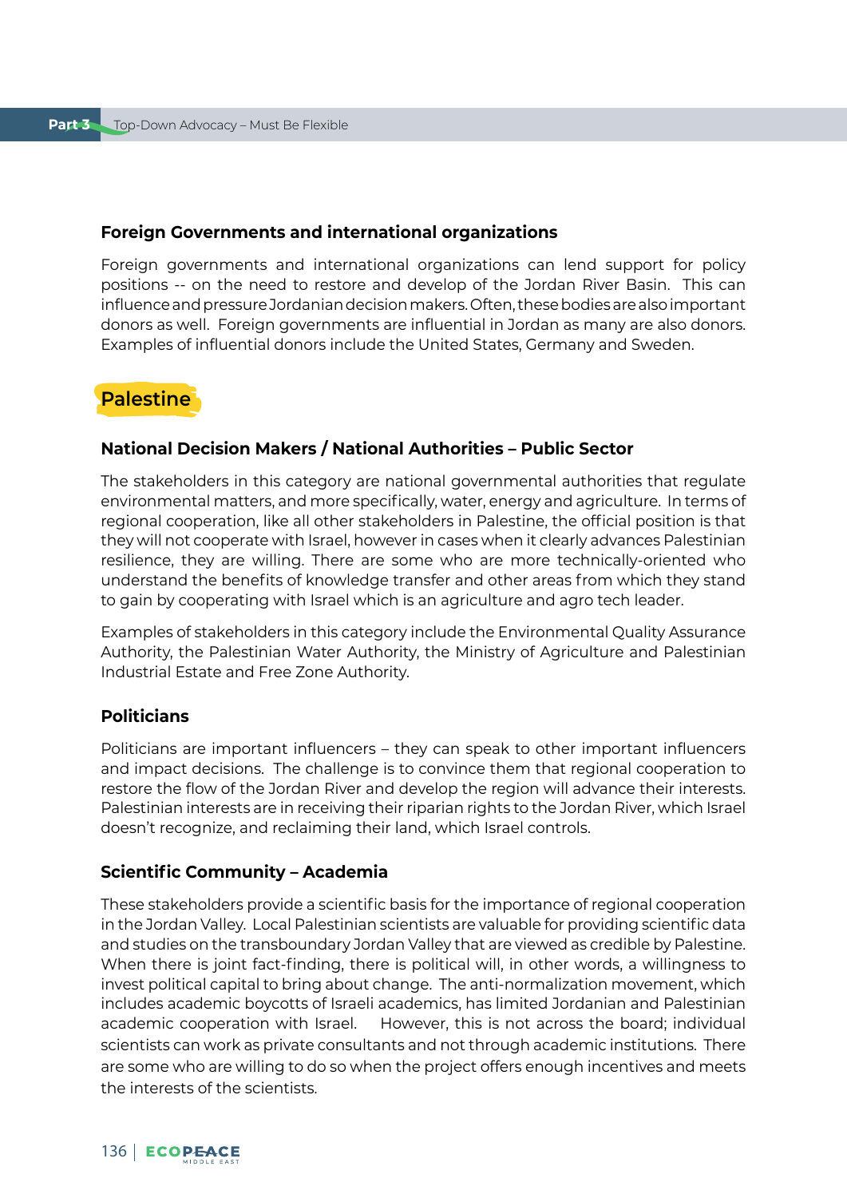### Foreign Governments and international organizations

Foreign governments and international organizations can lend support for policy positions -- on the need to restore and develop of the Jordan River Basin. This can influence and pressure Jordanian decision makers. Often, these bodies are also important donors as well. Foreign governments are influential in Jordan as many are also donors. Examples of influential donors include the United States, Germany and Sweden.

## Palestine

### National Decision Makers / National Authorities – Public Sector

The stakeholders in this category are national governmental authorities that regulate environmental matters, and more specifically, water, energy and agriculture. In terms of regional cooperation, like all other stakeholders in Palestine, the official position is that they will not cooperate with Israel, however in cases when it clearly advances Palestinian resilience, they are willing. There are some who are more technically-oriented who understand the benefits of knowledge transfer and other areas from which they stand to gain by cooperating with Israel which is an agriculture and agro tech leader.

Examples of stakeholders in this category include the Environmental Quality Assurance Authority, the Palestinian Water Authority, the Ministry of Agriculture and Palestinian Industrial Estate and Free Zone Authority.

### Politicians

Politicians are important influencers – they can speak to other important influencers and impact decisions. The challenge is to convince them that regional cooperation to restore the flow of the Jordan River and develop the region will advance their interests. Palestinian interests are in receiving their riparian rights to the Jordan River, which Israel doesn't recognize, and reclaiming their land, which Israel controls.

### Scientific Community – Academia

These stakeholders provide a scientific basis for the importance of regional cooperation in the Jordan Valley. Local Palestinian scientists are valuable for providing scientific data and studies on the transboundary Jordan Valley that are viewed as credible by Palestine. When there is joint fact-finding, there is political will, in other words, a willingness to invest political capital to bring about change. The anti-normalization movement, which includes academic boycotts of Israeli academics, has limited Jordanian and Palestinian academic cooperation with Israel. However, this is not across the board; individual scientists can work as private consultants and not through academic institutions. There are some who are willing to do so when the project offers enough incentives and meets the interests of the scientists.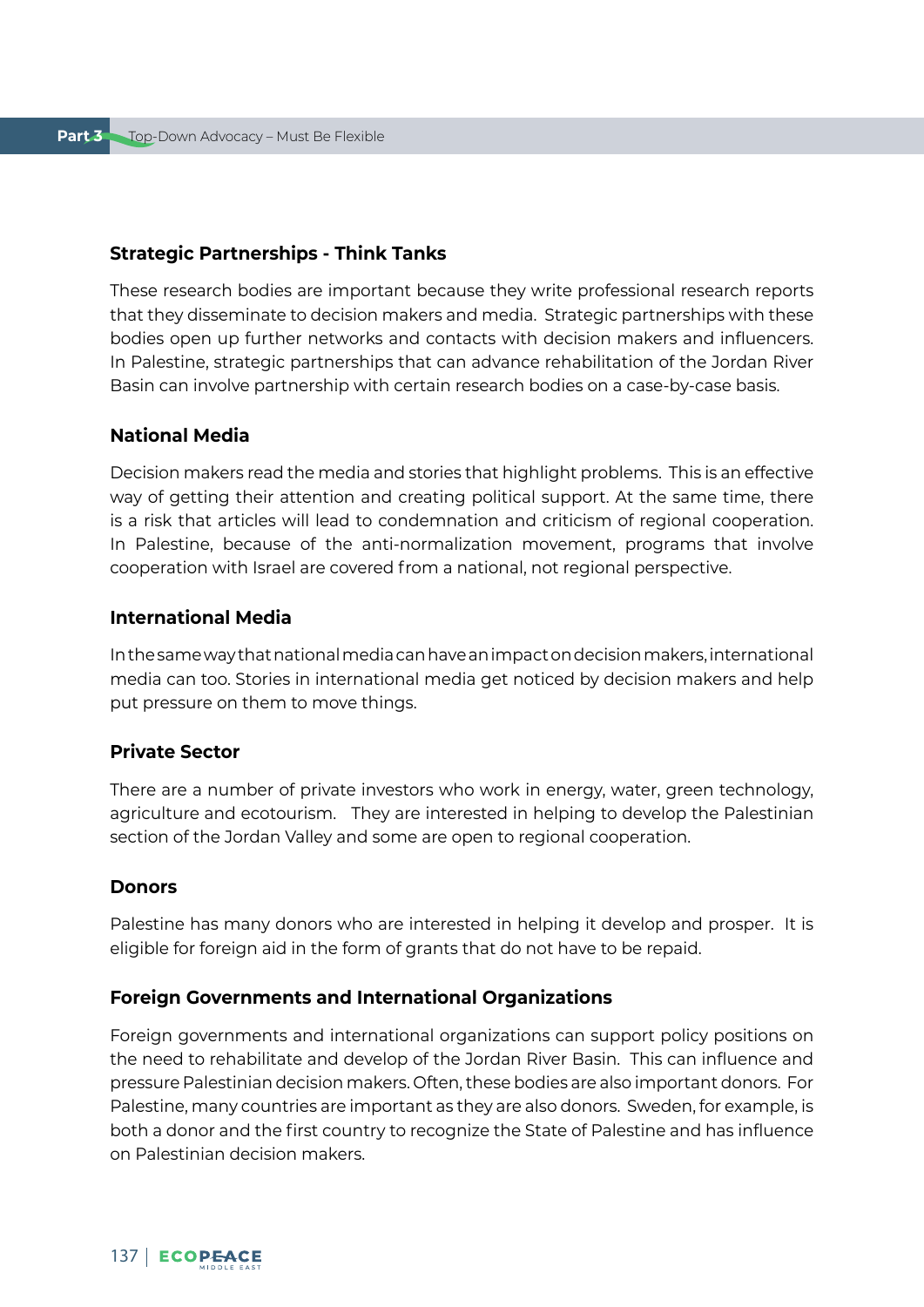### Strategic Partnerships - Think Tanks

These research bodies are important because they write professional research reports that they disseminate to decision makers and media. Strategic partnerships with these bodies open up further networks and contacts with decision makers and influencers. In Palestine, strategic partnerships that can advance rehabilitation of the Jordan River Basin can involve partnership with certain research bodies on a case-by-case basis.

### National Media

Decision makers read the media and stories that highlight problems. This is an effective way of getting their attention and creating political support. At the same time, there is a risk that articles will lead to condemnation and criticism of regional cooperation. In Palestine, because of the anti-normalization movement, programs that involve cooperation with Israel are covered from a national, not regional perspective.

### International Media

In the same way that national media can have an impact on decision makers, international media can too. Stories in international media get noticed by decision makers and help put pressure on them to move things.

### Private Sector

There are a number of private investors who work in energy, water, green technology, agriculture and ecotourism. They are interested in helping to develop the Palestinian section of the Jordan Valley and some are open to regional cooperation.

### Donors

Palestine has many donors who are interested in helping it develop and prosper. It is eligible for foreign aid in the form of grants that do not have to be repaid.

### Foreign Governments and International Organizations

Foreign governments and international organizations can support policy positions on the need to rehabilitate and develop of the Jordan River Basin. This can influence and pressure Palestinian decision makers. Often, these bodies are also important donors. For Palestine, many countries are important as they are also donors. Sweden, for example, is both a donor and the first country to recognize the State of Palestine and has influence on Palestinian decision makers.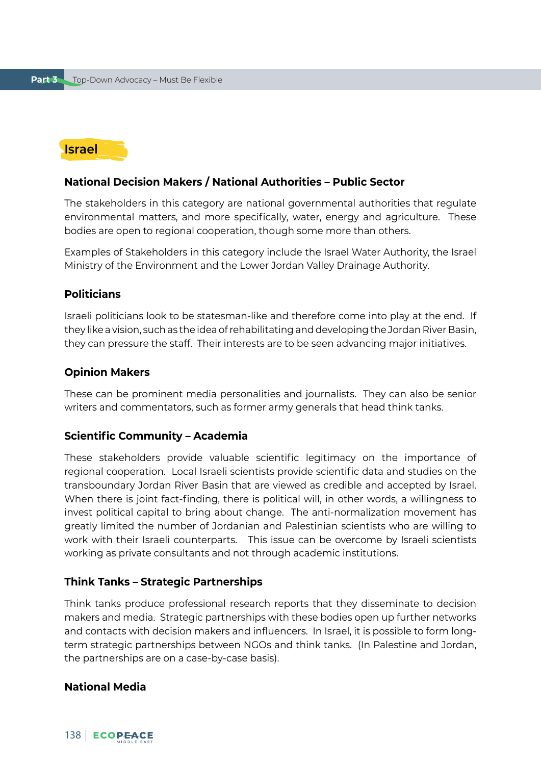## Israel

### National Decision Makers / National Authorities – Public Sector

The stakeholders in this category are national governmental authorities that regulate environmental matters, and more specifically, water, energy and agriculture. These bodies are open to regional cooperation, though some more than others.

Examples of Stakeholders in this category include the Israel Water Authority, the Israel Ministry of the Environment and the Lower Jordan Valley Drainage Authority.

### Politicians

Israeli politicians look to be statesman-like and therefore come into play at the end. If they like a vision, such as the idea of rehabilitating and developing the Jordan River Basin, they can pressure the staff. Their interests are to be seen advancing major initiatives.

### Opinion Makers

These can be prominent media personalities and journalists. They can also be senior writers and commentators, such as former army generals that head think tanks.

### Scientific Community – Academia

These stakeholders provide valuable scientific legitimacy on the importance of regional cooperation. Local Israeli scientists provide scientific data and studies on the transboundary Jordan River Basin that are viewed as credible and accepted by Israel. When there is joint fact-finding, there is political will, in other words, a willingness to invest political capital to bring about change. The anti-normalization movement has greatly limited the number of Jordanian and Palestinian scientists who are willing to work with their Israeli counterparts. This issue can be overcome by Israeli scientists working as private consultants and not through academic institutions.

### Think Tanks – Strategic Partnerships

Think tanks produce professional research reports that they disseminate to decision makers and media. Strategic partnerships with these bodies open up further networks and contacts with decision makers and influencers. In Israel, it is possible to form long-term strategic partnerships between NGOs and think tanks. (In Palestine and Jordan, the partnerships are on a case-by-case basis).

### National Media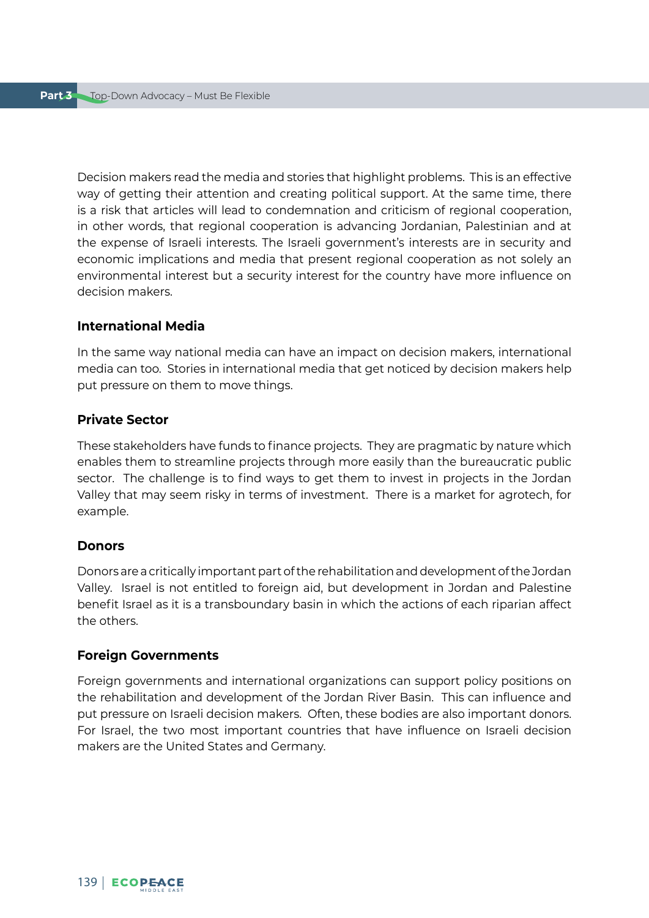Decision makers read the media and stories that highlight problems. This is an effective way of getting their attention and creating political support. At the same time, there is a risk that articles will lead to condemnation and criticism of regional cooperation, in other words, that regional cooperation is advancing Jordanian, Palestinian and at the expense of Israeli interests. The Israeli government's interests are in security and economic implications and media that present regional cooperation as not solely an environmental interest but a security interest for the country have more influence on decision makers.

### International Media

In the same way national media can have an impact on decision makers, international media can too. Stories in international media that get noticed by decision makers help put pressure on them to move things.

### Private Sector

These stakeholders have funds to finance projects. They are pragmatic by nature which enables them to streamline projects through more easily than the bureaucratic public sector. The challenge is to find ways to get them to invest in projects in the Jordan Valley that may seem risky in terms of investment. There is a market for agrotech, for example.

### Donors

Donors are a critically important part of the rehabilitation and development of the Jordan Valley. Israel is not entitled to foreign aid, but development in Jordan and Palestine benefit Israel as it is a transboundary basin in which the actions of each riparian affect the others.

### Foreign Governments

Foreign governments and international organizations can support policy positions on the rehabilitation and development of the Jordan River Basin. This can influence and put pressure on Israeli decision makers. Often, these bodies are also important donors. For Israel, the two most important countries that have influence on Israeli decision makers are the United States and Germany.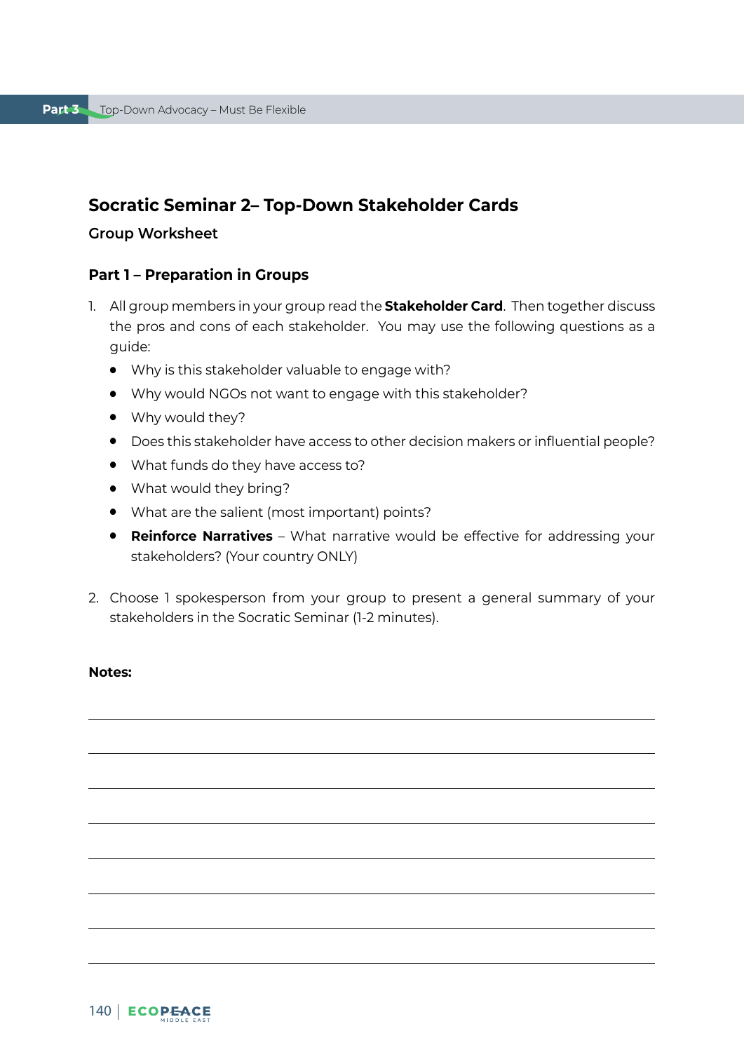## Socratic Seminar 2– Top-Down Stakeholder Cards

### Group Worksheet

### Part 1 – Preparation in Groups

1. All group members in your group read the **Stakeholder Card**. Then together discuss the pros and cons of each stakeholder. You may use the following questions as a guide:
   - Why is this stakeholder valuable to engage with?
   - Why would NGOs not want to engage with this stakeholder?
   - Why would they?
   - Does this stakeholder have access to other decision makers or influential people?
   - What funds do they have access to?
   - What would they bring?
   - What are the salient (most important) points?
   - **Reinforce Narratives** – What narrative would be effective for addressing your stakeholders? (Your country ONLY)

2. Choose 1 spokesperson from your group to present a general summary of your stakeholders in the Socratic Seminar (1-2 minutes).

**Notes:**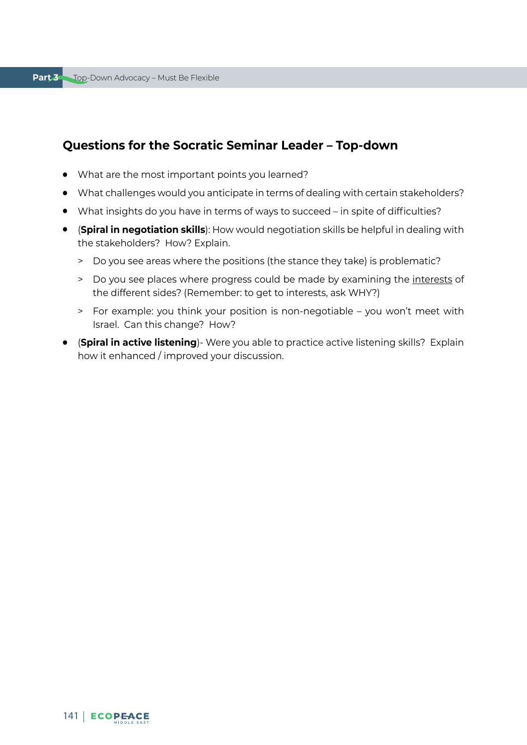## Questions for the Socratic Seminar Leader – Top-down

- What are the most important points you learned?
- What challenges would you anticipate in terms of dealing with certain stakeholders?
- What insights do you have in terms of ways to succeed – in spite of difficulties?
- (**Spiral in negotiation skills**): How would negotiation skills be helpful in dealing with the stakeholders? How? Explain.
  - Do you see areas where the positions (the stance they take) is problematic?
  - Do you see places where progress could be made by examining the <u>interests</u> of the different sides? (Remember: to get to interests, ask WHY?)
  - For example: you think your position is non-negotiable – you won't meet with Israel. Can this change? How?
- (**Spiral in active listening**)- Were you able to practice active listening skills? Explain how it enhanced / improved your discussion.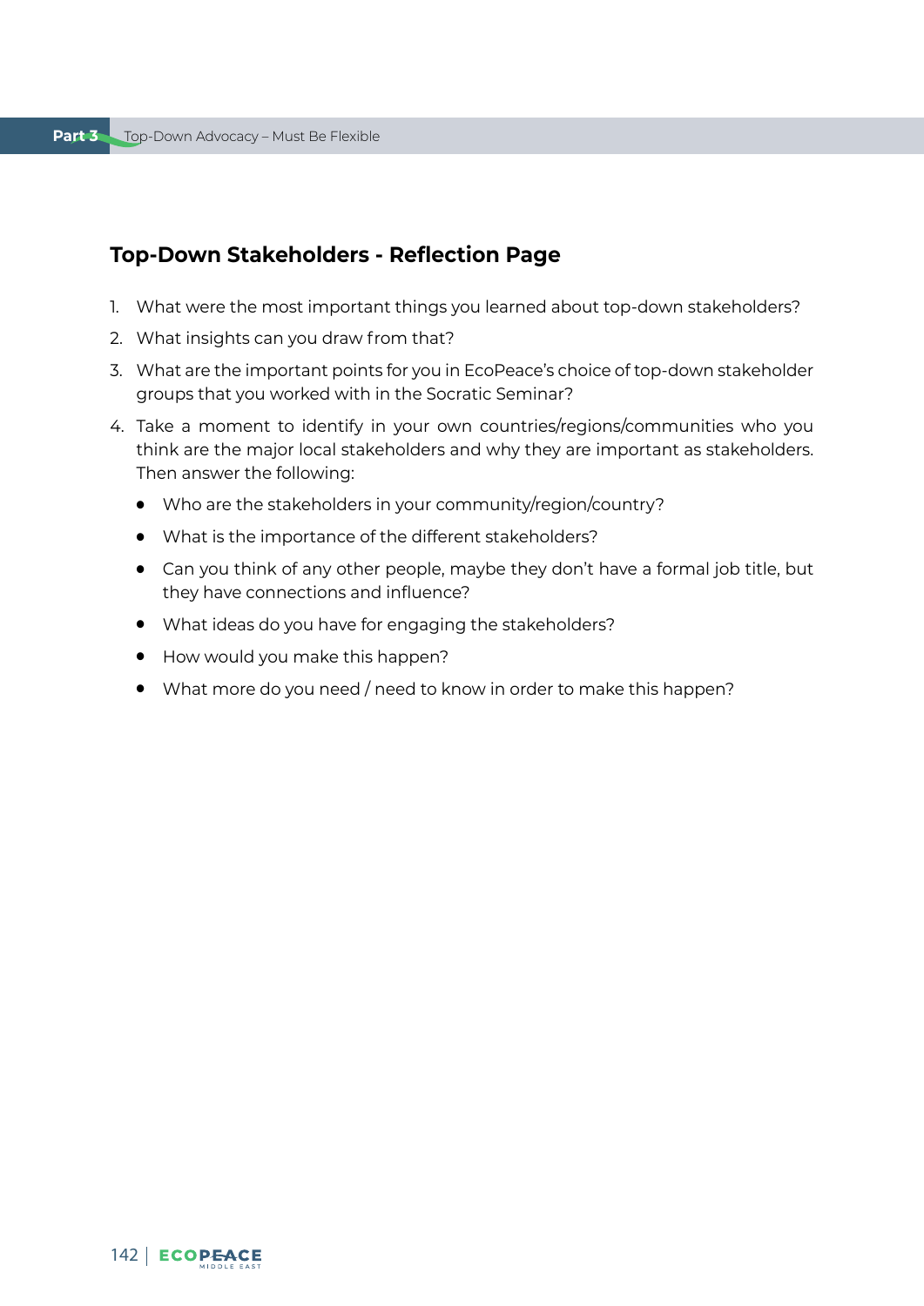## Top-Down Stakeholders - Reflection Page

1. What were the most important things you learned about top-down stakeholders?
2. What insights can you draw from that?
3. What are the important points for you in EcoPeace's choice of top-down stakeholder groups that you worked with in the Socratic Seminar?
4. Take a moment to identify in your own countries/regions/communities who you think are the major local stakeholders and why they are important as stakeholders. Then answer the following:
   - Who are the stakeholders in your community/region/country?
   - What is the importance of the different stakeholders?
   - Can you think of any other people, maybe they don't have a formal job title, but they have connections and influence?
   - What ideas do you have for engaging the stakeholders?
   - How would you make this happen?
   - What more do you need / need to know in order to make this happen?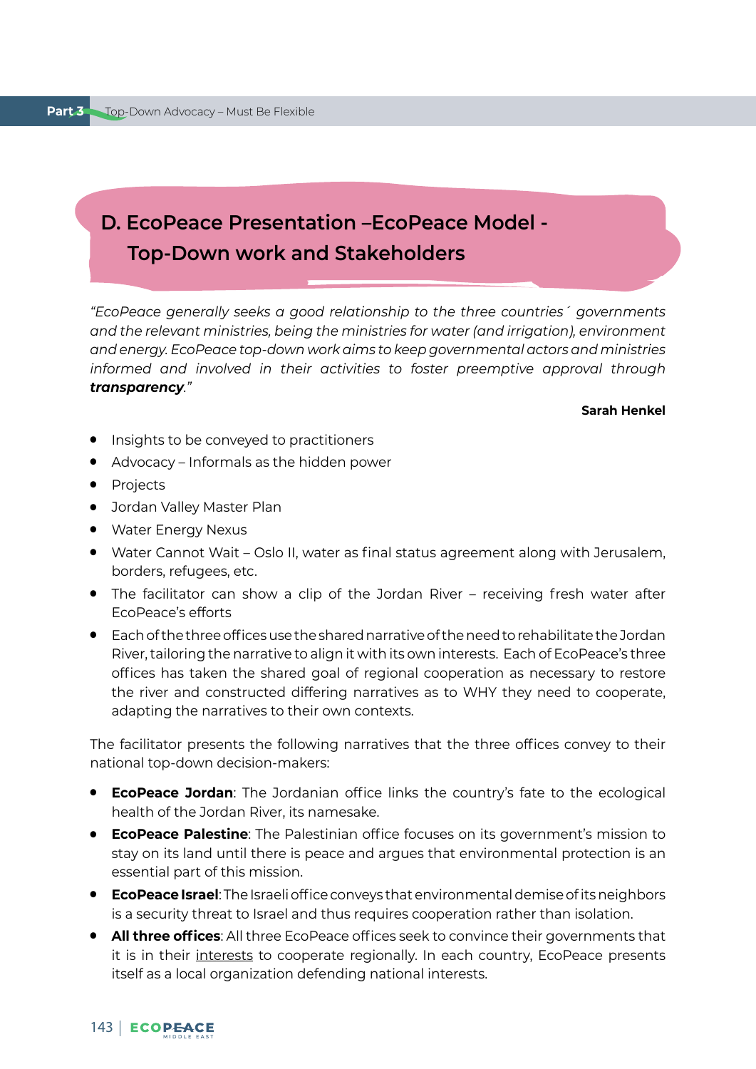## D. EcoPeace Presentation –EcoPeace Model - Top-Down work and Stakeholders

*"EcoPeace generally seeks a good relationship to the three countries´ governments and the relevant ministries, being the ministries for water (and irrigation), environment and energy. EcoPeace top-down work aims to keep governmental actors and ministries informed and involved in their activities to foster preemptive approval through* ***transparency****."*

**Sarah Henkel**

- Insights to be conveyed to practitioners
- Advocacy – Informals as the hidden power
- Projects
- Jordan Valley Master Plan
- Water Energy Nexus
- Water Cannot Wait – Oslo II, water as final status agreement along with Jerusalem, borders, refugees, etc.
- The facilitator can show a clip of the Jordan River – receiving fresh water after EcoPeace's efforts
- Each of the three offices use the shared narrative of the need to rehabilitate the Jordan River, tailoring the narrative to align it with its own interests. Each of EcoPeace's three offices has taken the shared goal of regional cooperation as necessary to restore the river and constructed differing narratives as to WHY they need to cooperate, adapting the narratives to their own contexts.

The facilitator presents the following narratives that the three offices convey to their national top-down decision-makers:

- **EcoPeace Jordan**: The Jordanian office links the country's fate to the ecological health of the Jordan River, its namesake.
- **EcoPeace Palestine**: The Palestinian office focuses on its government's mission to stay on its land until there is peace and argues that environmental protection is an essential part of this mission.
- **EcoPeace Israel**: The Israeli office conveys that environmental demise of its neighbors is a security threat to Israel and thus requires cooperation rather than isolation.
- **All three offices**: All three EcoPeace offices seek to convince their governments that it is in their <u>interests</u> to cooperate regionally. In each country, EcoPeace presents itself as a local organization defending national interests.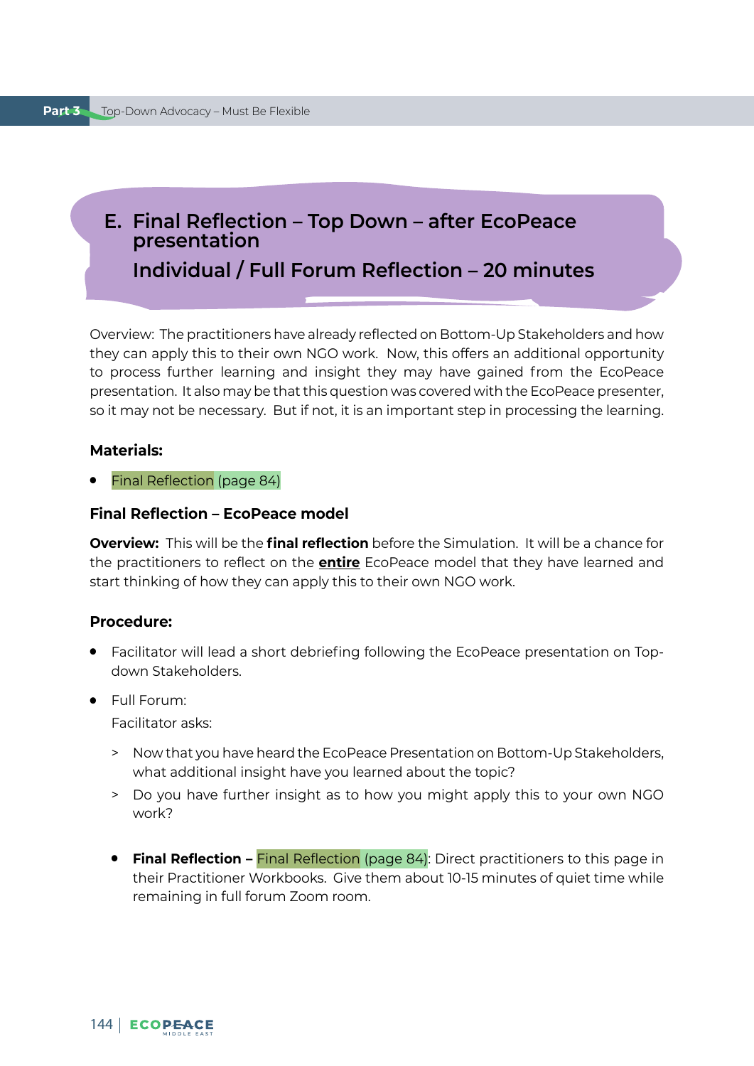## E. Final Reflection – Top Down – after EcoPeace presentation

## Individual / Full Forum Reflection – 20 minutes

Overview: The practitioners have already reflected on Bottom-Up Stakeholders and how they can apply this to their own NGO work. Now, this offers an additional opportunity to process further learning and insight they may have gained from the EcoPeace presentation. It also may be that this question was covered with the EcoPeace presenter, so it may not be necessary. But if not, it is an important step in processing the learning.

**Materials:**

- Final Reflection (page 84)

**Final Reflection – EcoPeace model**

**Overview:** This will be the **final reflection** before the Simulation. It will be a chance for the practitioners to reflect on the **entire** EcoPeace model that they have learned and start thinking of how they can apply this to their own NGO work.

**Procedure:**

- Facilitator will lead a short debriefing following the EcoPeace presentation on Top-down Stakeholders.
- Full Forum:

  Facilitator asks:

  > Now that you have heard the EcoPeace Presentation on Bottom-Up Stakeholders, what additional insight have you learned about the topic?

  > Do you have further insight as to how you might apply this to your own NGO work?

  - **Final Reflection –** Final Reflection (page 84): Direct practitioners to this page in their Practitioner Workbooks. Give them about 10-15 minutes of quiet time while remaining in full forum Zoom room.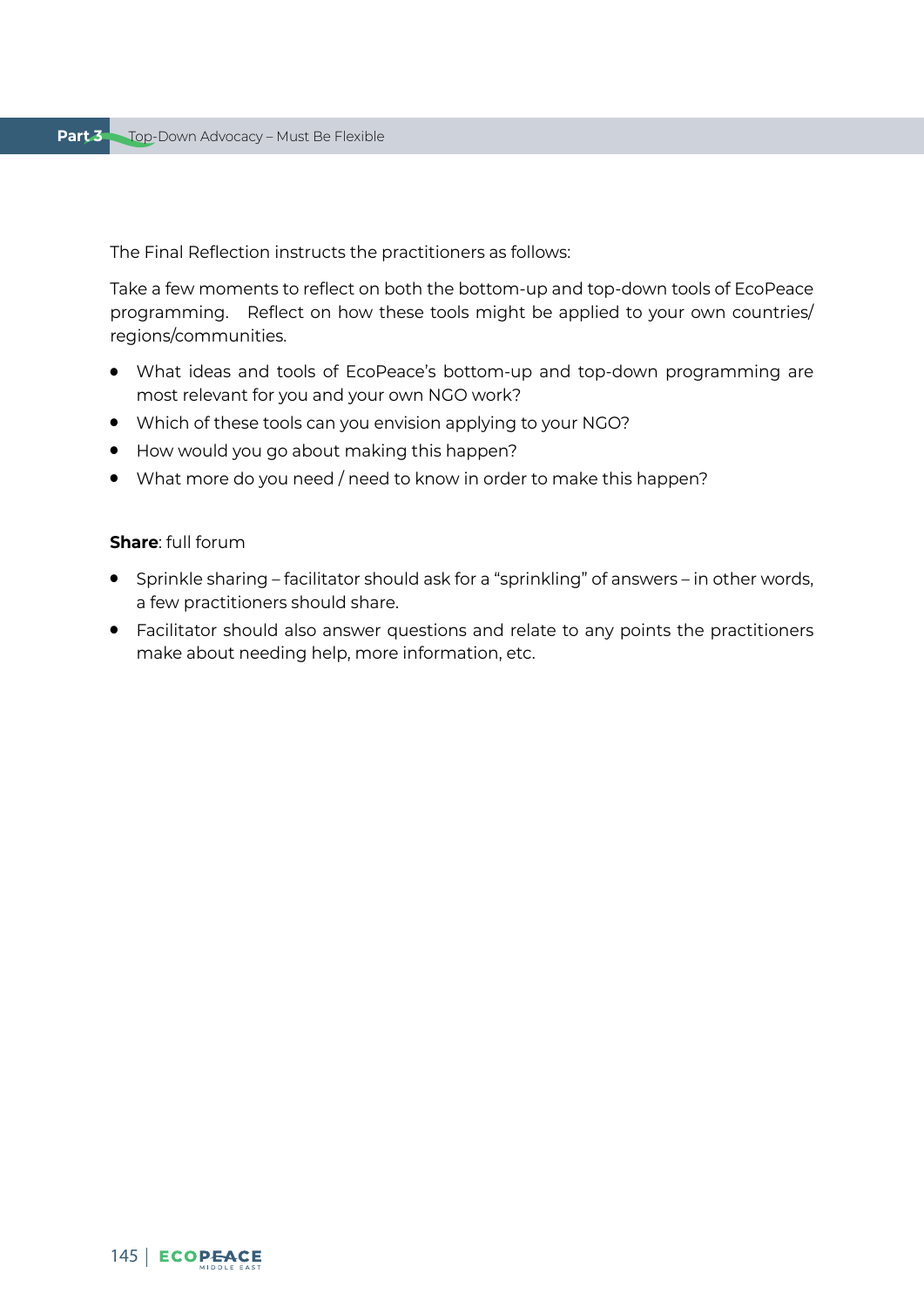The Final Reflection instructs the practitioners as follows:

Take a few moments to reflect on both the bottom-up and top-down tools of EcoPeace programming. Reflect on how these tools might be applied to your own countries/ regions/communities.

- What ideas and tools of EcoPeace's bottom-up and top-down programming are most relevant for you and your own NGO work?
- Which of these tools can you envision applying to your NGO?
- How would you go about making this happen?
- What more do you need / need to know in order to make this happen?

**Share**: full forum

- Sprinkle sharing – facilitator should ask for a "sprinkling" of answers – in other words, a few practitioners should share.
- Facilitator should also answer questions and relate to any points the practitioners make about needing help, more information, etc.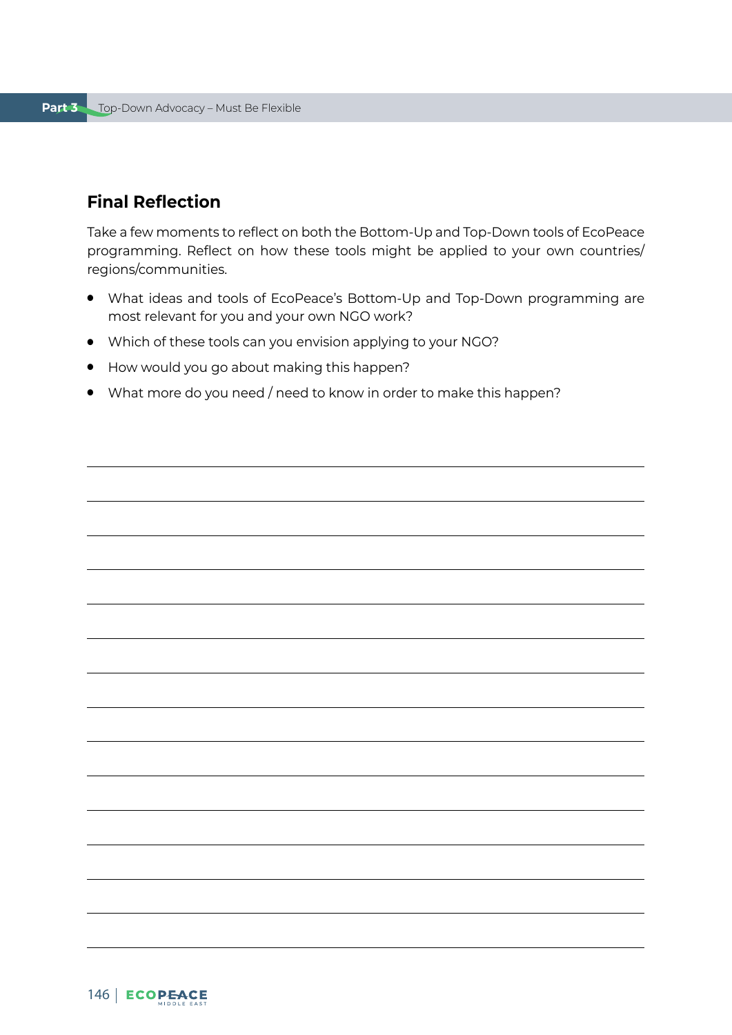## Final Reflection

Take a few moments to reflect on both the Bottom-Up and Top-Down tools of EcoPeace programming. Reflect on how these tools might be applied to your own countries/regions/communities.

- What ideas and tools of EcoPeace's Bottom-Up and Top-Down programming are most relevant for you and your own NGO work?
- Which of these tools can you envision applying to your NGO?
- How would you go about making this happen?
- What more do you need / need to know in order to make this happen?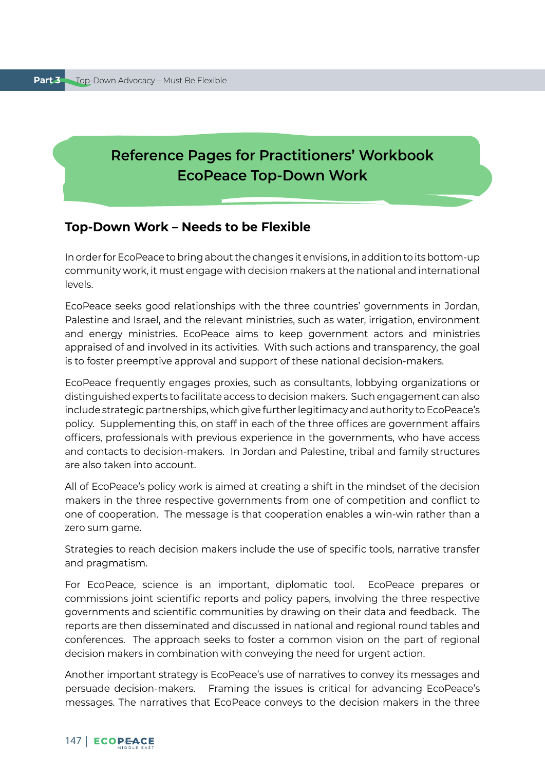# Reference Pages for Practitioners' Workbook EcoPeace Top-Down Work

## Top-Down Work – Needs to be Flexible

In order for EcoPeace to bring about the changes it envisions, in addition to its bottom-up community work, it must engage with decision makers at the national and international levels.

EcoPeace seeks good relationships with the three countries' governments in Jordan, Palestine and Israel, and the relevant ministries, such as water, irrigation, environment and energy ministries. EcoPeace aims to keep government actors and ministries appraised of and involved in its activities. With such actions and transparency, the goal is to foster preemptive approval and support of these national decision-makers.

EcoPeace frequently engages proxies, such as consultants, lobbying organizations or distinguished experts to facilitate access to decision makers. Such engagement can also include strategic partnerships, which give further legitimacy and authority to EcoPeace's policy. Supplementing this, on staff in each of the three offices are government affairs officers, professionals with previous experience in the governments, who have access and contacts to decision-makers. In Jordan and Palestine, tribal and family structures are also taken into account.

All of EcoPeace's policy work is aimed at creating a shift in the mindset of the decision makers in the three respective governments from one of competition and conflict to one of cooperation. The message is that cooperation enables a win-win rather than a zero sum game.

Strategies to reach decision makers include the use of specific tools, narrative transfer and pragmatism.

For EcoPeace, science is an important, diplomatic tool. EcoPeace prepares or commissions joint scientific reports and policy papers, involving the three respective governments and scientific communities by drawing on their data and feedback. The reports are then disseminated and discussed in national and regional round tables and conferences. The approach seeks to foster a common vision on the part of regional decision makers in combination with conveying the need for urgent action.

Another important strategy is EcoPeace's use of narratives to convey its messages and persuade decision-makers. Framing the issues is critical for advancing EcoPeace's messages. The narratives that EcoPeace conveys to the decision makers in the three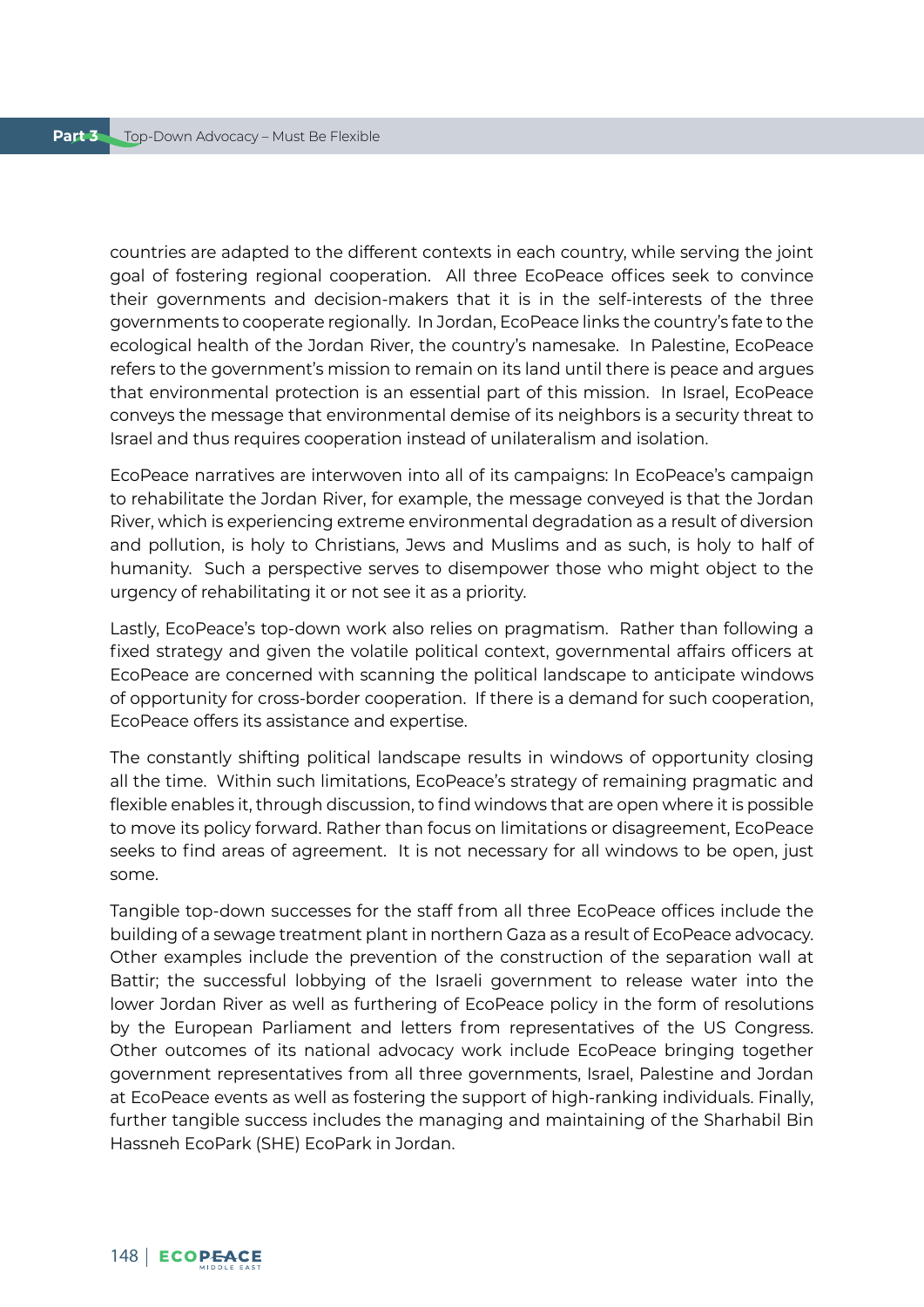countries are adapted to the different contexts in each country, while serving the joint goal of fostering regional cooperation. All three EcoPeace offices seek to convince their governments and decision-makers that it is in the self-interests of the three governments to cooperate regionally. In Jordan, EcoPeace links the country's fate to the ecological health of the Jordan River, the country's namesake. In Palestine, EcoPeace refers to the government's mission to remain on its land until there is peace and argues that environmental protection is an essential part of this mission. In Israel, EcoPeace conveys the message that environmental demise of its neighbors is a security threat to Israel and thus requires cooperation instead of unilateralism and isolation.

EcoPeace narratives are interwoven into all of its campaigns: In EcoPeace's campaign to rehabilitate the Jordan River, for example, the message conveyed is that the Jordan River, which is experiencing extreme environmental degradation as a result of diversion and pollution, is holy to Christians, Jews and Muslims and as such, is holy to half of humanity. Such a perspective serves to disempower those who might object to the urgency of rehabilitating it or not see it as a priority.

Lastly, EcoPeace's top-down work also relies on pragmatism. Rather than following a fixed strategy and given the volatile political context, governmental affairs officers at EcoPeace are concerned with scanning the political landscape to anticipate windows of opportunity for cross-border cooperation. If there is a demand for such cooperation, EcoPeace offers its assistance and expertise.

The constantly shifting political landscape results in windows of opportunity closing all the time. Within such limitations, EcoPeace's strategy of remaining pragmatic and flexible enables it, through discussion, to find windows that are open where it is possible to move its policy forward. Rather than focus on limitations or disagreement, EcoPeace seeks to find areas of agreement. It is not necessary for all windows to be open, just some.

Tangible top-down successes for the staff from all three EcoPeace offices include the building of a sewage treatment plant in northern Gaza as a result of EcoPeace advocacy. Other examples include the prevention of the construction of the separation wall at Battir; the successful lobbying of the Israeli government to release water into the lower Jordan River as well as furthering of EcoPeace policy in the form of resolutions by the European Parliament and letters from representatives of the US Congress. Other outcomes of its national advocacy work include EcoPeace bringing together government representatives from all three governments, Israel, Palestine and Jordan at EcoPeace events as well as fostering the support of high-ranking individuals. Finally, further tangible success includes the managing and maintaining of the Sharhabil Bin Hassneh EcoPark (SHE) EcoPark in Jordan.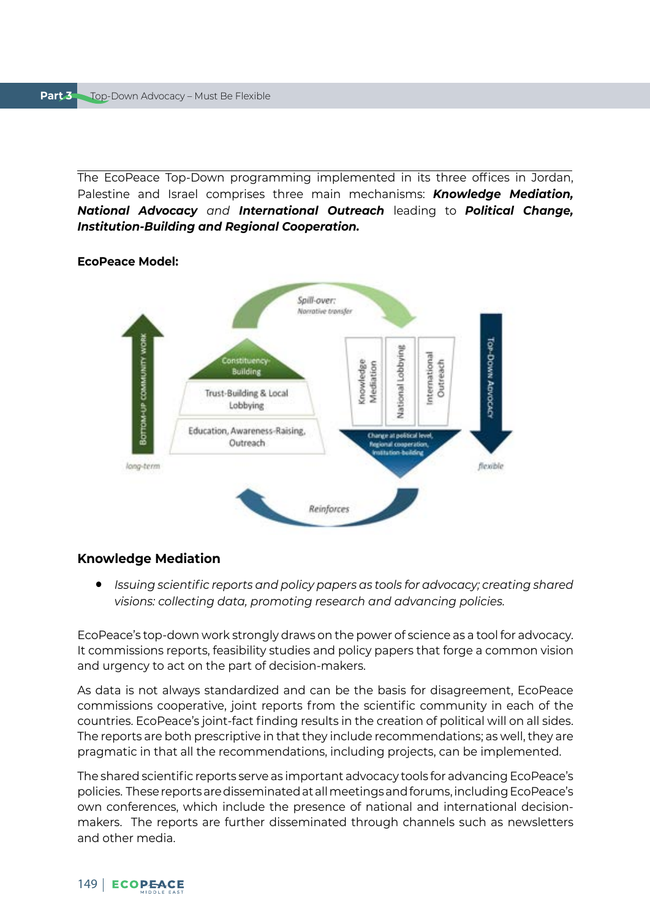The EcoPeace Top-Down programming implemented in its three offices in Jordan, Palestine and Israel comprises three main mechanisms: ***Knowledge Mediation, National Advocacy*** *and* ***International Outreach*** leading to ***Political Change, Institution-Building and Regional Cooperation.***

**EcoPeace Model:**

Spill-over: Narrative transfer

BOTTOM-UP COMMUNITY WORK

Constituency-Building

Trust-Building & Local Lobbying

Education, Awareness-Raising, Outreach

long-term

Knowledge Mediation

National Lobbying

International Outreach

Change at political level, Regional cooperation, Institution-building

TOP-DOWN ADVOCACY

flexible

Reinforces

## Knowledge Mediation

- *Issuing scientific reports and policy papers as tools for advocacy; creating shared visions: collecting data, promoting research and advancing policies.*

EcoPeace's top-down work strongly draws on the power of science as a tool for advocacy. It commissions reports, feasibility studies and policy papers that forge a common vision and urgency to act on the part of decision-makers.

As data is not always standardized and can be the basis for disagreement, EcoPeace commissions cooperative, joint reports from the scientific community in each of the countries. EcoPeace's joint-fact finding results in the creation of political will on all sides. The reports are both prescriptive in that they include recommendations; as well, they are pragmatic in that all the recommendations, including projects, can be implemented.

The shared scientific reports serve as important advocacy tools for advancing EcoPeace's policies. These reports are disseminated at all meetings and forums, including EcoPeace's own conferences, which include the presence of national and international decision-makers. The reports are further disseminated through channels such as newsletters and other media.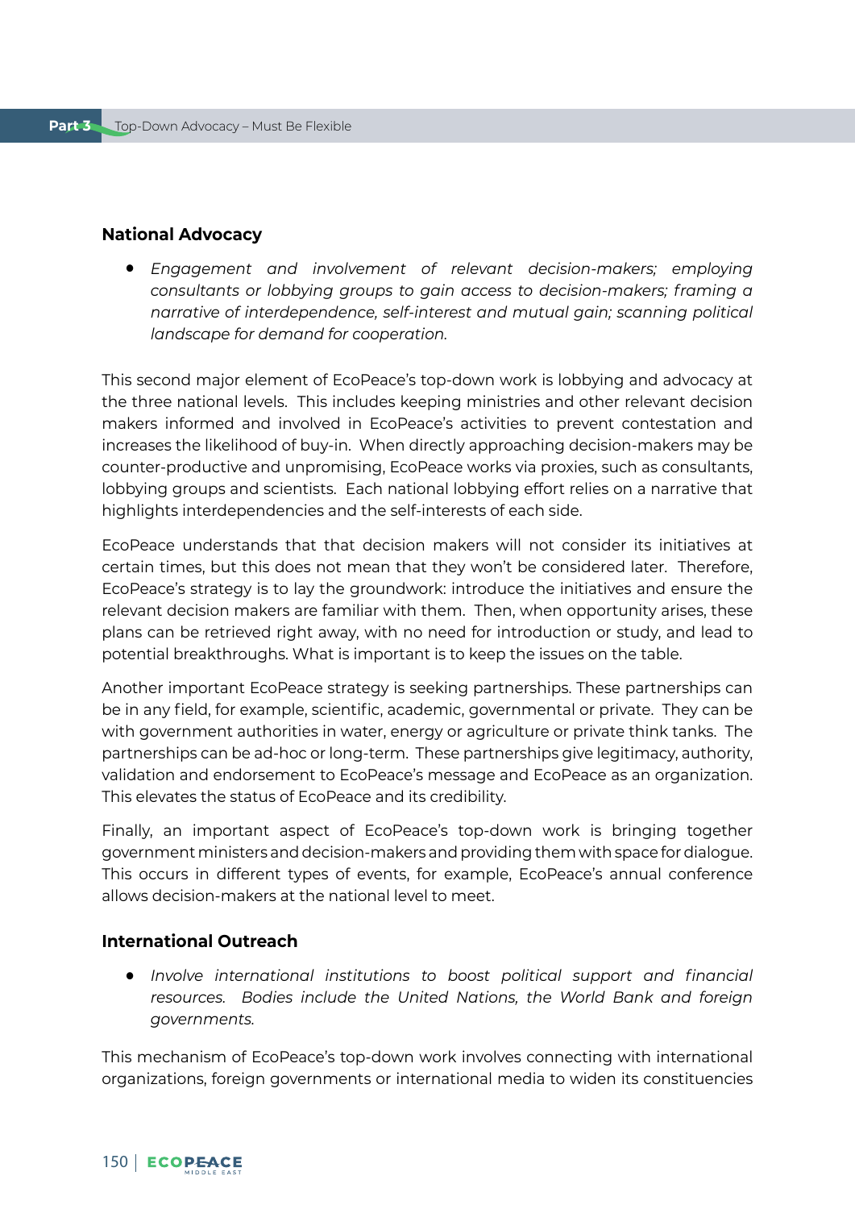## National Advocacy

- *Engagement and involvement of relevant decision-makers; employing consultants or lobbying groups to gain access to decision-makers; framing a narrative of interdependence, self-interest and mutual gain; scanning political landscape for demand for cooperation.*

This second major element of EcoPeace's top-down work is lobbying and advocacy at the three national levels. This includes keeping ministries and other relevant decision makers informed and involved in EcoPeace's activities to prevent contestation and increases the likelihood of buy-in. When directly approaching decision-makers may be counter-productive and unpromising, EcoPeace works via proxies, such as consultants, lobbying groups and scientists. Each national lobbying effort relies on a narrative that highlights interdependencies and the self-interests of each side.

EcoPeace understands that that decision makers will not consider its initiatives at certain times, but this does not mean that they won't be considered later. Therefore, EcoPeace's strategy is to lay the groundwork: introduce the initiatives and ensure the relevant decision makers are familiar with them. Then, when opportunity arises, these plans can be retrieved right away, with no need for introduction or study, and lead to potential breakthroughs. What is important is to keep the issues on the table.

Another important EcoPeace strategy is seeking partnerships. These partnerships can be in any field, for example, scientific, academic, governmental or private. They can be with government authorities in water, energy or agriculture or private think tanks. The partnerships can be ad-hoc or long-term. These partnerships give legitimacy, authority, validation and endorsement to EcoPeace's message and EcoPeace as an organization. This elevates the status of EcoPeace and its credibility.

Finally, an important aspect of EcoPeace's top-down work is bringing together government ministers and decision-makers and providing them with space for dialogue. This occurs in different types of events, for example, EcoPeace's annual conference allows decision-makers at the national level to meet.

## International Outreach

- *Involve international institutions to boost political support and financial resources. Bodies include the United Nations, the World Bank and foreign governments.*

This mechanism of EcoPeace's top-down work involves connecting with international organizations, foreign governments or international media to widen its constituencies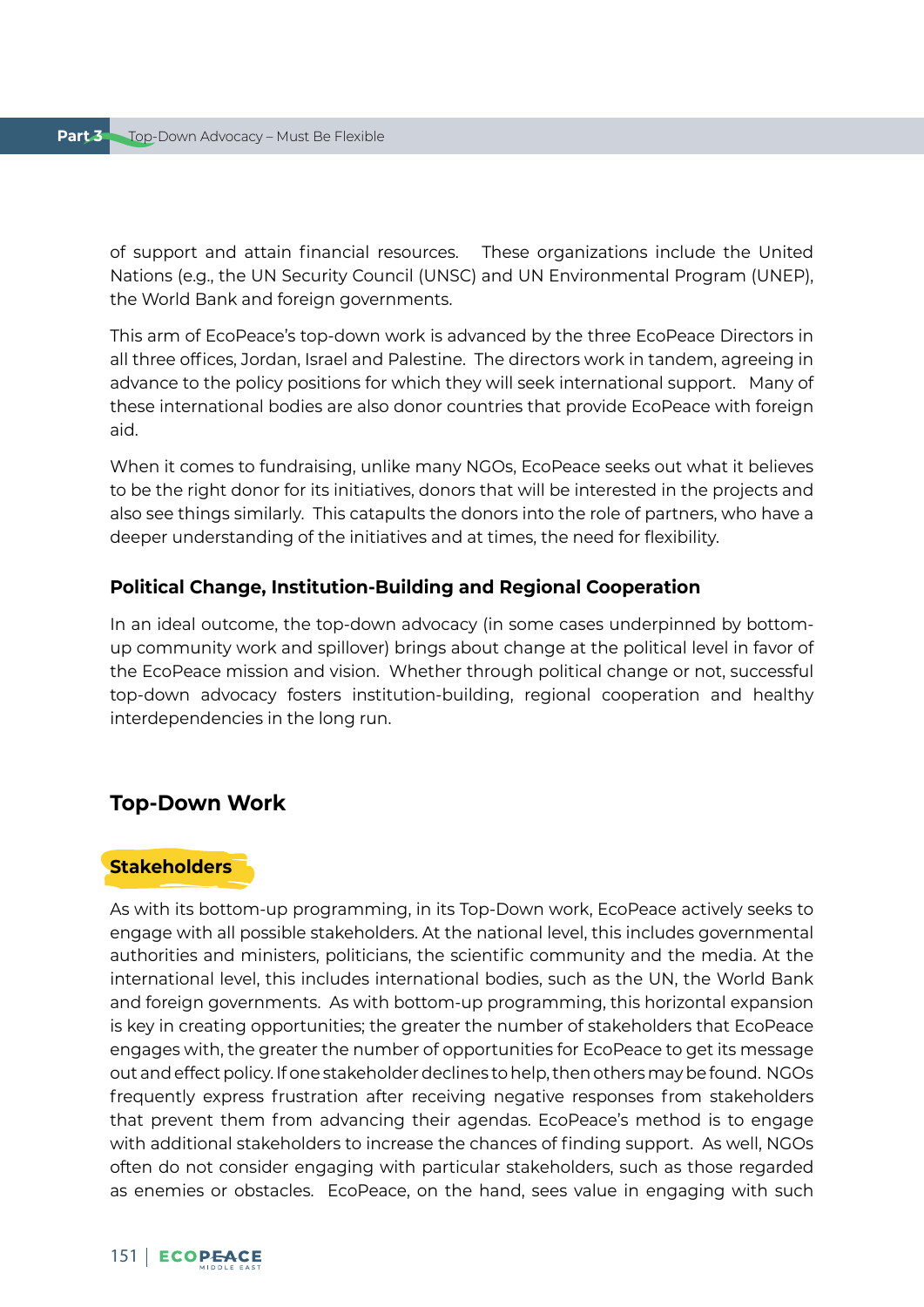of support and attain financial resources.  These organizations include the United Nations (e.g., the UN Security Council (UNSC) and UN Environmental Program (UNEP), the World Bank and foreign governments.

This arm of EcoPeace's top-down work is advanced by the three EcoPeace Directors in all three offices, Jordan, Israel and Palestine.  The directors work in tandem, agreeing in advance to the policy positions for which they will seek international support.  Many of these international bodies are also donor countries that provide EcoPeace with foreign aid.

When it comes to fundraising, unlike many NGOs, EcoPeace seeks out what it believes to be the right donor for its initiatives, donors that will be interested in the projects and also see things similarly.  This catapults the donors into the role of partners, who have a deeper understanding of the initiatives and at times, the need for flexibility.

#### Political Change, Institution-Building and Regional Cooperation

In an ideal outcome, the top-down advocacy (in some cases underpinned by bottom-up community work and spillover) brings about change at the political level in favor of the EcoPeace mission and vision.  Whether through political change or not, successful top-down advocacy fosters institution-building, regional cooperation and healthy interdependencies in the long run.

## Top-Down Work

### Stakeholders

As with its bottom-up programming, in its Top-Down work, EcoPeace actively seeks to engage with all possible stakeholders. At the national level, this includes governmental authorities and ministers, politicians, the scientific community and the media. At the international level, this includes international bodies, such as the UN, the World Bank and foreign governments.  As with bottom-up programming, this horizontal expansion is key in creating opportunities; the greater the number of stakeholders that EcoPeace engages with, the greater the number of opportunities for EcoPeace to get its message out and effect policy. If one stakeholder declines to help, then others may be found.  NGOs frequently express frustration after receiving negative responses from stakeholders that prevent them from advancing their agendas. EcoPeace's method is to engage with additional stakeholders to increase the chances of finding support.  As well, NGOs often do not consider engaging with particular stakeholders, such as those regarded as enemies or obstacles.  EcoPeace, on the hand, sees value in engaging with such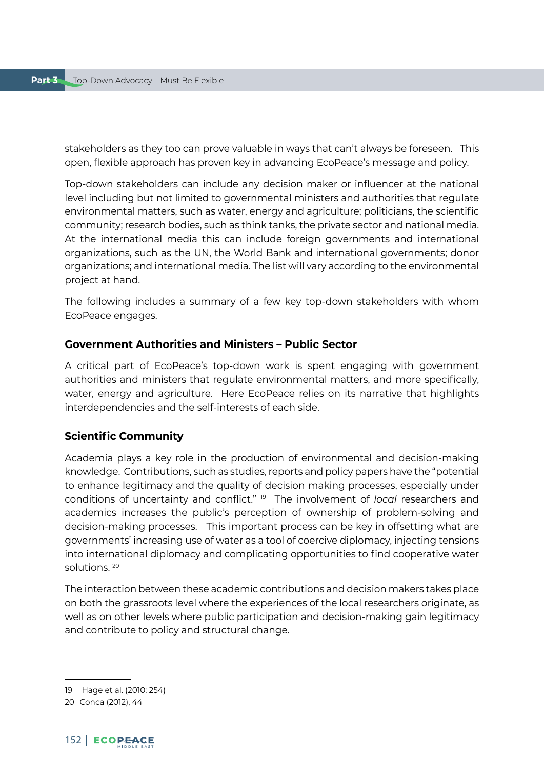stakeholders as they too can prove valuable in ways that can't always be foreseen. This open, flexible approach has proven key in advancing EcoPeace's message and policy.

Top-down stakeholders can include any decision maker or influencer at the national level including but not limited to governmental ministers and authorities that regulate environmental matters, such as water, energy and agriculture; politicians, the scientific community; research bodies, such as think tanks, the private sector and national media. At the international media this can include foreign governments and international organizations, such as the UN, the World Bank and international governments; donor organizations; and international media. The list will vary according to the environmental project at hand.

The following includes a summary of a few key top-down stakeholders with whom EcoPeace engages.

### Government Authorities and Ministers – Public Sector

A critical part of EcoPeace's top-down work is spent engaging with government authorities and ministers that regulate environmental matters, and more specifically, water, energy and agriculture. Here EcoPeace relies on its narrative that highlights interdependencies and the self-interests of each side.

### Scientific Community

Academia plays a key role in the production of environmental and decision-making knowledge. Contributions, such as studies, reports and policy papers have the "potential to enhance legitimacy and the quality of decision making processes, especially under conditions of uncertainty and conflict." [19] The involvement of *local* researchers and academics increases the public's perception of ownership of problem-solving and decision-making processes. This important process can be key in offsetting what are governments' increasing use of water as a tool of coercive diplomacy, injecting tensions into international diplomacy and complicating opportunities to find cooperative water solutions. [20]

The interaction between these academic contributions and decision makers takes place on both the grassroots level where the experiences of the local researchers originate, as well as on other levels where public participation and decision-making gain legitimacy and contribute to policy and structural change.

---

19 Hage et al. (2010: 254)

20 Conca (2012), 44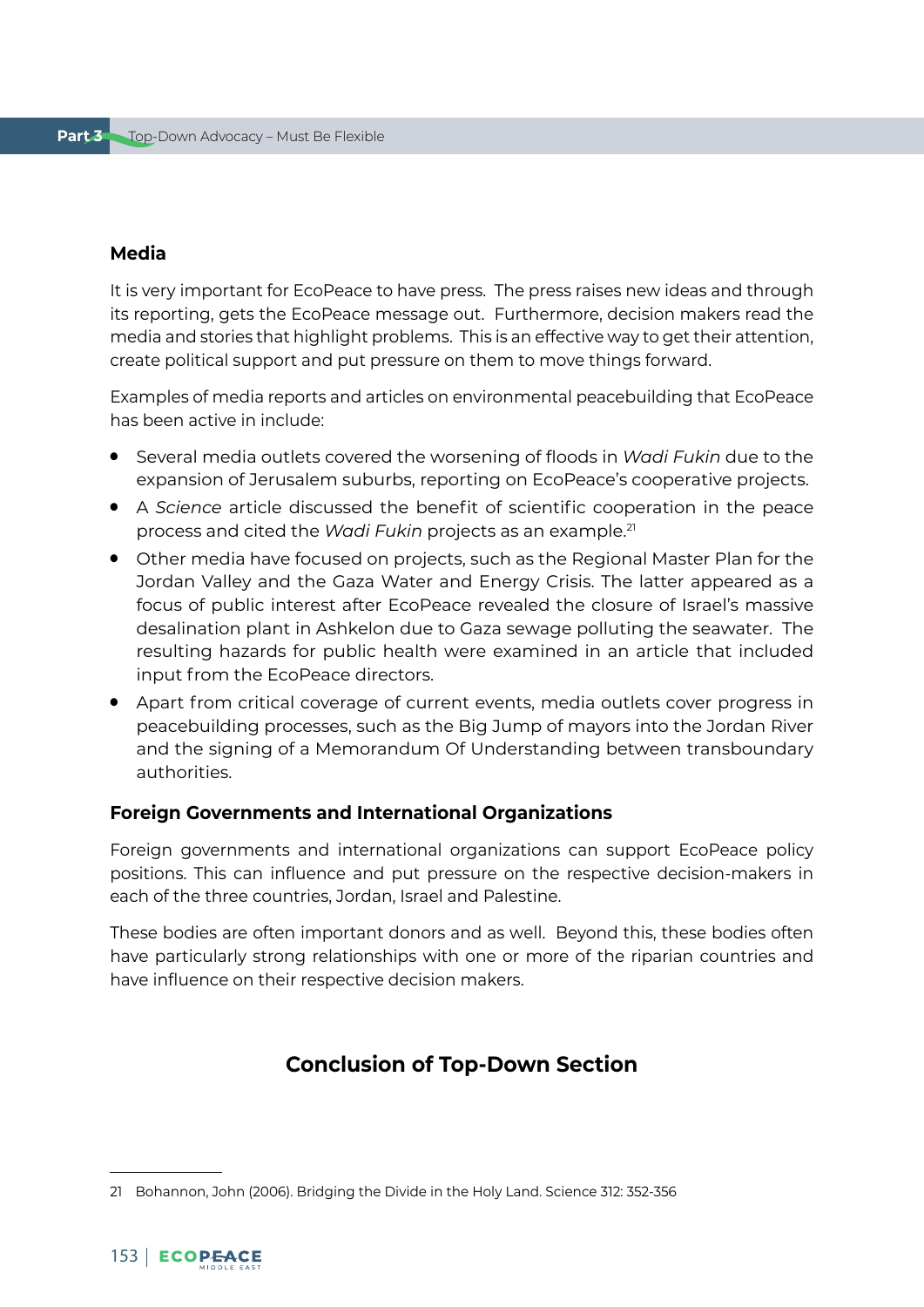### Media

It is very important for EcoPeace to have press. The press raises new ideas and through its reporting, gets the EcoPeace message out. Furthermore, decision makers read the media and stories that highlight problems. This is an effective way to get their attention, create political support and put pressure on them to move things forward.

Examples of media reports and articles on environmental peacebuilding that EcoPeace has been active in include:

- Several media outlets covered the worsening of floods in *Wadi Fukin* due to the expansion of Jerusalem suburbs, reporting on EcoPeace's cooperative projects.
- A *Science* article discussed the benefit of scientific cooperation in the peace process and cited the *Wadi Fukin* projects as an example.[21]
- Other media have focused on projects, such as the Regional Master Plan for the Jordan Valley and the Gaza Water and Energy Crisis. The latter appeared as a focus of public interest after EcoPeace revealed the closure of Israel's massive desalination plant in Ashkelon due to Gaza sewage polluting the seawater. The resulting hazards for public health were examined in an article that included input from the EcoPeace directors.
- Apart from critical coverage of current events, media outlets cover progress in peacebuilding processes, such as the Big Jump of mayors into the Jordan River and the signing of a Memorandum Of Understanding between transboundary authorities.

### Foreign Governments and International Organizations

Foreign governments and international organizations can support EcoPeace policy positions. This can influence and put pressure on the respective decision-makers in each of the three countries, Jordan, Israel and Palestine.

These bodies are often important donors and as well. Beyond this, these bodies often have particularly strong relationships with one or more of the riparian countries and have influence on their respective decision makers.

## Conclusion of Top-Down Section

21 Bohannon, John (2006). Bridging the Divide in the Holy Land. Science 312: 352-356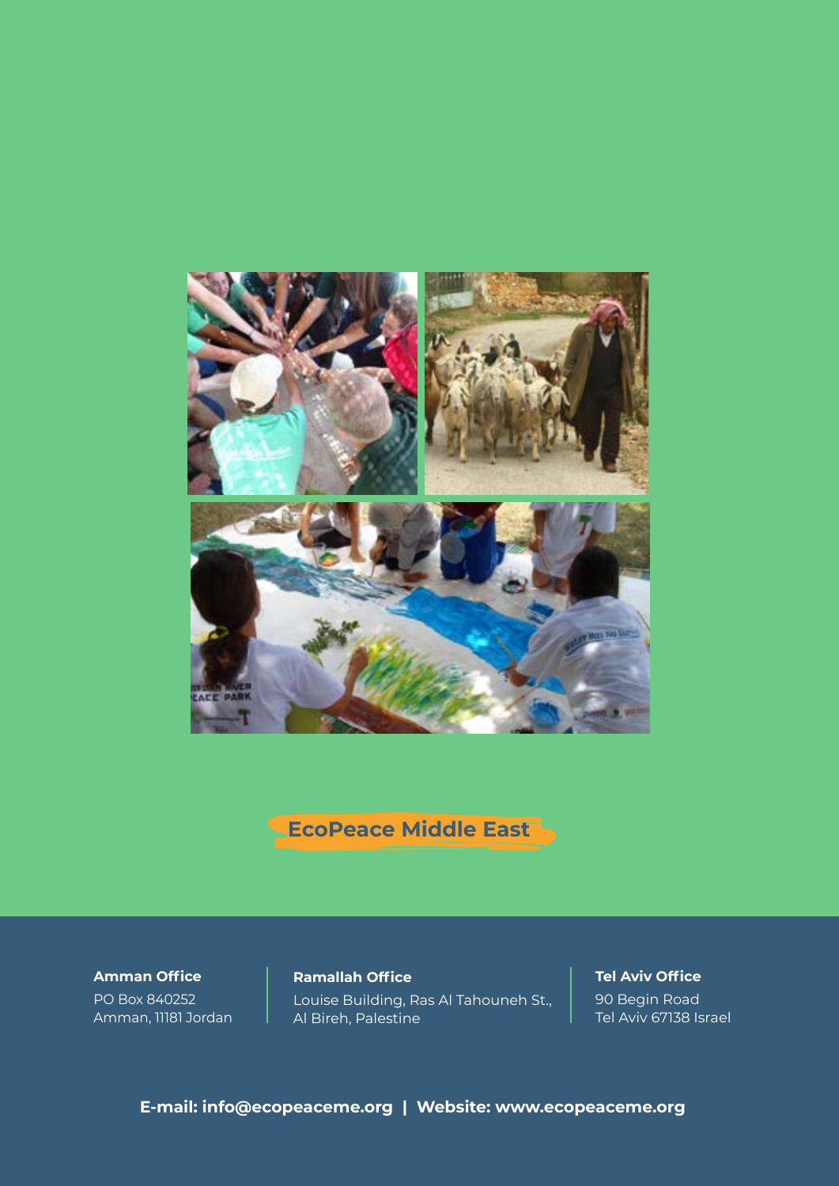**EcoPeace Middle East**

**Amman Office**
PO Box 840252
Amman, 11181 Jordan

**Ramallah Office**
Louise Building, Ras Al Tahouneh St.,
Al Bireh, Palestine

**Tel Aviv Office**
90 Begin Road
Tel Aviv 67138 Israel

**E-mail: info@ecopeaceme.org | Website: www.ecopeaceme.org**